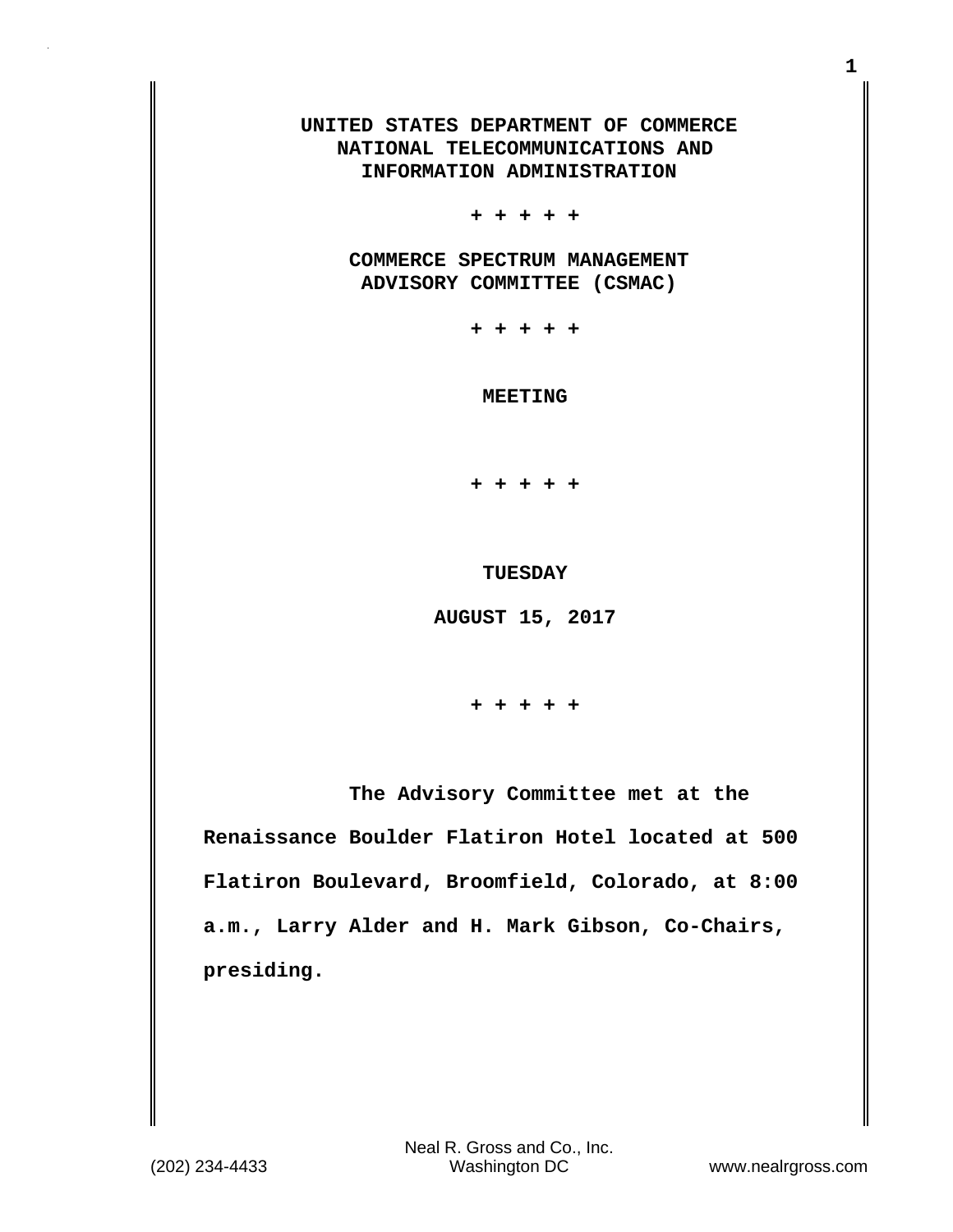**UNITED STATES DEPARTMENT OF COMMERCE**
**NATIONAL TELECOMMUNICATIONS AND**
**INFORMATION ADMINISTRATION**

**+ + + + +**

**COMMERCE SPECTRUM MANAGEMENT**
**ADVISORY COMMITTEE (CSMAC)**

**+ + + + +**

**MEETING**

**+ + + + +**

**TUESDAY**

**AUGUST 15, 2017**

**+ + + + +**

**The Advisory Committee met at the Renaissance Boulder Flatiron Hotel located at 500 Flatiron Boulevard, Broomfield, Colorado, at 8:00 a.m., Larry Alder and H. Mark Gibson, Co-Chairs, presiding.**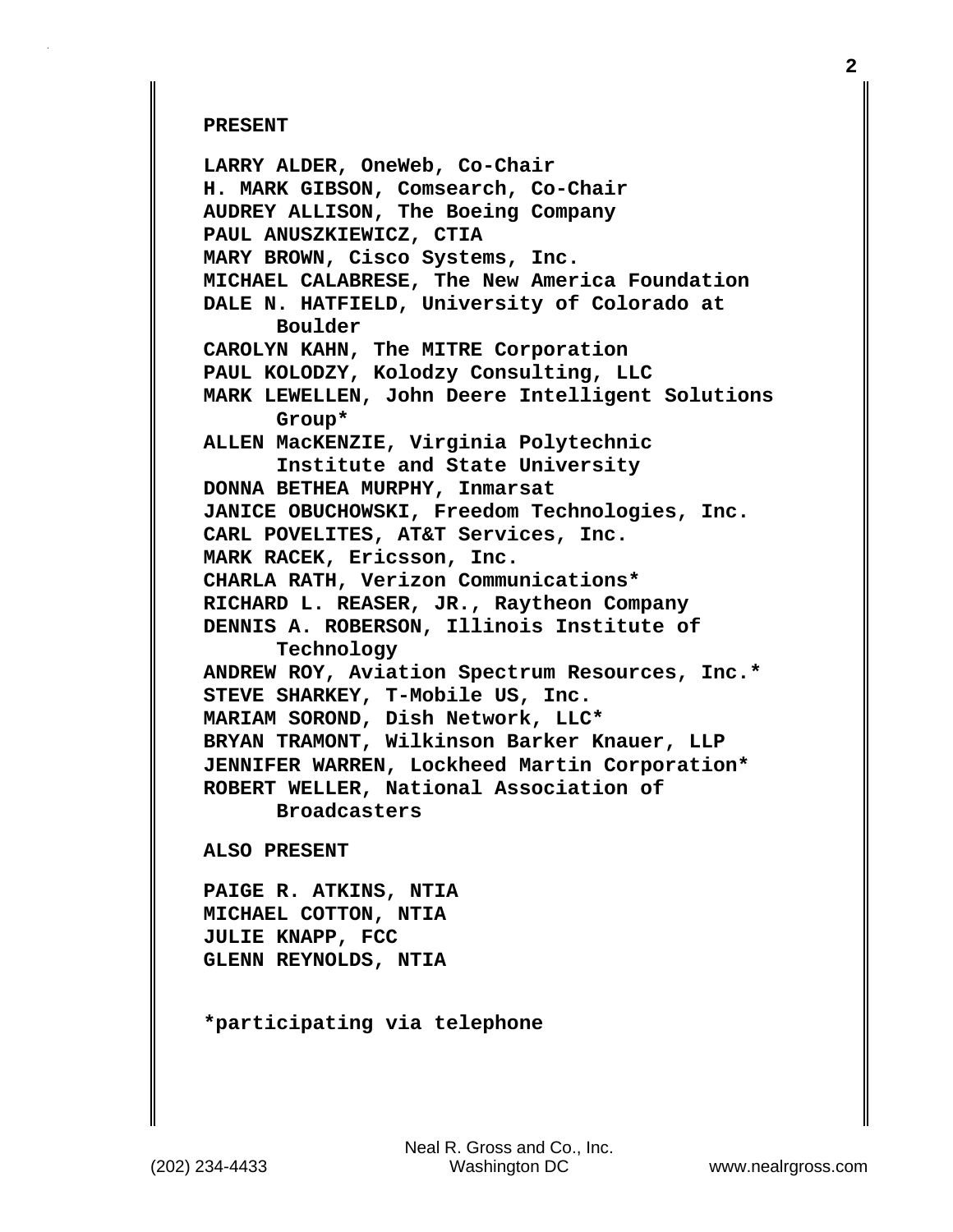**PRESENT**

**LARRY ALDER, OneWeb, Co-Chair**
**H. MARK GIBSON, Comsearch, Co-Chair**
**AUDREY ALLISON, The Boeing Company**
**PAUL ANUSZKIEWICZ, CTIA**
**MARY BROWN, Cisco Systems, Inc.**
**MICHAEL CALABRESE, The New America Foundation**
**DALE N. HATFIELD, University of Colorado at Boulder**
**CAROLYN KAHN, The MITRE Corporation**
**PAUL KOLODZY, Kolodzy Consulting, LLC**
**MARK LEWELLEN, John Deere Intelligent Solutions Group***
**ALLEN MacKENZIE, Virginia Polytechnic Institute and State University**
**DONNA BETHEA MURPHY, Inmarsat**
**JANICE OBUCHOWSKI, Freedom Technologies, Inc.**
**CARL POVELITES, AT&T Services, Inc.**
**MARK RACEK, Ericsson, Inc.**
**CHARLA RATH, Verizon Communications***
**RICHARD L. REASER, JR., Raytheon Company**
**DENNIS A. ROBERSON, Illinois Institute of Technology**
**ANDREW ROY, Aviation Spectrum Resources, Inc.***
**STEVE SHARKEY, T-Mobile US, Inc.**
**MARIAM SOROND, Dish Network, LLC***
**BRYAN TRAMONT, Wilkinson Barker Knauer, LLP**
**JENNIFER WARREN, Lockheed Martin Corporation***
**ROBERT WELLER, National Association of Broadcasters**

**ALSO PRESENT**

**PAIGE R. ATKINS, NTIA**
**MICHAEL COTTON, NTIA**
**JULIE KNAPP, FCC**
**GLENN REYNOLDS, NTIA**

***participating via telephone**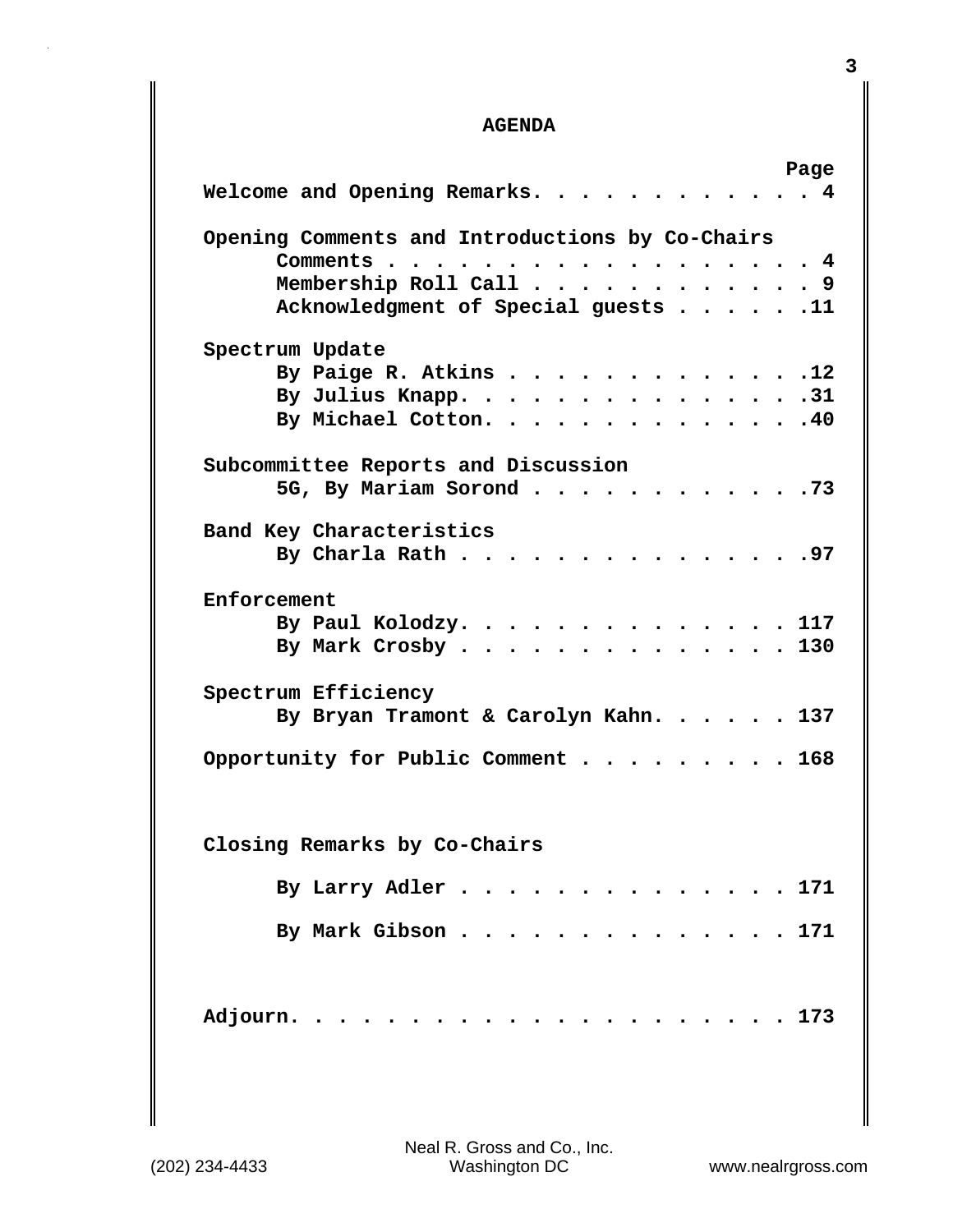# AGENDA

| | Page |
|---|---|
| **Welcome and Opening Remarks** | **4** |
| **Opening Comments and Introductions by Co-Chairs** | |
| **Comments** | **4** |
| **Membership Roll Call** | **9** |
| **Acknowledgment of Special guests** | **11** |
| **Spectrum Update** | |
| **By Paige R. Atkins** | **12** |
| **By Julius Knapp** | **31** |
| **By Michael Cotton** | **40** |
| **Subcommittee Reports and Discussion** | |
| **5G, By Mariam Sorond** | **73** |
| **Band Key Characteristics** | |
| **By Charla Rath** | **97** |
| **Enforcement** | |
| **By Paul Kolodzy** | **117** |
| **By Mark Crosby** | **130** |
| **Spectrum Efficiency** | |
| **By Bryan Tramont & Carolyn Kahn** | **137** |
| **Opportunity for Public Comment** | **168** |
| **Closing Remarks by Co-Chairs** | |
| **By Larry Adler** | **171** |
| **By Mark Gibson** | **171** |
| **Adjourn** | **173** |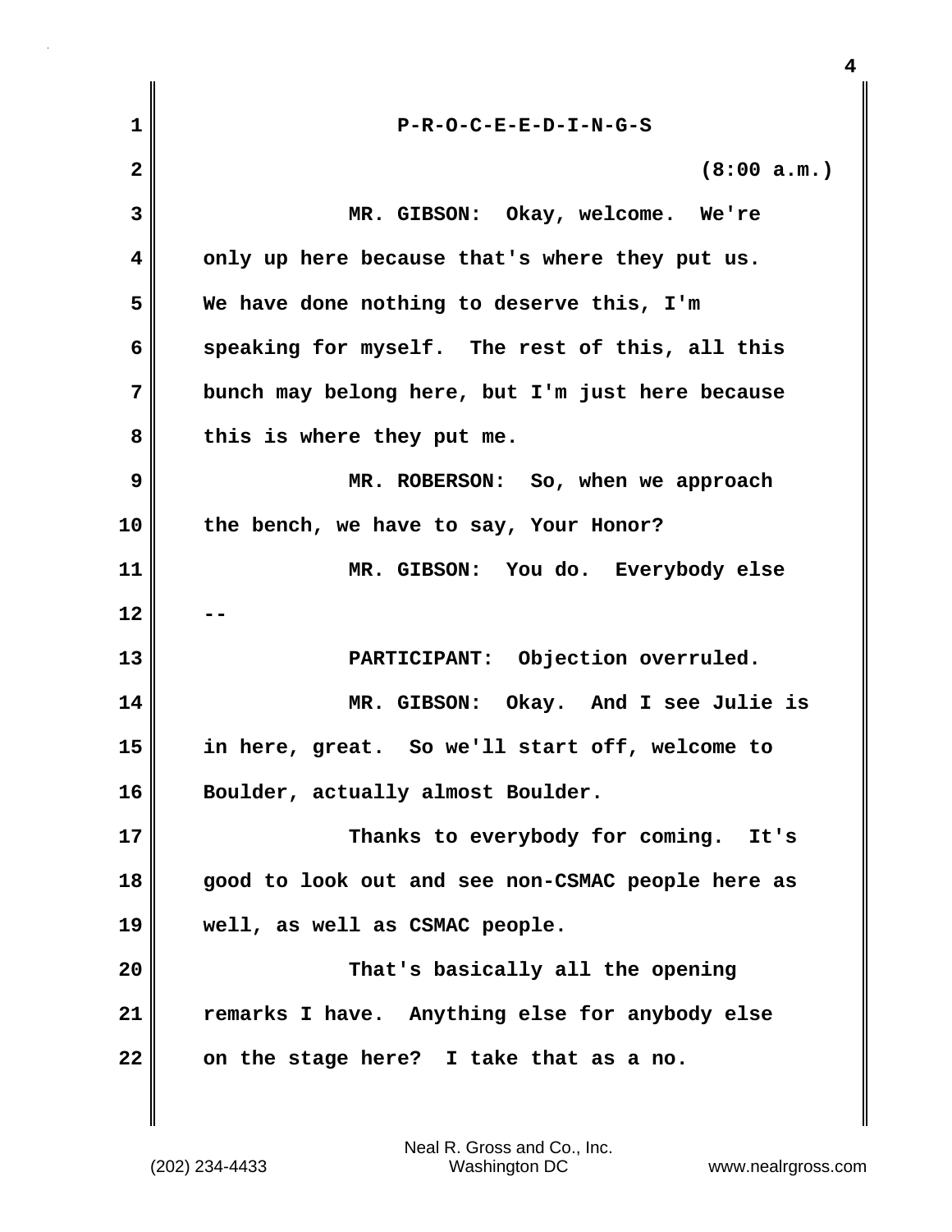P-R-O-C-E-E-D-I-N-G-S

(8:00 a.m.)

MR. GIBSON: Okay, welcome. We're only up here because that's where they put us. We have done nothing to deserve this, I'm speaking for myself. The rest of this, all this bunch may belong here, but I'm just here because this is where they put me.

MR. ROBERSON: So, when we approach the bench, we have to say, Your Honor?

MR. GIBSON: You do. Everybody else --

PARTICIPANT: Objection overruled.

MR. GIBSON: Okay. And I see Julie is in here, great. So we'll start off, welcome to Boulder, actually almost Boulder.

Thanks to everybody for coming. It's good to look out and see non-CSMAC people here as well, as well as CSMAC people.

That's basically all the opening remarks I have. Anything else for anybody else on the stage here? I take that as a no.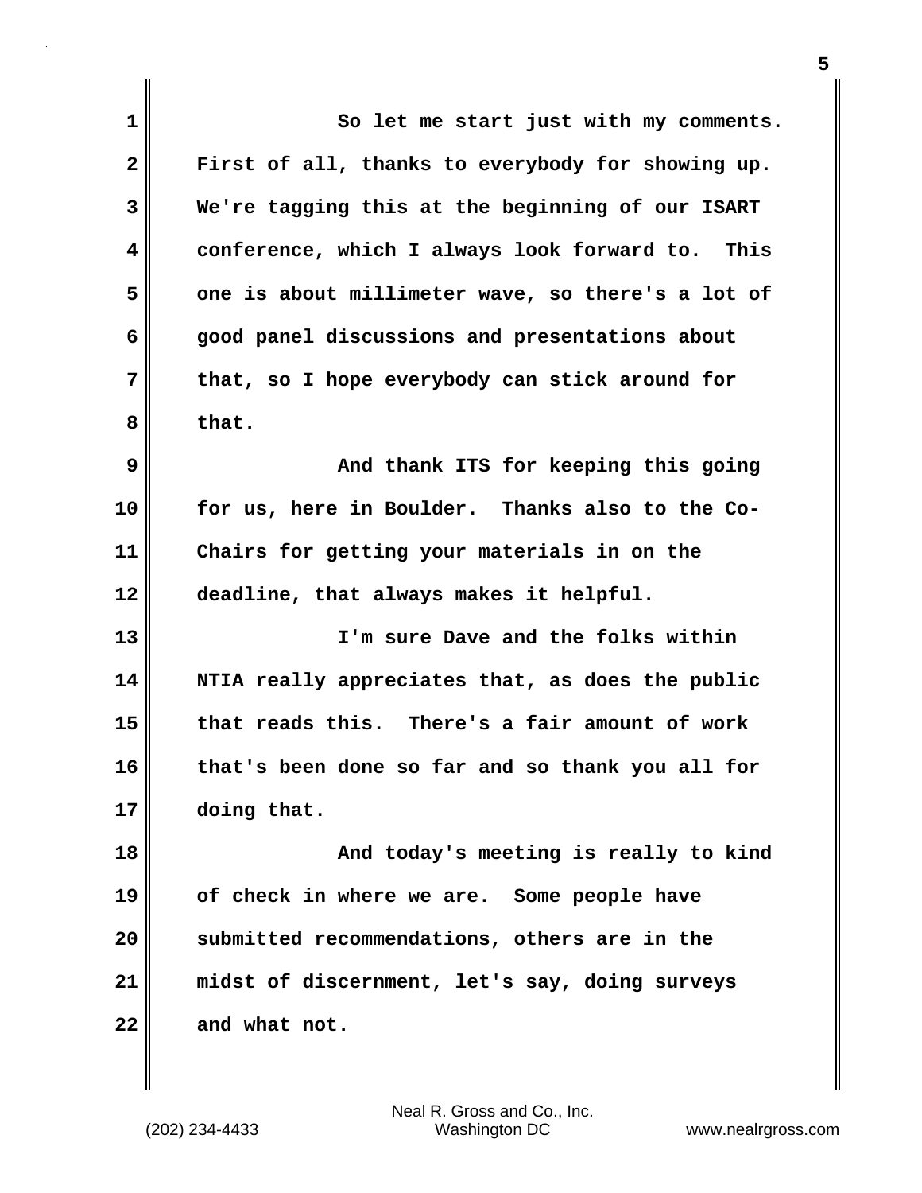So let me start just with my comments. First of all, thanks to everybody for showing up. We're tagging this at the beginning of our ISART conference, which I always look forward to. This one is about millimeter wave, so there's a lot of good panel discussions and presentations about that, so I hope everybody can stick around for that.

And thank ITS for keeping this going for us, here in Boulder. Thanks also to the Co-Chairs for getting your materials in on the deadline, that always makes it helpful.

I'm sure Dave and the folks within NTIA really appreciates that, as does the public that reads this. There's a fair amount of work that's been done so far and so thank you all for doing that.

And today's meeting is really to kind of check in where we are. Some people have submitted recommendations, others are in the midst of discernment, let's say, doing surveys and what not.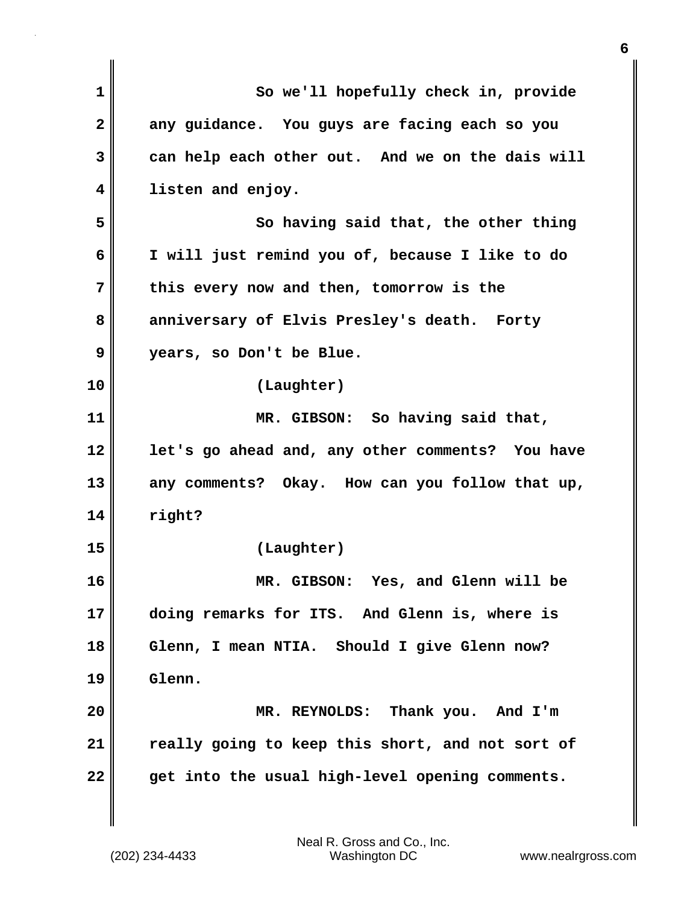So we'll hopefully check in, provide any guidance. You guys are facing each so you can help each other out. And we on the dais will listen and enjoy.

So having said that, the other thing I will just remind you of, because I like to do this every now and then, tomorrow is the anniversary of Elvis Presley's death. Forty years, so Don't be Blue.

(Laughter)

MR. GIBSON: So having said that, let's go ahead and, any other comments? You have any comments? Okay. How can you follow that up, right?

(Laughter)

MR. GIBSON: Yes, and Glenn will be doing remarks for ITS. And Glenn is, where is Glenn, I mean NTIA. Should I give Glenn now? Glenn.

MR. REYNOLDS: Thank you. And I'm really going to keep this short, and not sort of get into the usual high-level opening comments.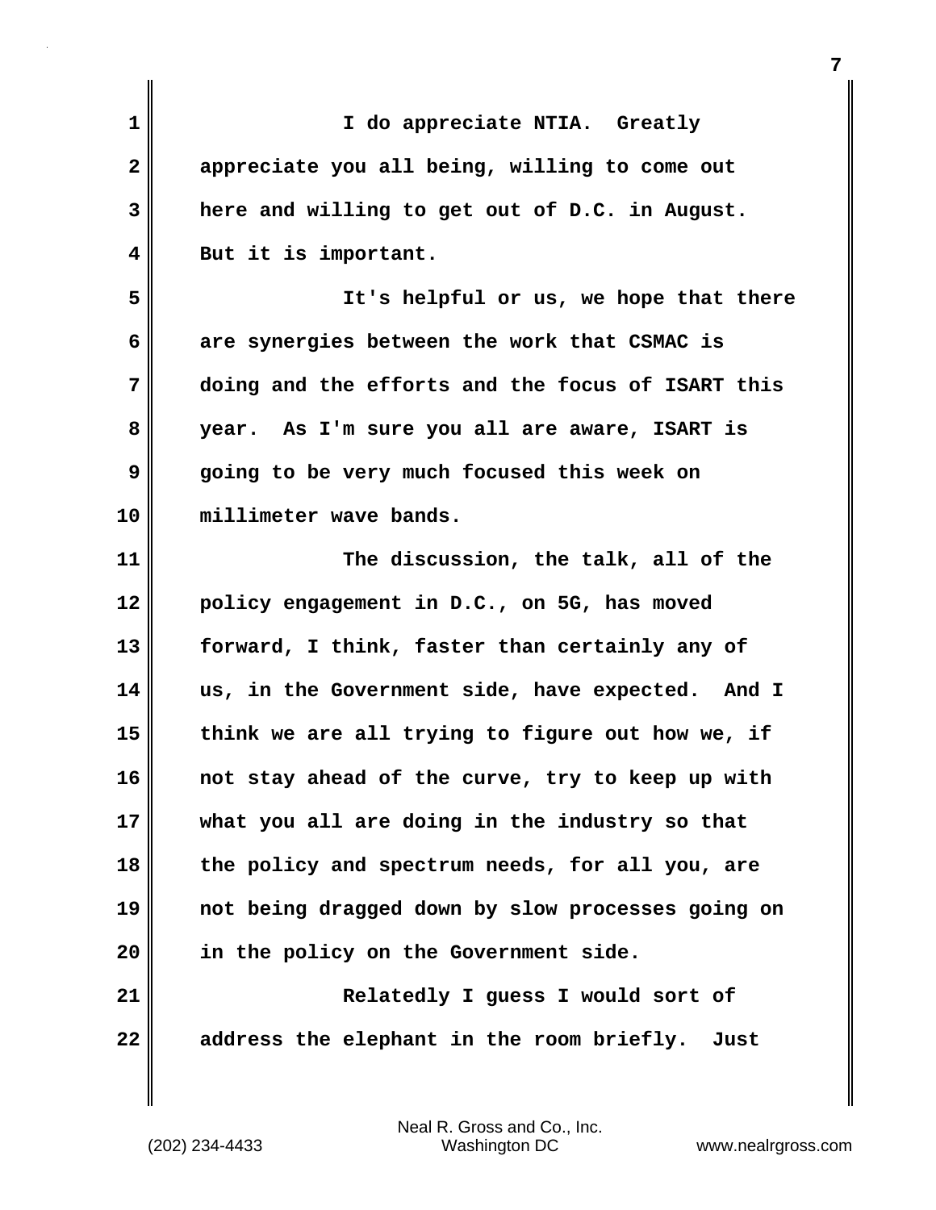I do appreciate NTIA. Greatly appreciate you all being, willing to come out here and willing to get out of D.C. in August. But it is important.

It's helpful or us, we hope that there are synergies between the work that CSMAC is doing and the efforts and the focus of ISART this year. As I'm sure you all are aware, ISART is going to be very much focused this week on millimeter wave bands.

The discussion, the talk, all of the policy engagement in D.C., on 5G, has moved forward, I think, faster than certainly any of us, in the Government side, have expected. And I think we are all trying to figure out how we, if not stay ahead of the curve, try to keep up with what you all are doing in the industry so that the policy and spectrum needs, for all you, are not being dragged down by slow processes going on in the policy on the Government side.

Relatedly I guess I would sort of address the elephant in the room briefly. Just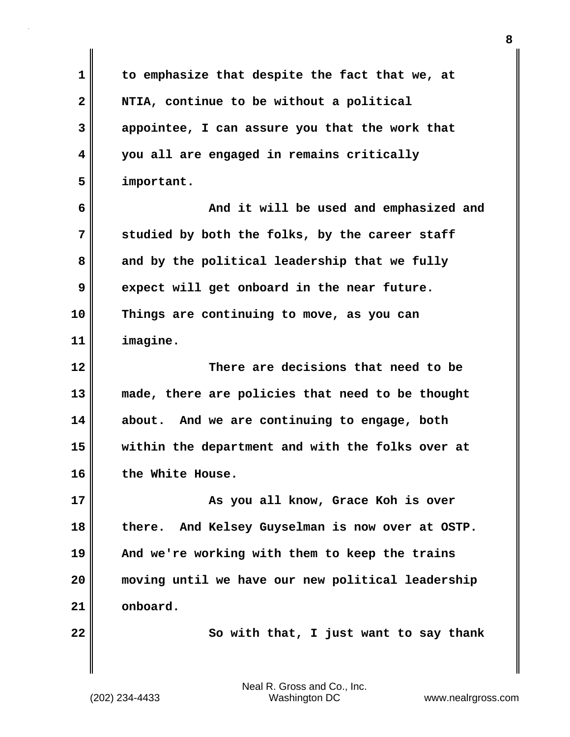to emphasize that despite the fact that we, at NTIA, continue to be without a political appointee, I can assure you that the work that you all are engaged in remains critically important.

And it will be used and emphasized and studied by both the folks, by the career staff and by the political leadership that we fully expect will get onboard in the near future. Things are continuing to move, as you can imagine.

There are decisions that need to be made, there are policies that need to be thought about. And we are continuing to engage, both within the department and with the folks over at the White House.

As you all know, Grace Koh is over there. And Kelsey Guyselman is now over at OSTP. And we're working with them to keep the trains moving until we have our new political leadership onboard.

So with that, I just want to say thank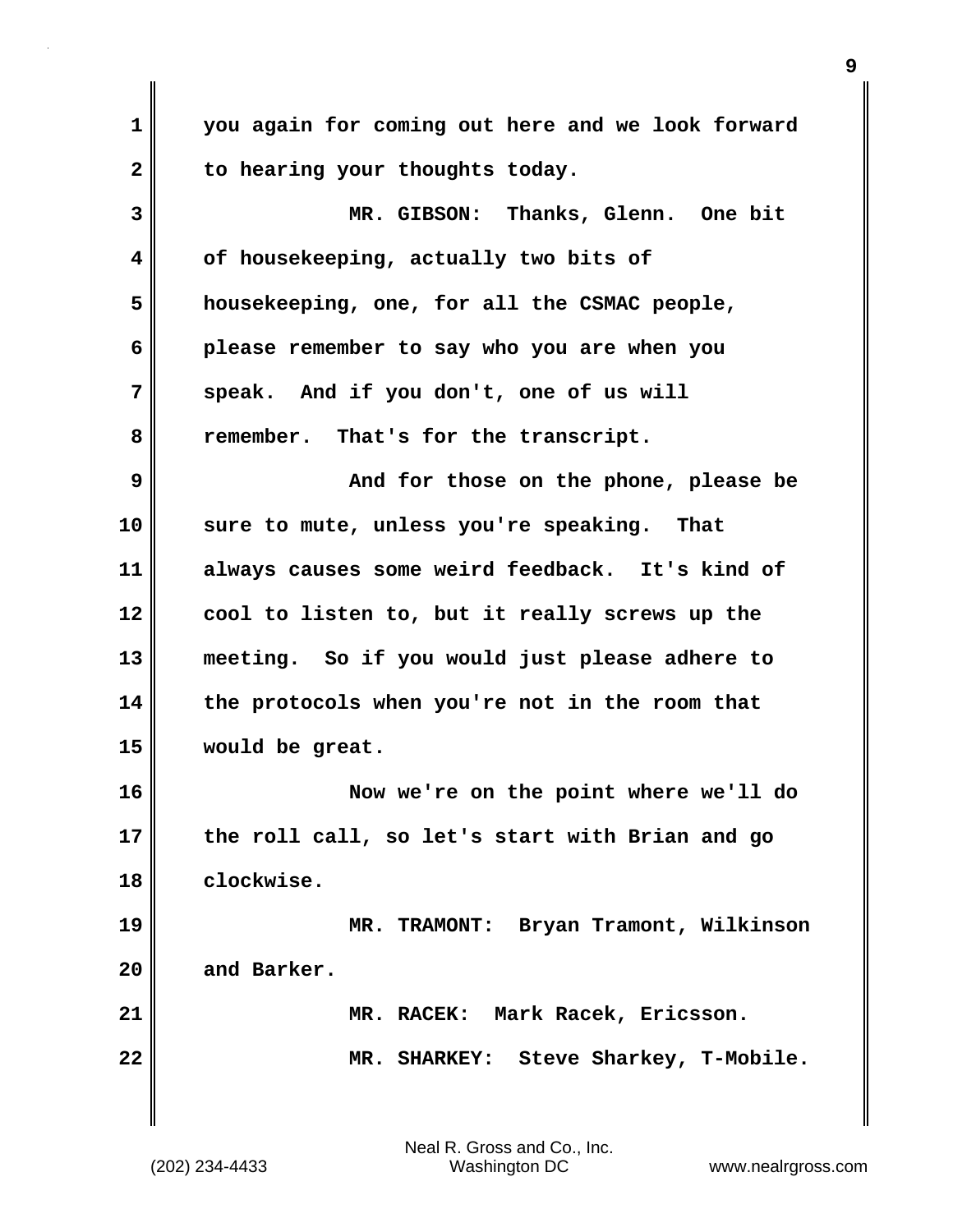you again for coming out here and we look forward to hearing your thoughts today.

MR. GIBSON: Thanks, Glenn. One bit of housekeeping, actually two bits of housekeeping, one, for all the CSMAC people, please remember to say who you are when you speak. And if you don't, one of us will remember. That's for the transcript.

And for those on the phone, please be sure to mute, unless you're speaking. That always causes some weird feedback. It's kind of cool to listen to, but it really screws up the meeting. So if you would just please adhere to the protocols when you're not in the room that would be great.

Now we're on the point where we'll do the roll call, so let's start with Brian and go clockwise.

MR. TRAMONT: Bryan Tramont, Wilkinson and Barker.

MR. RACEK: Mark Racek, Ericsson.

MR. SHARKEY: Steve Sharkey, T-Mobile.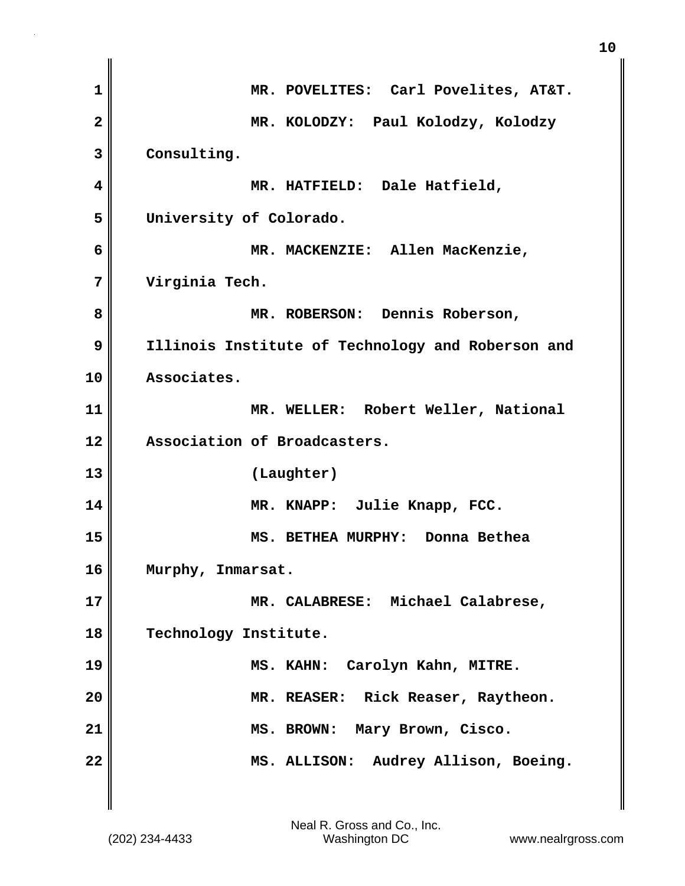MR. POVELITES: Carl Povelites, AT&T.

MR. KOLODZY: Paul Kolodzy, Kolodzy Consulting.

MR. HATFIELD: Dale Hatfield, University of Colorado.

MR. MACKENZIE: Allen MacKenzie, Virginia Tech.

MR. ROBERSON: Dennis Roberson, Illinois Institute of Technology and Roberson and Associates.

MR. WELLER: Robert Weller, National Association of Broadcasters.

(Laughter)

MR. KNAPP: Julie Knapp, FCC.

MS. BETHEA MURPHY: Donna Bethea Murphy, Inmarsat.

MR. CALABRESE: Michael Calabrese, Technology Institute.

MS. KAHN: Carolyn Kahn, MITRE.

MR. REASER: Rick Reaser, Raytheon.

MS. BROWN: Mary Brown, Cisco.

MS. ALLISON: Audrey Allison, Boeing.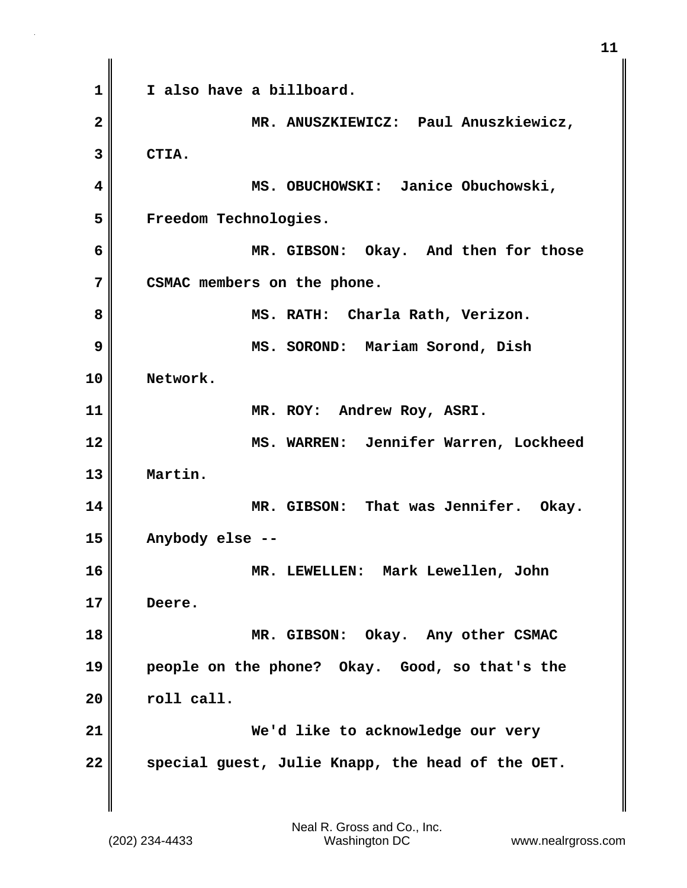I also have a billboard.

MR. ANUSZKIEWICZ: Paul Anuszkiewicz, CTIA.

MS. OBUCHOWSKI: Janice Obuchowski, Freedom Technologies.

MR. GIBSON: Okay. And then for those CSMAC members on the phone.

MS. RATH: Charla Rath, Verizon.

MS. SOROND: Mariam Sorond, Dish Network.

MR. ROY: Andrew Roy, ASRI.

MS. WARREN: Jennifer Warren, Lockheed Martin.

MR. GIBSON: That was Jennifer. Okay. Anybody else --

MR. LEWELLEN: Mark Lewellen, John Deere.

MR. GIBSON: Okay. Any other CSMAC people on the phone? Okay. Good, so that's the roll call.

We'd like to acknowledge our very special guest, Julie Knapp, the head of the OET.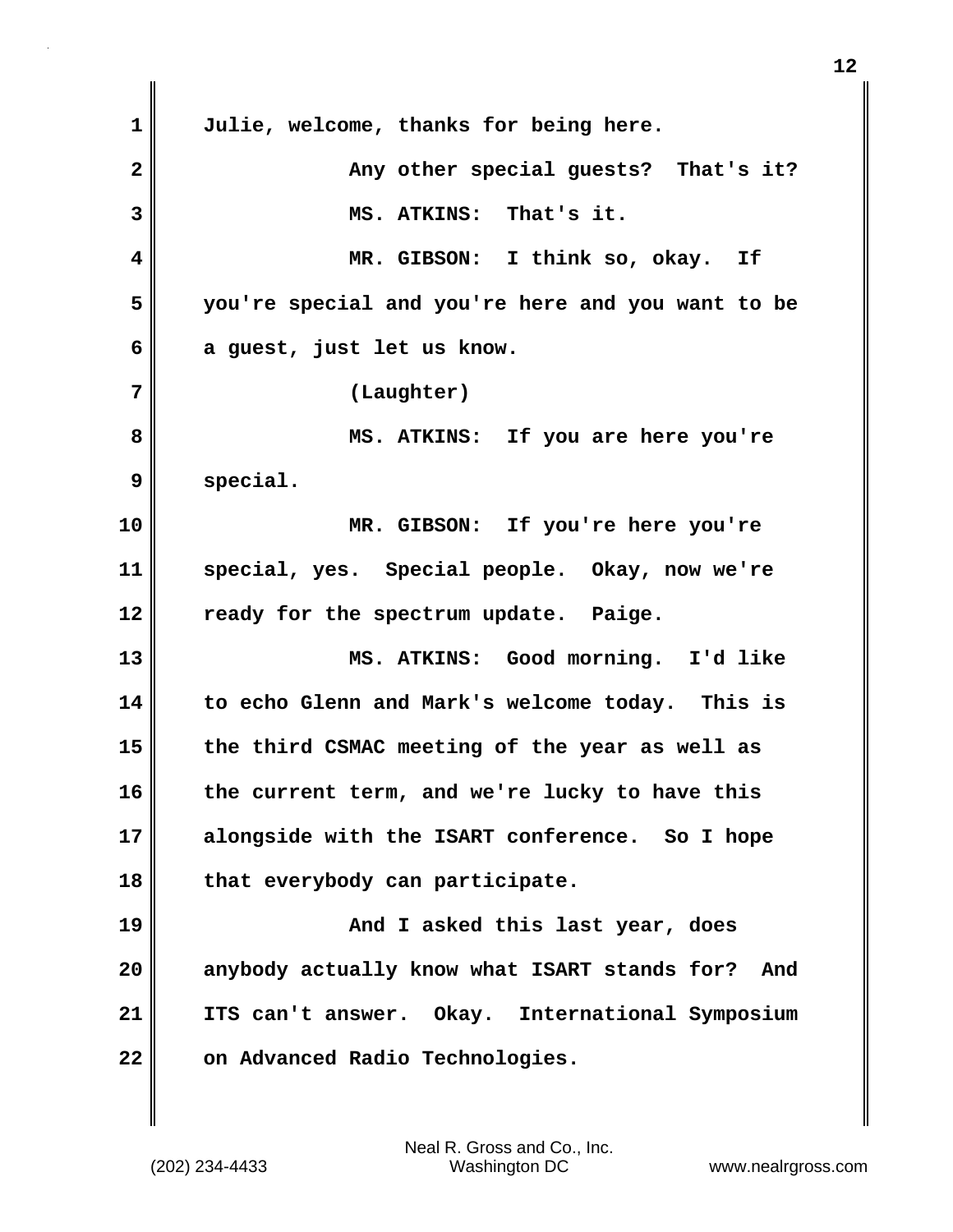Julie, welcome, thanks for being here.

Any other special guests? That's it?

MS. ATKINS: That's it.

MR. GIBSON: I think so, okay. If you're special and you're here and you want to be a guest, just let us know.

(Laughter)

MS. ATKINS: If you are here you're special.

MR. GIBSON: If you're here you're special, yes. Special people. Okay, now we're ready for the spectrum update. Paige.

MS. ATKINS: Good morning. I'd like to echo Glenn and Mark's welcome today. This is the third CSMAC meeting of the year as well as the current term, and we're lucky to have this alongside with the ISART conference. So I hope that everybody can participate.

And I asked this last year, does anybody actually know what ISART stands for? And ITS can't answer. Okay. International Symposium on Advanced Radio Technologies.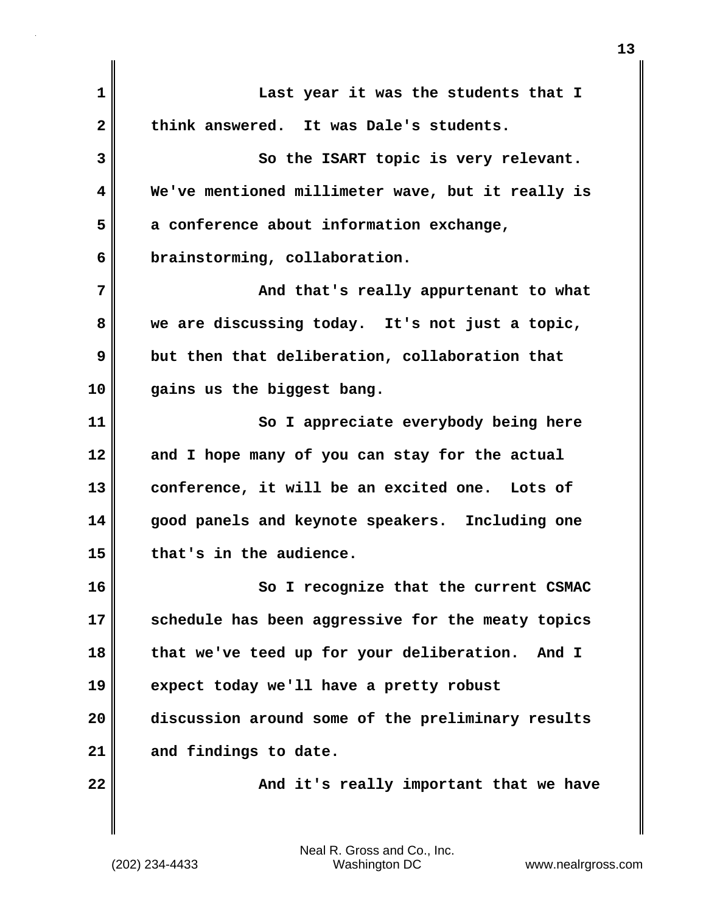Last year it was the students that I think answered. It was Dale's students.

So the ISART topic is very relevant. We've mentioned millimeter wave, but it really is a conference about information exchange, brainstorming, collaboration.

And that's really appurtenant to what we are discussing today. It's not just a topic, but then that deliberation, collaboration that gains us the biggest bang.

So I appreciate everybody being here and I hope many of you can stay for the actual conference, it will be an excited one. Lots of good panels and keynote speakers. Including one that's in the audience.

So I recognize that the current CSMAC schedule has been aggressive for the meaty topics that we've teed up for your deliberation. And I expect today we'll have a pretty robust discussion around some of the preliminary results and findings to date.

And it's really important that we have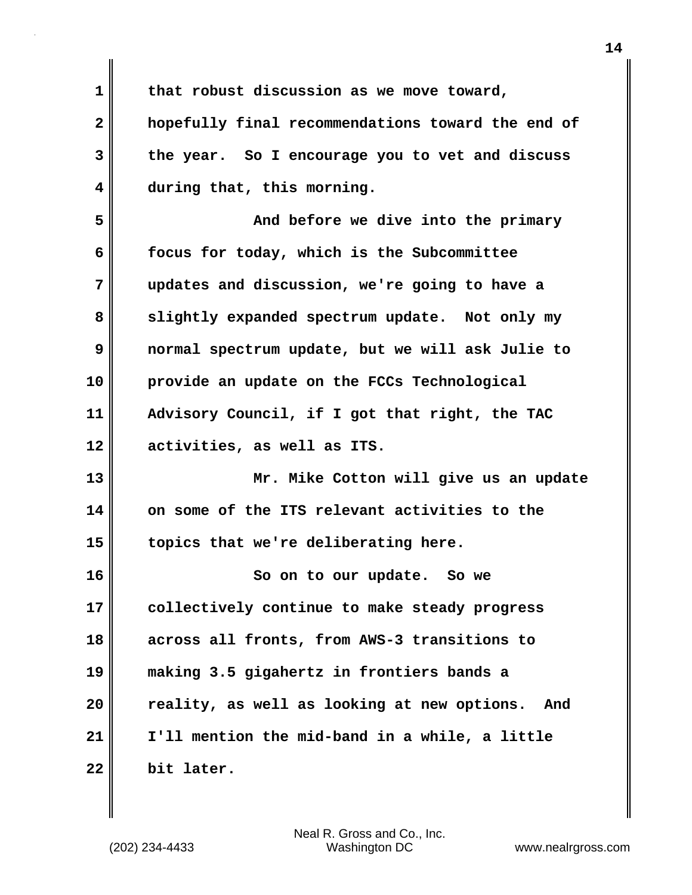that robust discussion as we move toward, hopefully final recommendations toward the end of the year. So I encourage you to vet and discuss during that, this morning.

And before we dive into the primary focus for today, which is the Subcommittee updates and discussion, we're going to have a slightly expanded spectrum update. Not only my normal spectrum update, but we will ask Julie to provide an update on the FCCs Technological Advisory Council, if I got that right, the TAC activities, as well as ITS.

Mr. Mike Cotton will give us an update on some of the ITS relevant activities to the topics that we're deliberating here.

So on to our update. So we collectively continue to make steady progress across all fronts, from AWS-3 transitions to making 3.5 gigahertz in frontiers bands a reality, as well as looking at new options. And I'll mention the mid-band in a while, a little bit later.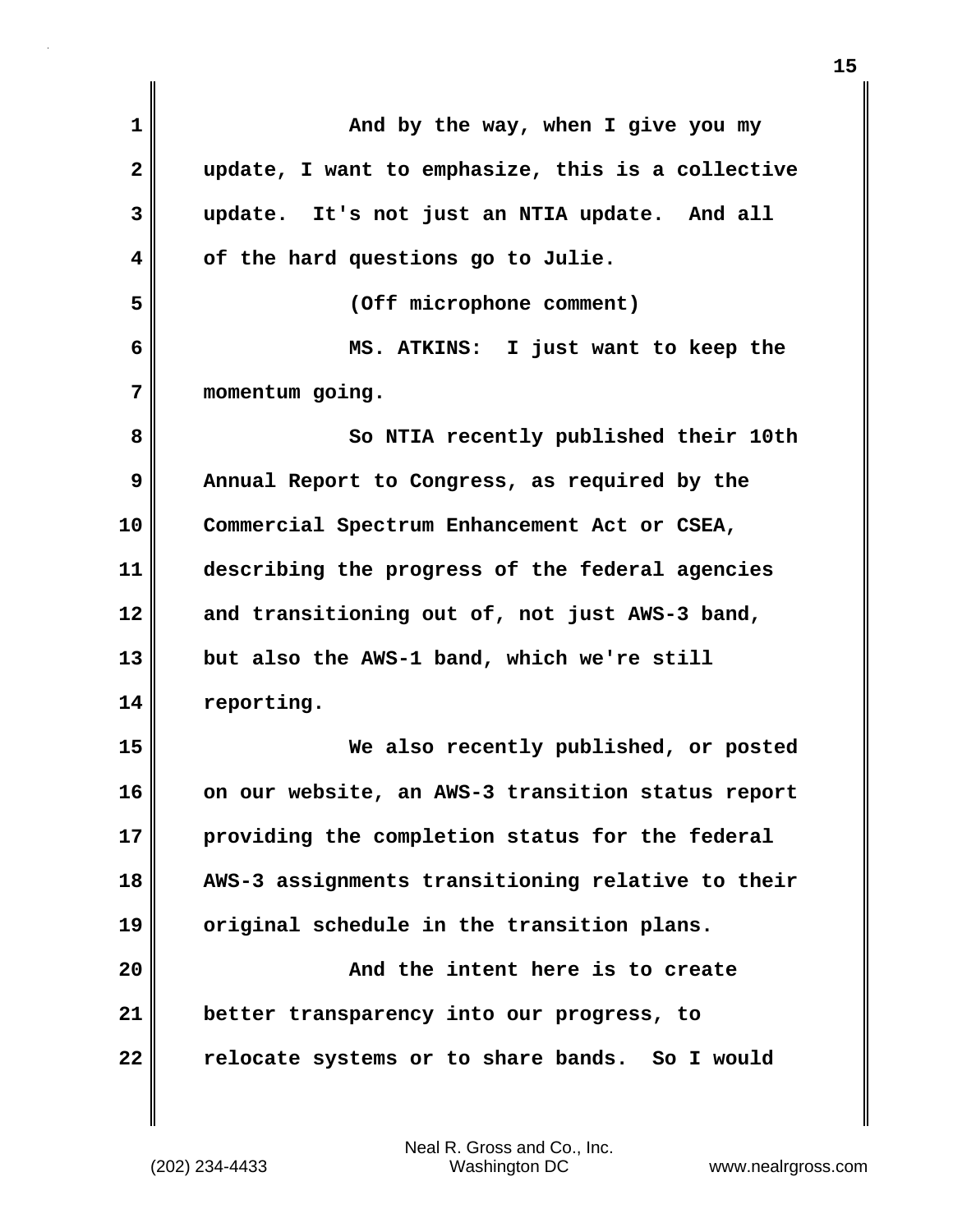And by the way, when I give you my update, I want to emphasize, this is a collective update. It's not just an NTIA update. And all of the hard questions go to Julie.

(Off microphone comment)

MS. ATKINS: I just want to keep the momentum going.

So NTIA recently published their 10th Annual Report to Congress, as required by the Commercial Spectrum Enhancement Act or CSEA, describing the progress of the federal agencies and transitioning out of, not just AWS-3 band, but also the AWS-1 band, which we're still reporting.

We also recently published, or posted on our website, an AWS-3 transition status report providing the completion status for the federal AWS-3 assignments transitioning relative to their original schedule in the transition plans.

And the intent here is to create better transparency into our progress, to relocate systems or to share bands. So I would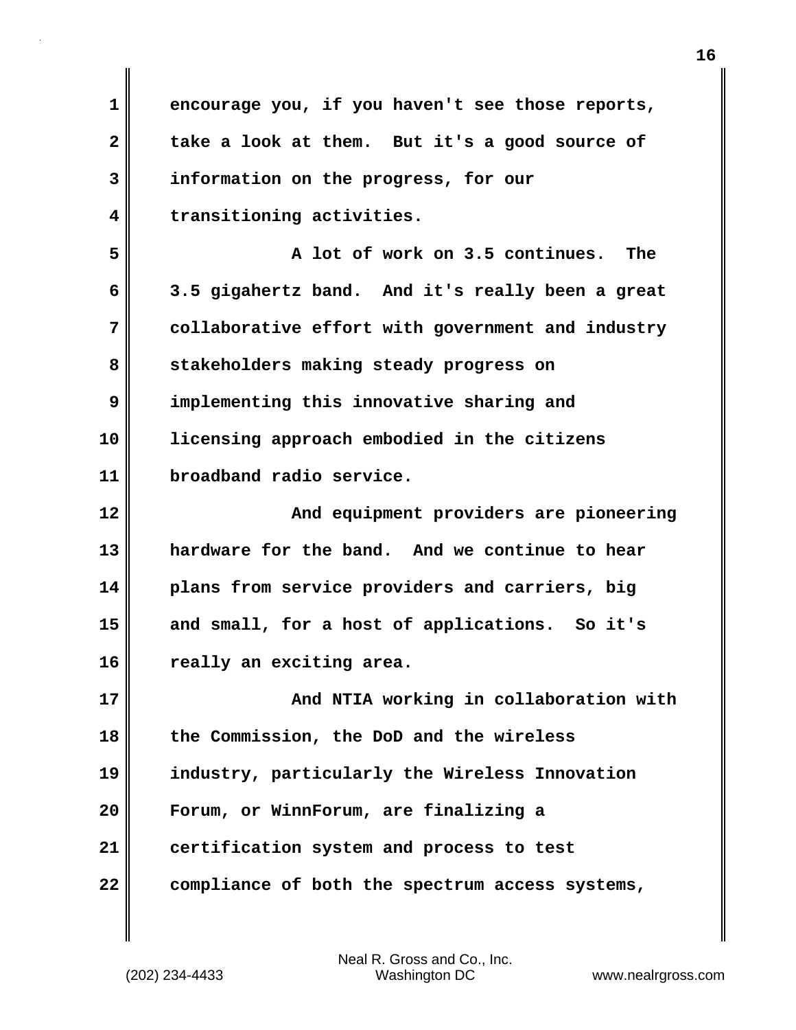encourage you, if you haven't see those reports, take a look at them. But it's a good source of information on the progress, for our transitioning activities.

A lot of work on 3.5 continues. The 3.5 gigahertz band. And it's really been a great collaborative effort with government and industry stakeholders making steady progress on implementing this innovative sharing and licensing approach embodied in the citizens broadband radio service.

And equipment providers are pioneering hardware for the band. And we continue to hear plans from service providers and carriers, big and small, for a host of applications. So it's really an exciting area.

And NTIA working in collaboration with the Commission, the DoD and the wireless industry, particularly the Wireless Innovation Forum, or WinnForum, are finalizing a certification system and process to test compliance of both the spectrum access systems,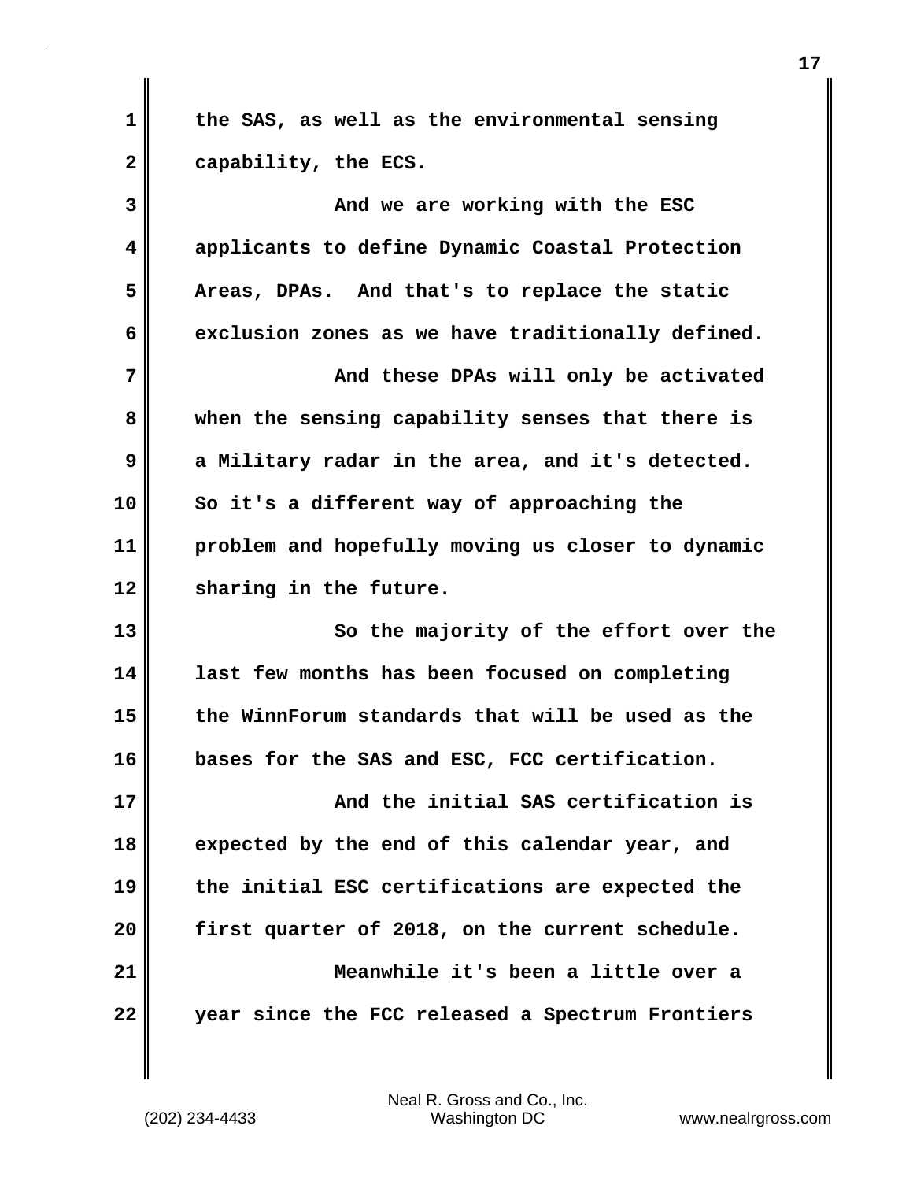the SAS, as well as the environmental sensing capability, the ECS.

And we are working with the ESC applicants to define Dynamic Coastal Protection Areas, DPAs. And that's to replace the static exclusion zones as we have traditionally defined.

And these DPAs will only be activated when the sensing capability senses that there is a Military radar in the area, and it's detected. So it's a different way of approaching the problem and hopefully moving us closer to dynamic sharing in the future.

So the majority of the effort over the last few months has been focused on completing the WinnForum standards that will be used as the bases for the SAS and ESC, FCC certification.

And the initial SAS certification is expected by the end of this calendar year, and the initial ESC certifications are expected the first quarter of 2018, on the current schedule.

Meanwhile it's been a little over a year since the FCC released a Spectrum Frontiers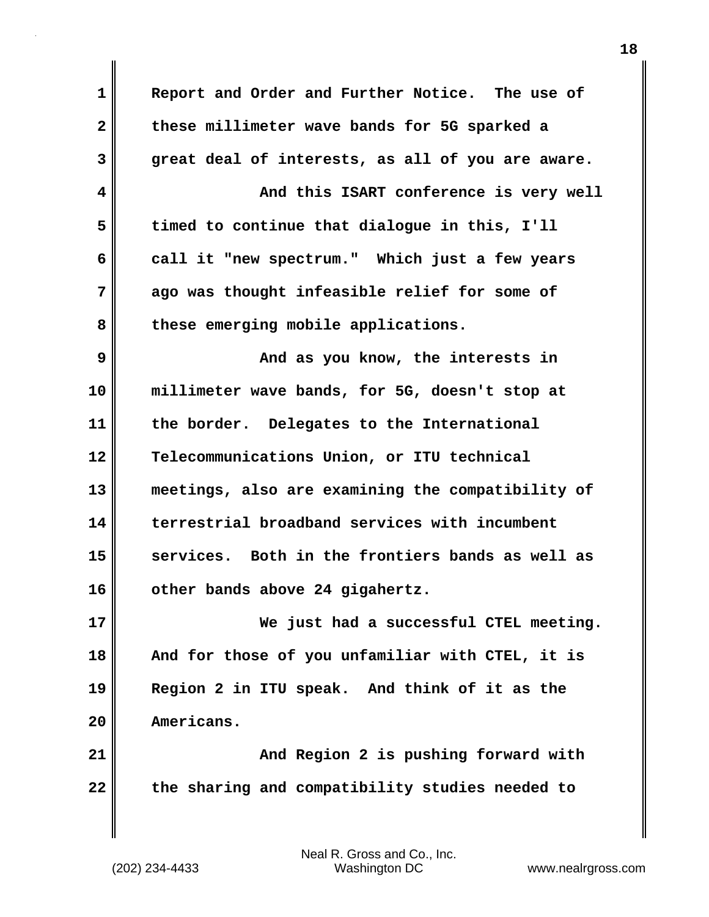Report and Order and Further Notice. The use of these millimeter wave bands for 5G sparked a great deal of interests, as all of you are aware.

And this ISART conference is very well timed to continue that dialogue in this, I'll call it "new spectrum." Which just a few years ago was thought infeasible relief for some of these emerging mobile applications.

And as you know, the interests in millimeter wave bands, for 5G, doesn't stop at the border. Delegates to the International Telecommunications Union, or ITU technical meetings, also are examining the compatibility of terrestrial broadband services with incumbent services. Both in the frontiers bands as well as other bands above 24 gigahertz.

We just had a successful CTEL meeting. And for those of you unfamiliar with CTEL, it is Region 2 in ITU speak. And think of it as the Americans.

And Region 2 is pushing forward with the sharing and compatibility studies needed to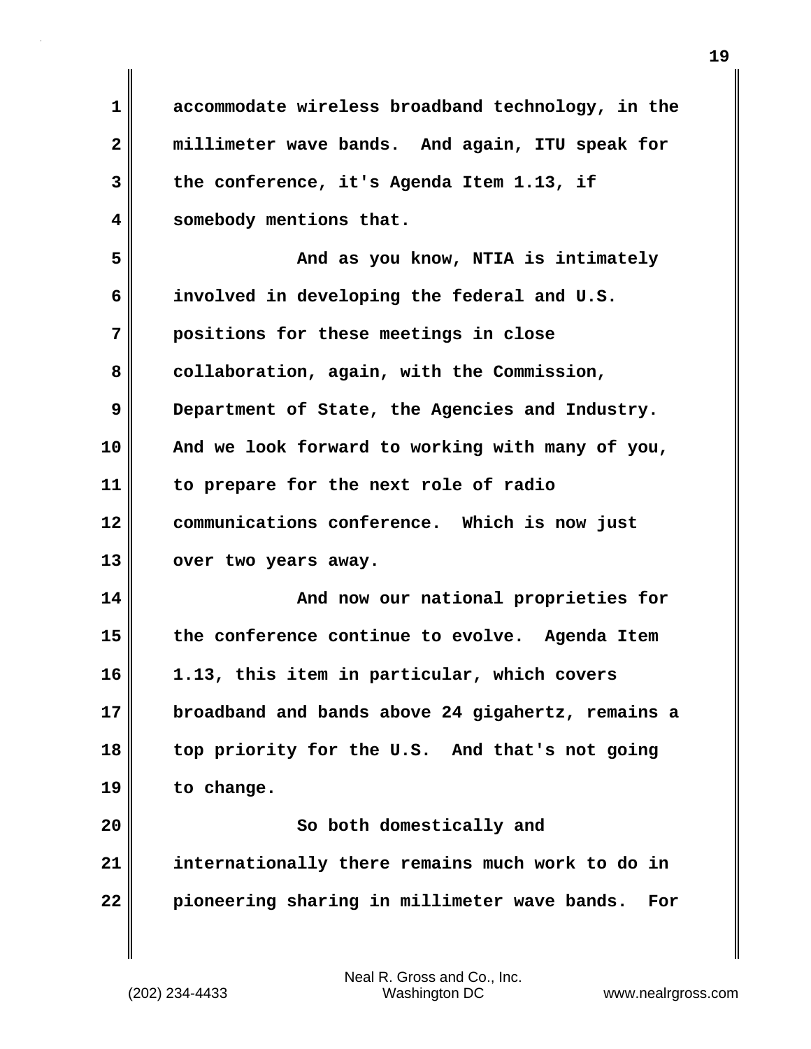accommodate wireless broadband technology, in the millimeter wave bands. And again, ITU speak for the conference, it's Agenda Item 1.13, if somebody mentions that.

And as you know, NTIA is intimately involved in developing the federal and U.S. positions for these meetings in close collaboration, again, with the Commission, Department of State, the Agencies and Industry. And we look forward to working with many of you, to prepare for the next role of radio communications conference. Which is now just over two years away.

And now our national proprieties for the conference continue to evolve. Agenda Item 1.13, this item in particular, which covers broadband and bands above 24 gigahertz, remains a top priority for the U.S. And that's not going to change.

So both domestically and internationally there remains much work to do in pioneering sharing in millimeter wave bands. For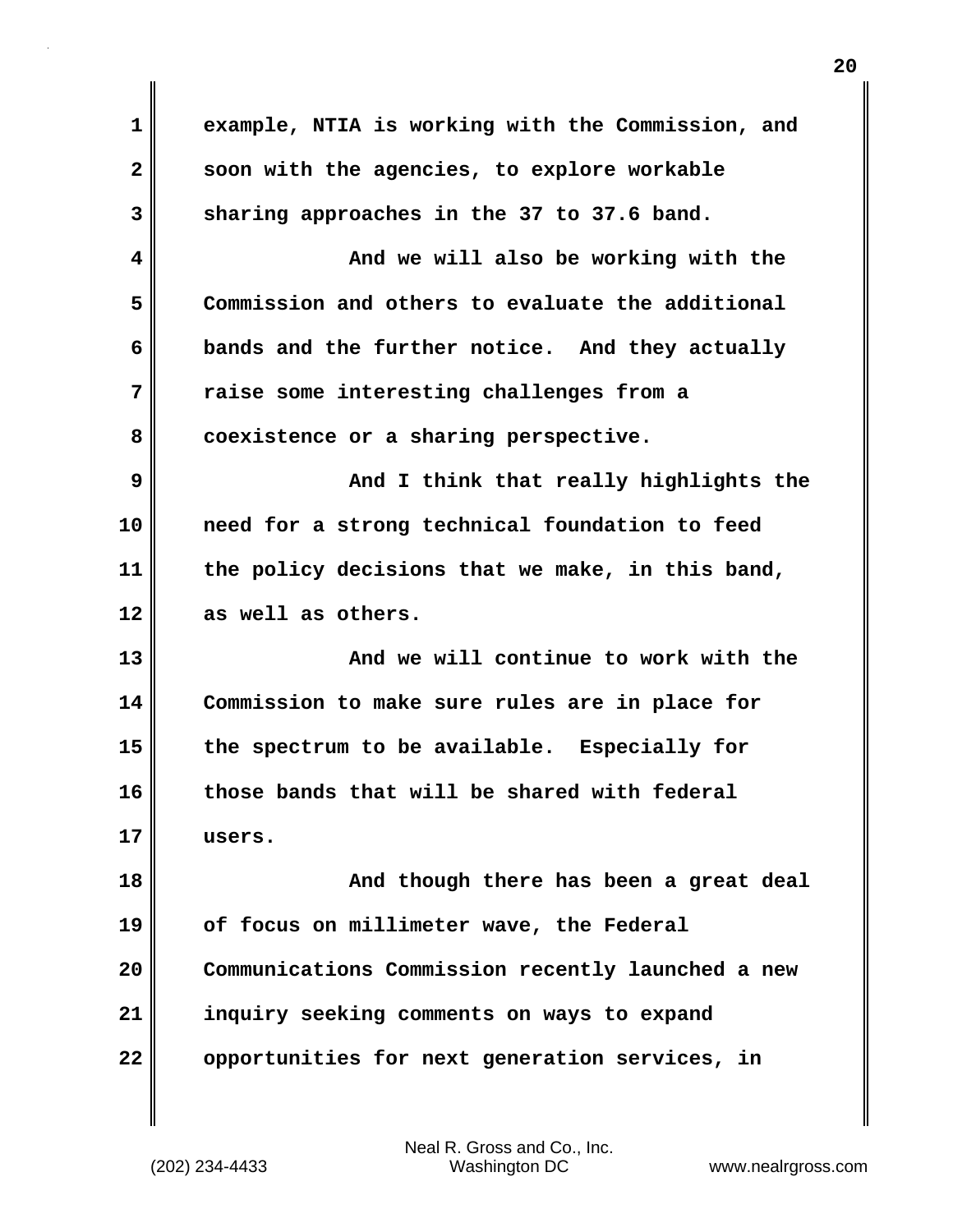example, NTIA is working with the Commission, and soon with the agencies, to explore workable sharing approaches in the 37 to 37.6 band.

And we will also be working with the Commission and others to evaluate the additional bands and the further notice. And they actually raise some interesting challenges from a coexistence or a sharing perspective.

And I think that really highlights the need for a strong technical foundation to feed the policy decisions that we make, in this band, as well as others.

And we will continue to work with the Commission to make sure rules are in place for the spectrum to be available. Especially for those bands that will be shared with federal users.

And though there has been a great deal of focus on millimeter wave, the Federal Communications Commission recently launched a new inquiry seeking comments on ways to expand opportunities for next generation services, in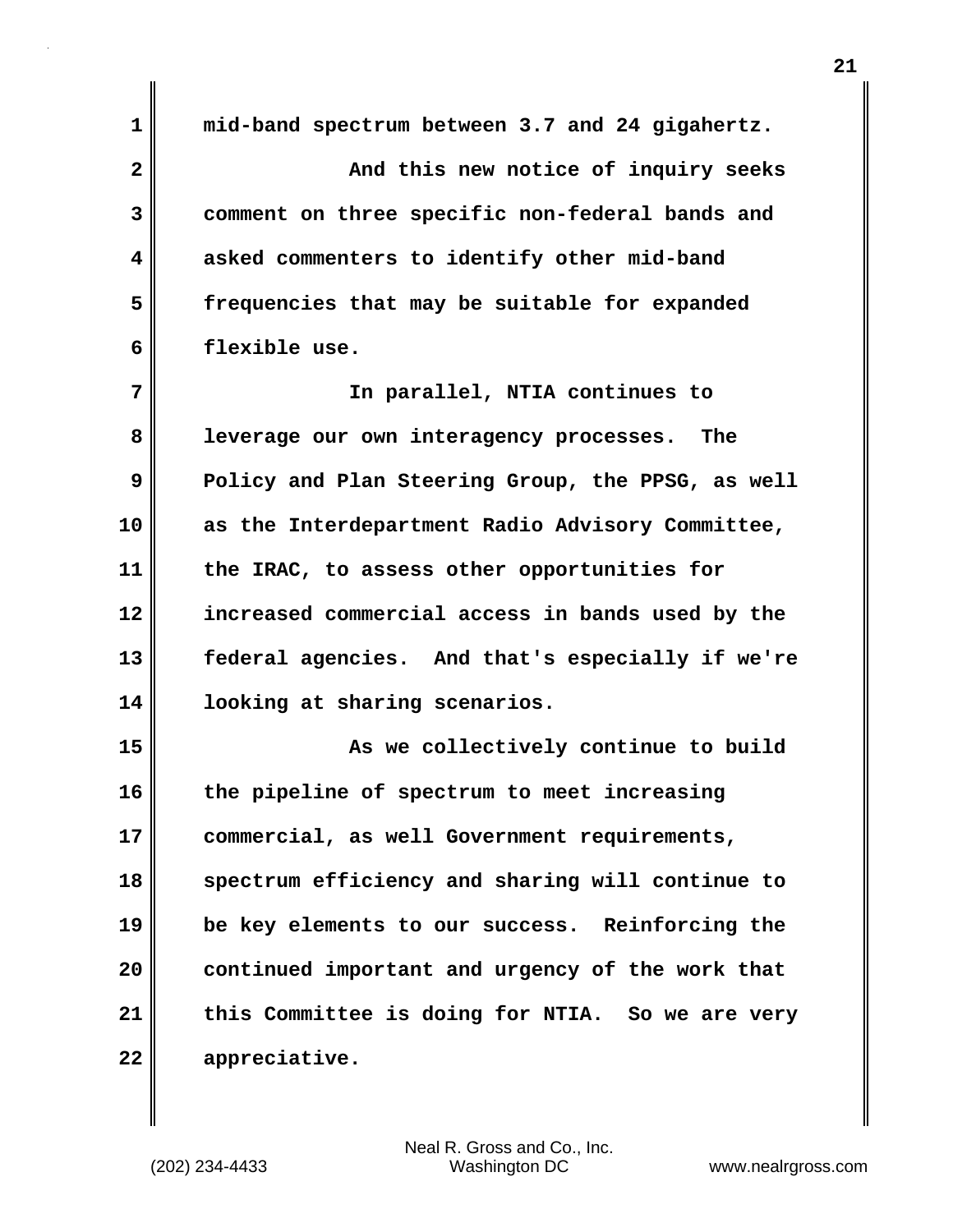mid-band spectrum between 3.7 and 24 gigahertz.

And this new notice of inquiry seeks comment on three specific non-federal bands and asked commenters to identify other mid-band frequencies that may be suitable for expanded flexible use.

In parallel, NTIA continues to leverage our own interagency processes. The Policy and Plan Steering Group, the PPSG, as well as the Interdepartment Radio Advisory Committee, the IRAC, to assess other opportunities for increased commercial access in bands used by the federal agencies. And that's especially if we're looking at sharing scenarios.

As we collectively continue to build the pipeline of spectrum to meet increasing commercial, as well Government requirements, spectrum efficiency and sharing will continue to be key elements to our success. Reinforcing the continued important and urgency of the work that this Committee is doing for NTIA. So we are very appreciative.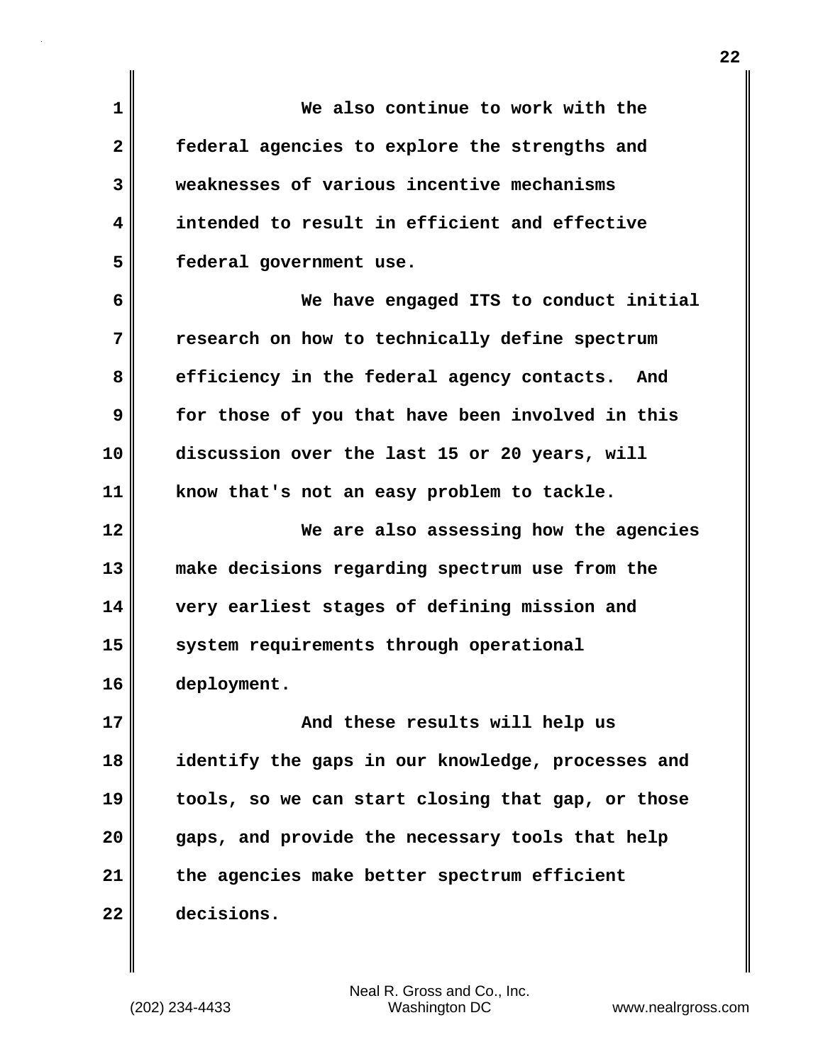We also continue to work with the federal agencies to explore the strengths and weaknesses of various incentive mechanisms intended to result in efficient and effective federal government use.

We have engaged ITS to conduct initial research on how to technically define spectrum efficiency in the federal agency contacts. And for those of you that have been involved in this discussion over the last 15 or 20 years, will know that's not an easy problem to tackle.

We are also assessing how the agencies make decisions regarding spectrum use from the very earliest stages of defining mission and system requirements through operational deployment.

And these results will help us identify the gaps in our knowledge, processes and tools, so we can start closing that gap, or those gaps, and provide the necessary tools that help the agencies make better spectrum efficient decisions.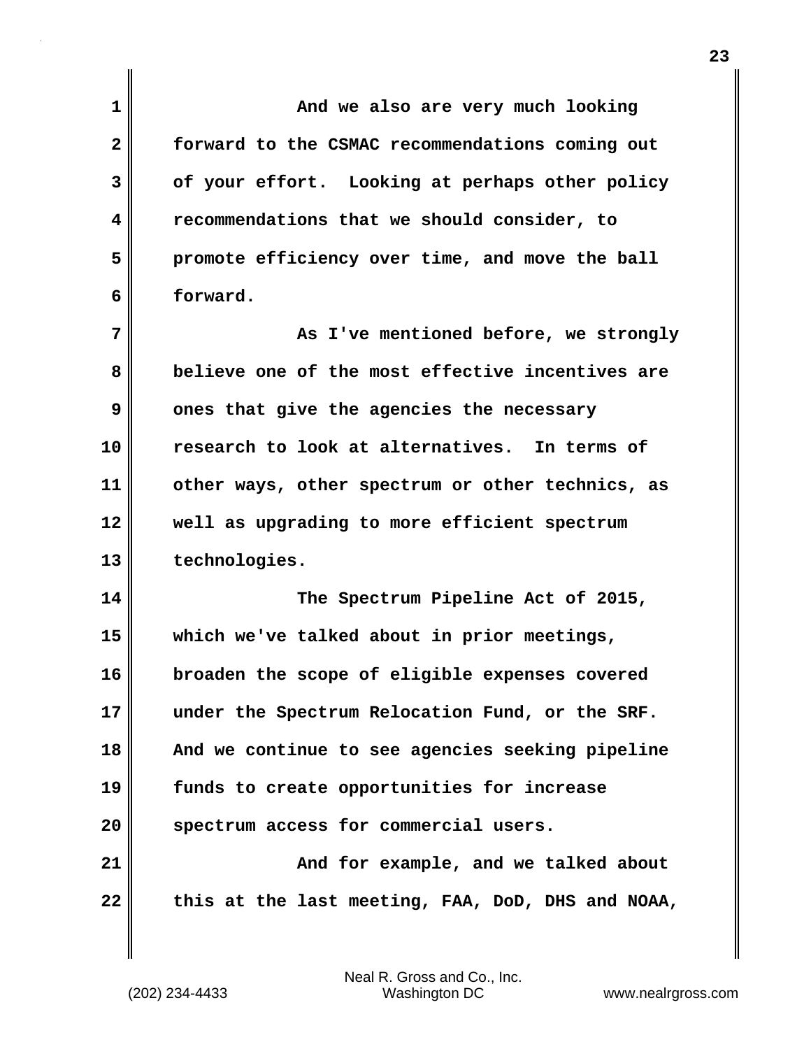And we also are very much looking forward to the CSMAC recommendations coming out of your effort. Looking at perhaps other policy recommendations that we should consider, to promote efficiency over time, and move the ball forward.

As I've mentioned before, we strongly believe one of the most effective incentives are ones that give the agencies the necessary research to look at alternatives. In terms of other ways, other spectrum or other technics, as well as upgrading to more efficient spectrum technologies.

The Spectrum Pipeline Act of 2015, which we've talked about in prior meetings, broaden the scope of eligible expenses covered under the Spectrum Relocation Fund, or the SRF. And we continue to see agencies seeking pipeline funds to create opportunities for increase spectrum access for commercial users.

And for example, and we talked about this at the last meeting, FAA, DoD, DHS and NOAA,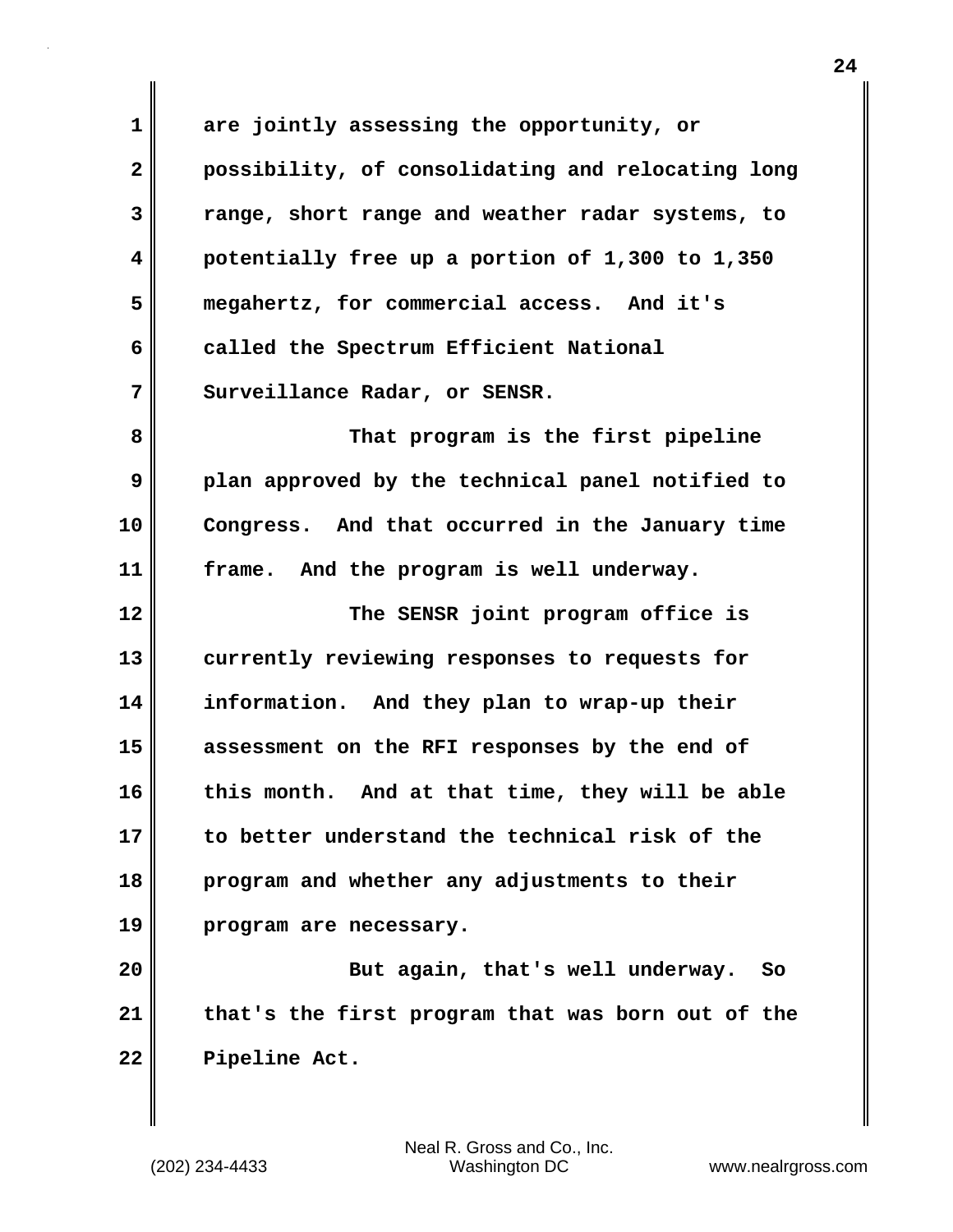are jointly assessing the opportunity, or possibility, of consolidating and relocating long range, short range and weather radar systems, to potentially free up a portion of 1,300 to 1,350 megahertz, for commercial access. And it's called the Spectrum Efficient National Surveillance Radar, or SENSR.

That program is the first pipeline plan approved by the technical panel notified to Congress. And that occurred in the January time frame. And the program is well underway.

The SENSR joint program office is currently reviewing responses to requests for information. And they plan to wrap-up their assessment on the RFI responses by the end of this month. And at that time, they will be able to better understand the technical risk of the program and whether any adjustments to their program are necessary.

But again, that's well underway. So that's the first program that was born out of the Pipeline Act.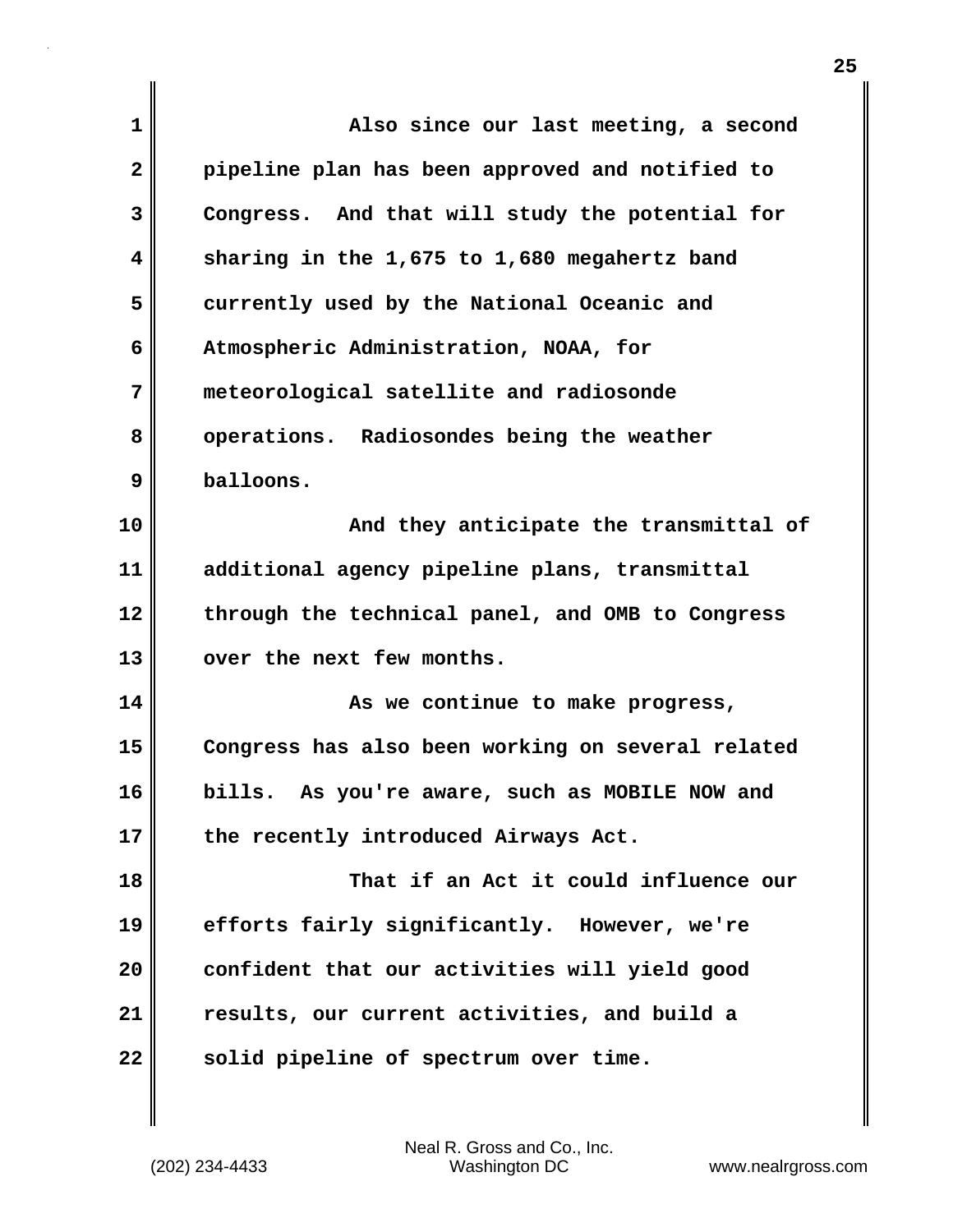Also since our last meeting, a second pipeline plan has been approved and notified to Congress. And that will study the potential for sharing in the 1,675 to 1,680 megahertz band currently used by the National Oceanic and Atmospheric Administration, NOAA, for meteorological satellite and radiosonde operations. Radiosondes being the weather balloons.

And they anticipate the transmittal of additional agency pipeline plans, transmittal through the technical panel, and OMB to Congress over the next few months.

As we continue to make progress, Congress has also been working on several related bills. As you're aware, such as MOBILE NOW and the recently introduced Airways Act.

That if an Act it could influence our efforts fairly significantly. However, we're confident that our activities will yield good results, our current activities, and build a solid pipeline of spectrum over time.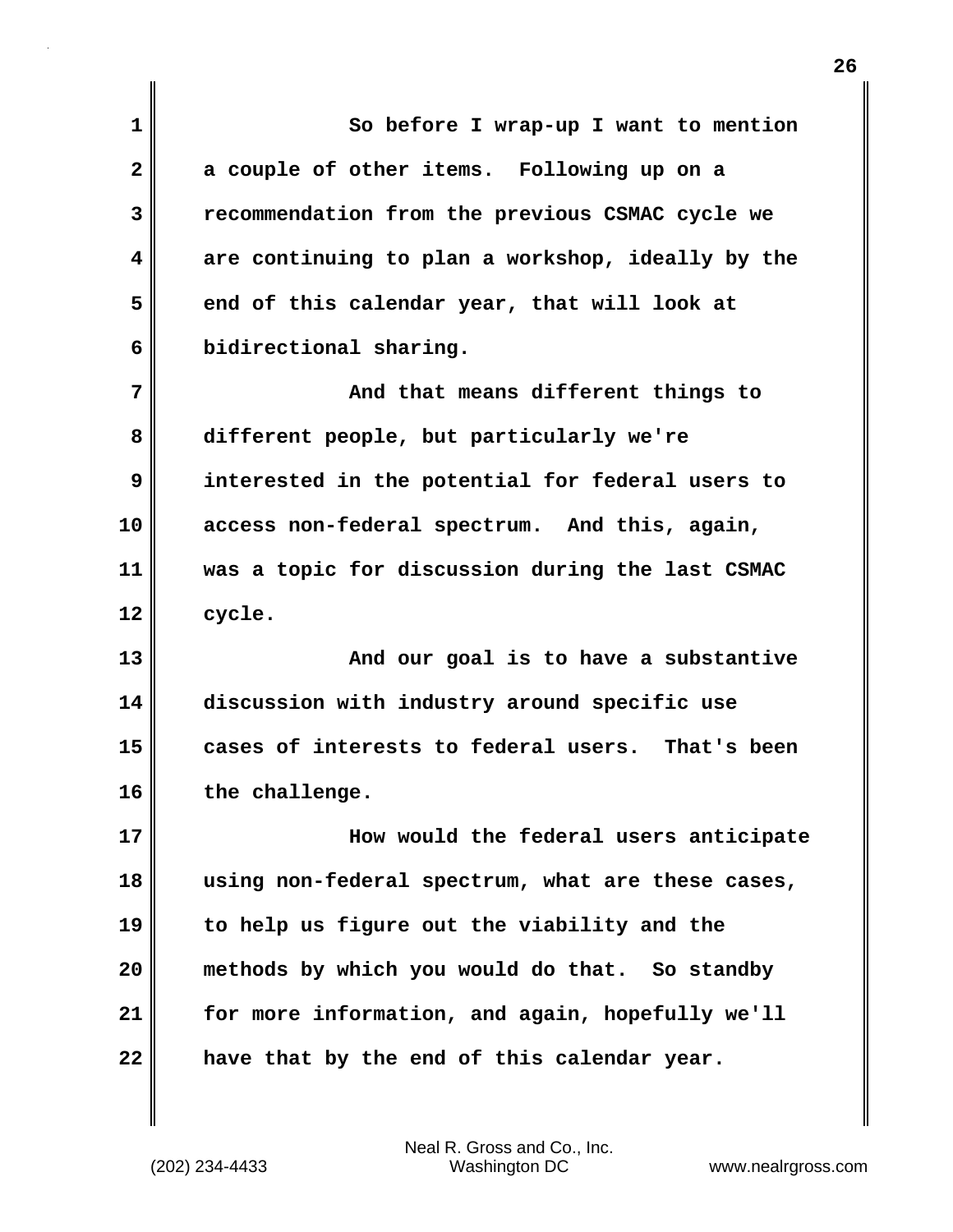So before I wrap-up I want to mention a couple of other items. Following up on a recommendation from the previous CSMAC cycle we are continuing to plan a workshop, ideally by the end of this calendar year, that will look at bidirectional sharing.

And that means different things to different people, but particularly we're interested in the potential for federal users to access non-federal spectrum. And this, again, was a topic for discussion during the last CSMAC cycle.

And our goal is to have a substantive discussion with industry around specific use cases of interests to federal users. That's been the challenge.

How would the federal users anticipate using non-federal spectrum, what are these cases, to help us figure out the viability and the methods by which you would do that. So standby for more information, and again, hopefully we'll have that by the end of this calendar year.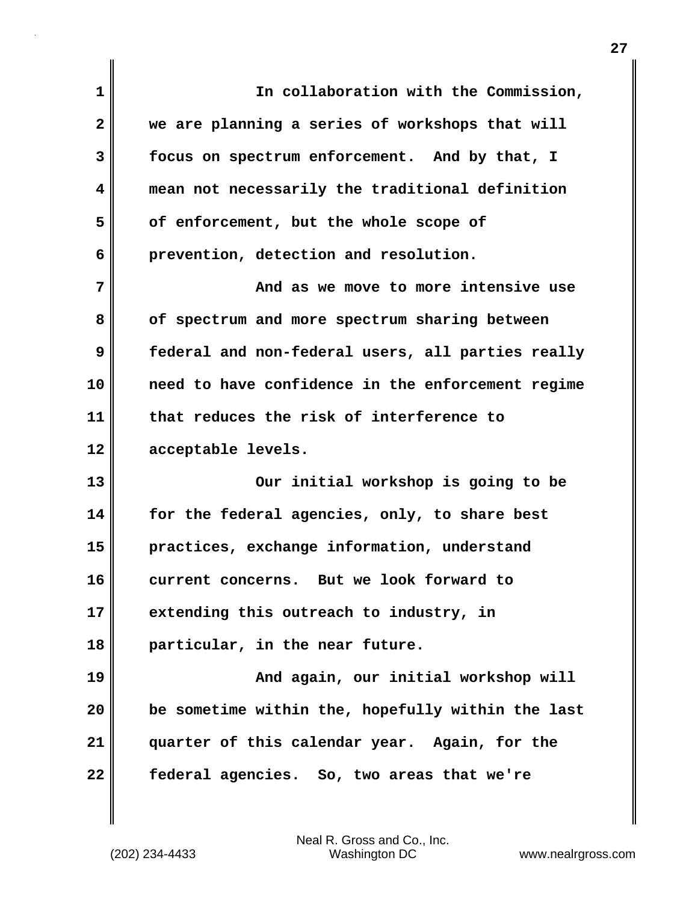In collaboration with the Commission, we are planning a series of workshops that will focus on spectrum enforcement. And by that, I mean not necessarily the traditional definition of enforcement, but the whole scope of prevention, detection and resolution.

And as we move to more intensive use of spectrum and more spectrum sharing between federal and non-federal users, all parties really need to have confidence in the enforcement regime that reduces the risk of interference to acceptable levels.

Our initial workshop is going to be for the federal agencies, only, to share best practices, exchange information, understand current concerns. But we look forward to extending this outreach to industry, in particular, in the near future.

And again, our initial workshop will be sometime within the, hopefully within the last quarter of this calendar year. Again, for the federal agencies. So, two areas that we're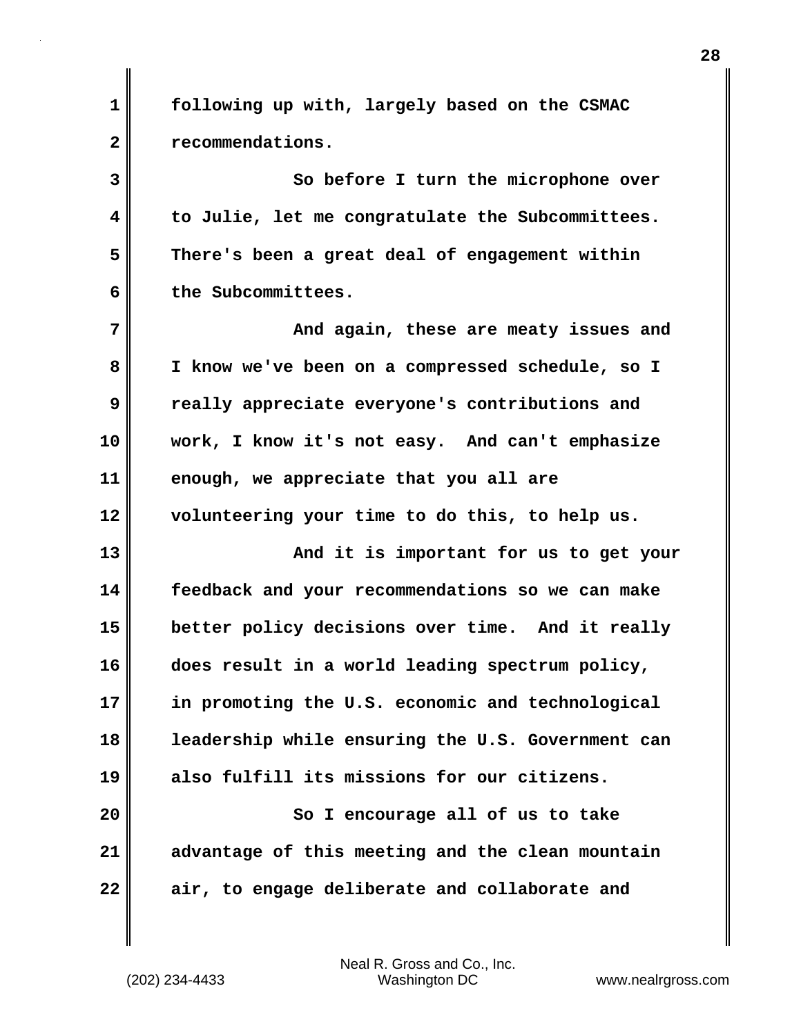following up with, largely based on the CSMAC recommendations.

So before I turn the microphone over to Julie, let me congratulate the Subcommittees. There's been a great deal of engagement within the Subcommittees.

And again, these are meaty issues and I know we've been on a compressed schedule, so I really appreciate everyone's contributions and work, I know it's not easy. And can't emphasize enough, we appreciate that you all are volunteering your time to do this, to help us.

And it is important for us to get your feedback and your recommendations so we can make better policy decisions over time. And it really does result in a world leading spectrum policy, in promoting the U.S. economic and technological leadership while ensuring the U.S. Government can also fulfill its missions for our citizens.

So I encourage all of us to take advantage of this meeting and the clean mountain air, to engage deliberate and collaborate and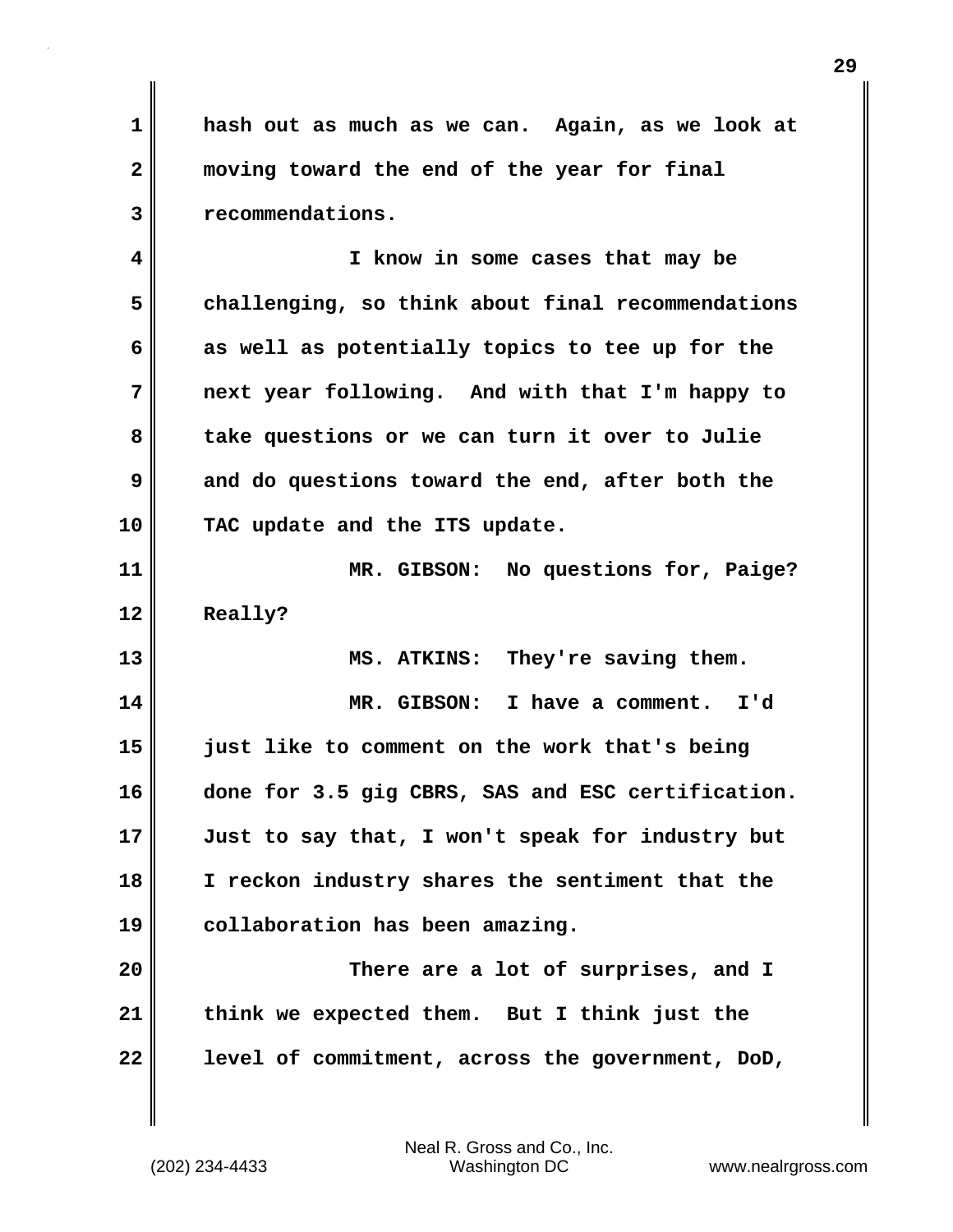hash out as much as we can. Again, as we look at moving toward the end of the year for final recommendations.

I know in some cases that may be challenging, so think about final recommendations as well as potentially topics to tee up for the next year following. And with that I'm happy to take questions or we can turn it over to Julie and do questions toward the end, after both the TAC update and the ITS update.

MR. GIBSON: No questions for, Paige? Really?

MS. ATKINS: They're saving them.

MR. GIBSON: I have a comment. I'd just like to comment on the work that's being done for 3.5 gig CBRS, SAS and ESC certification. Just to say that, I won't speak for industry but I reckon industry shares the sentiment that the collaboration has been amazing.

There are a lot of surprises, and I think we expected them. But I think just the level of commitment, across the government, DoD,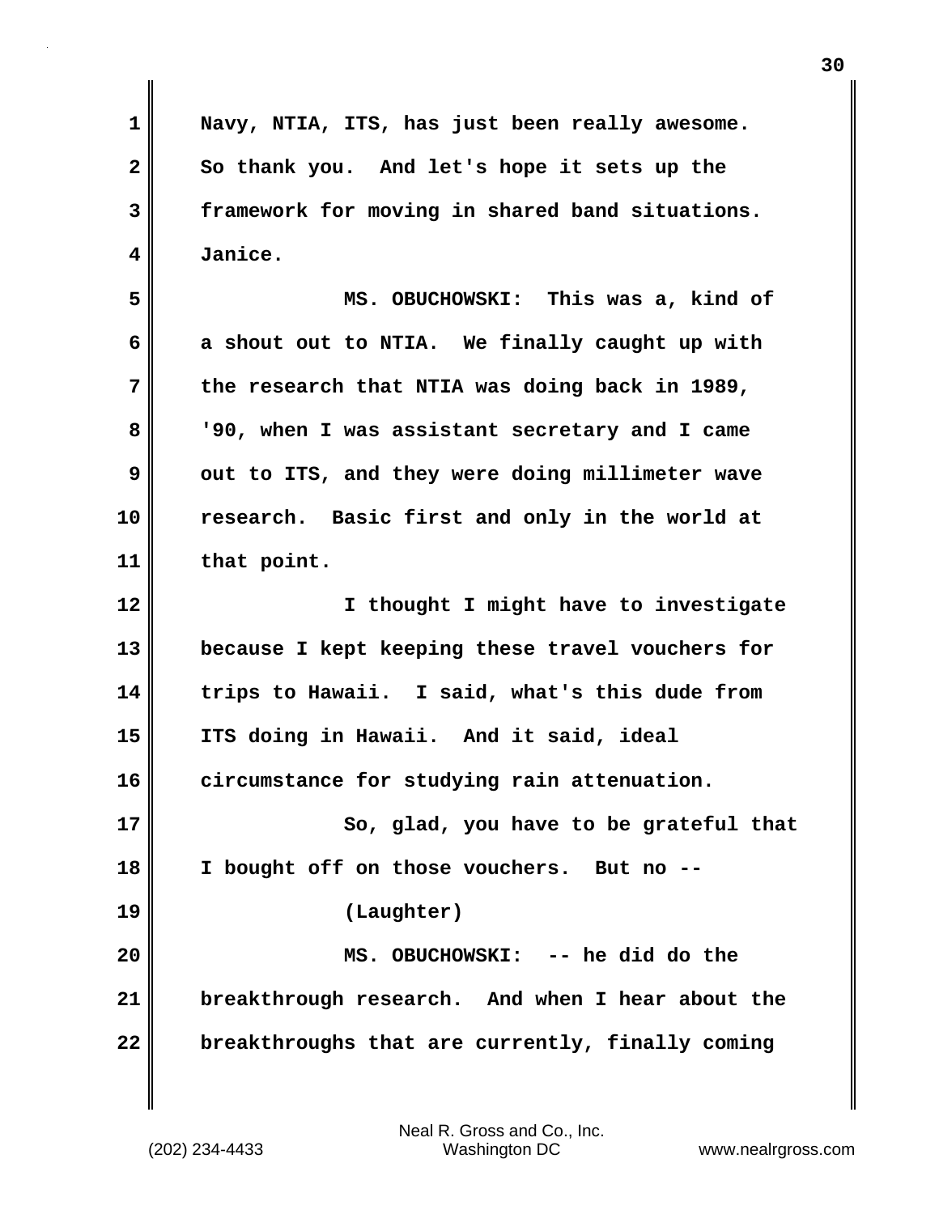Navy, NTIA, ITS, has just been really awesome. So thank you. And let's hope it sets up the framework for moving in shared band situations. Janice.

MS. OBUCHOWSKI: This was a, kind of a shout out to NTIA. We finally caught up with the research that NTIA was doing back in 1989, '90, when I was assistant secretary and I came out to ITS, and they were doing millimeter wave research. Basic first and only in the world at that point.

I thought I might have to investigate because I kept keeping these travel vouchers for trips to Hawaii. I said, what's this dude from ITS doing in Hawaii. And it said, ideal circumstance for studying rain attenuation.

So, glad, you have to be grateful that I bought off on those vouchers. But no --

(Laughter)

MS. OBUCHOWSKI: -- he did do the breakthrough research. And when I hear about the breakthroughs that are currently, finally coming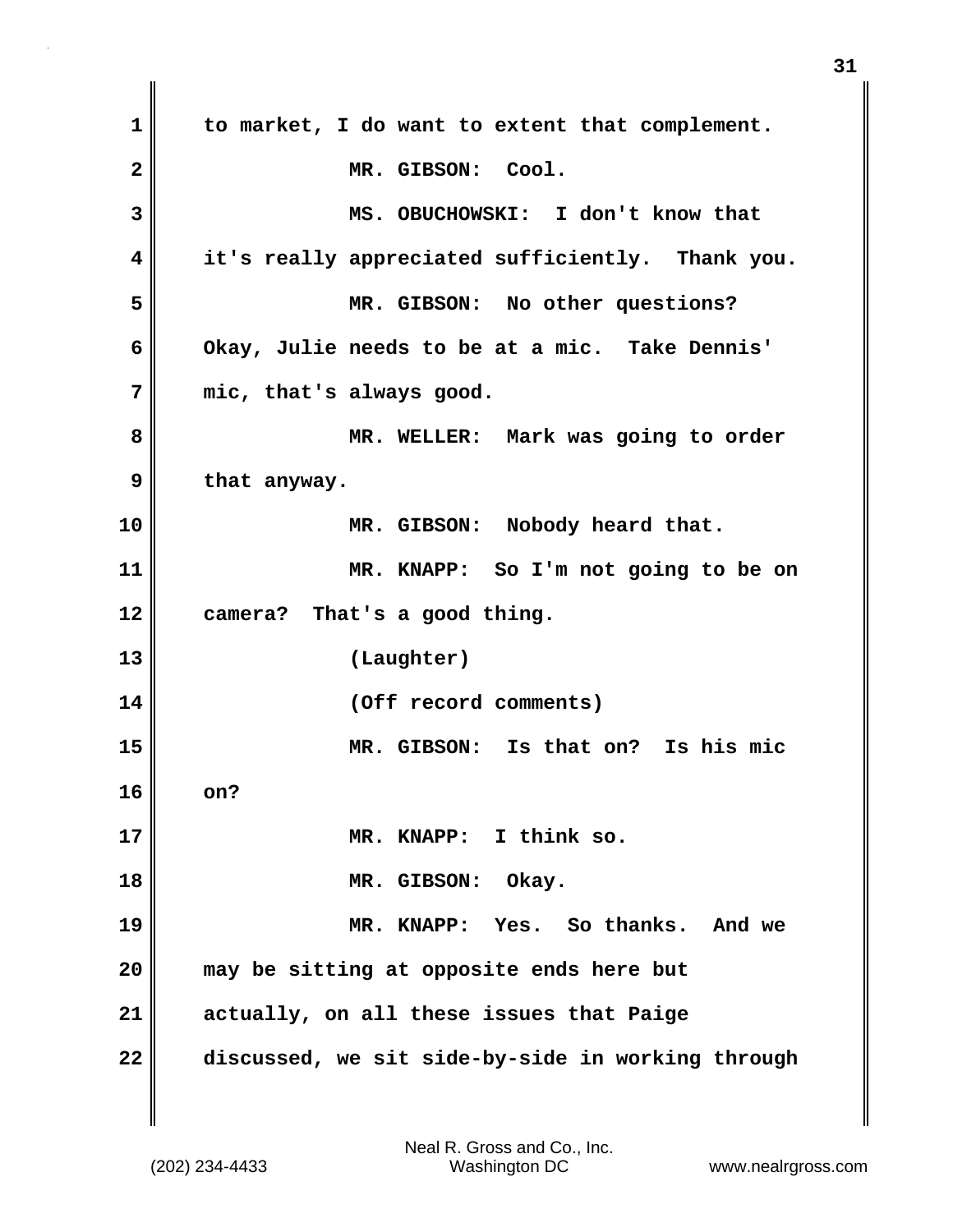to market, I do want to extent that complement.

MR. GIBSON: Cool.

MS. OBUCHOWSKI: I don't know that it's really appreciated sufficiently. Thank you.

MR. GIBSON: No other questions? Okay, Julie needs to be at a mic. Take Dennis' mic, that's always good.

MR. WELLER: Mark was going to order that anyway.

MR. GIBSON: Nobody heard that.

MR. KNAPP: So I'm not going to be on camera? That's a good thing.

(Laughter)

(Off record comments)

MR. GIBSON: Is that on? Is his mic on?

MR. KNAPP: I think so.

MR. GIBSON: Okay.

MR. KNAPP: Yes. So thanks. And we may be sitting at opposite ends here but actually, on all these issues that Paige discussed, we sit side-by-side in working through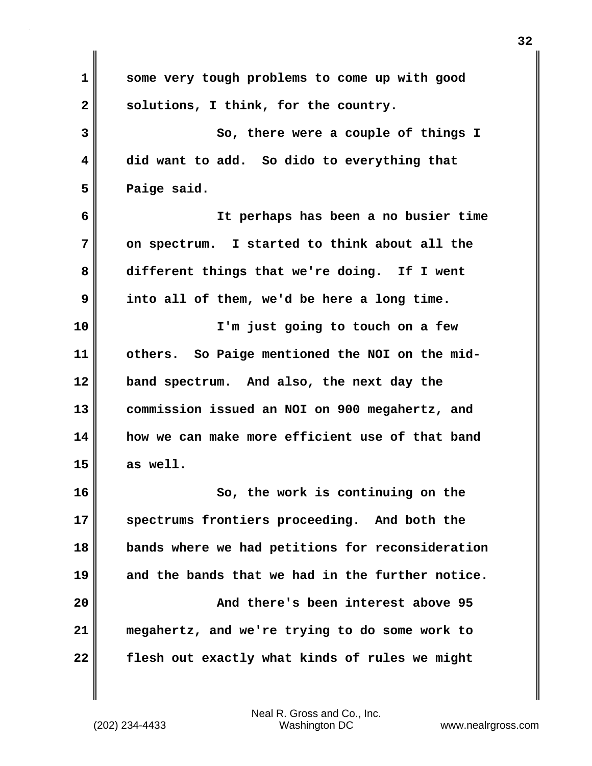some very tough problems to come up with good solutions, I think, for the country.

So, there were a couple of things I did want to add. So dido to everything that Paige said.

It perhaps has been a no busier time on spectrum. I started to think about all the different things that we're doing. If I went into all of them, we'd be here a long time.

I'm just going to touch on a few others. So Paige mentioned the NOI on the mid-band spectrum. And also, the next day the commission issued an NOI on 900 megahertz, and how we can make more efficient use of that band as well.

So, the work is continuing on the spectrums frontiers proceeding. And both the bands where we had petitions for reconsideration and the bands that we had in the further notice.

And there's been interest above 95 megahertz, and we're trying to do some work to flesh out exactly what kinds of rules we might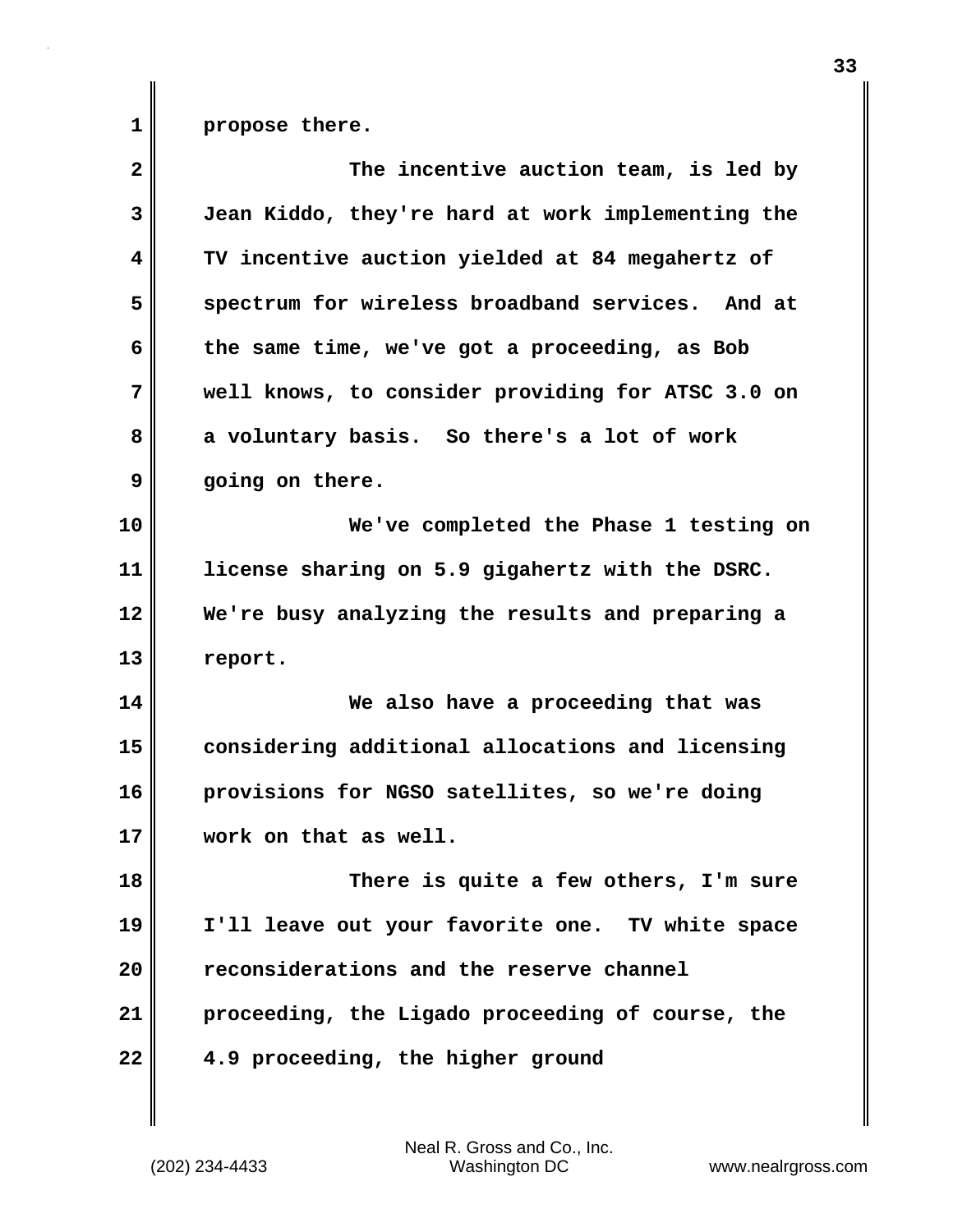propose there.

The incentive auction team, is led by Jean Kiddo, they're hard at work implementing the TV incentive auction yielded at 84 megahertz of spectrum for wireless broadband services. And at the same time, we've got a proceeding, as Bob well knows, to consider providing for ATSC 3.0 on a voluntary basis. So there's a lot of work going on there.

We've completed the Phase 1 testing on license sharing on 5.9 gigahertz with the DSRC. We're busy analyzing the results and preparing a report.

We also have a proceeding that was considering additional allocations and licensing provisions for NGSO satellites, so we're doing work on that as well.

There is quite a few others, I'm sure I'll leave out your favorite one. TV white space reconsiderations and the reserve channel proceeding, the Ligado proceeding of course, the 4.9 proceeding, the higher ground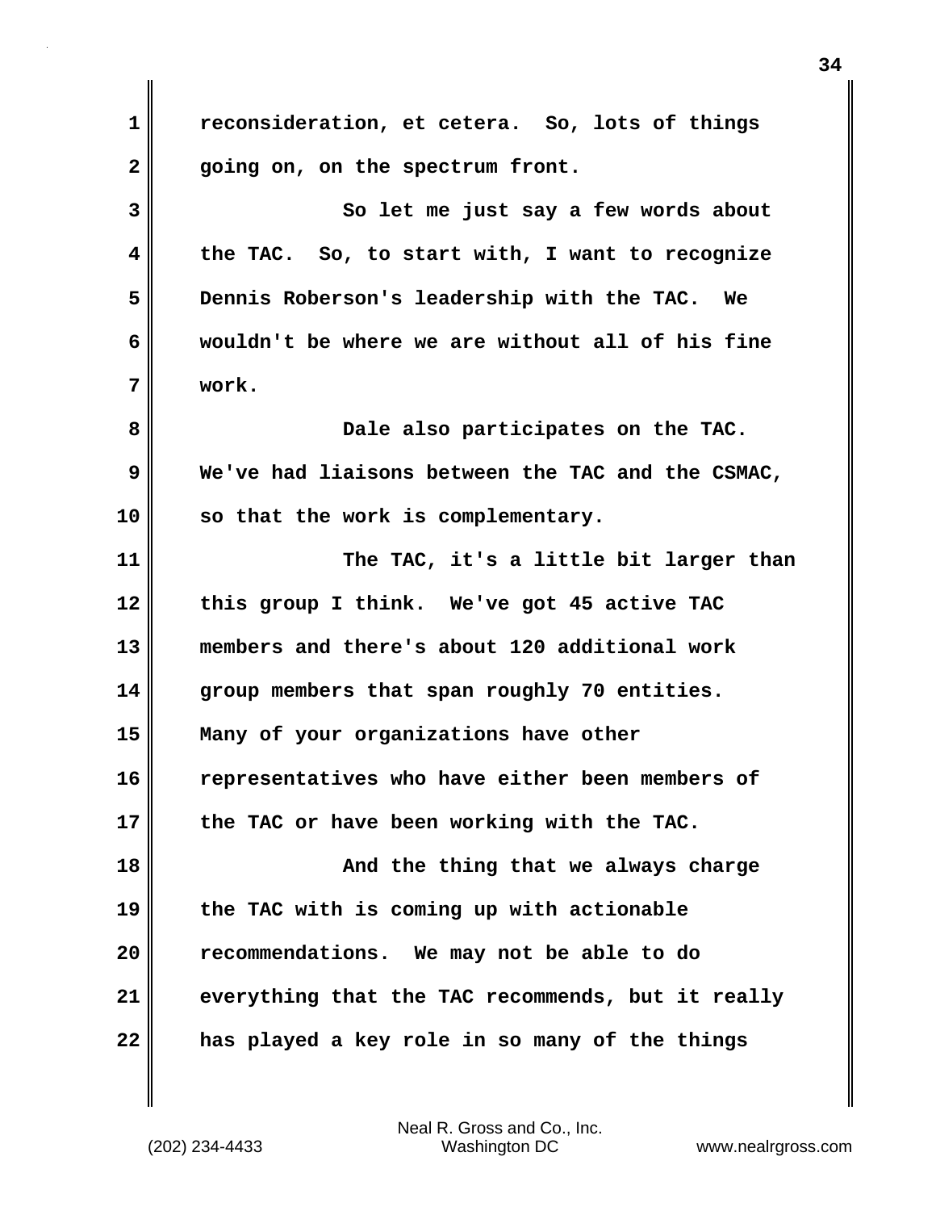reconsideration, et cetera. So, lots of things going on, on the spectrum front.

So let me just say a few words about the TAC. So, to start with, I want to recognize Dennis Roberson's leadership with the TAC. We wouldn't be where we are without all of his fine work.

Dale also participates on the TAC. We've had liaisons between the TAC and the CSMAC, so that the work is complementary.

The TAC, it's a little bit larger than this group I think. We've got 45 active TAC members and there's about 120 additional work group members that span roughly 70 entities. Many of your organizations have other representatives who have either been members of the TAC or have been working with the TAC.

And the thing that we always charge the TAC with is coming up with actionable recommendations. We may not be able to do everything that the TAC recommends, but it really has played a key role in so many of the things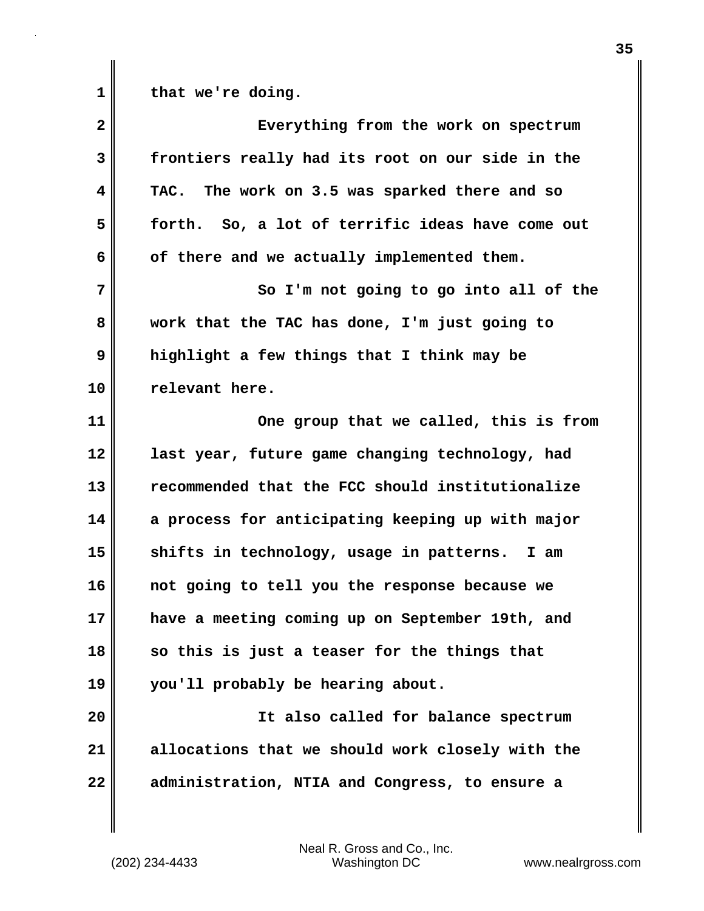that we're doing.

Everything from the work on spectrum frontiers really had its root on our side in the TAC. The work on 3.5 was sparked there and so forth. So, a lot of terrific ideas have come out of there and we actually implemented them.

So I'm not going to go into all of the work that the TAC has done, I'm just going to highlight a few things that I think may be relevant here.

One group that we called, this is from last year, future game changing technology, had recommended that the FCC should institutionalize a process for anticipating keeping up with major shifts in technology, usage in patterns. I am not going to tell you the response because we have a meeting coming up on September 19th, and so this is just a teaser for the things that you'll probably be hearing about.

It also called for balance spectrum allocations that we should work closely with the administration, NTIA and Congress, to ensure a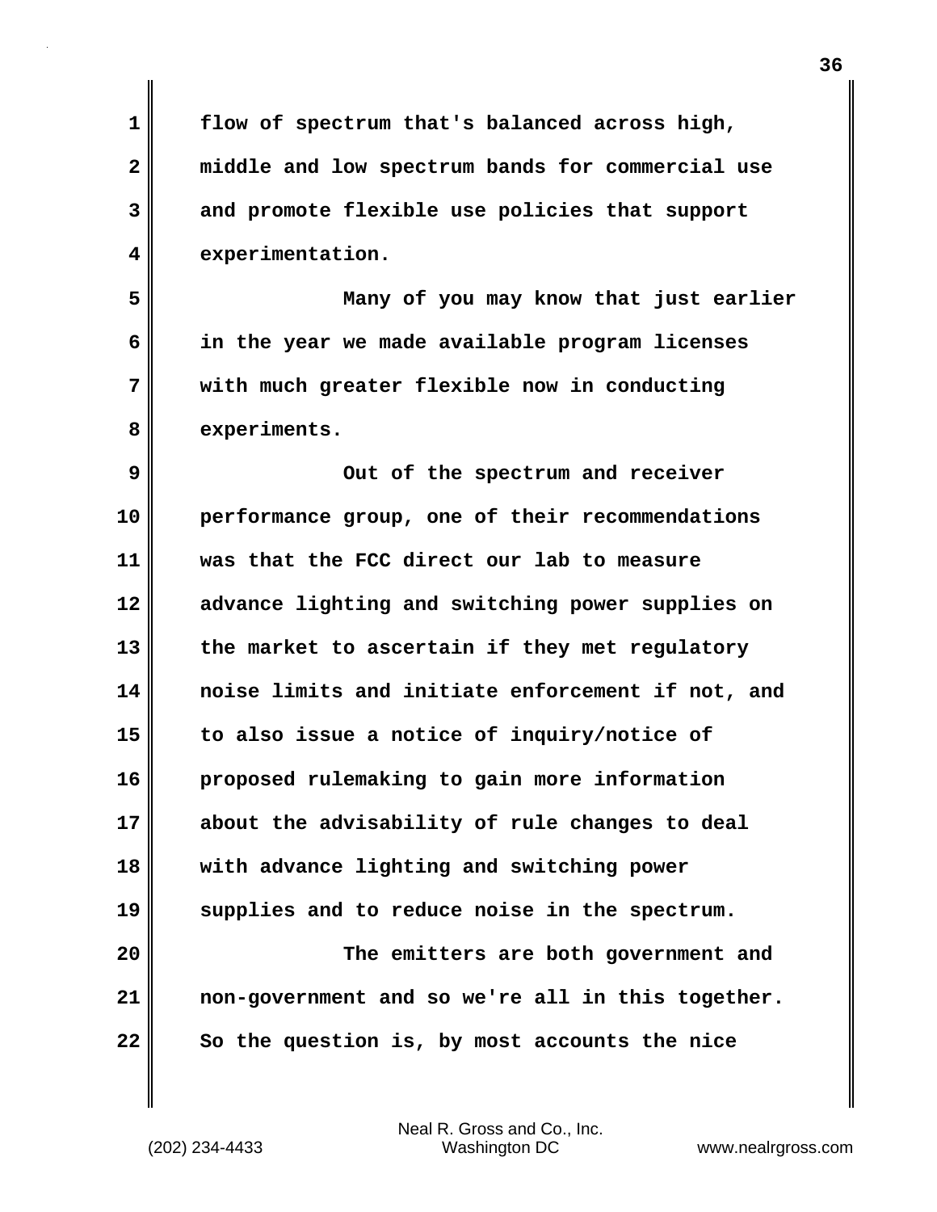flow of spectrum that's balanced across high, middle and low spectrum bands for commercial use and promote flexible use policies that support experimentation.

Many of you may know that just earlier in the year we made available program licenses with much greater flexible now in conducting experiments.

Out of the spectrum and receiver performance group, one of their recommendations was that the FCC direct our lab to measure advance lighting and switching power supplies on the market to ascertain if they met regulatory noise limits and initiate enforcement if not, and to also issue a notice of inquiry/notice of proposed rulemaking to gain more information about the advisability of rule changes to deal with advance lighting and switching power supplies and to reduce noise in the spectrum.

The emitters are both government and non-government and so we're all in this together. So the question is, by most accounts the nice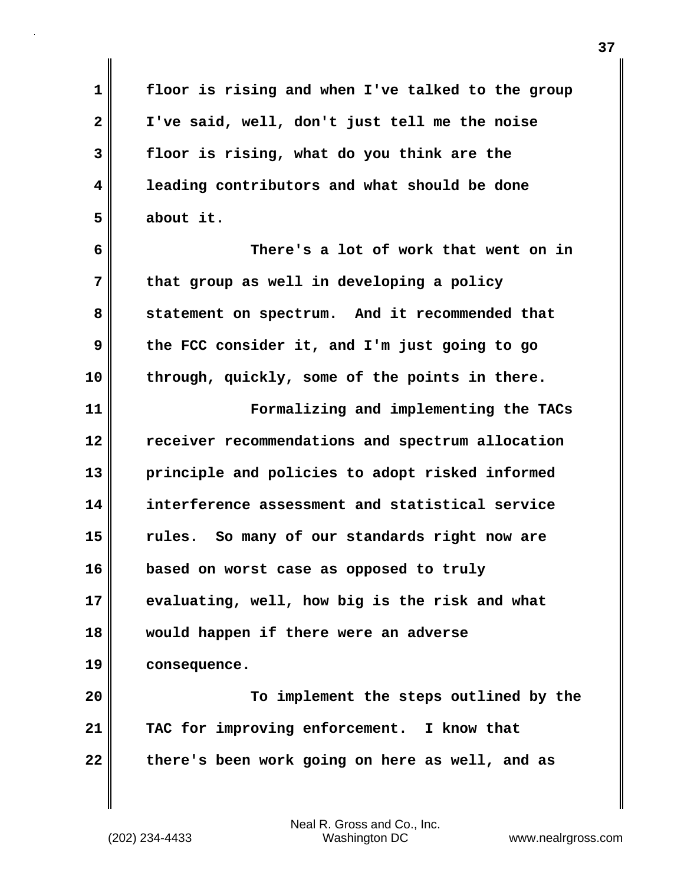floor is rising and when I've talked to the group I've said, well, don't just tell me the noise floor is rising, what do you think are the leading contributors and what should be done about it.

There's a lot of work that went on in that group as well in developing a policy statement on spectrum. And it recommended that the FCC consider it, and I'm just going to go through, quickly, some of the points in there.

Formalizing and implementing the TACs receiver recommendations and spectrum allocation principle and policies to adopt risked informed interference assessment and statistical service rules. So many of our standards right now are based on worst case as opposed to truly evaluating, well, how big is the risk and what would happen if there were an adverse consequence.

To implement the steps outlined by the TAC for improving enforcement. I know that there's been work going on here as well, and as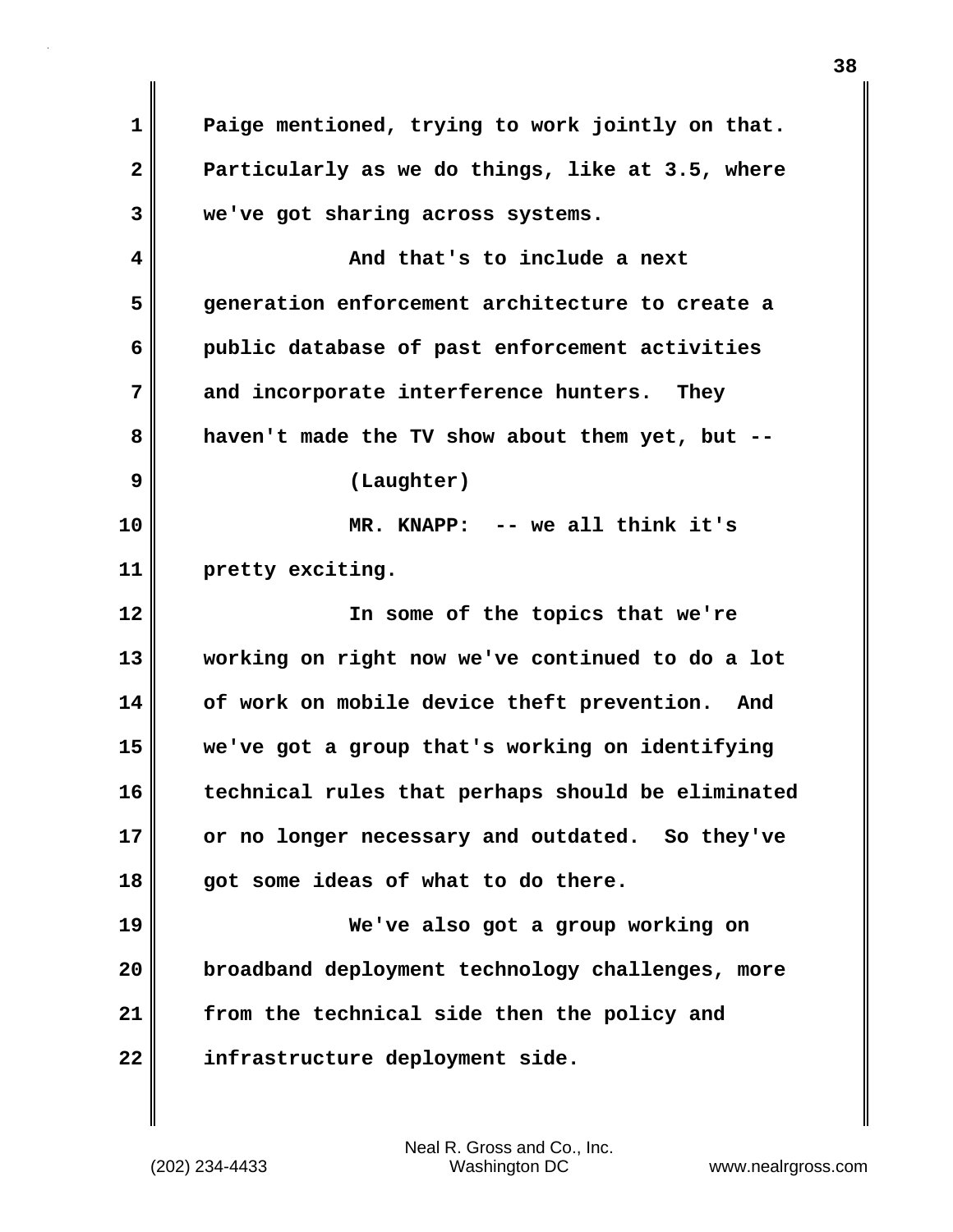Paige mentioned, trying to work jointly on that. Particularly as we do things, like at 3.5, where we've got sharing across systems.

And that's to include a next generation enforcement architecture to create a public database of past enforcement activities and incorporate interference hunters. They haven't made the TV show about them yet, but --

(Laughter)

MR. KNAPP: -- we all think it's pretty exciting.

In some of the topics that we're working on right now we've continued to do a lot of work on mobile device theft prevention. And we've got a group that's working on identifying technical rules that perhaps should be eliminated or no longer necessary and outdated. So they've got some ideas of what to do there.

We've also got a group working on broadband deployment technology challenges, more from the technical side then the policy and infrastructure deployment side.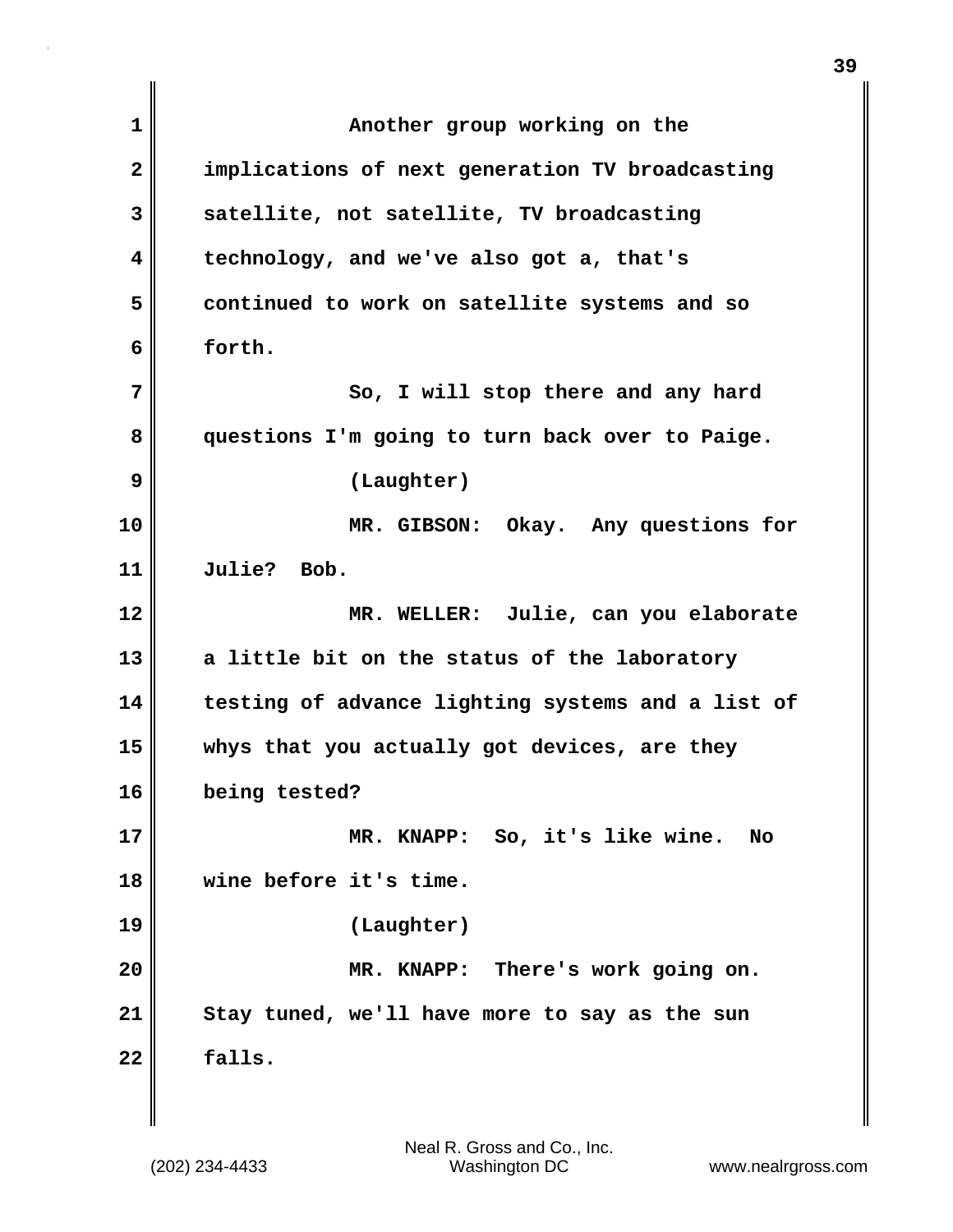Another group working on the implications of next generation TV broadcasting satellite, not satellite, TV broadcasting technology, and we've also got a, that's continued to work on satellite systems and so forth.

So, I will stop there and any hard questions I'm going to turn back over to Paige.

(Laughter)

MR. GIBSON: Okay. Any questions for Julie? Bob.

MR. WELLER: Julie, can you elaborate a little bit on the status of the laboratory testing of advance lighting systems and a list of whys that you actually got devices, are they being tested?

MR. KNAPP: So, it's like wine. No wine before it's time.

(Laughter)

MR. KNAPP: There's work going on. Stay tuned, we'll have more to say as the sun falls.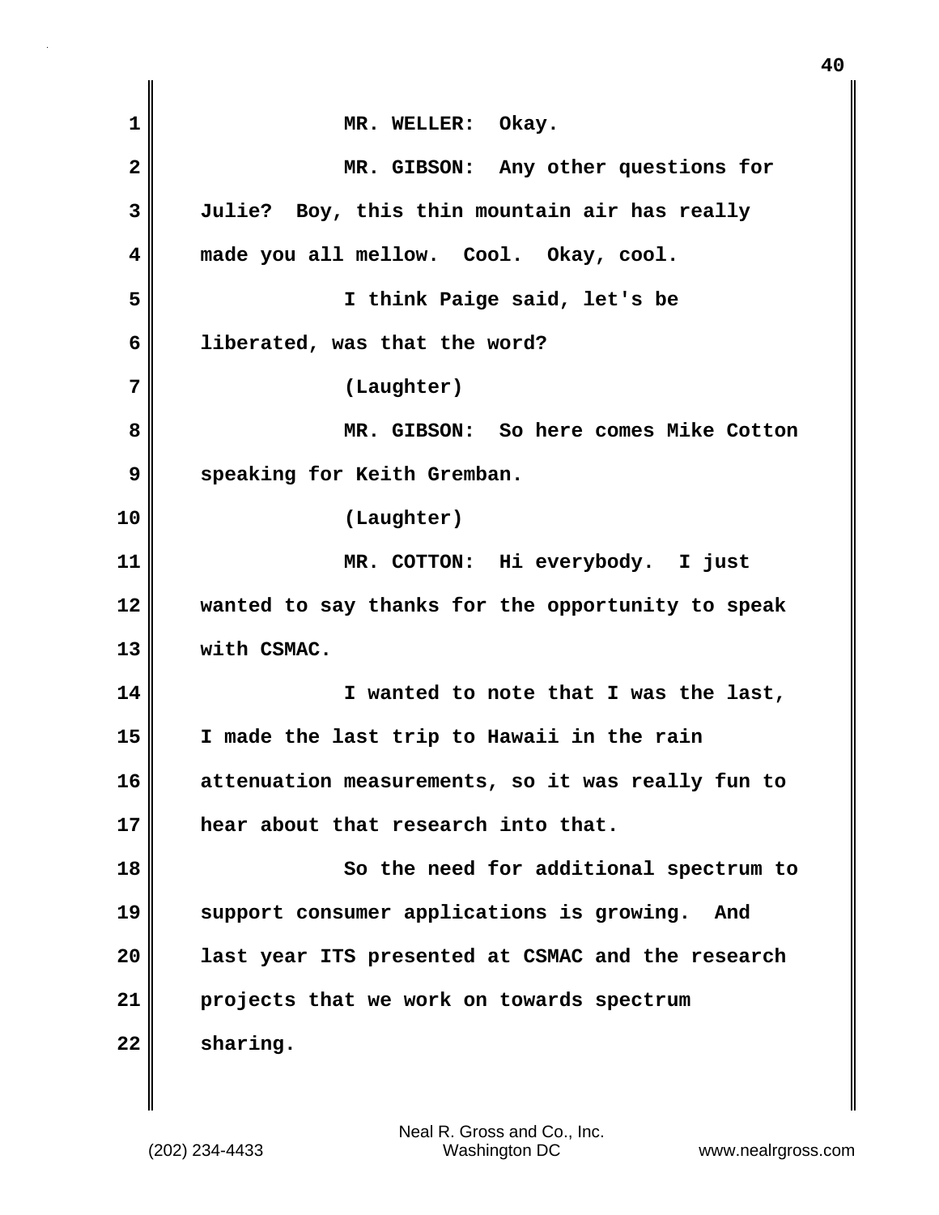MR. WELLER: Okay.

MR. GIBSON: Any other questions for Julie? Boy, this thin mountain air has really made you all mellow. Cool. Okay, cool.

I think Paige said, let's be liberated, was that the word?

(Laughter)

MR. GIBSON: So here comes Mike Cotton speaking for Keith Gremban.

(Laughter)

MR. COTTON: Hi everybody. I just wanted to say thanks for the opportunity to speak with CSMAC.

I wanted to note that I was the last, I made the last trip to Hawaii in the rain attenuation measurements, so it was really fun to hear about that research into that.

So the need for additional spectrum to support consumer applications is growing. And last year ITS presented at CSMAC and the research projects that we work on towards spectrum sharing.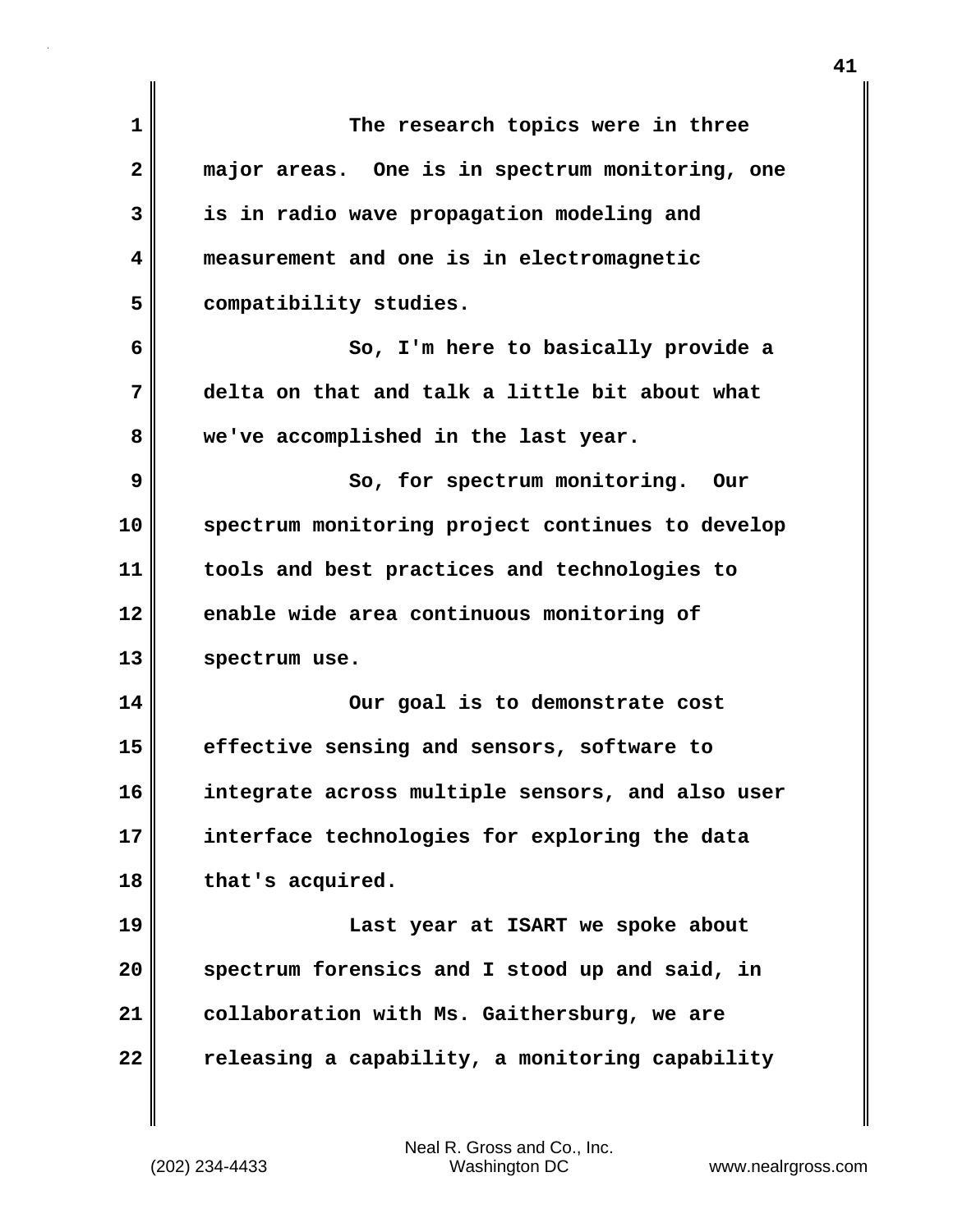The research topics were in three major areas. One is in spectrum monitoring, one is in radio wave propagation modeling and measurement and one is in electromagnetic compatibility studies.

So, I'm here to basically provide a delta on that and talk a little bit about what we've accomplished in the last year.

So, for spectrum monitoring. Our spectrum monitoring project continues to develop tools and best practices and technologies to enable wide area continuous monitoring of spectrum use.

Our goal is to demonstrate cost effective sensing and sensors, software to integrate across multiple sensors, and also user interface technologies for exploring the data that's acquired.

Last year at ISART we spoke about spectrum forensics and I stood up and said, in collaboration with Ms. Gaithersburg, we are releasing a capability, a monitoring capability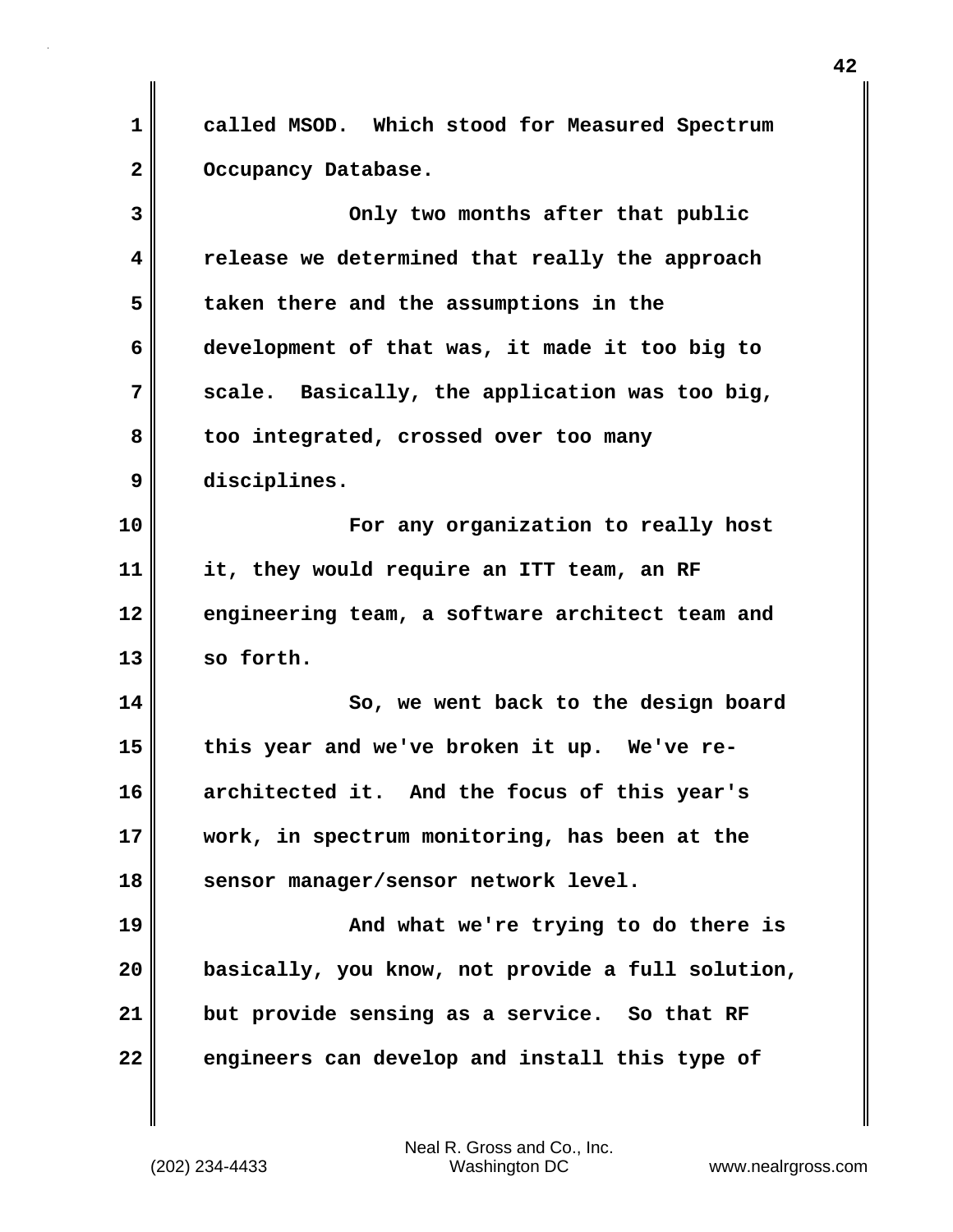called MSOD. Which stood for Measured Spectrum Occupancy Database.

Only two months after that public release we determined that really the approach taken there and the assumptions in the development of that was, it made it too big to scale. Basically, the application was too big, too integrated, crossed over too many disciplines.

For any organization to really host it, they would require an ITT team, an RF engineering team, a software architect team and so forth.

So, we went back to the design board this year and we've broken it up. We've re-architected it. And the focus of this year's work, in spectrum monitoring, has been at the sensor manager/sensor network level.

And what we're trying to do there is basically, you know, not provide a full solution, but provide sensing as a service. So that RF engineers can develop and install this type of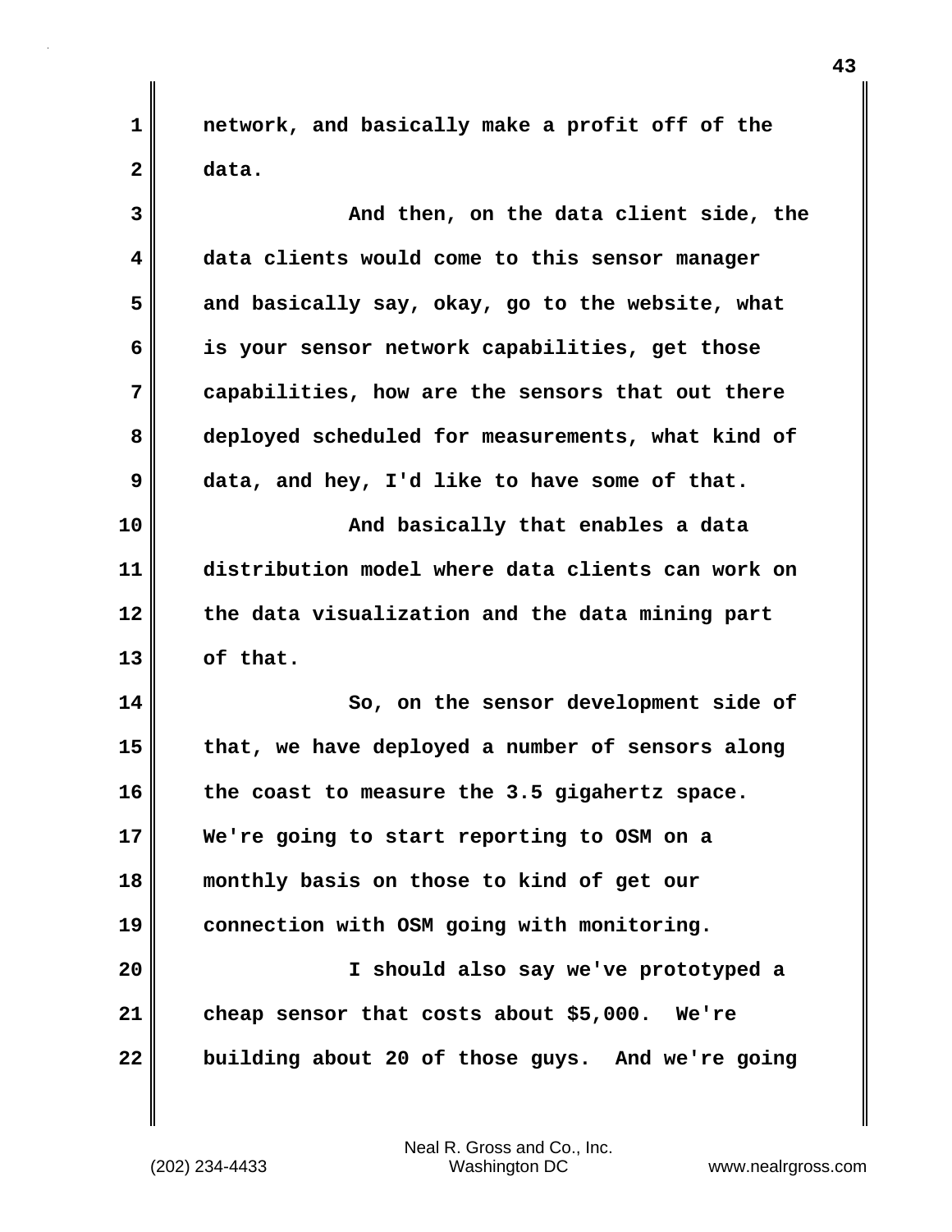network, and basically make a profit off of the data.

And then, on the data client side, the data clients would come to this sensor manager and basically say, okay, go to the website, what is your sensor network capabilities, get those capabilities, how are the sensors that out there deployed scheduled for measurements, what kind of data, and hey, I'd like to have some of that.

And basically that enables a data distribution model where data clients can work on the data visualization and the data mining part of that.

So, on the sensor development side of that, we have deployed a number of sensors along the coast to measure the 3.5 gigahertz space. We're going to start reporting to OSM on a monthly basis on those to kind of get our connection with OSM going with monitoring.

I should also say we've prototyped a cheap sensor that costs about $5,000. We're building about 20 of those guys. And we're going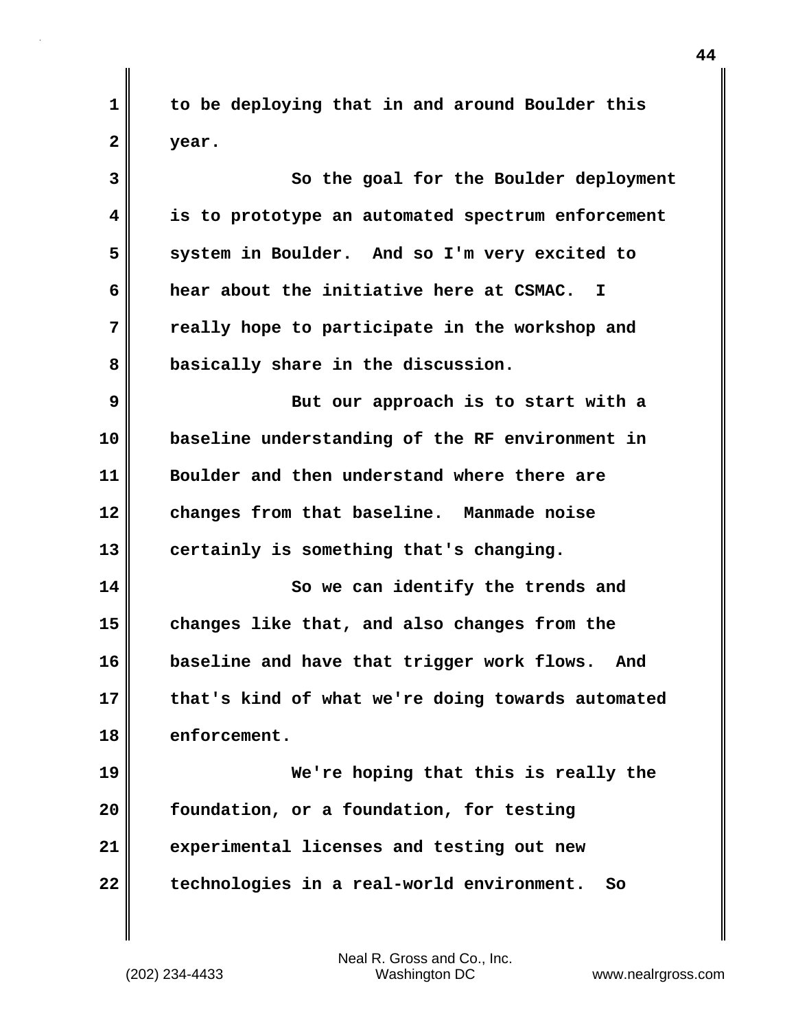to be deploying that in and around Boulder this year.

So the goal for the Boulder deployment is to prototype an automated spectrum enforcement system in Boulder. And so I'm very excited to hear about the initiative here at CSMAC. I really hope to participate in the workshop and basically share in the discussion.

But our approach is to start with a baseline understanding of the RF environment in Boulder and then understand where there are changes from that baseline. Manmade noise certainly is something that's changing.

So we can identify the trends and changes like that, and also changes from the baseline and have that trigger work flows. And that's kind of what we're doing towards automated enforcement.

We're hoping that this is really the foundation, or a foundation, for testing experimental licenses and testing out new technologies in a real-world environment. So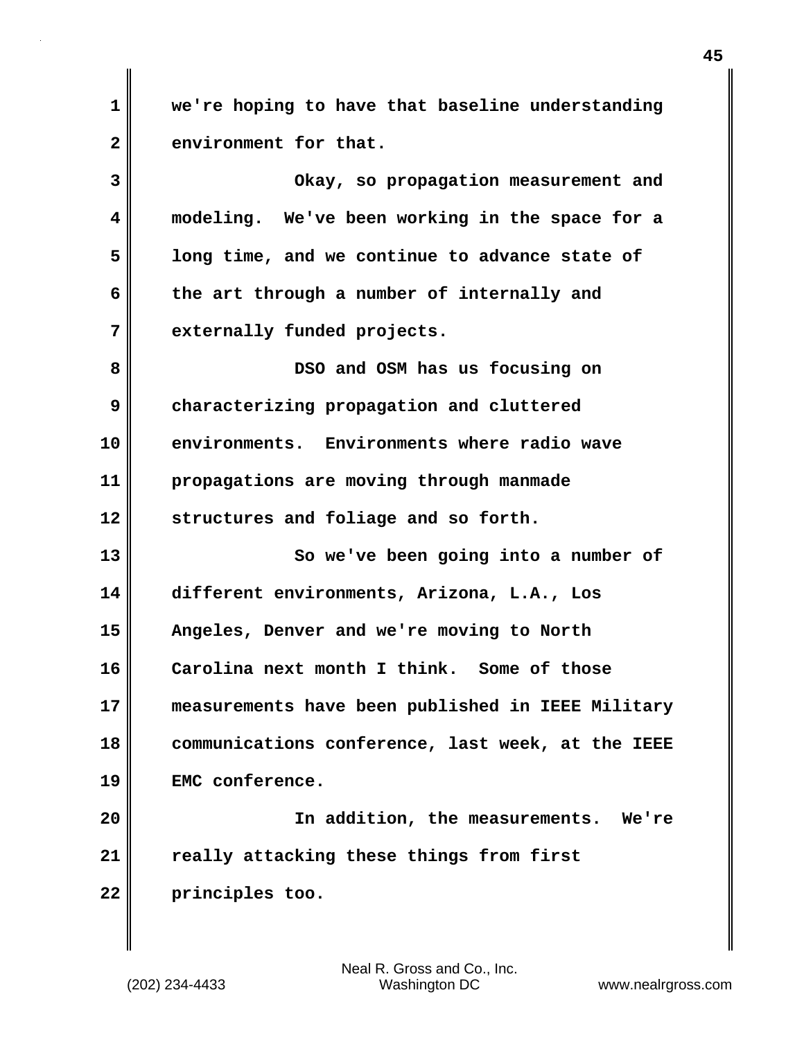we're hoping to have that baseline understanding environment for that.

Okay, so propagation measurement and modeling. We've been working in the space for a long time, and we continue to advance state of the art through a number of internally and externally funded projects.

DSO and OSM has us focusing on characterizing propagation and cluttered environments. Environments where radio wave propagations are moving through manmade structures and foliage and so forth.

So we've been going into a number of different environments, Arizona, L.A., Los Angeles, Denver and we're moving to North Carolina next month I think. Some of those measurements have been published in IEEE Military communications conference, last week, at the IEEE EMC conference.

In addition, the measurements. We're really attacking these things from first principles too.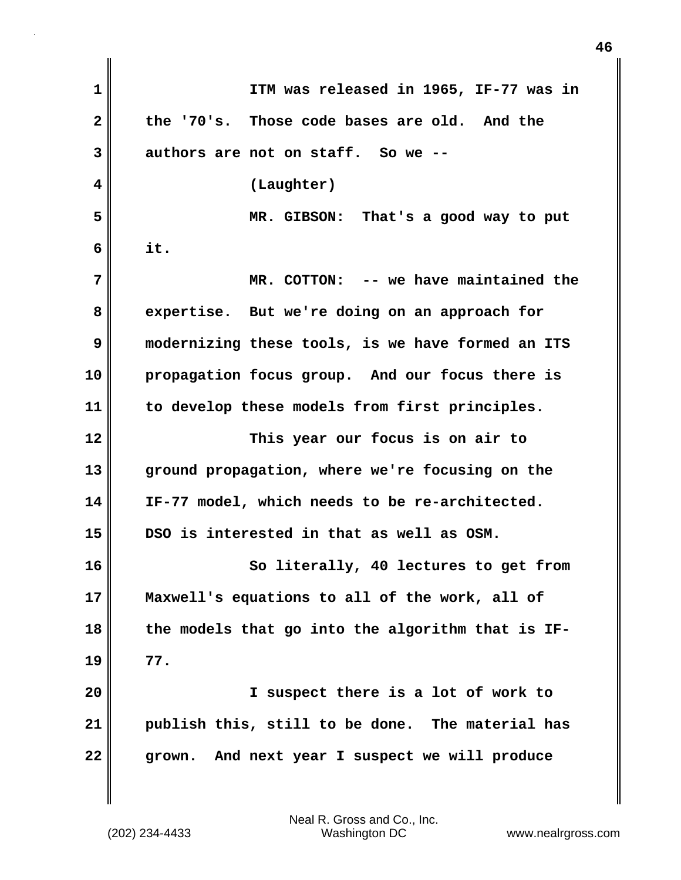ITM was released in 1965, IF-77 was in the '70's. Those code bases are old. And the authors are not on staff. So we --

(Laughter)

MR. GIBSON: That's a good way to put it.

MR. COTTON: -- we have maintained the expertise. But we're doing on an approach for modernizing these tools, is we have formed an ITS propagation focus group. And our focus there is to develop these models from first principles.

This year our focus is on air to ground propagation, where we're focusing on the IF-77 model, which needs to be re-architected. DSO is interested in that as well as OSM.

So literally, 40 lectures to get from Maxwell's equations to all of the work, all of the models that go into the algorithm that is IF-77.

I suspect there is a lot of work to publish this, still to be done. The material has grown. And next year I suspect we will produce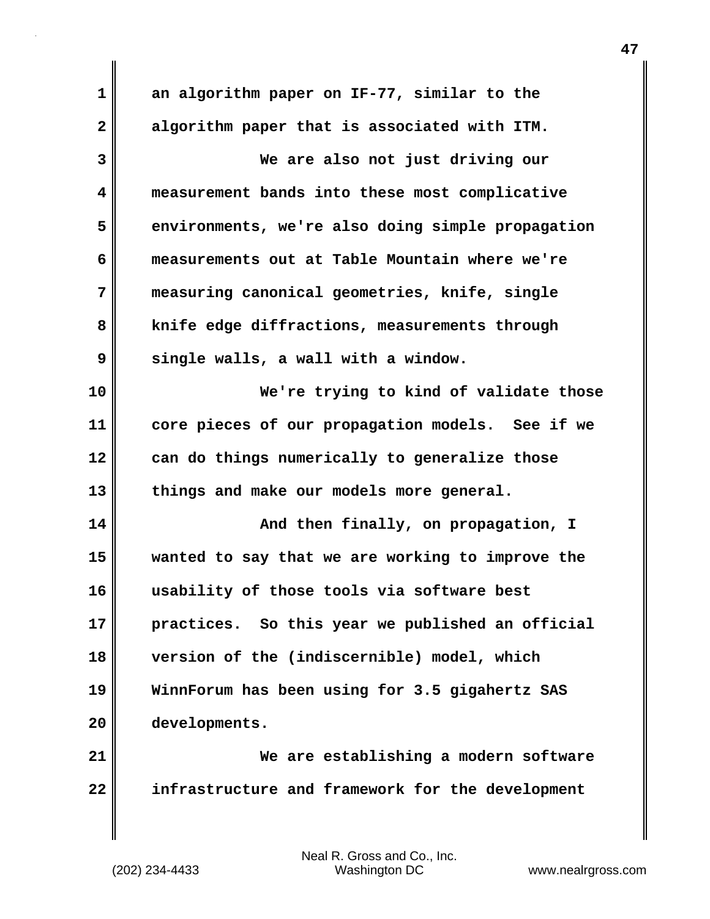an algorithm paper on IF-77, similar to the algorithm paper that is associated with ITM.

We are also not just driving our measurement bands into these most complicative environments, we're also doing simple propagation measurements out at Table Mountain where we're measuring canonical geometries, knife, single knife edge diffractions, measurements through single walls, a wall with a window.

We're trying to kind of validate those core pieces of our propagation models. See if we can do things numerically to generalize those things and make our models more general.

And then finally, on propagation, I wanted to say that we are working to improve the usability of those tools via software best practices. So this year we published an official version of the (indiscernible) model, which WinnForum has been using for 3.5 gigahertz SAS developments.

We are establishing a modern software infrastructure and framework for the development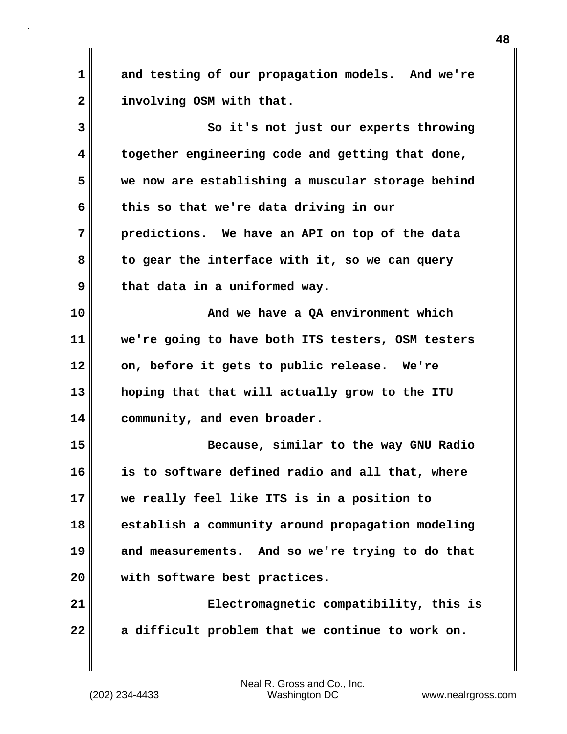and testing of our propagation models. And we're involving OSM with that.

So it's not just our experts throwing together engineering code and getting that done, we now are establishing a muscular storage behind this so that we're data driving in our predictions. We have an API on top of the data to gear the interface with it, so we can query that data in a uniformed way.

And we have a QA environment which we're going to have both ITS testers, OSM testers on, before it gets to public release. We're hoping that that will actually grow to the ITU community, and even broader.

Because, similar to the way GNU Radio is to software defined radio and all that, where we really feel like ITS is in a position to establish a community around propagation modeling and measurements. And so we're trying to do that with software best practices.

Electromagnetic compatibility, this is a difficult problem that we continue to work on.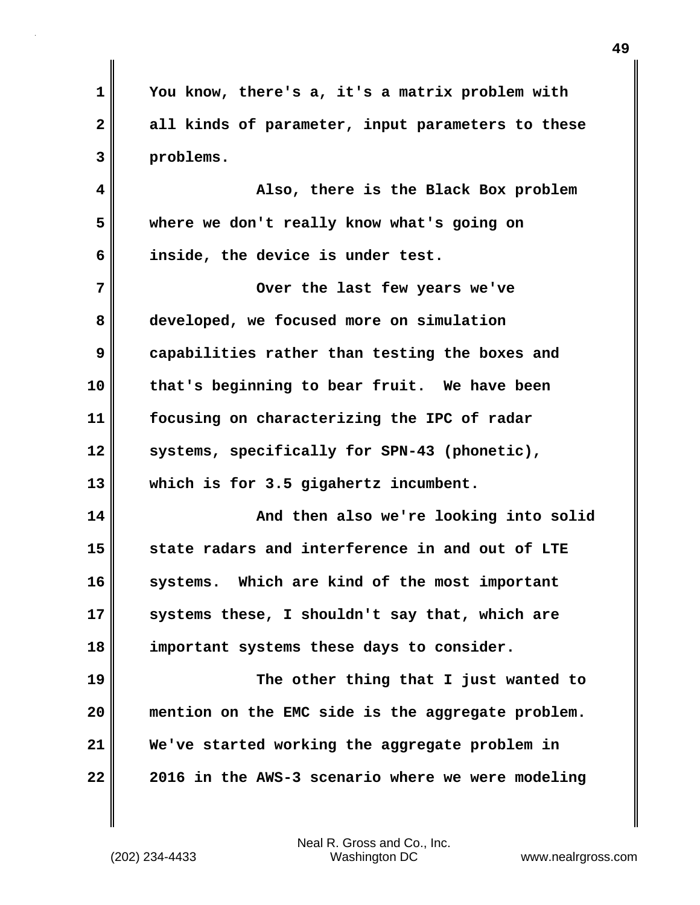You know, there's a, it's a matrix problem with all kinds of parameter, input parameters to these problems.

Also, there is the Black Box problem where we don't really know what's going on inside, the device is under test.

Over the last few years we've developed, we focused more on simulation capabilities rather than testing the boxes and that's beginning to bear fruit. We have been focusing on characterizing the IPC of radar systems, specifically for SPN-43 (phonetic), which is for 3.5 gigahertz incumbent.

And then also we're looking into solid state radars and interference in and out of LTE systems. Which are kind of the most important systems these, I shouldn't say that, which are important systems these days to consider.

The other thing that I just wanted to mention on the EMC side is the aggregate problem. We've started working the aggregate problem in 2016 in the AWS-3 scenario where we were modeling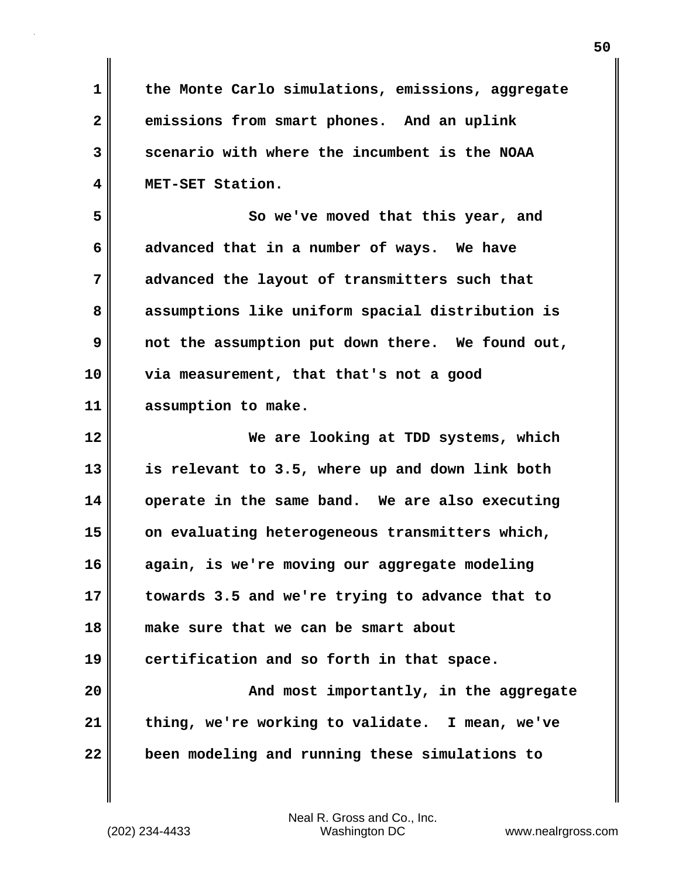the Monte Carlo simulations, emissions, aggregate emissions from smart phones. And an uplink scenario with where the incumbent is the NOAA MET-SET Station.

So we've moved that this year, and advanced that in a number of ways. We have advanced the layout of transmitters such that assumptions like uniform spacial distribution is not the assumption put down there. We found out, via measurement, that that's not a good assumption to make.

We are looking at TDD systems, which is relevant to 3.5, where up and down link both operate in the same band. We are also executing on evaluating heterogeneous transmitters which, again, is we're moving our aggregate modeling towards 3.5 and we're trying to advance that to make sure that we can be smart about certification and so forth in that space.

And most importantly, in the aggregate thing, we're working to validate. I mean, we've been modeling and running these simulations to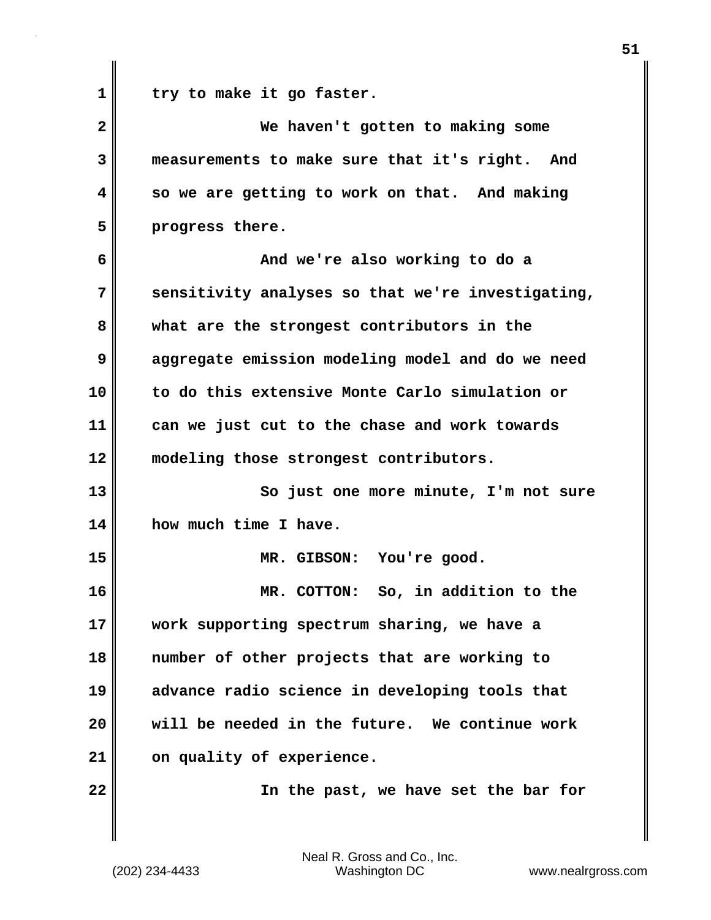try to make it go faster.

We haven't gotten to making some measurements to make sure that it's right. And so we are getting to work on that. And making progress there.

And we're also working to do a sensitivity analyses so that we're investigating, what are the strongest contributors in the aggregate emission modeling model and do we need to do this extensive Monte Carlo simulation or can we just cut to the chase and work towards modeling those strongest contributors.

So just one more minute, I'm not sure how much time I have.

MR. GIBSON: You're good.

MR. COTTON: So, in addition to the work supporting spectrum sharing, we have a number of other projects that are working to advance radio science in developing tools that will be needed in the future. We continue work on quality of experience.

In the past, we have set the bar for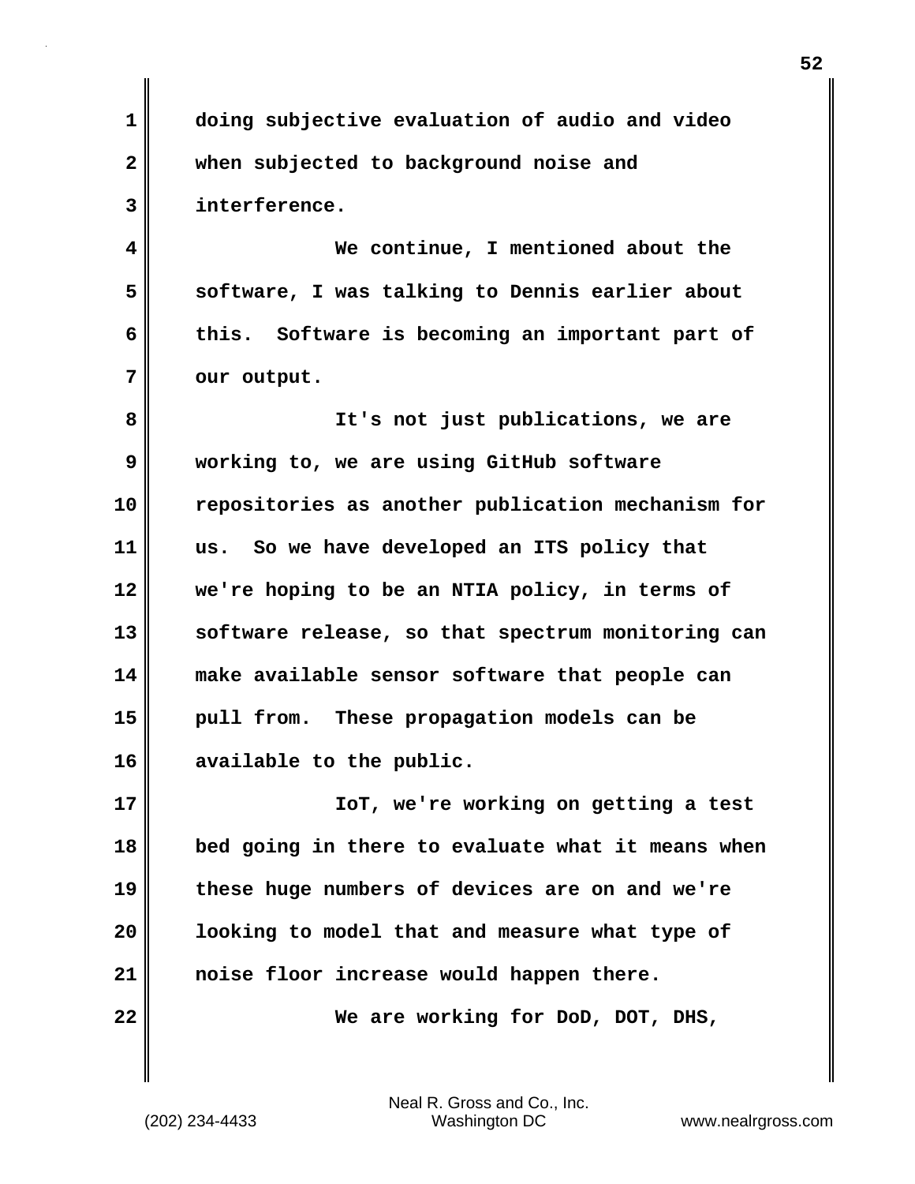doing subjective evaluation of audio and video when subjected to background noise and interference.

We continue, I mentioned about the software, I was talking to Dennis earlier about this. Software is becoming an important part of our output.

It's not just publications, we are working to, we are using GitHub software repositories as another publication mechanism for us. So we have developed an ITS policy that we're hoping to be an NTIA policy, in terms of software release, so that spectrum monitoring can make available sensor software that people can pull from. These propagation models can be available to the public.

IoT, we're working on getting a test bed going in there to evaluate what it means when these huge numbers of devices are on and we're looking to model that and measure what type of noise floor increase would happen there.

We are working for DoD, DOT, DHS,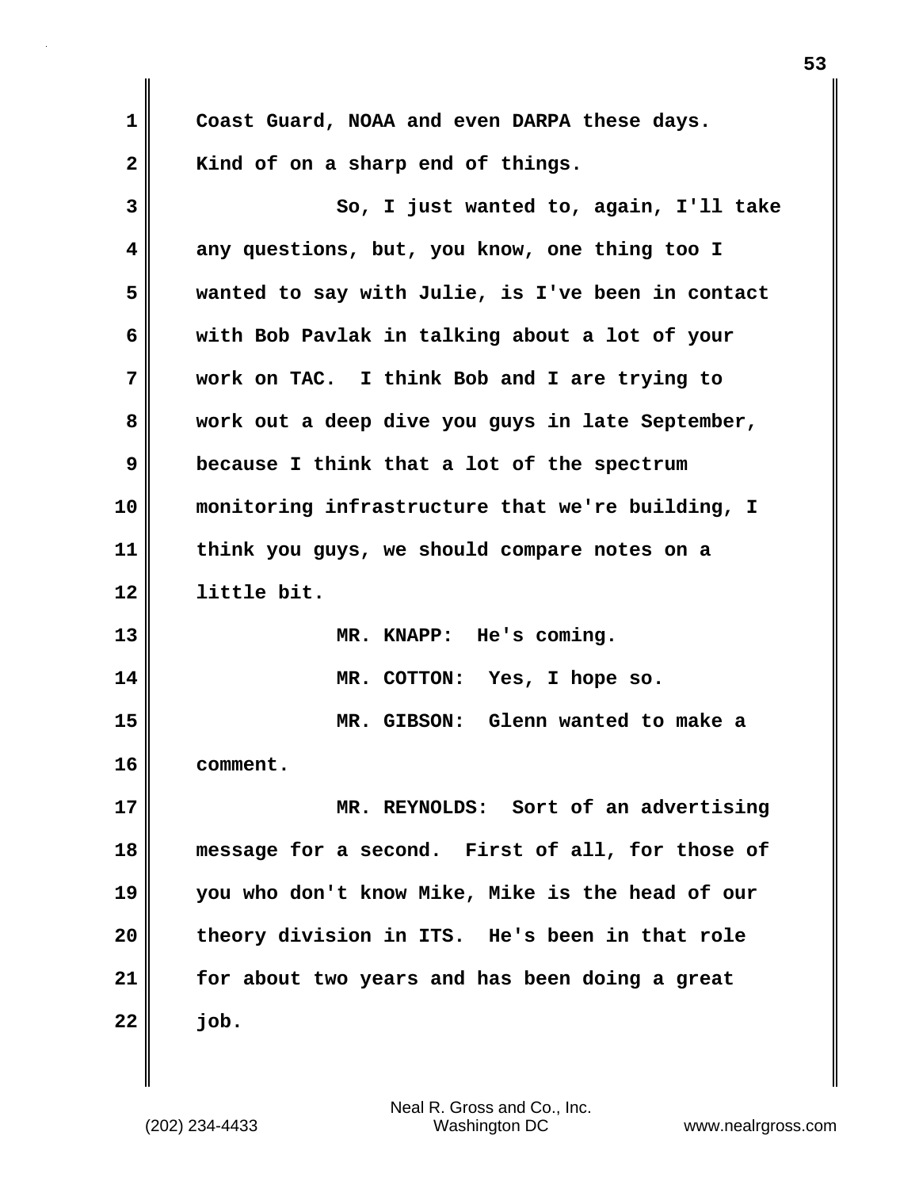Coast Guard, NOAA and even DARPA these days. Kind of on a sharp end of things.

So, I just wanted to, again, I'll take any questions, but, you know, one thing too I wanted to say with Julie, is I've been in contact with Bob Pavlak in talking about a lot of your work on TAC. I think Bob and I are trying to work out a deep dive you guys in late September, because I think that a lot of the spectrum monitoring infrastructure that we're building, I think you guys, we should compare notes on a little bit.

MR. KNAPP: He's coming.

MR. COTTON: Yes, I hope so.

MR. GIBSON: Glenn wanted to make a comment.

MR. REYNOLDS: Sort of an advertising message for a second. First of all, for those of you who don't know Mike, Mike is the head of our theory division in ITS. He's been in that role for about two years and has been doing a great job.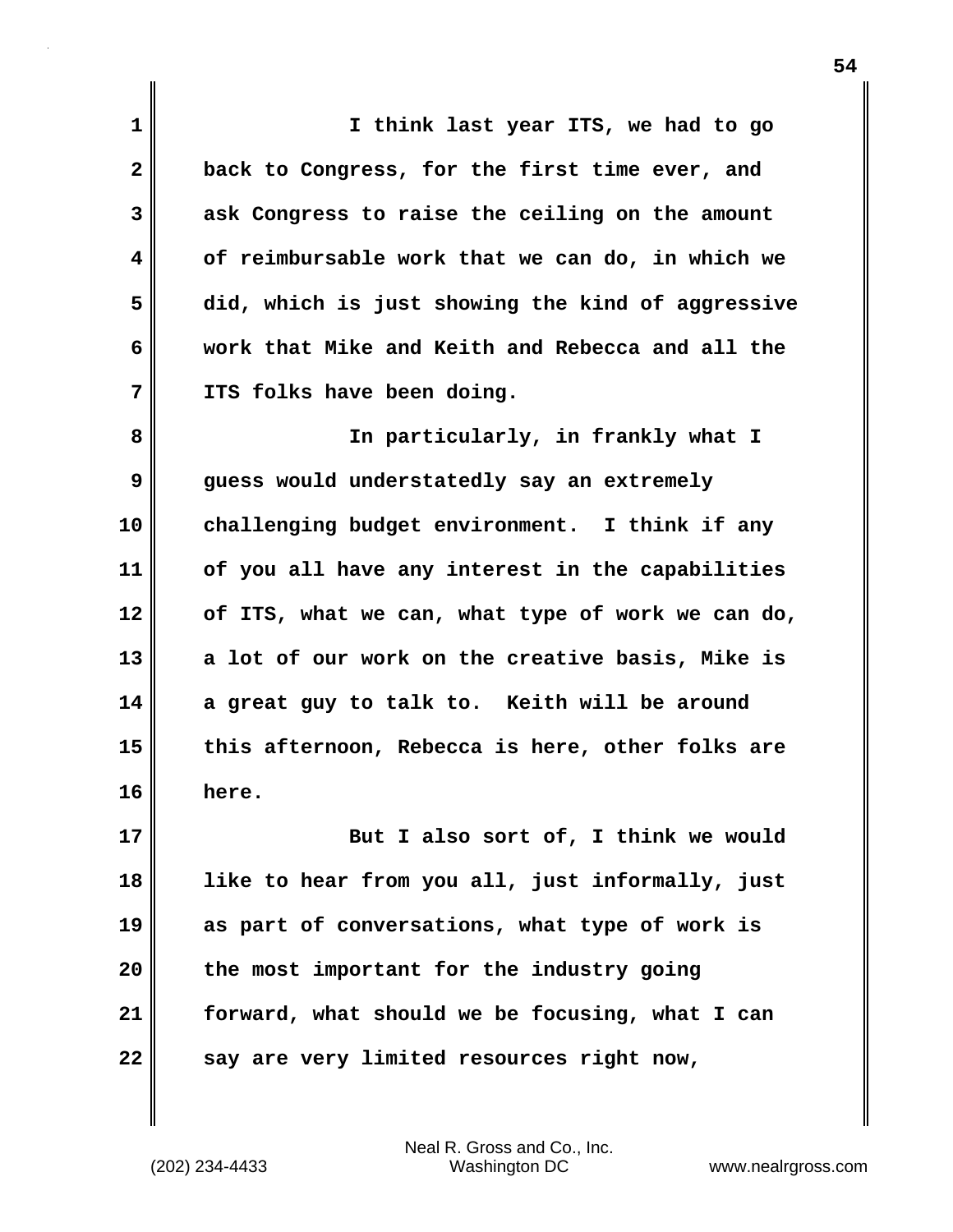I think last year ITS, we had to go back to Congress, for the first time ever, and ask Congress to raise the ceiling on the amount of reimbursable work that we can do, in which we did, which is just showing the kind of aggressive work that Mike and Keith and Rebecca and all the ITS folks have been doing.

In particularly, in frankly what I guess would understatedly say an extremely challenging budget environment. I think if any of you all have any interest in the capabilities of ITS, what we can, what type of work we can do, a lot of our work on the creative basis, Mike is a great guy to talk to. Keith will be around this afternoon, Rebecca is here, other folks are here.

But I also sort of, I think we would like to hear from you all, just informally, just as part of conversations, what type of work is the most important for the industry going forward, what should we be focusing, what I can say are very limited resources right now,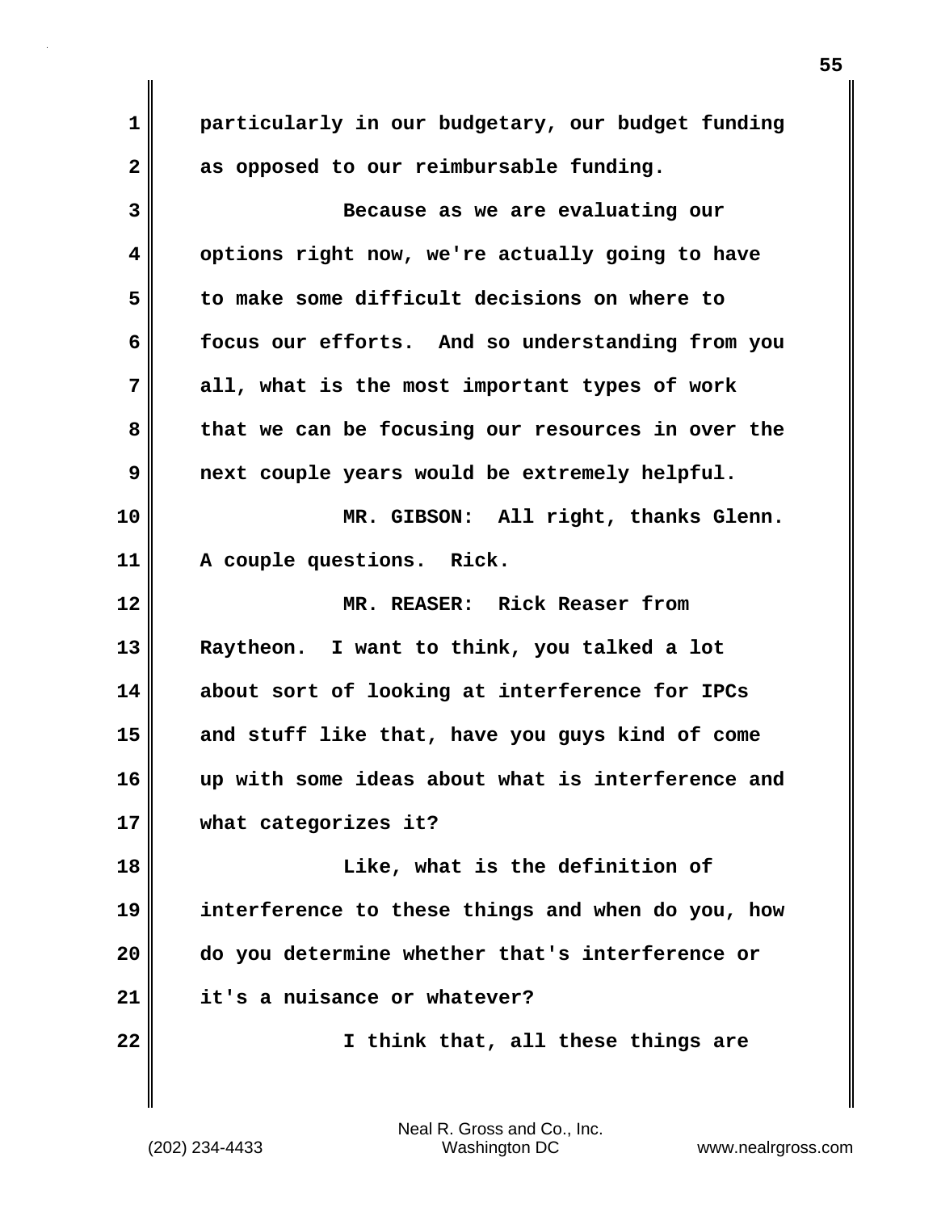particularly in our budgetary, our budget funding as opposed to our reimbursable funding.

Because as we are evaluating our options right now, we're actually going to have to make some difficult decisions on where to focus our efforts. And so understanding from you all, what is the most important types of work that we can be focusing our resources in over the next couple years would be extremely helpful.

MR. GIBSON: All right, thanks Glenn. A couple questions. Rick.

MR. REASER: Rick Reaser from Raytheon. I want to think, you talked a lot about sort of looking at interference for IPCs and stuff like that, have you guys kind of come up with some ideas about what is interference and what categorizes it?

Like, what is the definition of interference to these things and when do you, how do you determine whether that's interference or it's a nuisance or whatever?

I think that, all these things are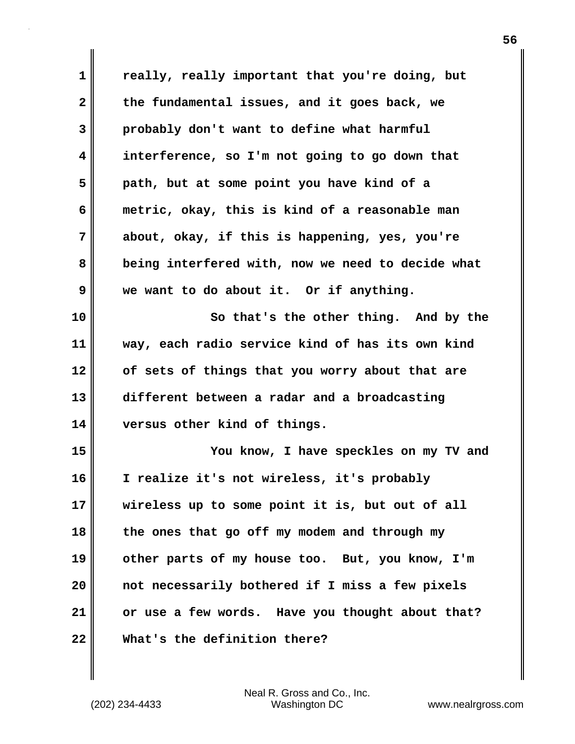really, really important that you're doing, but the fundamental issues, and it goes back, we probably don't want to define what harmful interference, so I'm not going to go down that path, but at some point you have kind of a metric, okay, this is kind of a reasonable man about, okay, if this is happening, yes, you're being interfered with, now we need to decide what we want to do about it. Or if anything.

So that's the other thing. And by the way, each radio service kind of has its own kind of sets of things that you worry about that are different between a radar and a broadcasting versus other kind of things.

You know, I have speckles on my TV and I realize it's not wireless, it's probably wireless up to some point it is, but out of all the ones that go off my modem and through my other parts of my house too. But, you know, I'm not necessarily bothered if I miss a few pixels or use a few words. Have you thought about that? What's the definition there?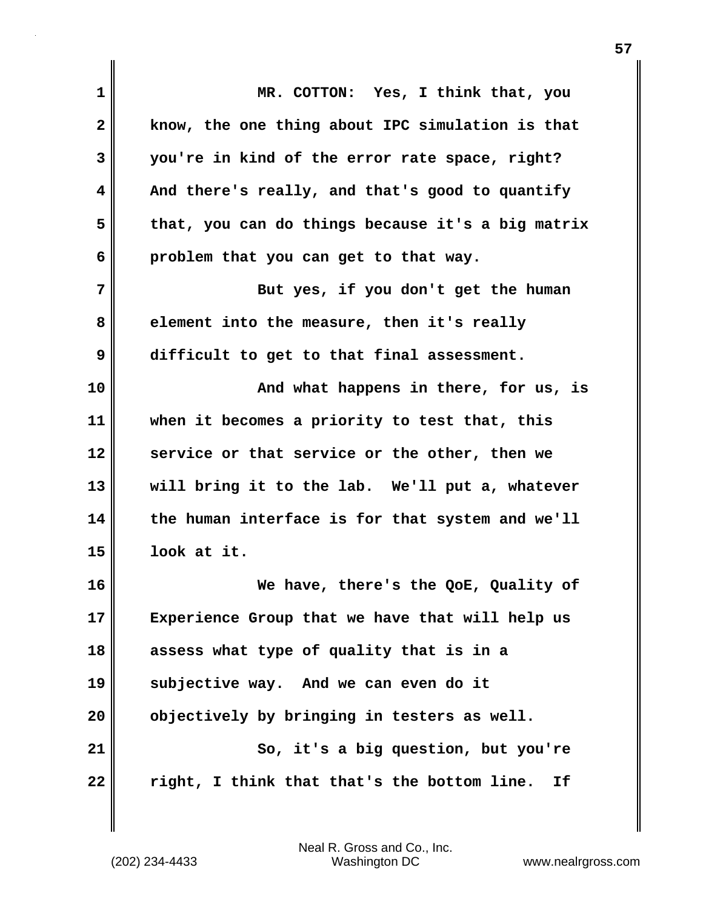MR. COTTON: Yes, I think that, you know, the one thing about IPC simulation is that you're in kind of the error rate space, right? And there's really, and that's good to quantify that, you can do things because it's a big matrix problem that you can get to that way.

But yes, if you don't get the human element into the measure, then it's really difficult to get to that final assessment.

And what happens in there, for us, is when it becomes a priority to test that, this service or that service or the other, then we will bring it to the lab. We'll put a, whatever the human interface is for that system and we'll look at it.

We have, there's the QoE, Quality of Experience Group that we have that will help us assess what type of quality that is in a subjective way. And we can even do it objectively by bringing in testers as well.

So, it's a big question, but you're right, I think that that's the bottom line. If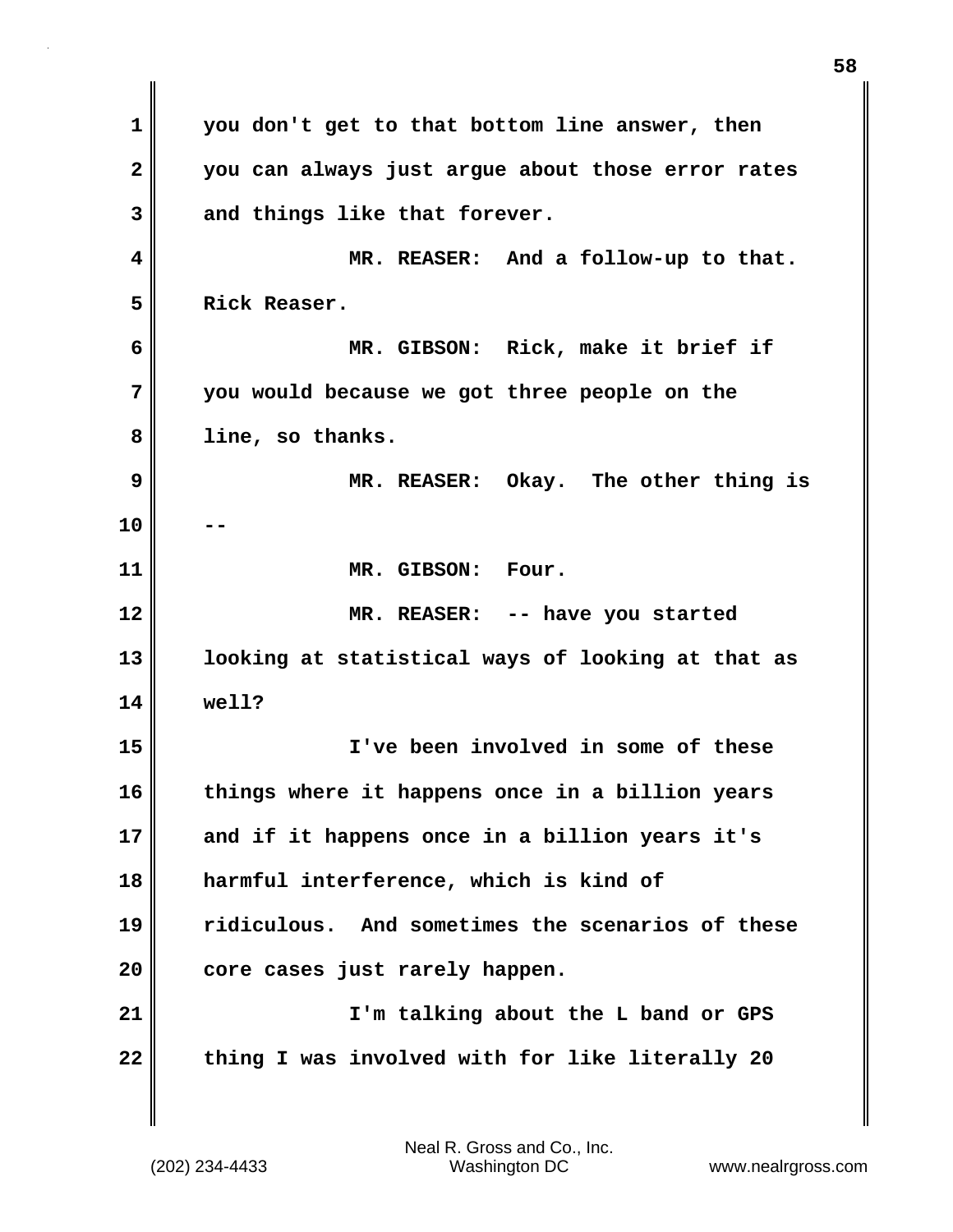you don't get to that bottom line answer, then you can always just argue about those error rates and things like that forever.

MR. REASER: And a follow-up to that. Rick Reaser.

MR. GIBSON: Rick, make it brief if you would because we got three people on the line, so thanks.

MR. REASER: Okay. The other thing is --

MR. GIBSON: Four.

MR. REASER: -- have you started looking at statistical ways of looking at that as well?

I've been involved in some of these things where it happens once in a billion years and if it happens once in a billion years it's harmful interference, which is kind of ridiculous. And sometimes the scenarios of these core cases just rarely happen.

I'm talking about the L band or GPS thing I was involved with for like literally 20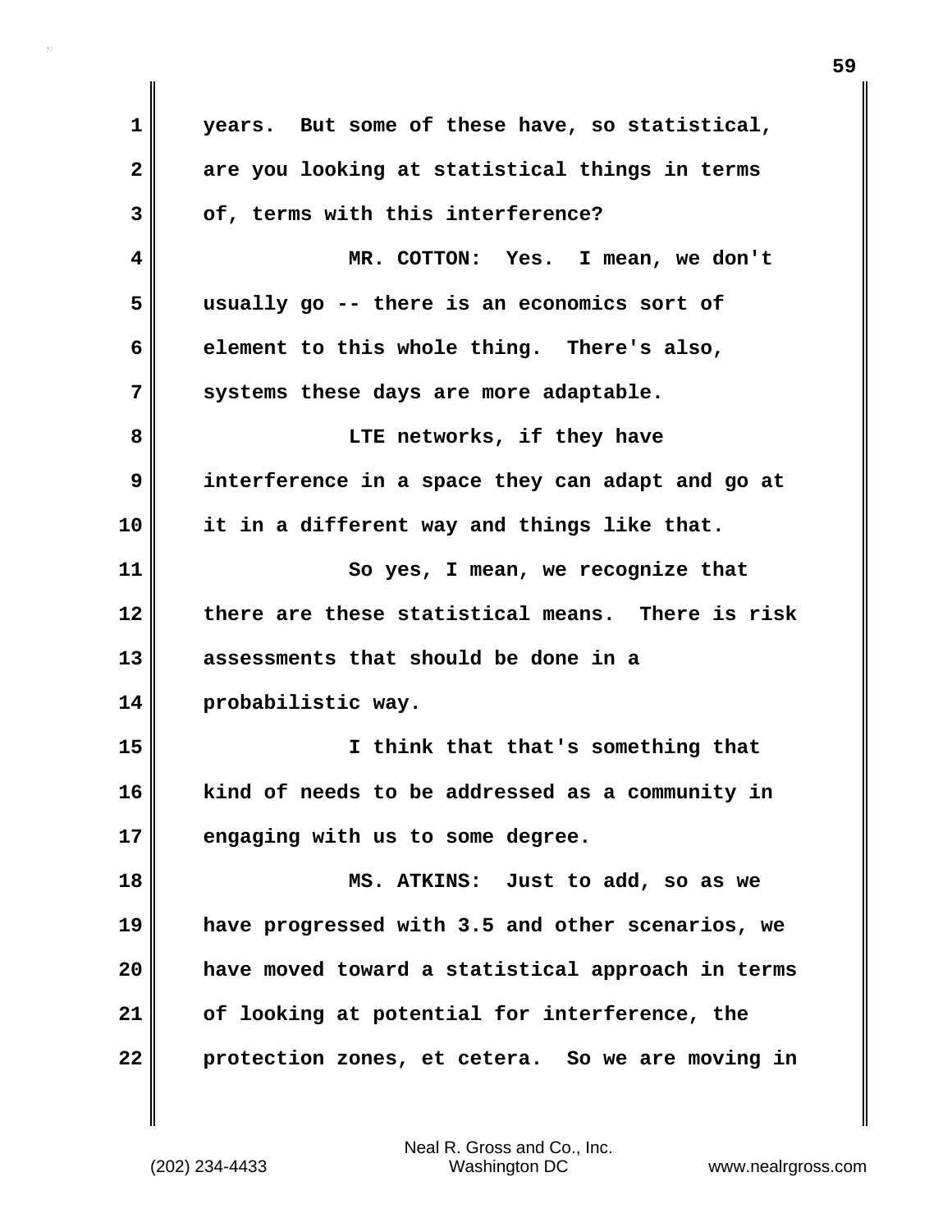years. But some of these have, so statistical, are you looking at statistical things in terms of, terms with this interference?

MR. COTTON: Yes. I mean, we don't usually go -- there is an economics sort of element to this whole thing. There's also, systems these days are more adaptable.

LTE networks, if they have interference in a space they can adapt and go at it in a different way and things like that.

So yes, I mean, we recognize that there are these statistical means. There is risk assessments that should be done in a probabilistic way.

I think that that's something that kind of needs to be addressed as a community in engaging with us to some degree.

MS. ATKINS: Just to add, so as we have progressed with 3.5 and other scenarios, we have moved toward a statistical approach in terms of looking at potential for interference, the protection zones, et cetera. So we are moving in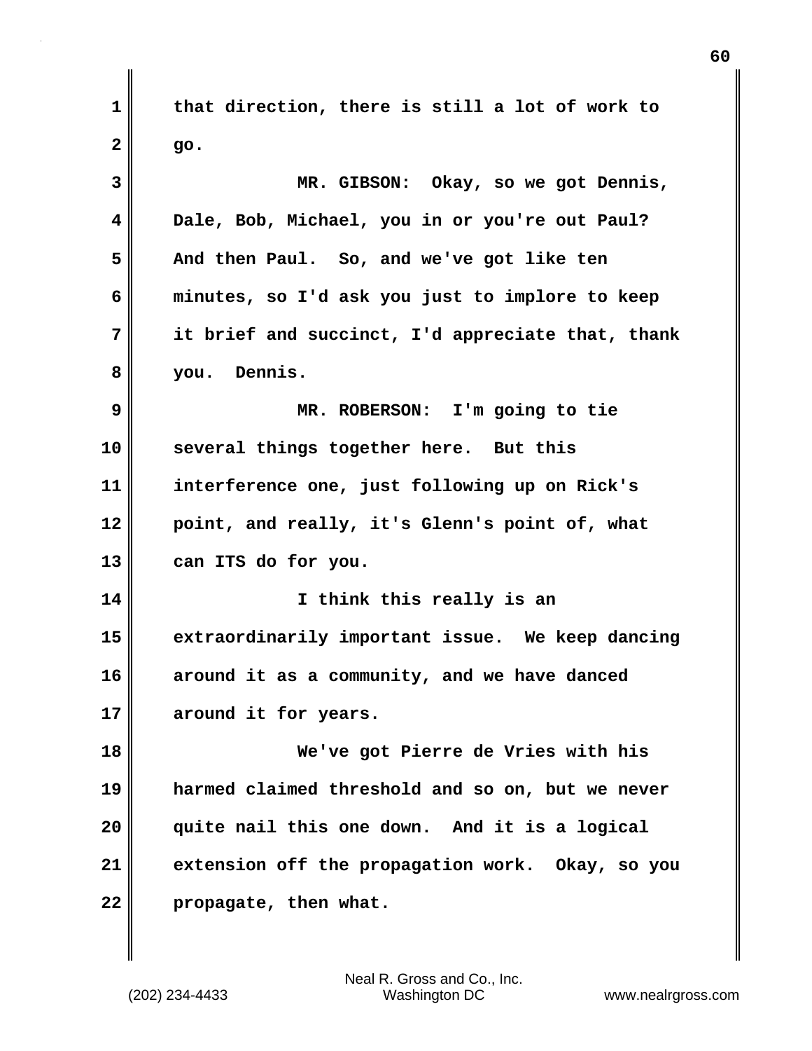that direction, there is still a lot of work to go.

MR. GIBSON: Okay, so we got Dennis, Dale, Bob, Michael, you in or you're out Paul? And then Paul. So, and we've got like ten minutes, so I'd ask you just to implore to keep it brief and succinct, I'd appreciate that, thank you. Dennis.

MR. ROBERSON: I'm going to tie several things together here. But this interference one, just following up on Rick's point, and really, it's Glenn's point of, what can ITS do for you.

I think this really is an extraordinarily important issue. We keep dancing around it as a community, and we have danced around it for years.

We've got Pierre de Vries with his harmed claimed threshold and so on, but we never quite nail this one down. And it is a logical extension off the propagation work. Okay, so you propagate, then what.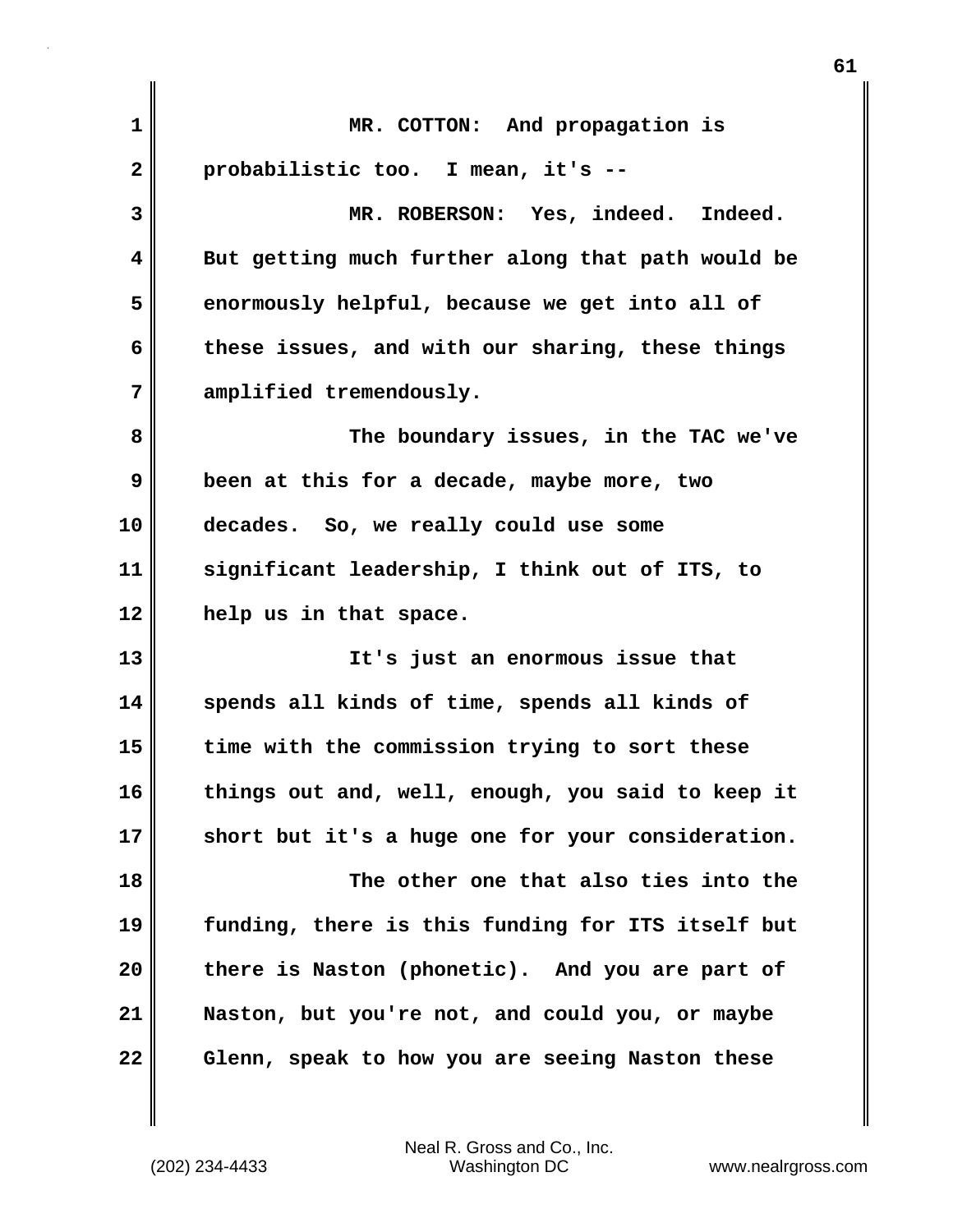MR. COTTON: And propagation is probabilistic too. I mean, it's --

MR. ROBERSON: Yes, indeed. Indeed. But getting much further along that path would be enormously helpful, because we get into all of these issues, and with our sharing, these things amplified tremendously.

The boundary issues, in the TAC we've been at this for a decade, maybe more, two decades. So, we really could use some significant leadership, I think out of ITS, to help us in that space.

It's just an enormous issue that spends all kinds of time, spends all kinds of time with the commission trying to sort these things out and, well, enough, you said to keep it short but it's a huge one for your consideration.

The other one that also ties into the funding, there is this funding for ITS itself but there is Naston (phonetic). And you are part of Naston, but you're not, and could you, or maybe Glenn, speak to how you are seeing Naston these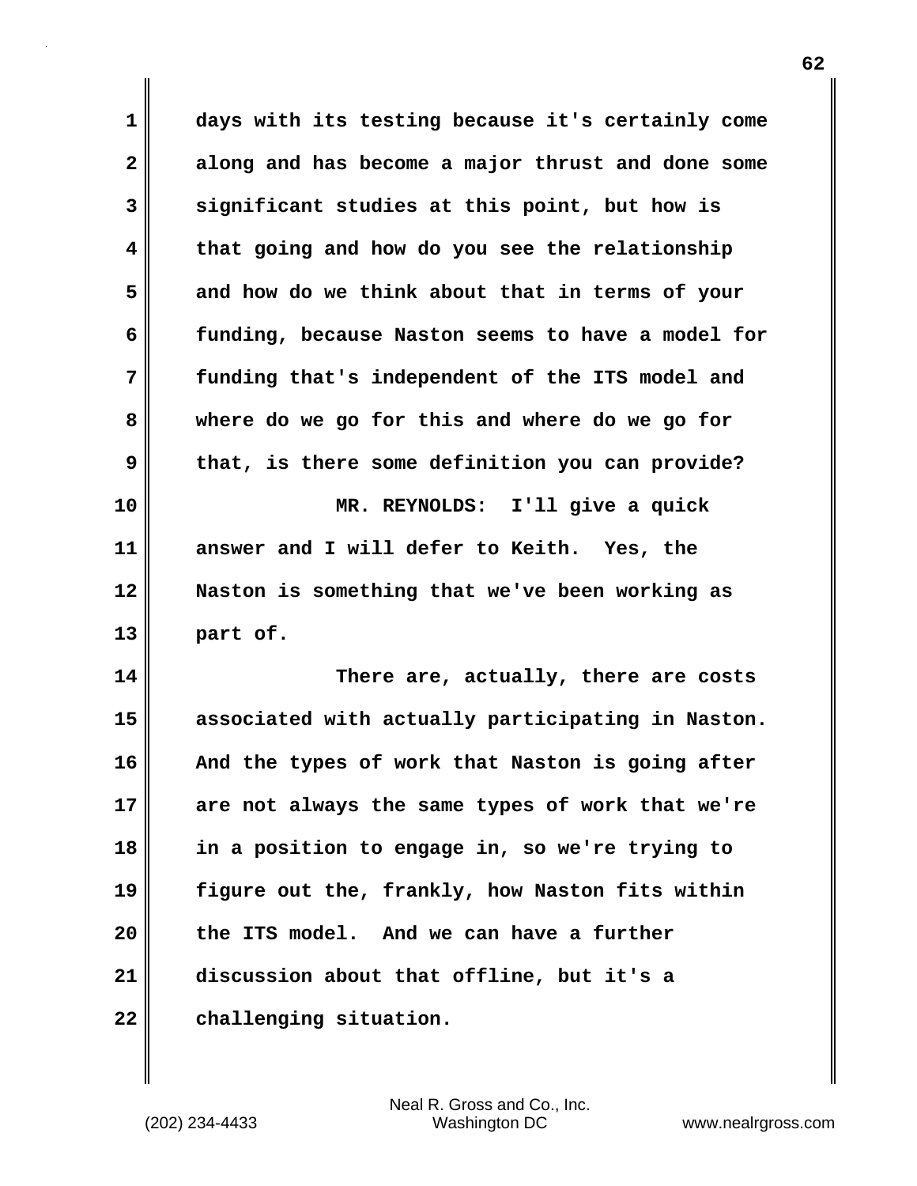days with its testing because it's certainly come along and has become a major thrust and done some significant studies at this point, but how is that going and how do you see the relationship and how do we think about that in terms of your funding, because Naston seems to have a model for funding that's independent of the ITS model and where do we go for this and where do we go for that, is there some definition you can provide?

MR. REYNOLDS: I'll give a quick answer and I will defer to Keith. Yes, the Naston is something that we've been working as part of.

There are, actually, there are costs associated with actually participating in Naston. And the types of work that Naston is going after are not always the same types of work that we're in a position to engage in, so we're trying to figure out the, frankly, how Naston fits within the ITS model. And we can have a further discussion about that offline, but it's a challenging situation.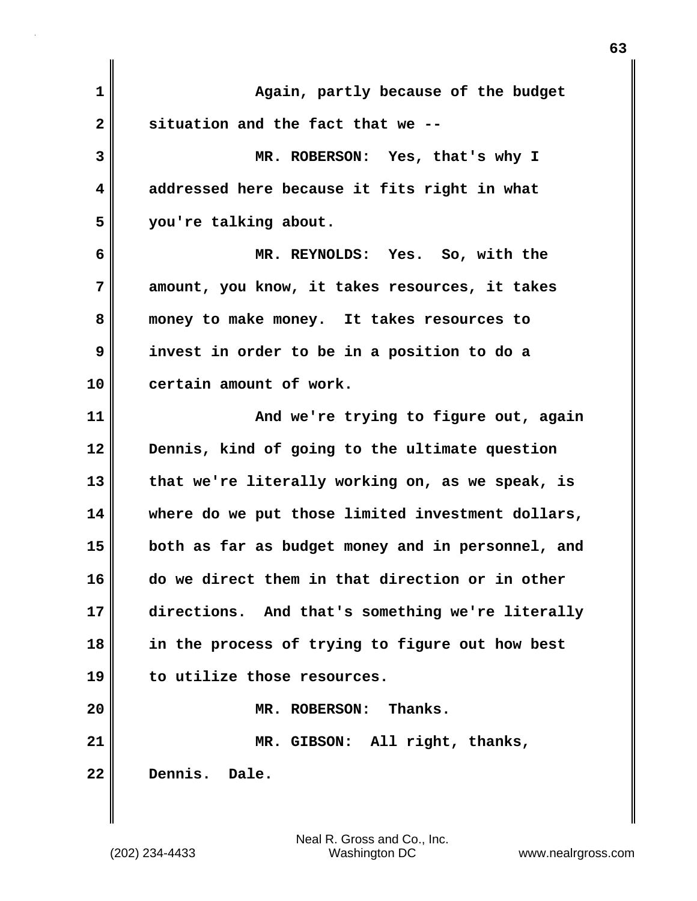Again, partly because of the budget situation and the fact that we --

MR. ROBERSON: Yes, that's why I addressed here because it fits right in what you're talking about.

MR. REYNOLDS: Yes. So, with the amount, you know, it takes resources, it takes money to make money. It takes resources to invest in order to be in a position to do a certain amount of work.

And we're trying to figure out, again Dennis, kind of going to the ultimate question that we're literally working on, as we speak, is where do we put those limited investment dollars, both as far as budget money and in personnel, and do we direct them in that direction or in other directions. And that's something we're literally in the process of trying to figure out how best to utilize those resources.

MR. ROBERSON: Thanks.

MR. GIBSON: All right, thanks, Dennis. Dale.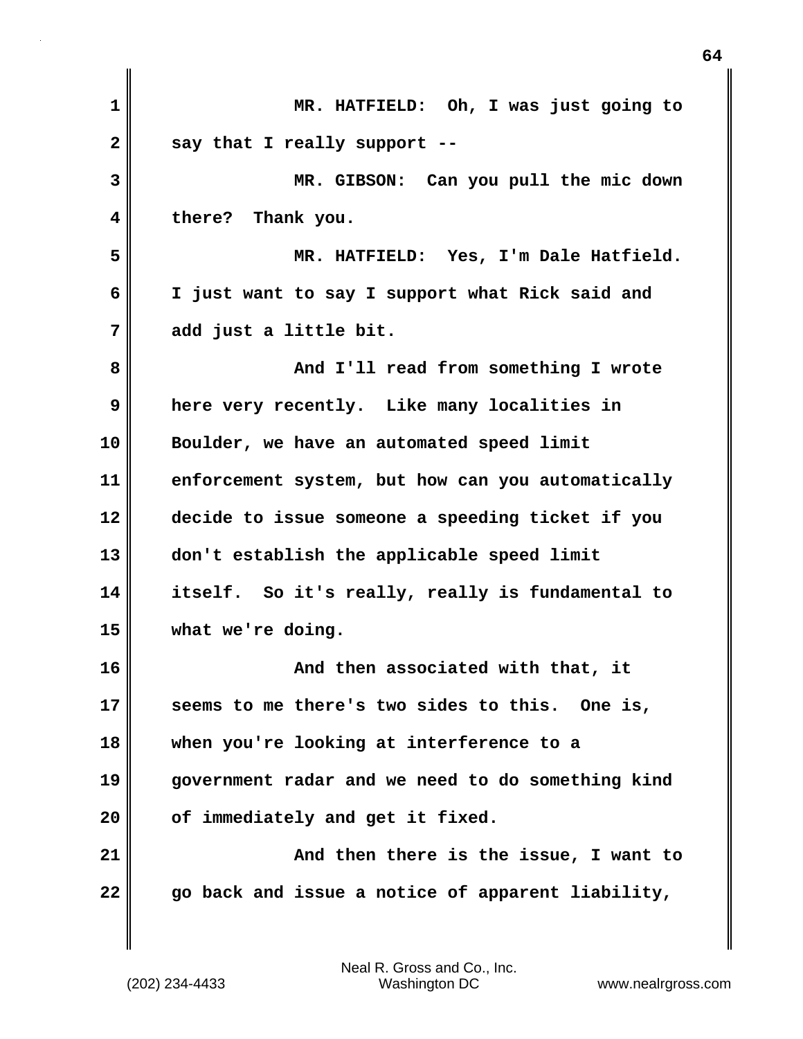MR. HATFIELD: Oh, I was just going to say that I really support --

MR. GIBSON: Can you pull the mic down there? Thank you.

MR. HATFIELD: Yes, I'm Dale Hatfield. I just want to say I support what Rick said and add just a little bit.

And I'll read from something I wrote here very recently. Like many localities in Boulder, we have an automated speed limit enforcement system, but how can you automatically decide to issue someone a speeding ticket if you don't establish the applicable speed limit itself. So it's really, really is fundamental to what we're doing.

And then associated with that, it seems to me there's two sides to this. One is, when you're looking at interference to a government radar and we need to do something kind of immediately and get it fixed.

And then there is the issue, I want to go back and issue a notice of apparent liability,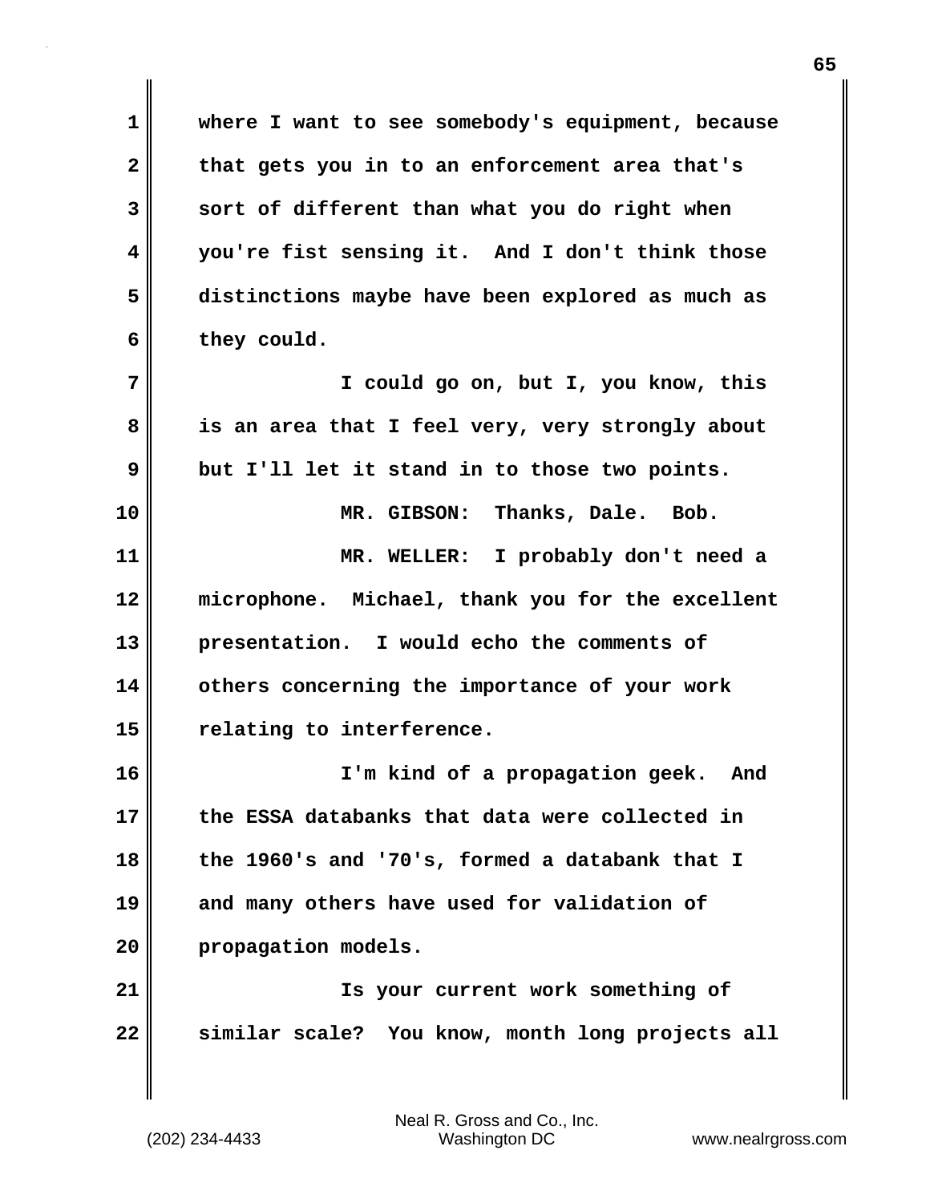where I want to see somebody's equipment, because that gets you in to an enforcement area that's sort of different than what you do right when you're fist sensing it. And I don't think those distinctions maybe have been explored as much as they could.

I could go on, but I, you know, this is an area that I feel very, very strongly about but I'll let it stand in to those two points.

MR. GIBSON: Thanks, Dale. Bob.

MR. WELLER: I probably don't need a microphone. Michael, thank you for the excellent presentation. I would echo the comments of others concerning the importance of your work relating to interference.

I'm kind of a propagation geek. And the ESSA databanks that data were collected in the 1960's and '70's, formed a databank that I and many others have used for validation of propagation models.

Is your current work something of similar scale? You know, month long projects all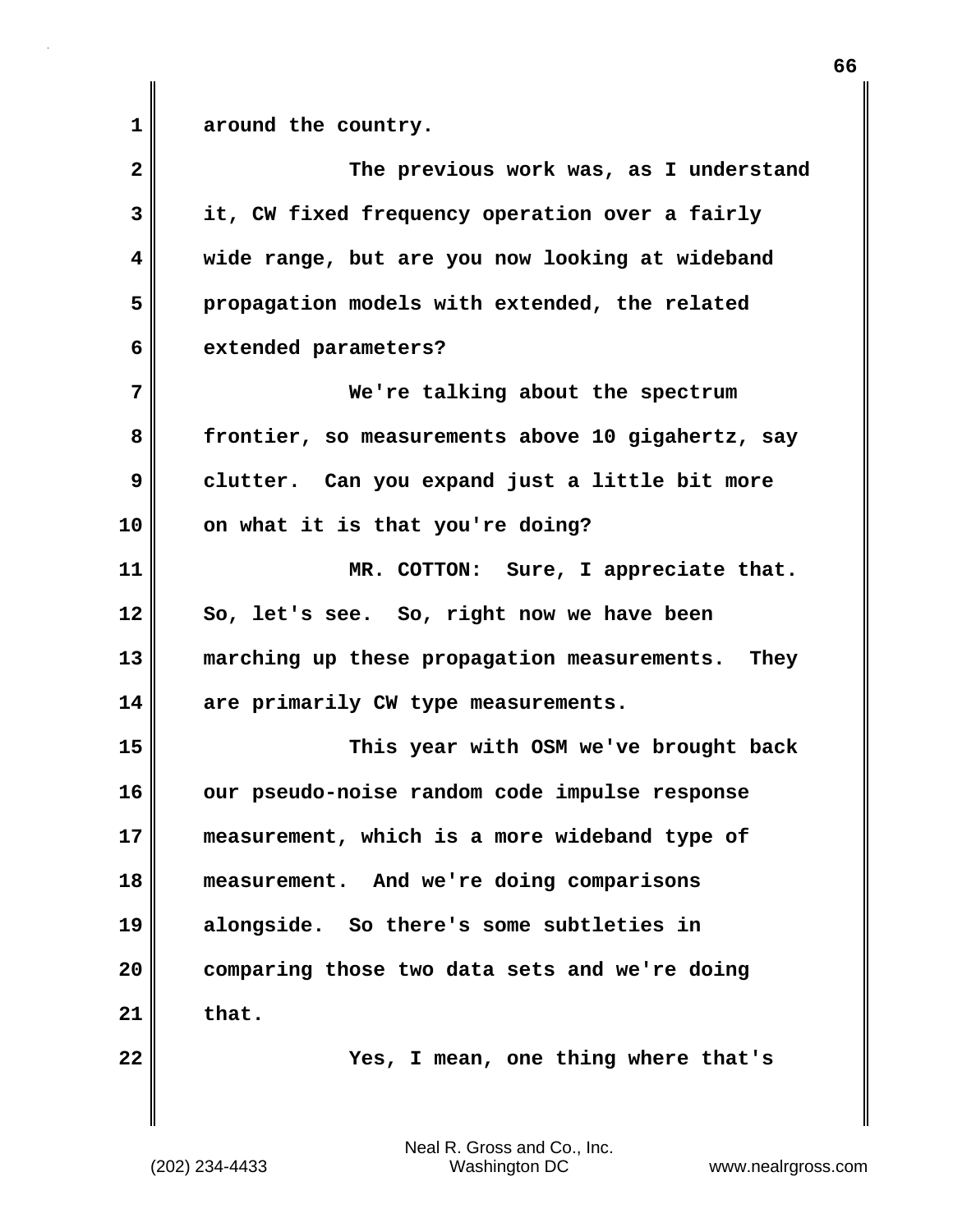around the country.

The previous work was, as I understand it, CW fixed frequency operation over a fairly wide range, but are you now looking at wideband propagation models with extended, the related extended parameters?

We're talking about the spectrum frontier, so measurements above 10 gigahertz, say clutter. Can you expand just a little bit more on what it is that you're doing?

MR. COTTON: Sure, I appreciate that. So, let's see. So, right now we have been marching up these propagation measurements. They are primarily CW type measurements.

This year with OSM we've brought back our pseudo-noise random code impulse response measurement, which is a more wideband type of measurement. And we're doing comparisons alongside. So there's some subtleties in comparing those two data sets and we're doing that.

Yes, I mean, one thing where that's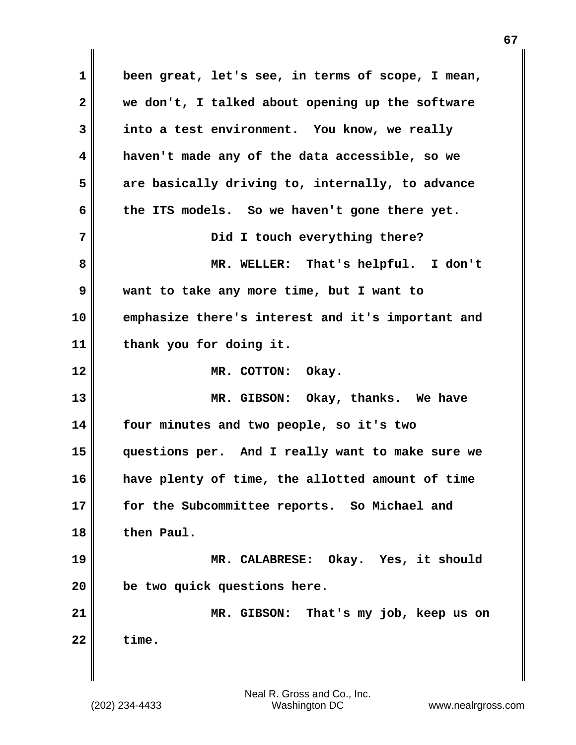been great, let's see, in terms of scope, I mean, we don't, I talked about opening up the software into a test environment. You know, we really haven't made any of the data accessible, so we are basically driving to, internally, to advance the ITS models. So we haven't gone there yet.

Did I touch everything there?

MR. WELLER: That's helpful. I don't want to take any more time, but I want to emphasize there's interest and it's important and thank you for doing it.

MR. COTTON: Okay.

MR. GIBSON: Okay, thanks. We have four minutes and two people, so it's two questions per. And I really want to make sure we have plenty of time, the allotted amount of time for the Subcommittee reports. So Michael and then Paul.

MR. CALABRESE: Okay. Yes, it should be two quick questions here.

MR. GIBSON: That's my job, keep us on time.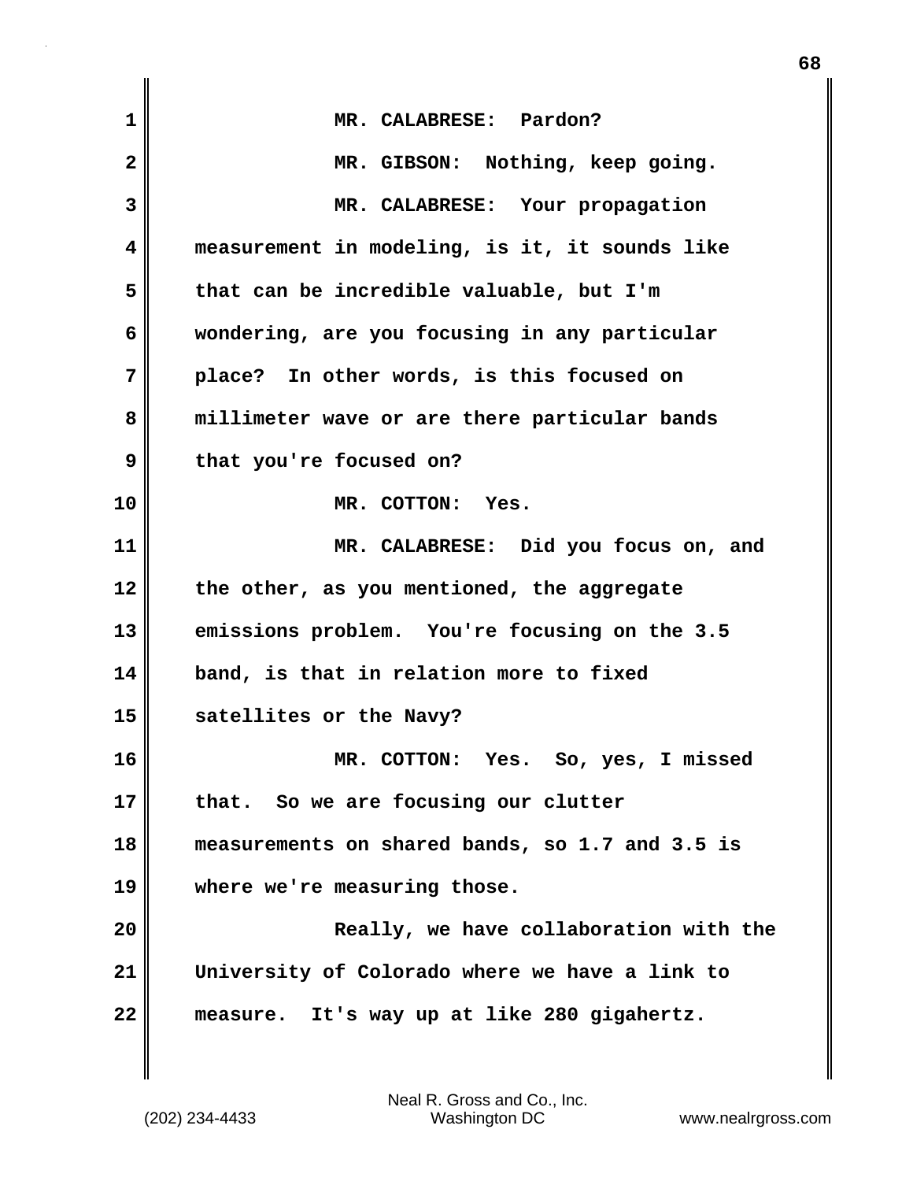MR. CALABRESE: Pardon?

MR. GIBSON: Nothing, keep going.

MR. CALABRESE: Your propagation measurement in modeling, is it, it sounds like that can be incredible valuable, but I'm wondering, are you focusing in any particular place? In other words, is this focused on millimeter wave or are there particular bands that you're focused on?

MR. COTTON: Yes.

MR. CALABRESE: Did you focus on, and the other, as you mentioned, the aggregate emissions problem. You're focusing on the 3.5 band, is that in relation more to fixed satellites or the Navy?

MR. COTTON: Yes. So, yes, I missed that. So we are focusing our clutter measurements on shared bands, so 1.7 and 3.5 is where we're measuring those.

Really, we have collaboration with the University of Colorado where we have a link to measure. It's way up at like 280 gigahertz.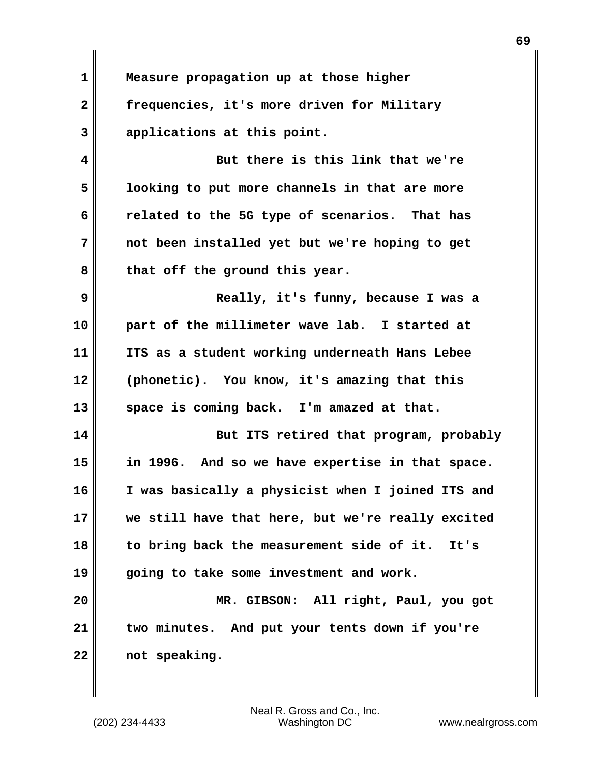Measure propagation up at those higher frequencies, it's more driven for Military applications at this point.

But there is this link that we're looking to put more channels in that are more related to the 5G type of scenarios. That has not been installed yet but we're hoping to get that off the ground this year.

Really, it's funny, because I was a part of the millimeter wave lab. I started at ITS as a student working underneath Hans Lebee (phonetic). You know, it's amazing that this space is coming back. I'm amazed at that.

But ITS retired that program, probably in 1996. And so we have expertise in that space. I was basically a physicist when I joined ITS and we still have that here, but we're really excited to bring back the measurement side of it. It's going to take some investment and work.

MR. GIBSON: All right, Paul, you got two minutes. And put your tents down if you're not speaking.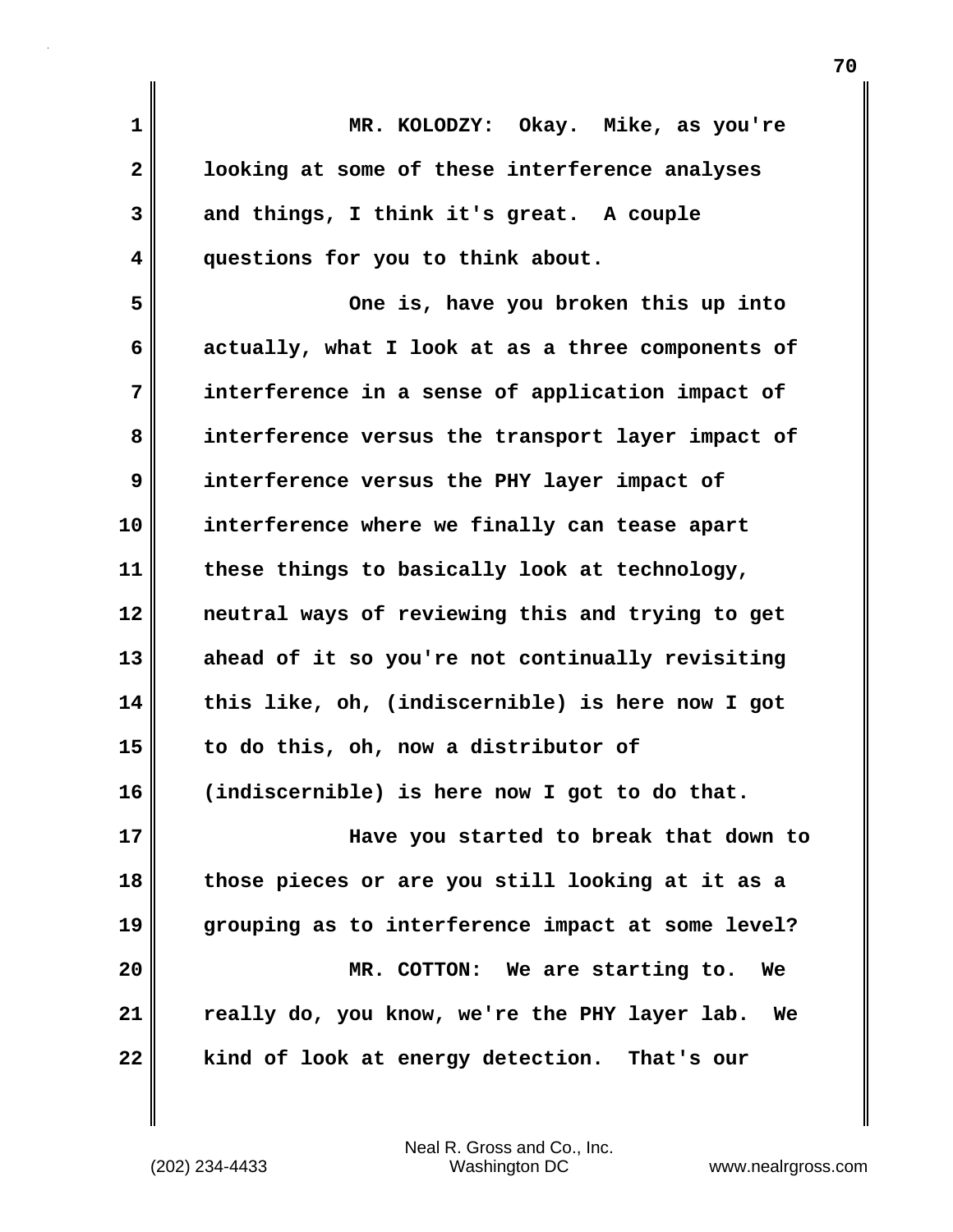MR. KOLODZY: Okay. Mike, as you're looking at some of these interference analyses and things, I think it's great. A couple questions for you to think about.

One is, have you broken this up into actually, what I look at as a three components of interference in a sense of application impact of interference versus the transport layer impact of interference versus the PHY layer impact of interference where we finally can tease apart these things to basically look at technology, neutral ways of reviewing this and trying to get ahead of it so you're not continually revisiting this like, oh, (indiscernible) is here now I got to do this, oh, now a distributor of (indiscernible) is here now I got to do that.

Have you started to break that down to those pieces or are you still looking at it as a grouping as to interference impact at some level?

MR. COTTON: We are starting to. We really do, you know, we're the PHY layer lab. We kind of look at energy detection. That's our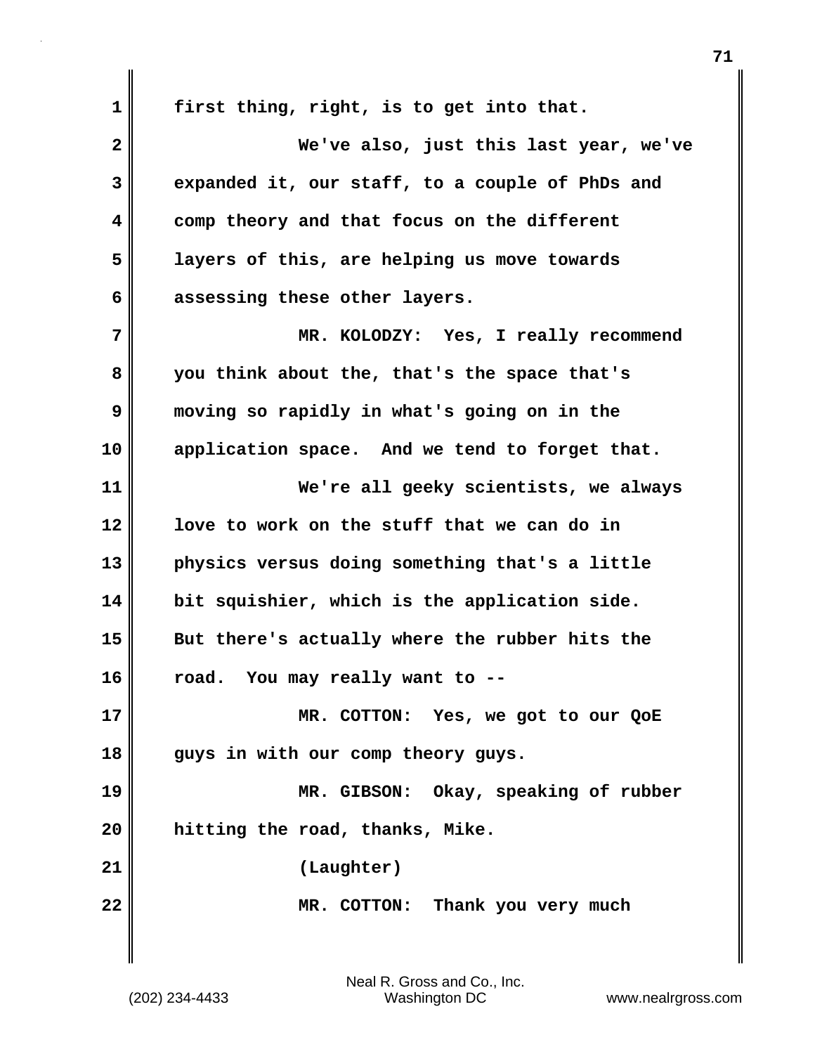first thing, right, is to get into that.

We've also, just this last year, we've expanded it, our staff, to a couple of PhDs and comp theory and that focus on the different layers of this, are helping us move towards assessing these other layers.

MR. KOLODZY: Yes, I really recommend you think about the, that's the space that's moving so rapidly in what's going on in the application space. And we tend to forget that.

We're all geeky scientists, we always love to work on the stuff that we can do in physics versus doing something that's a little bit squishier, which is the application side. But there's actually where the rubber hits the road. You may really want to --

MR. COTTON: Yes, we got to our QoE guys in with our comp theory guys.

MR. GIBSON: Okay, speaking of rubber hitting the road, thanks, Mike.

(Laughter)

MR. COTTON: Thank you very much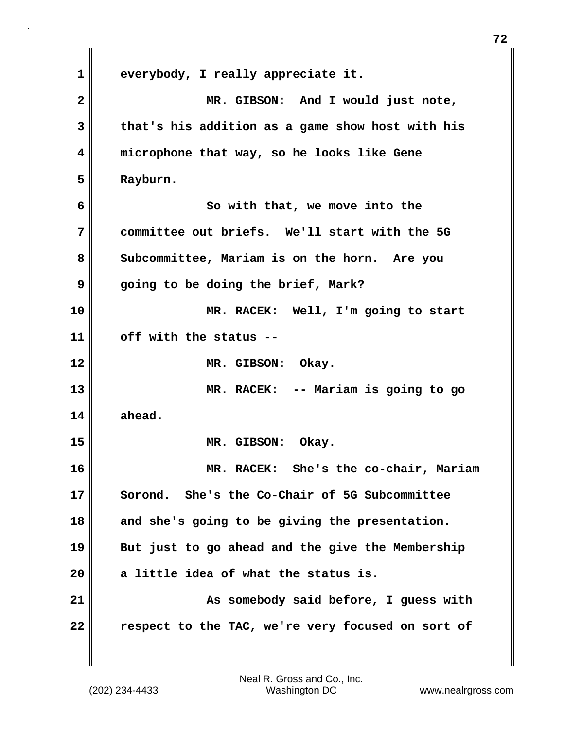everybody, I really appreciate it.

MR. GIBSON: And I would just note, that's his addition as a game show host with his microphone that way, so he looks like Gene Rayburn.

So with that, we move into the committee out briefs. We'll start with the 5G Subcommittee, Mariam is on the horn. Are you going to be doing the brief, Mark?

MR. RACEK: Well, I'm going to start off with the status --

MR. GIBSON: Okay.

MR. RACEK: -- Mariam is going to go ahead.

MR. GIBSON: Okay.

MR. RACEK: She's the co-chair, Mariam Sorond. She's the Co-Chair of 5G Subcommittee and she's going to be giving the presentation. But just to go ahead and the give the Membership a little idea of what the status is.

As somebody said before, I guess with respect to the TAC, we're very focused on sort of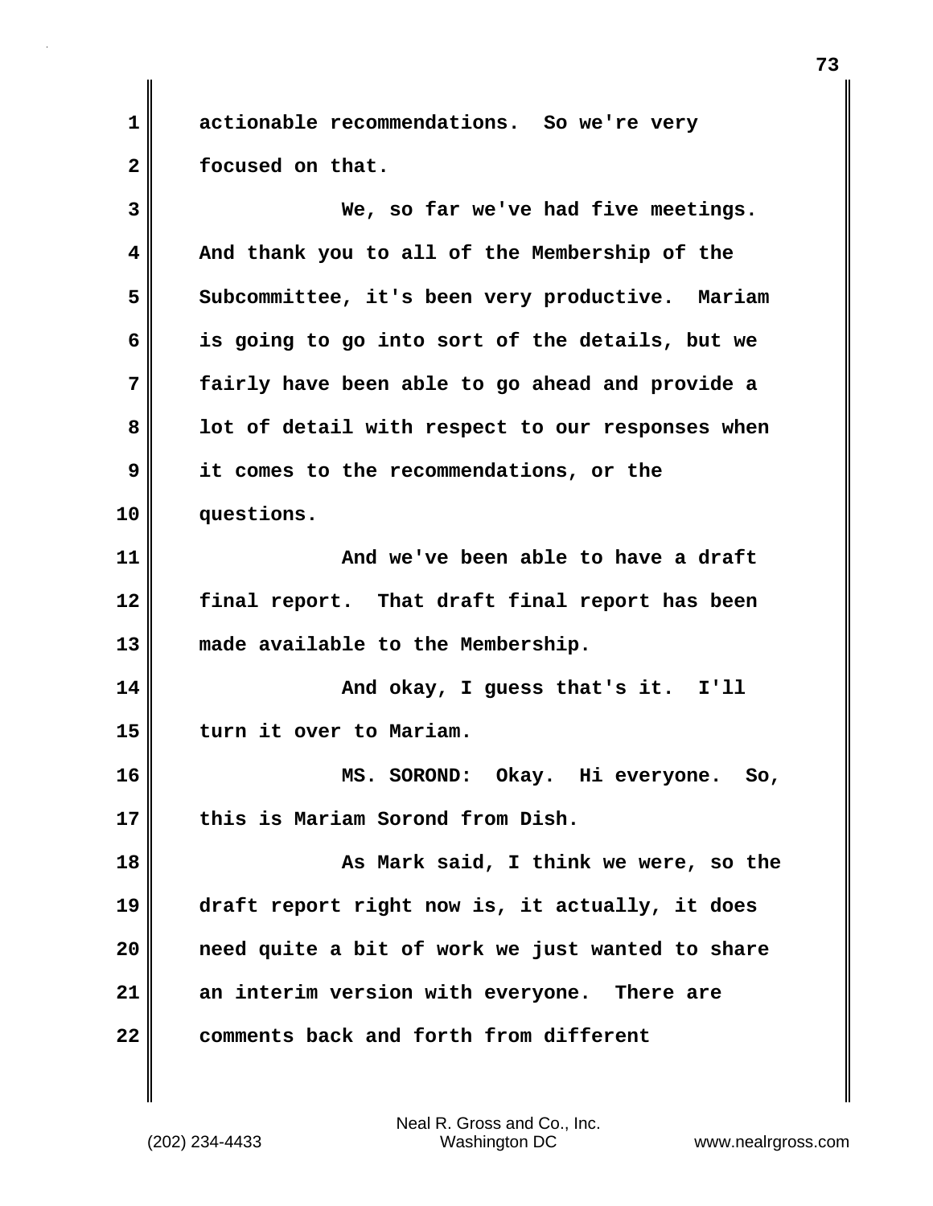actionable recommendations. So we're very focused on that.

We, so far we've had five meetings. And thank you to all of the Membership of the Subcommittee, it's been very productive. Mariam is going to go into sort of the details, but we fairly have been able to go ahead and provide a lot of detail with respect to our responses when it comes to the recommendations, or the questions.

And we've been able to have a draft final report. That draft final report has been made available to the Membership.

And okay, I guess that's it. I'll turn it over to Mariam.

MS. SOROND: Okay. Hi everyone. So, this is Mariam Sorond from Dish.

As Mark said, I think we were, so the draft report right now is, it actually, it does need quite a bit of work we just wanted to share an interim version with everyone. There are comments back and forth from different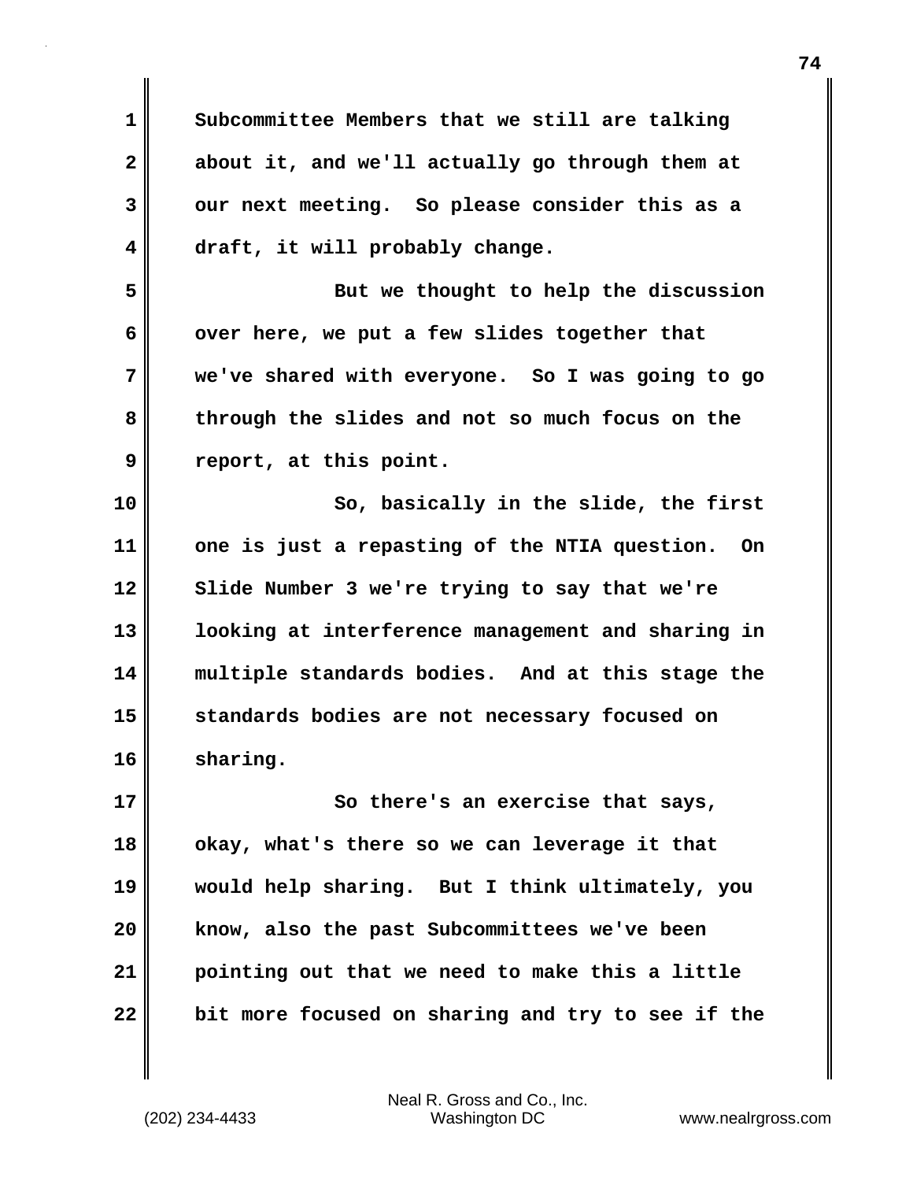Subcommittee Members that we still are talking about it, and we'll actually go through them at our next meeting. So please consider this as a draft, it will probably change.

But we thought to help the discussion over here, we put a few slides together that we've shared with everyone. So I was going to go through the slides and not so much focus on the report, at this point.

So, basically in the slide, the first one is just a repasting of the NTIA question. On Slide Number 3 we're trying to say that we're looking at interference management and sharing in multiple standards bodies. And at this stage the standards bodies are not necessary focused on sharing.

So there's an exercise that says, okay, what's there so we can leverage it that would help sharing. But I think ultimately, you know, also the past Subcommittees we've been pointing out that we need to make this a little bit more focused on sharing and try to see if the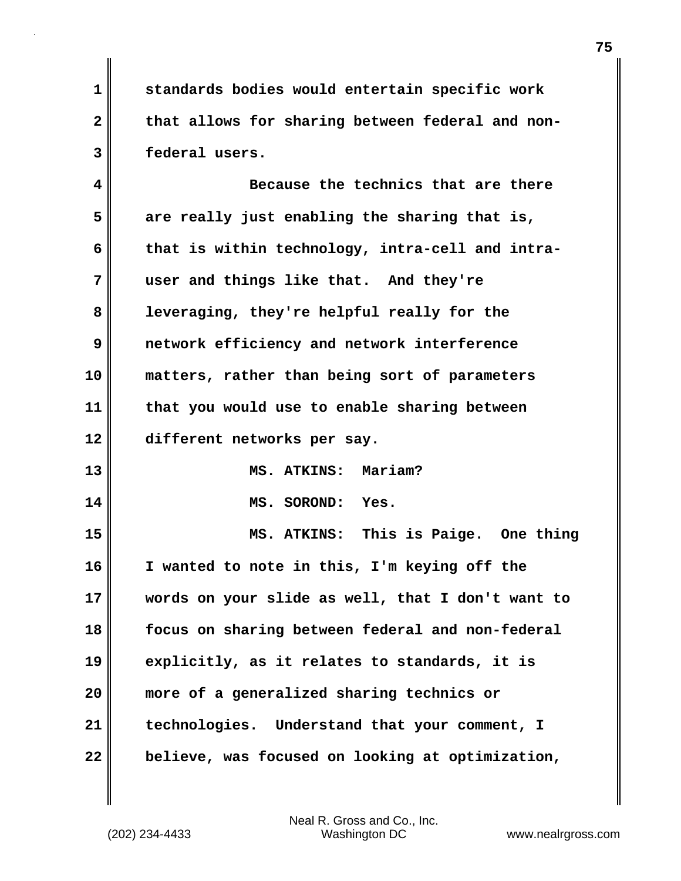standards bodies would entertain specific work that allows for sharing between federal and non-federal users.

Because the technics that are there are really just enabling the sharing that is, that is within technology, intra-cell and intra-user and things like that. And they're leveraging, they're helpful really for the network efficiency and network interference matters, rather than being sort of parameters that you would use to enable sharing between different networks per say.

MS. ATKINS: Mariam?

MS. SOROND: Yes.

MS. ATKINS: This is Paige. One thing I wanted to note in this, I'm keying off the words on your slide as well, that I don't want to focus on sharing between federal and non-federal explicitly, as it relates to standards, it is more of a generalized sharing technics or technologies. Understand that your comment, I believe, was focused on looking at optimization,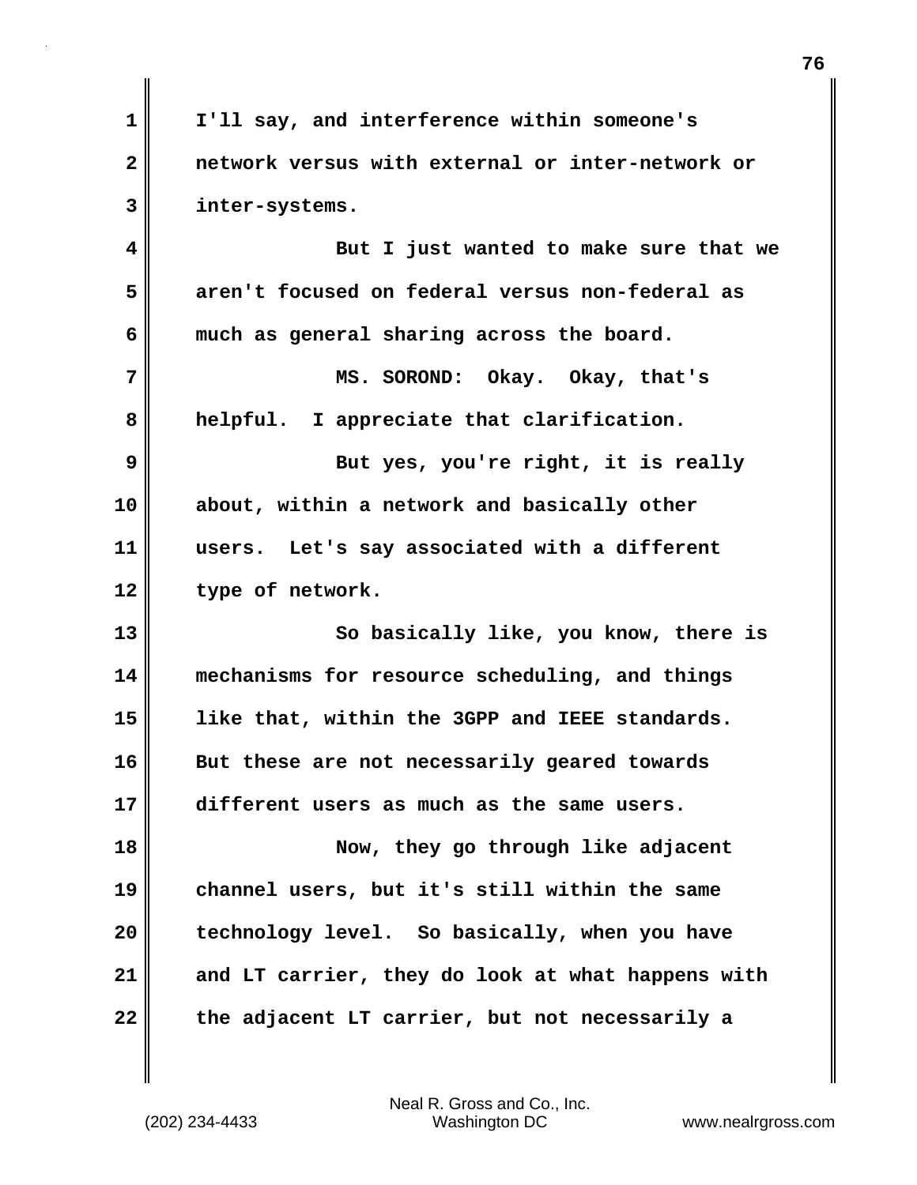I'll say, and interference within someone's network versus with external or inter-network or inter-systems.

But I just wanted to make sure that we aren't focused on federal versus non-federal as much as general sharing across the board.

MS. SOROND: Okay. Okay, that's helpful. I appreciate that clarification.

But yes, you're right, it is really about, within a network and basically other users. Let's say associated with a different type of network.

So basically like, you know, there is mechanisms for resource scheduling, and things like that, within the 3GPP and IEEE standards. But these are not necessarily geared towards different users as much as the same users.

Now, they go through like adjacent channel users, but it's still within the same technology level. So basically, when you have and LT carrier, they do look at what happens with the adjacent LT carrier, but not necessarily a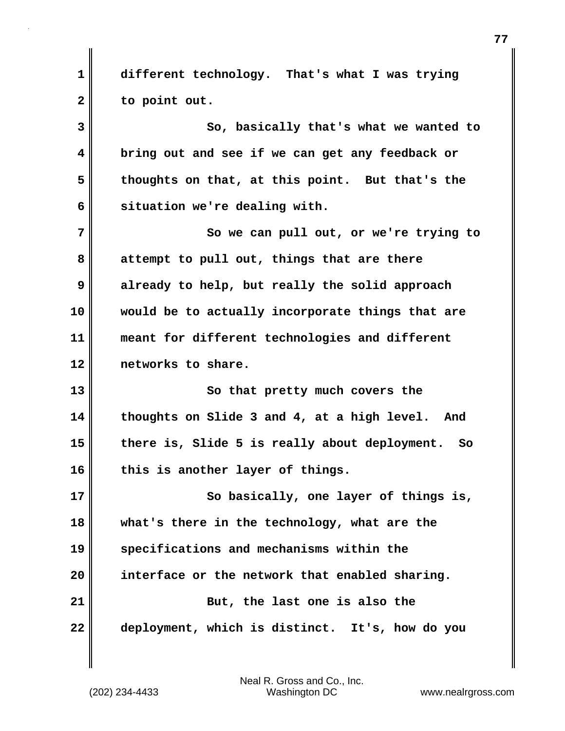different technology. That's what I was trying to point out.

So, basically that's what we wanted to bring out and see if we can get any feedback or thoughts on that, at this point. But that's the situation we're dealing with.

So we can pull out, or we're trying to attempt to pull out, things that are there already to help, but really the solid approach would be to actually incorporate things that are meant for different technologies and different networks to share.

So that pretty much covers the thoughts on Slide 3 and 4, at a high level. And there is, Slide 5 is really about deployment. So this is another layer of things.

So basically, one layer of things is, what's there in the technology, what are the specifications and mechanisms within the interface or the network that enabled sharing.

But, the last one is also the deployment, which is distinct. It's, how do you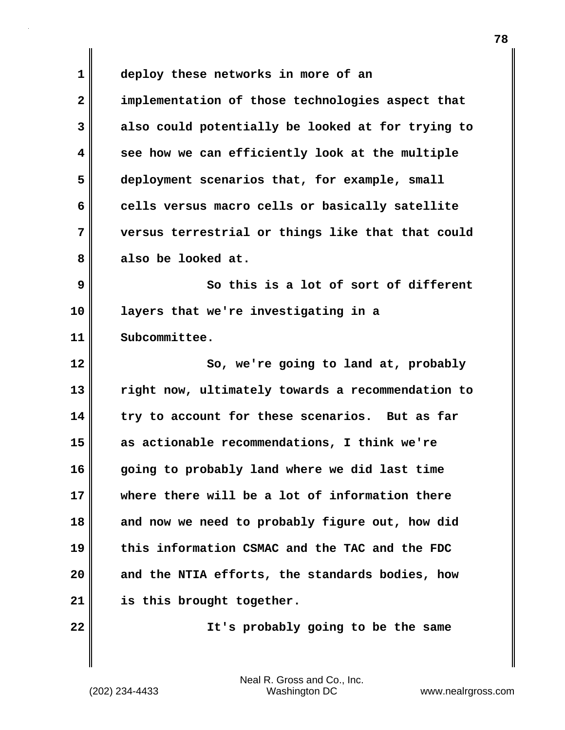deploy these networks in more of an implementation of those technologies aspect that also could potentially be looked at for trying to see how we can efficiently look at the multiple deployment scenarios that, for example, small cells versus macro cells or basically satellite versus terrestrial or things like that that could also be looked at.

So this is a lot of sort of different layers that we're investigating in a Subcommittee.

So, we're going to land at, probably right now, ultimately towards a recommendation to try to account for these scenarios. But as far as actionable recommendations, I think we're going to probably land where we did last time where there will be a lot of information there and now we need to probably figure out, how did this information CSMAC and the TAC and the FDC and the NTIA efforts, the standards bodies, how is this brought together.

It's probably going to be the same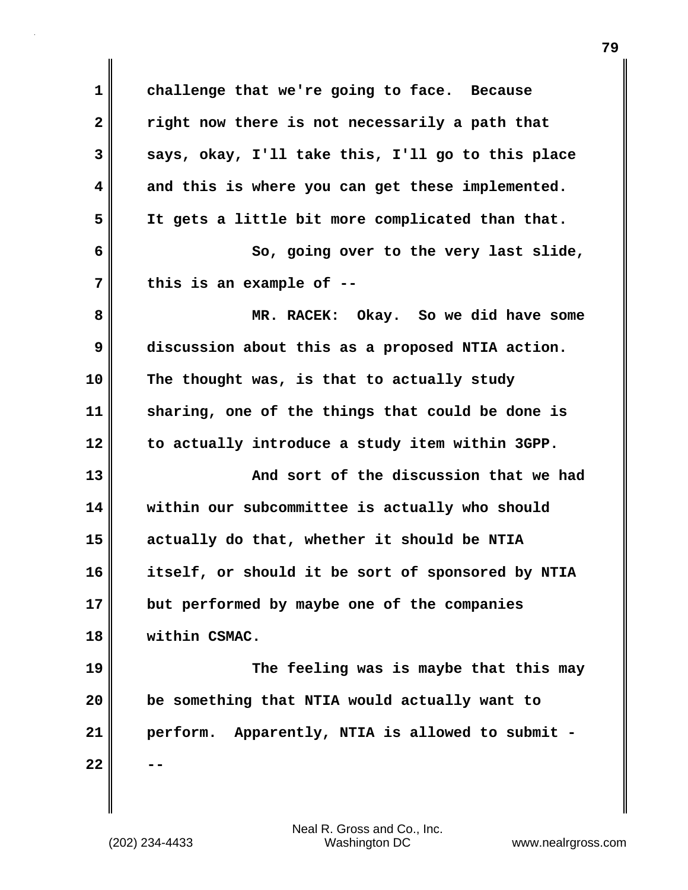challenge that we're going to face. Because right now there is not necessarily a path that says, okay, I'll take this, I'll go to this place and this is where you can get these implemented. It gets a little bit more complicated than that.

So, going over to the very last slide, this is an example of --

MR. RACEK: Okay. So we did have some discussion about this as a proposed NTIA action. The thought was, is that to actually study sharing, one of the things that could be done is to actually introduce a study item within 3GPP.

And sort of the discussion that we had within our subcommittee is actually who should actually do that, whether it should be NTIA itself, or should it be sort of sponsored by NTIA but performed by maybe one of the companies within CSMAC.

The feeling was is maybe that this may be something that NTIA would actually want to perform. Apparently, NTIA is allowed to submit - --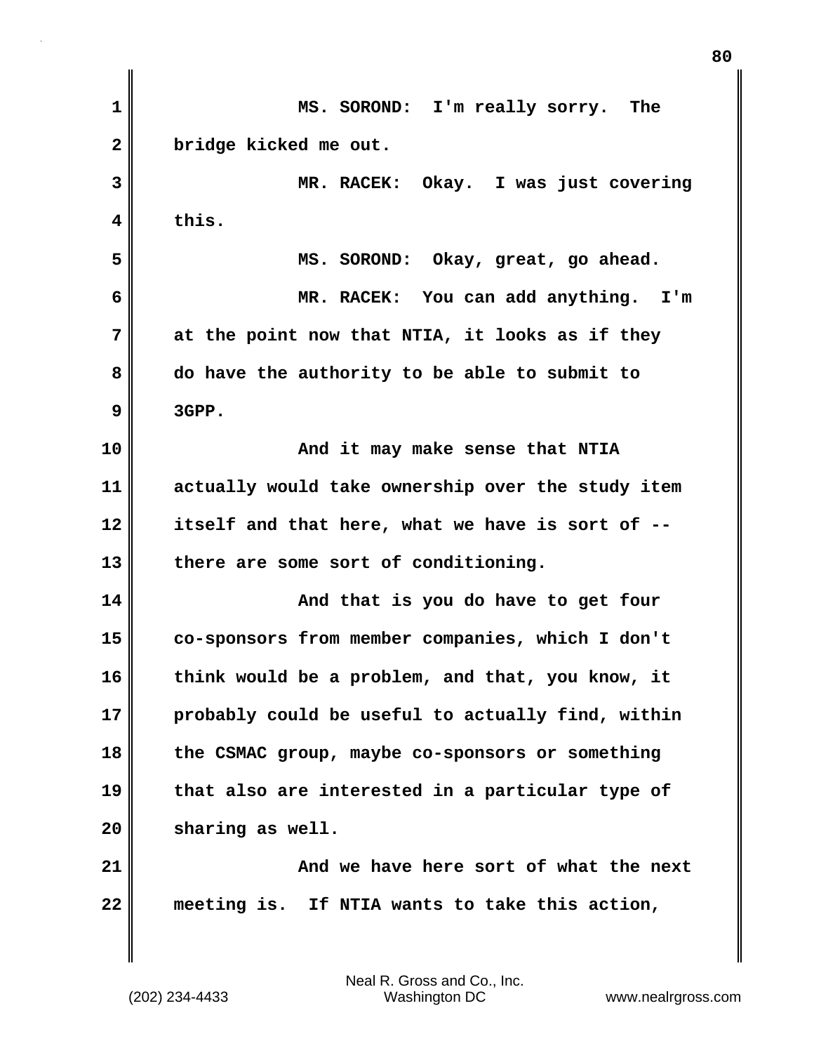MS. SOROND: I'm really sorry. The bridge kicked me out.

MR. RACEK: Okay. I was just covering this.

MS. SOROND: Okay, great, go ahead.

MR. RACEK: You can add anything. I'm at the point now that NTIA, it looks as if they do have the authority to be able to submit to 3GPP.

And it may make sense that NTIA actually would take ownership over the study item itself and that here, what we have is sort of -- there are some sort of conditioning.

And that is you do have to get four co-sponsors from member companies, which I don't think would be a problem, and that, you know, it probably could be useful to actually find, within the CSMAC group, maybe co-sponsors or something that also are interested in a particular type of sharing as well.

And we have here sort of what the next meeting is. If NTIA wants to take this action,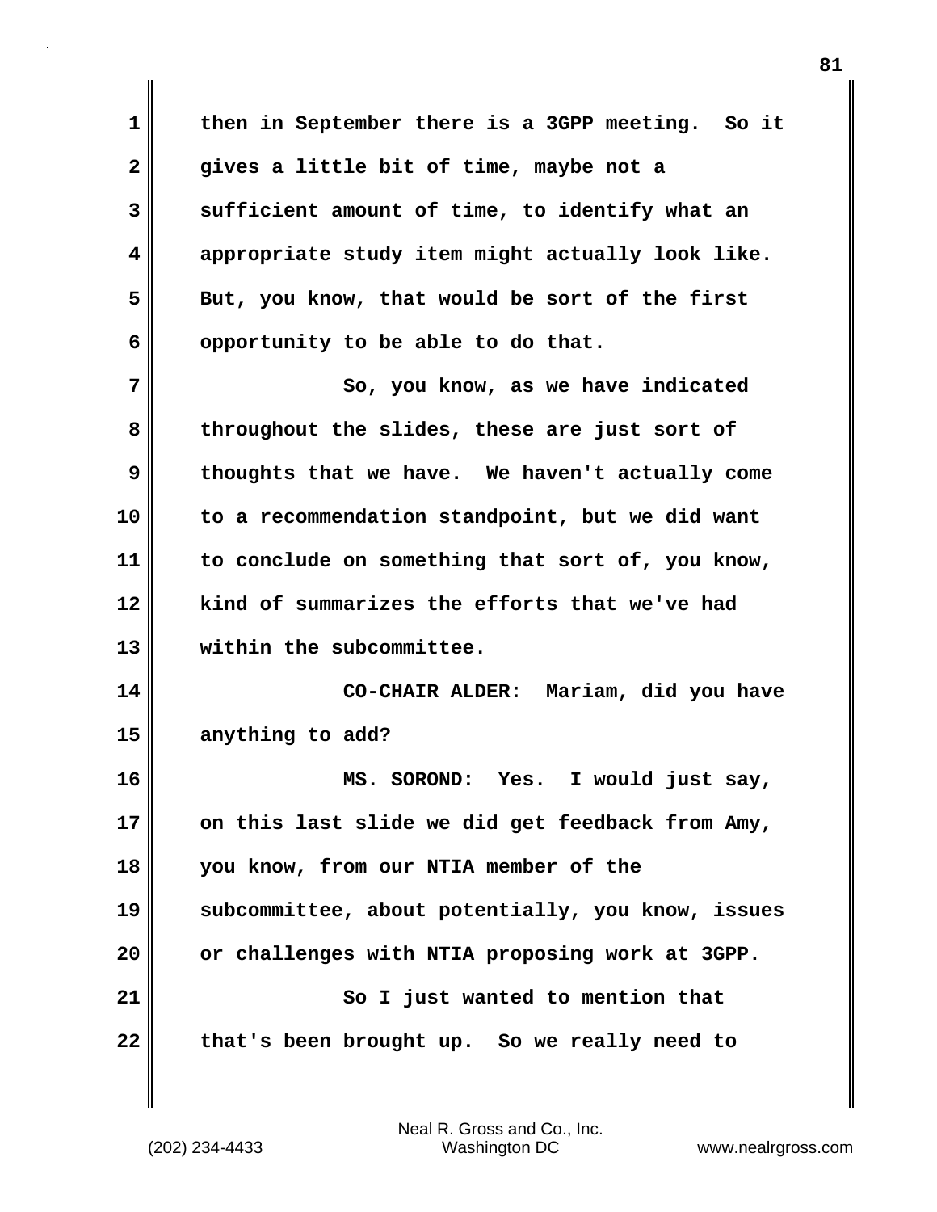then in September there is a 3GPP meeting. So it gives a little bit of time, maybe not a sufficient amount of time, to identify what an appropriate study item might actually look like. But, you know, that would be sort of the first opportunity to be able to do that.

So, you know, as we have indicated throughout the slides, these are just sort of thoughts that we have. We haven't actually come to a recommendation standpoint, but we did want to conclude on something that sort of, you know, kind of summarizes the efforts that we've had within the subcommittee.

CO-CHAIR ALDER: Mariam, did you have anything to add?

MS. SOROND: Yes. I would just say, on this last slide we did get feedback from Amy, you know, from our NTIA member of the subcommittee, about potentially, you know, issues or challenges with NTIA proposing work at 3GPP.

So I just wanted to mention that that's been brought up. So we really need to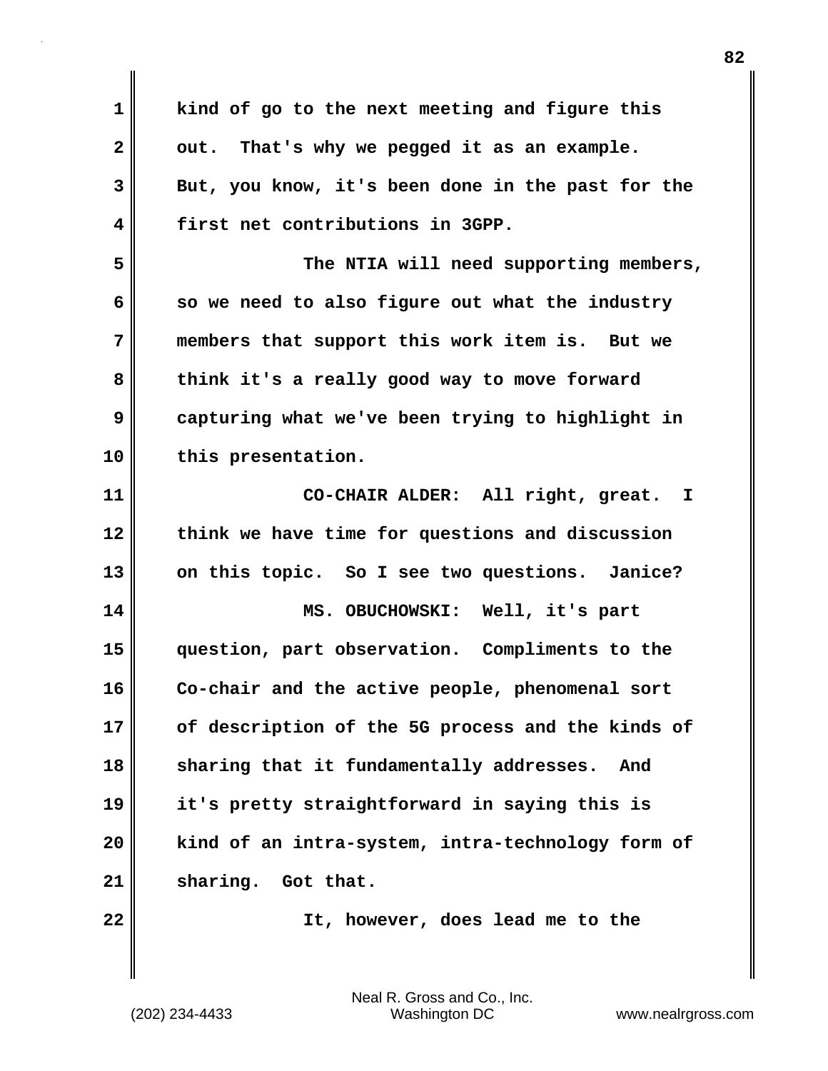kind of go to the next meeting and figure this out. That's why we pegged it as an example. But, you know, it's been done in the past for the first net contributions in 3GPP.

The NTIA will need supporting members, so we need to also figure out what the industry members that support this work item is. But we think it's a really good way to move forward capturing what we've been trying to highlight in this presentation.

CO-CHAIR ALDER: All right, great. I think we have time for questions and discussion on this topic. So I see two questions. Janice?

MS. OBUCHOWSKI: Well, it's part question, part observation. Compliments to the Co-chair and the active people, phenomenal sort of description of the 5G process and the kinds of sharing that it fundamentally addresses. And it's pretty straightforward in saying this is kind of an intra-system, intra-technology form of sharing. Got that.

It, however, does lead me to the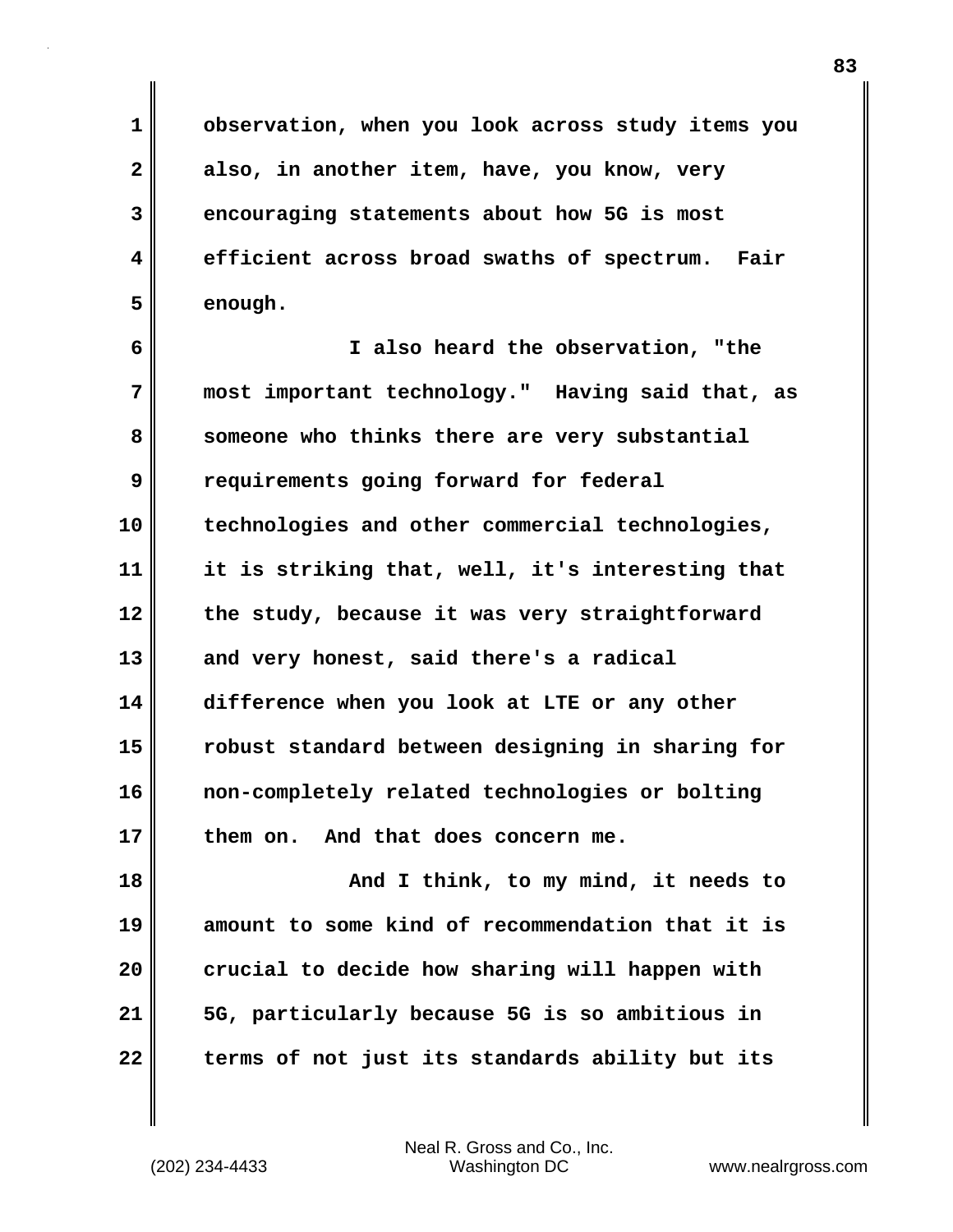observation, when you look across study items you also, in another item, have, you know, very encouraging statements about how 5G is most efficient across broad swaths of spectrum. Fair enough.

I also heard the observation, "the most important technology." Having said that, as someone who thinks there are very substantial requirements going forward for federal technologies and other commercial technologies, it is striking that, well, it's interesting that the study, because it was very straightforward and very honest, said there's a radical difference when you look at LTE or any other robust standard between designing in sharing for non-completely related technologies or bolting them on. And that does concern me.

And I think, to my mind, it needs to amount to some kind of recommendation that it is crucial to decide how sharing will happen with 5G, particularly because 5G is so ambitious in terms of not just its standards ability but its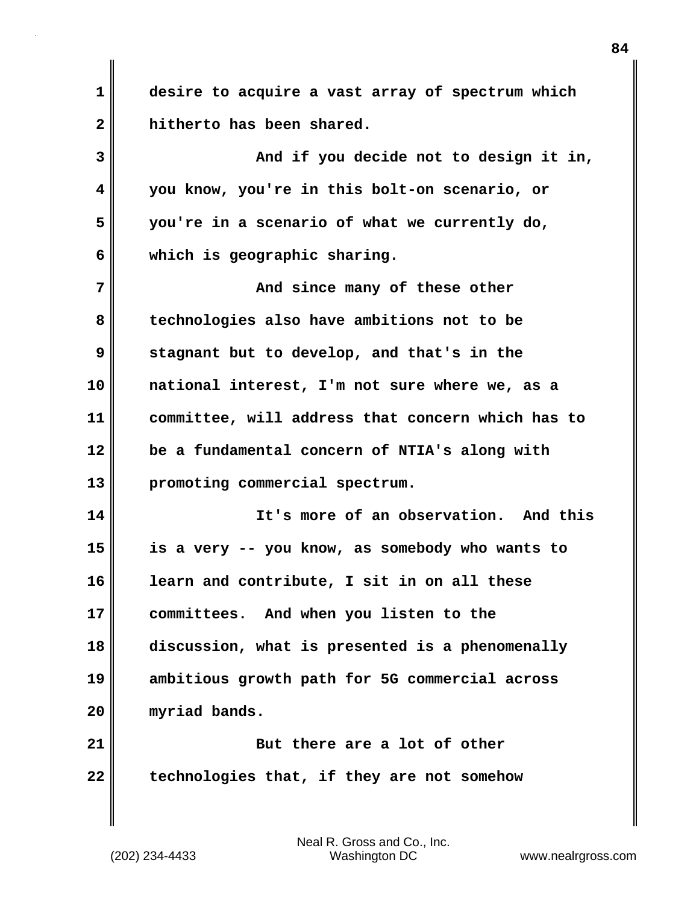desire to acquire a vast array of spectrum which hitherto has been shared.

And if you decide not to design it in, you know, you're in this bolt-on scenario, or you're in a scenario of what we currently do, which is geographic sharing.

And since many of these other technologies also have ambitions not to be stagnant but to develop, and that's in the national interest, I'm not sure where we, as a committee, will address that concern which has to be a fundamental concern of NTIA's along with promoting commercial spectrum.

It's more of an observation. And this is a very -- you know, as somebody who wants to learn and contribute, I sit in on all these committees. And when you listen to the discussion, what is presented is a phenomenally ambitious growth path for 5G commercial across myriad bands.

But there are a lot of other technologies that, if they are not somehow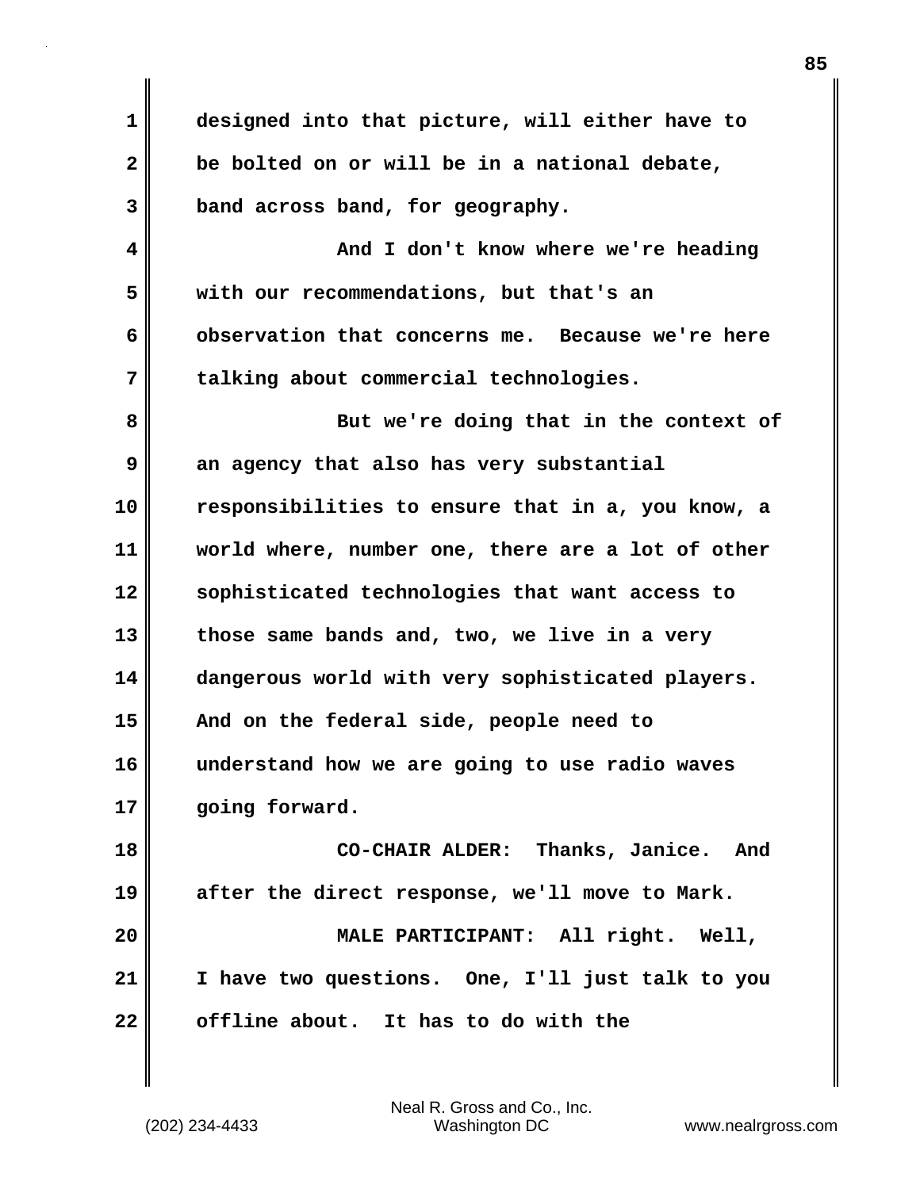designed into that picture, will either have to be bolted on or will be in a national debate, band across band, for geography.

And I don't know where we're heading with our recommendations, but that's an observation that concerns me. Because we're here talking about commercial technologies.

But we're doing that in the context of an agency that also has very substantial responsibilities to ensure that in a, you know, a world where, number one, there are a lot of other sophisticated technologies that want access to those same bands and, two, we live in a very dangerous world with very sophisticated players. And on the federal side, people need to understand how we are going to use radio waves going forward.

CO-CHAIR ALDER: Thanks, Janice. And after the direct response, we'll move to Mark.

MALE PARTICIPANT: All right. Well, I have two questions. One, I'll just talk to you offline about. It has to do with the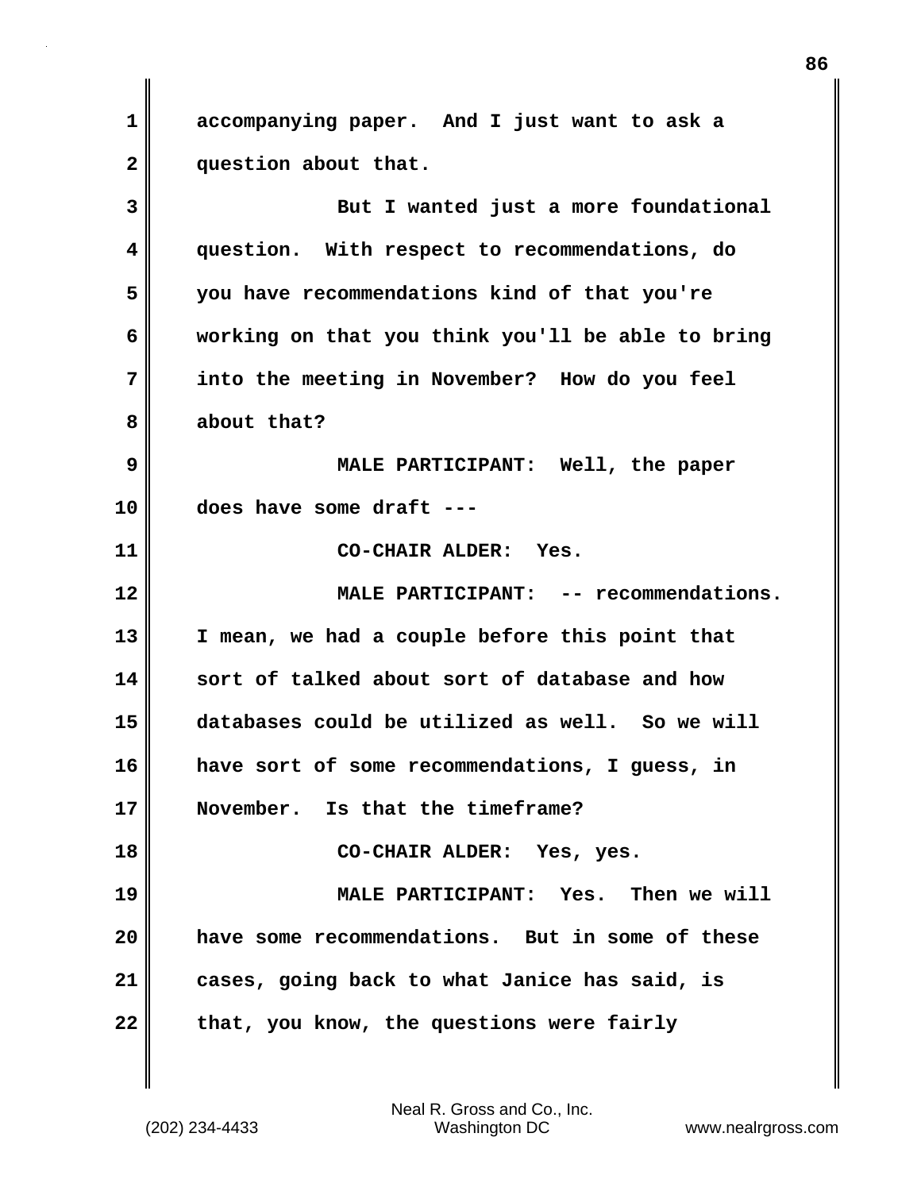accompanying paper. And I just want to ask a question about that.

But I wanted just a more foundational question. With respect to recommendations, do you have recommendations kind of that you're working on that you think you'll be able to bring into the meeting in November? How do you feel about that?

MALE PARTICIPANT: Well, the paper does have some draft ---

CO-CHAIR ALDER: Yes.

MALE PARTICIPANT: -- recommendations. I mean, we had a couple before this point that sort of talked about sort of database and how databases could be utilized as well. So we will have sort of some recommendations, I guess, in November. Is that the timeframe?

CO-CHAIR ALDER: Yes, yes.

MALE PARTICIPANT: Yes. Then we will have some recommendations. But in some of these cases, going back to what Janice has said, is that, you know, the questions were fairly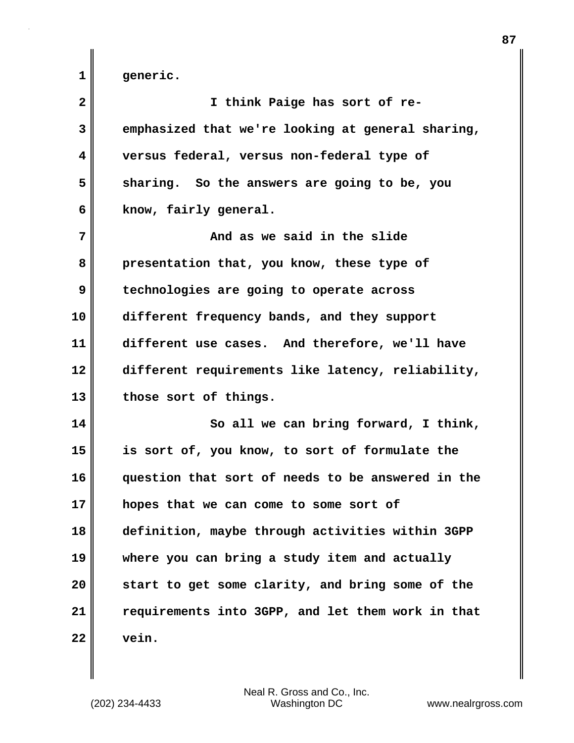generic.

I think Paige has sort of re-emphasized that we're looking at general sharing, versus federal, versus non-federal type of sharing. So the answers are going to be, you know, fairly general.

And as we said in the slide presentation that, you know, these type of technologies are going to operate across different frequency bands, and they support different use cases. And therefore, we'll have different requirements like latency, reliability, those sort of things.

So all we can bring forward, I think, is sort of, you know, to sort of formulate the question that sort of needs to be answered in the hopes that we can come to some sort of definition, maybe through activities within 3GPP where you can bring a study item and actually start to get some clarity, and bring some of the requirements into 3GPP, and let them work in that vein.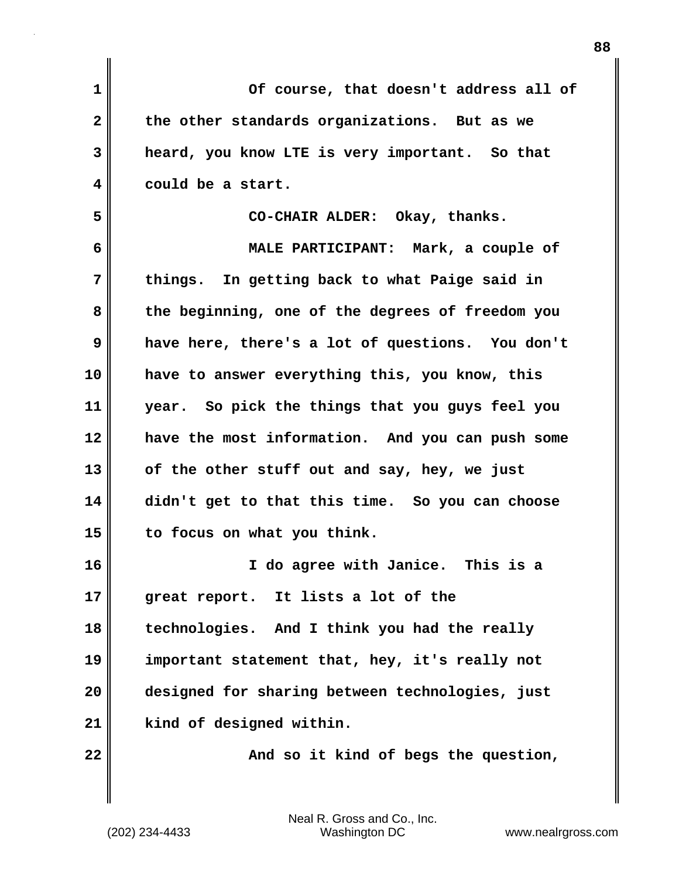Of course, that doesn't address all of the other standards organizations. But as we heard, you know LTE is very important. So that could be a start.

CO-CHAIR ALDER: Okay, thanks.

MALE PARTICIPANT: Mark, a couple of things. In getting back to what Paige said in the beginning, one of the degrees of freedom you have here, there's a lot of questions. You don't have to answer everything this, you know, this year. So pick the things that you guys feel you have the most information. And you can push some of the other stuff out and say, hey, we just didn't get to that this time. So you can choose to focus on what you think.

I do agree with Janice. This is a great report. It lists a lot of the technologies. And I think you had the really important statement that, hey, it's really not designed for sharing between technologies, just kind of designed within.

And so it kind of begs the question,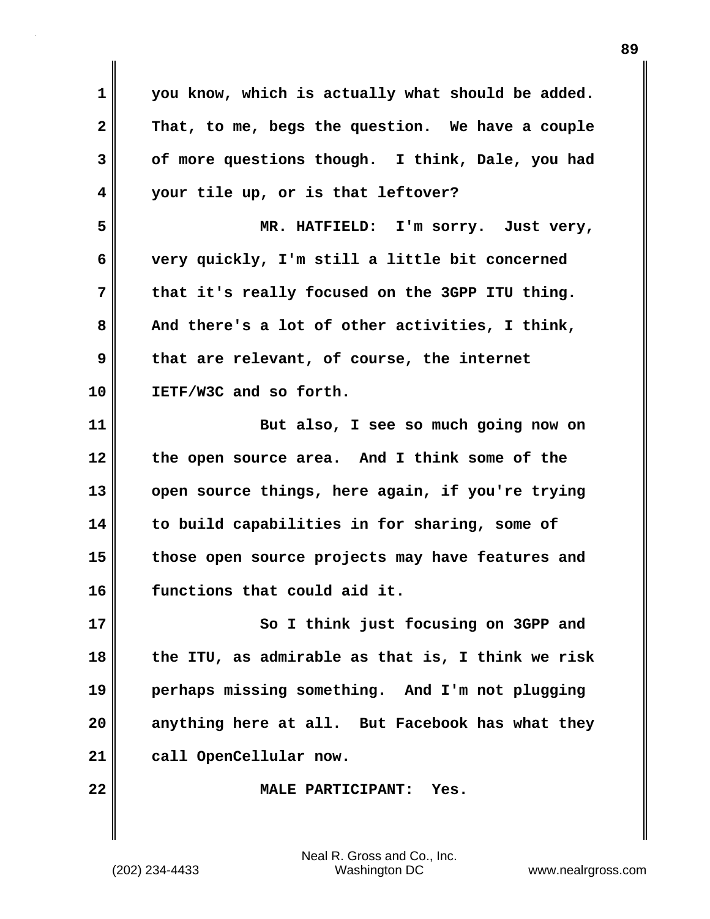you know, which is actually what should be added. That, to me, begs the question. We have a couple of more questions though. I think, Dale, you had your tile up, or is that leftover?

MR. HATFIELD: I'm sorry. Just very, very quickly, I'm still a little bit concerned that it's really focused on the 3GPP ITU thing. And there's a lot of other activities, I think, that are relevant, of course, the internet IETF/W3C and so forth.

But also, I see so much going now on the open source area. And I think some of the open source things, here again, if you're trying to build capabilities in for sharing, some of those open source projects may have features and functions that could aid it.

So I think just focusing on 3GPP and the ITU, as admirable as that is, I think we risk perhaps missing something. And I'm not plugging anything here at all. But Facebook has what they call OpenCellular now.

MALE PARTICIPANT: Yes.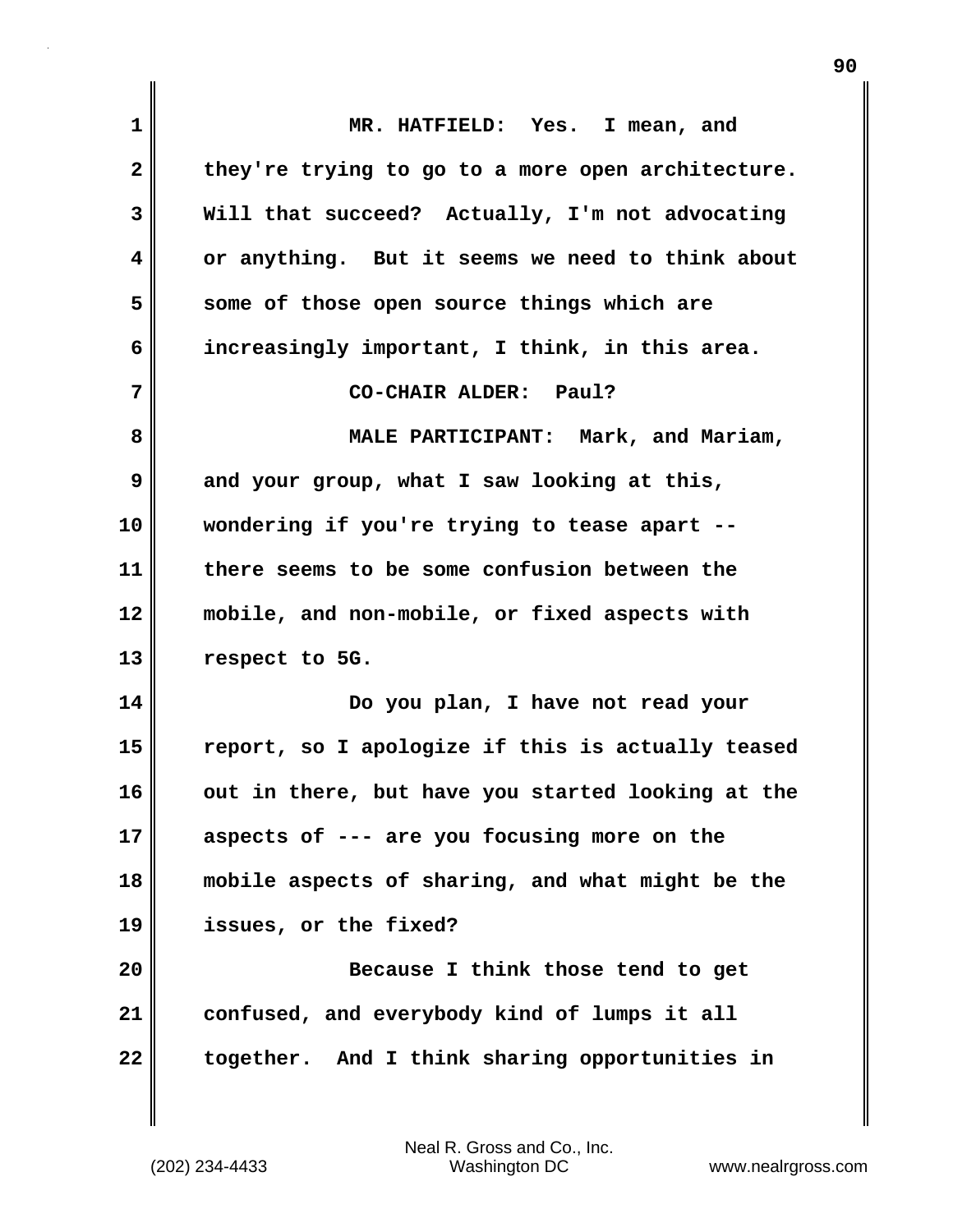MR. HATFIELD: Yes. I mean, and they're trying to go to a more open architecture. Will that succeed? Actually, I'm not advocating or anything. But it seems we need to think about some of those open source things which are increasingly important, I think, in this area.

CO-CHAIR ALDER: Paul?

MALE PARTICIPANT: Mark, and Mariam, and your group, what I saw looking at this, wondering if you're trying to tease apart -- there seems to be some confusion between the mobile, and non-mobile, or fixed aspects with respect to 5G.

Do you plan, I have not read your report, so I apologize if this is actually teased out in there, but have you started looking at the aspects of --- are you focusing more on the mobile aspects of sharing, and what might be the issues, or the fixed?

Because I think those tend to get confused, and everybody kind of lumps it all together. And I think sharing opportunities in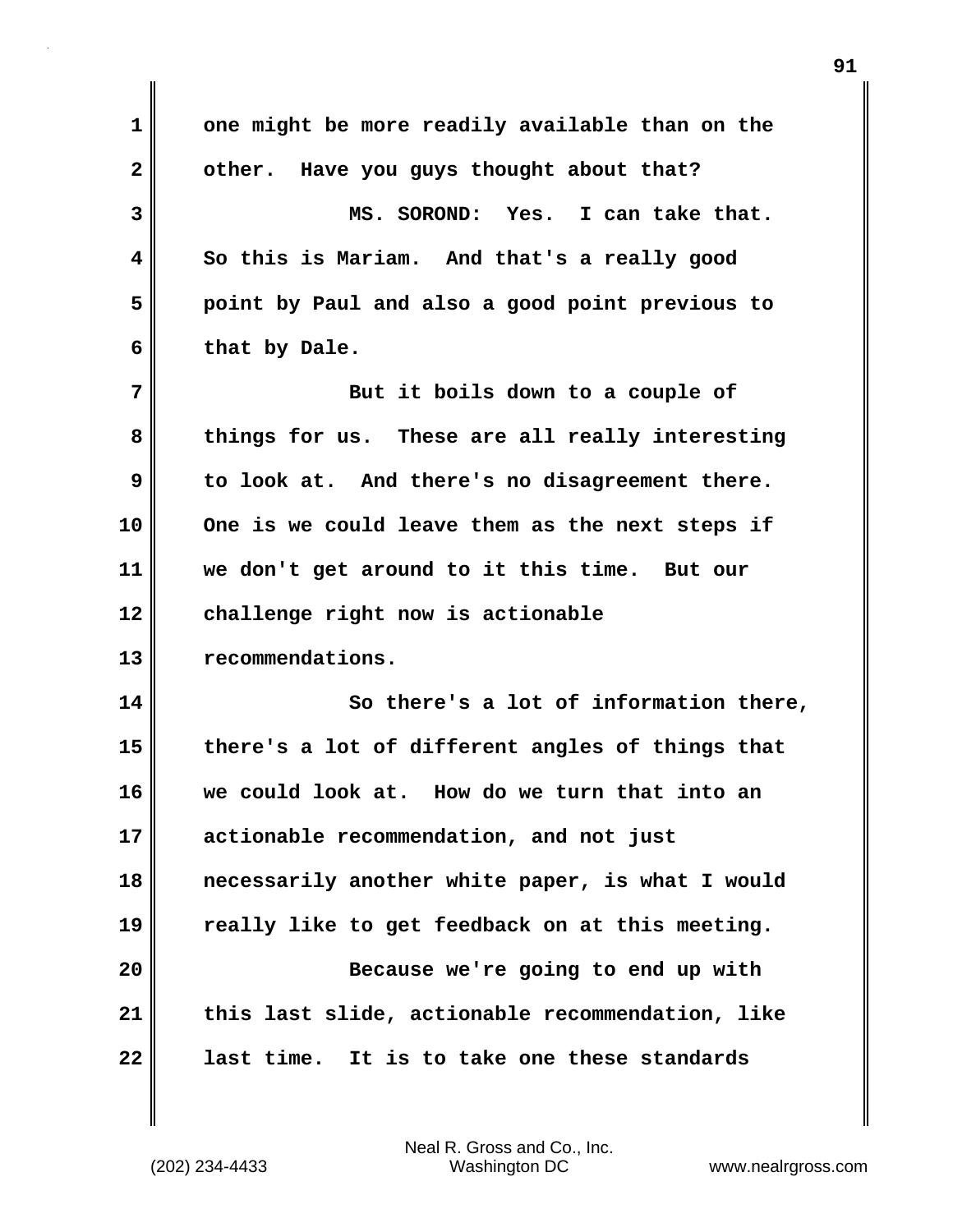one might be more readily available than on the other. Have you guys thought about that?

MS. SOROND: Yes. I can take that. So this is Mariam. And that's a really good point by Paul and also a good point previous to that by Dale.

But it boils down to a couple of things for us. These are all really interesting to look at. And there's no disagreement there. One is we could leave them as the next steps if we don't get around to it this time. But our challenge right now is actionable recommendations.

So there's a lot of information there, there's a lot of different angles of things that we could look at. How do we turn that into an actionable recommendation, and not just necessarily another white paper, is what I would really like to get feedback on at this meeting.

Because we're going to end up with this last slide, actionable recommendation, like last time. It is to take one these standards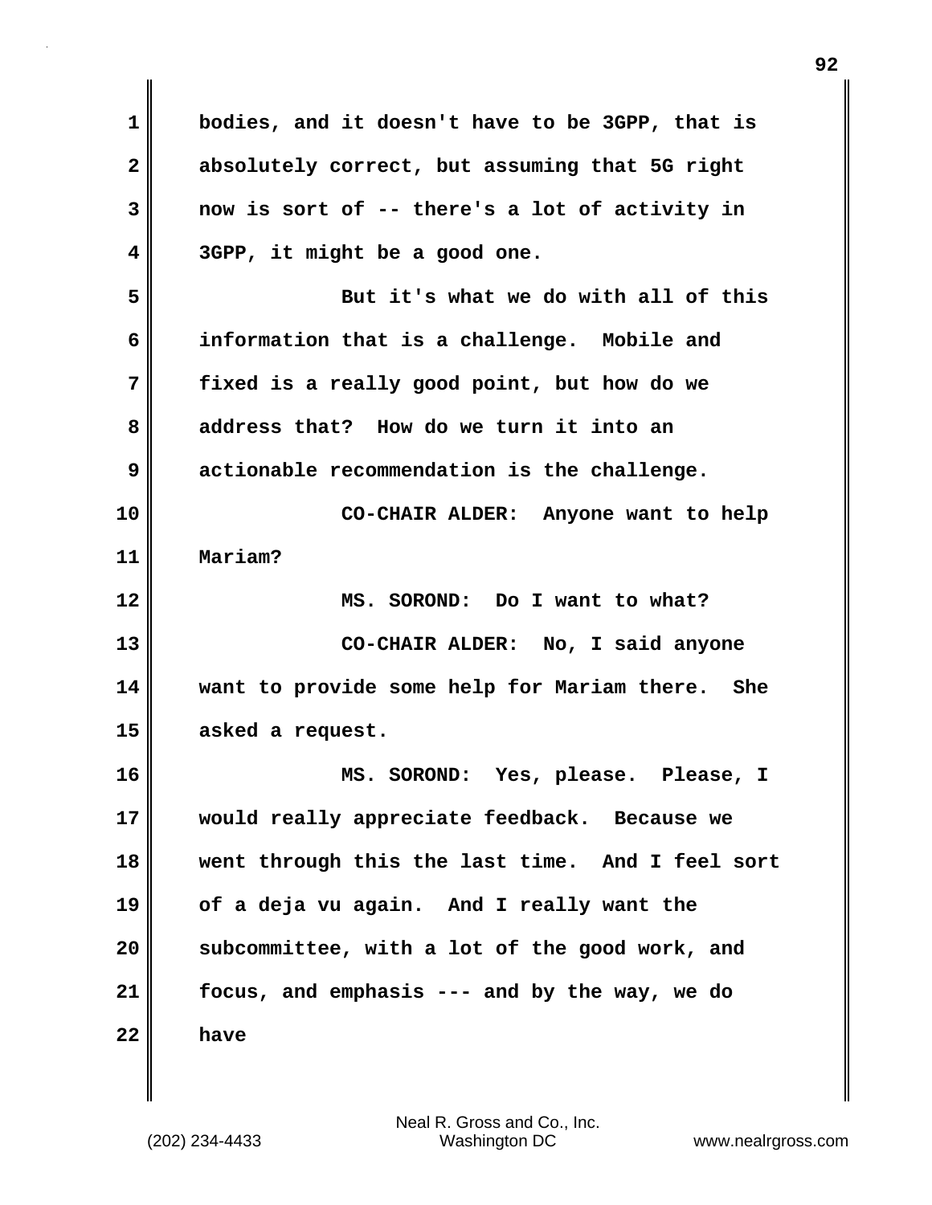bodies, and it doesn't have to be 3GPP, that is absolutely correct, but assuming that 5G right now is sort of -- there's a lot of activity in 3GPP, it might be a good one.

But it's what we do with all of this information that is a challenge. Mobile and fixed is a really good point, but how do we address that? How do we turn it into an actionable recommendation is the challenge.

CO-CHAIR ALDER: Anyone want to help Mariam?

MS. SOROND: Do I want to what?

CO-CHAIR ALDER: No, I said anyone want to provide some help for Mariam there. She asked a request.

MS. SOROND: Yes, please. Please, I would really appreciate feedback. Because we went through this the last time. And I feel sort of a deja vu again. And I really want the subcommittee, with a lot of the good work, and focus, and emphasis --- and by the way, we do have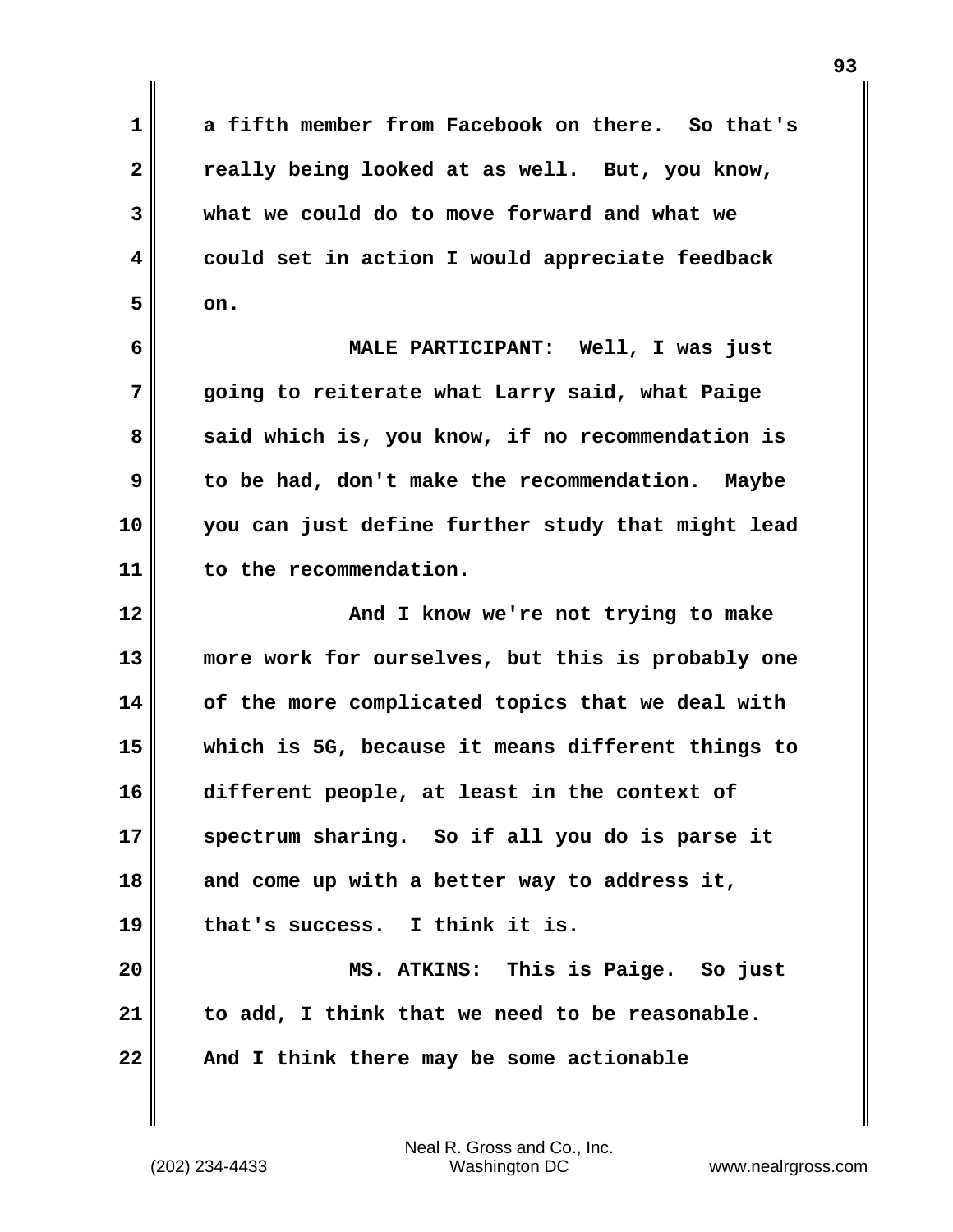a fifth member from Facebook on there. So that's really being looked at as well. But, you know, what we could do to move forward and what we could set in action I would appreciate feedback on.

MALE PARTICIPANT: Well, I was just going to reiterate what Larry said, what Paige said which is, you know, if no recommendation is to be had, don't make the recommendation. Maybe you can just define further study that might lead to the recommendation.

And I know we're not trying to make more work for ourselves, but this is probably one of the more complicated topics that we deal with which is 5G, because it means different things to different people, at least in the context of spectrum sharing. So if all you do is parse it and come up with a better way to address it, that's success. I think it is.

MS. ATKINS: This is Paige. So just to add, I think that we need to be reasonable. And I think there may be some actionable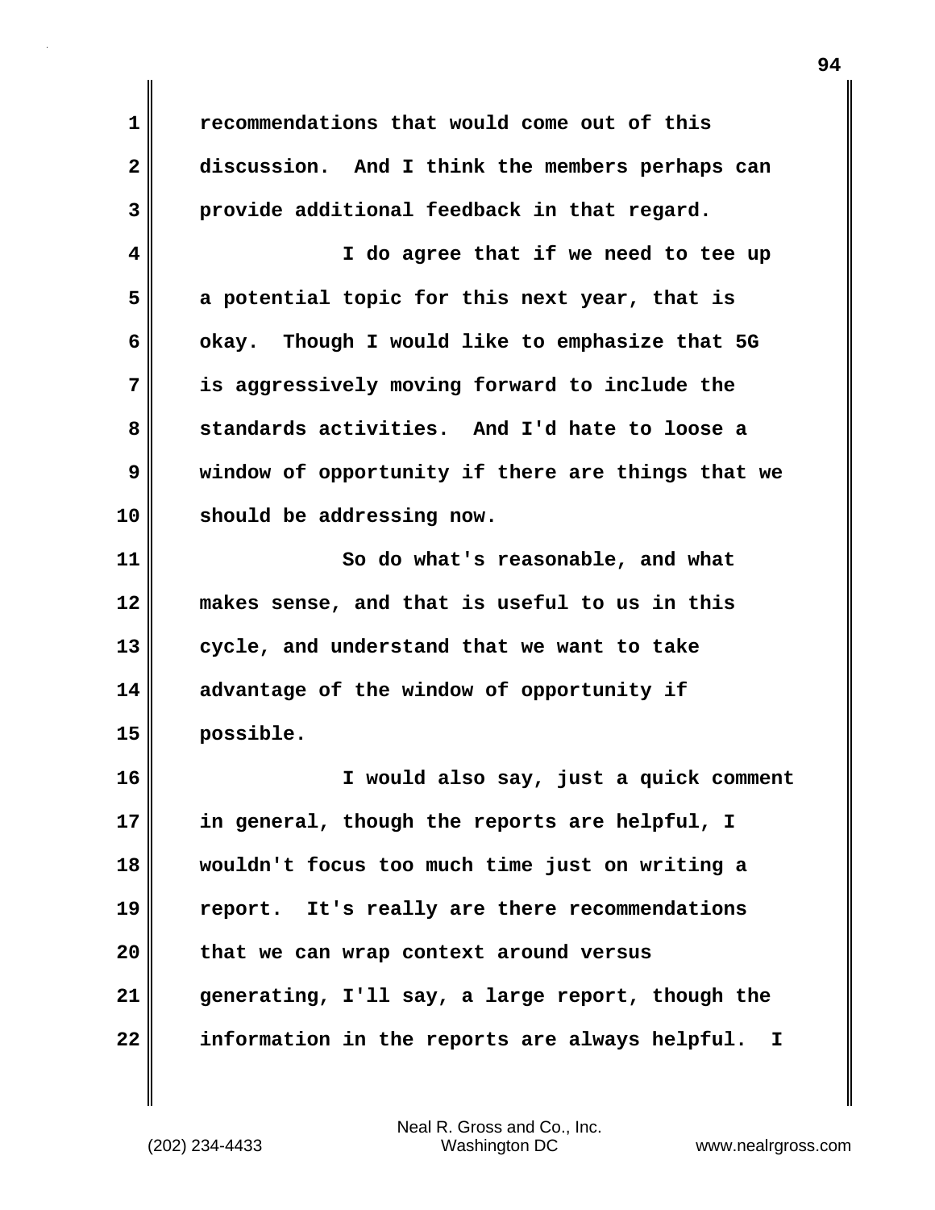recommendations that would come out of this discussion. And I think the members perhaps can provide additional feedback in that regard.

I do agree that if we need to tee up a potential topic for this next year, that is okay. Though I would like to emphasize that 5G is aggressively moving forward to include the standards activities. And I'd hate to loose a window of opportunity if there are things that we should be addressing now.

So do what's reasonable, and what makes sense, and that is useful to us in this cycle, and understand that we want to take advantage of the window of opportunity if possible.

I would also say, just a quick comment in general, though the reports are helpful, I wouldn't focus too much time just on writing a report. It's really are there recommendations that we can wrap context around versus generating, I'll say, a large report, though the information in the reports are always helpful. I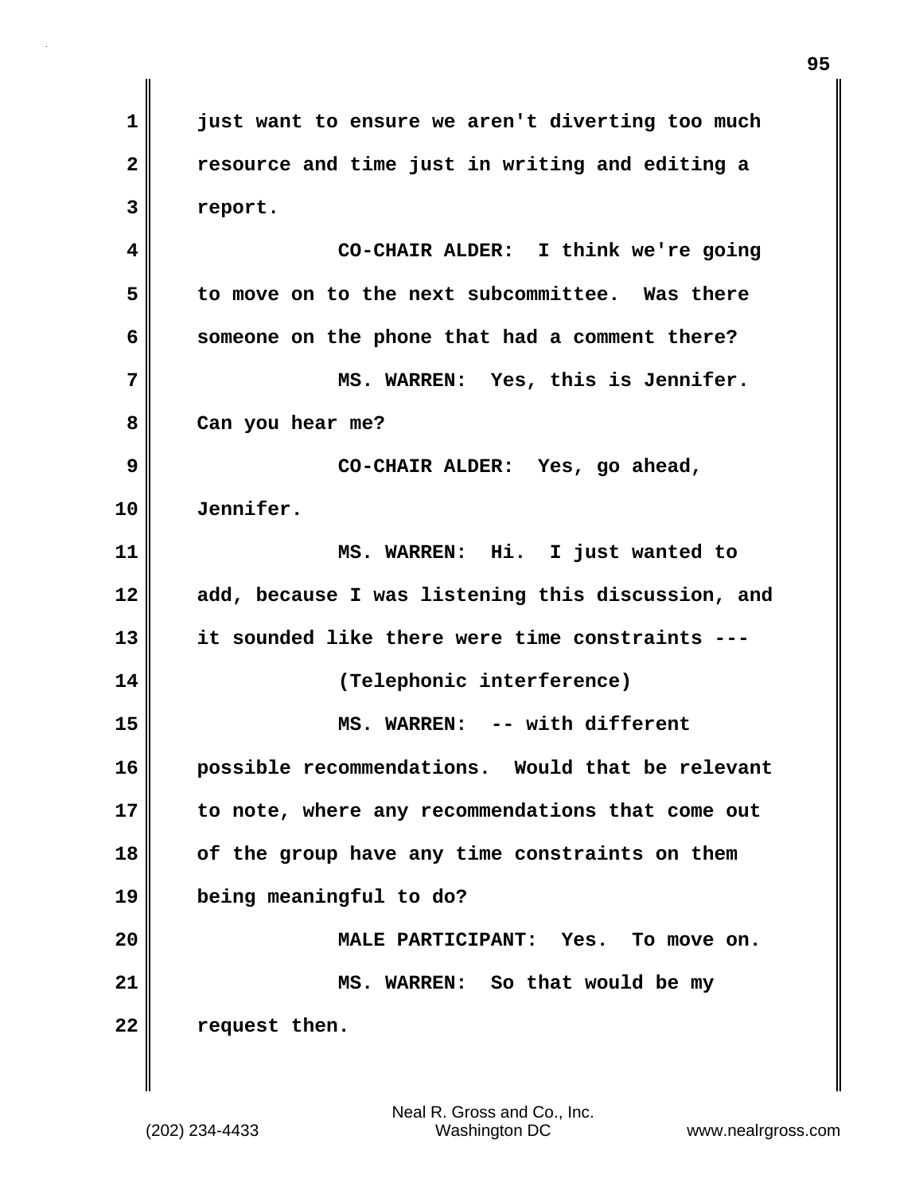just want to ensure we aren't diverting too much resource and time just in writing and editing a report.

CO-CHAIR ALDER: I think we're going to move on to the next subcommittee. Was there someone on the phone that had a comment there?

MS. WARREN: Yes, this is Jennifer. Can you hear me?

CO-CHAIR ALDER: Yes, go ahead, Jennifer.

MS. WARREN: Hi. I just wanted to add, because I was listening this discussion, and it sounded like there were time constraints ---

(Telephonic interference)

MS. WARREN: -- with different possible recommendations. Would that be relevant to note, where any recommendations that come out of the group have any time constraints on them being meaningful to do?

MALE PARTICIPANT: Yes. To move on.

MS. WARREN: So that would be my request then.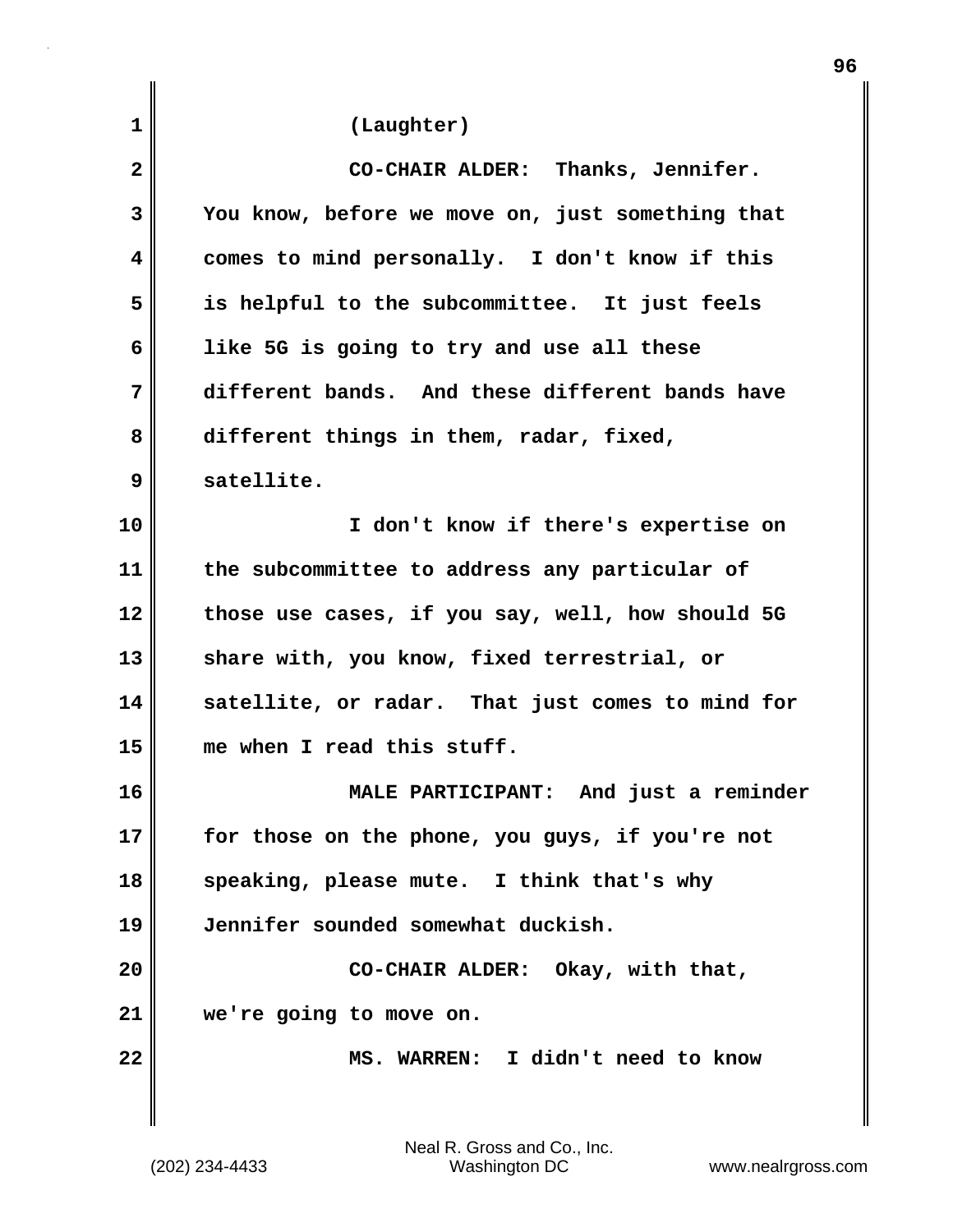(Laughter)

CO-CHAIR ALDER: Thanks, Jennifer. You know, before we move on, just something that comes to mind personally. I don't know if this is helpful to the subcommittee. It just feels like 5G is going to try and use all these different bands. And these different bands have different things in them, radar, fixed, satellite.

I don't know if there's expertise on the subcommittee to address any particular of those use cases, if you say, well, how should 5G share with, you know, fixed terrestrial, or satellite, or radar. That just comes to mind for me when I read this stuff.

MALE PARTICIPANT: And just a reminder for those on the phone, you guys, if you're not speaking, please mute. I think that's why Jennifer sounded somewhat duckish.

CO-CHAIR ALDER: Okay, with that, we're going to move on.

MS. WARREN: I didn't need to know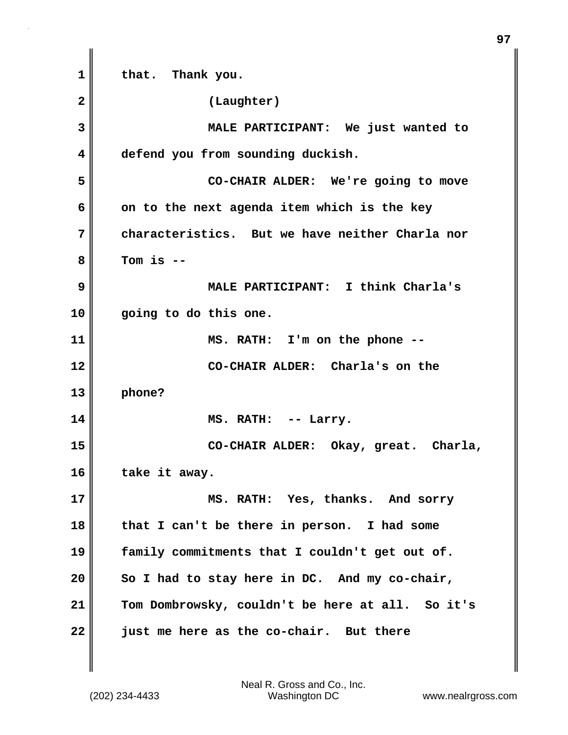that. Thank you.

(Laughter)

MALE PARTICIPANT: We just wanted to defend you from sounding duckish.

CO-CHAIR ALDER: We're going to move on to the next agenda item which is the key characteristics. But we have neither Charla nor Tom is --

MALE PARTICIPANT: I think Charla's going to do this one.

MS. RATH: I'm on the phone --

CO-CHAIR ALDER: Charla's on the phone?

MS. RATH: -- Larry.

CO-CHAIR ALDER: Okay, great. Charla, take it away.

MS. RATH: Yes, thanks. And sorry that I can't be there in person. I had some family commitments that I couldn't get out of. So I had to stay here in DC. And my co-chair, Tom Dombrowsky, couldn't be here at all. So it's just me here as the co-chair. But there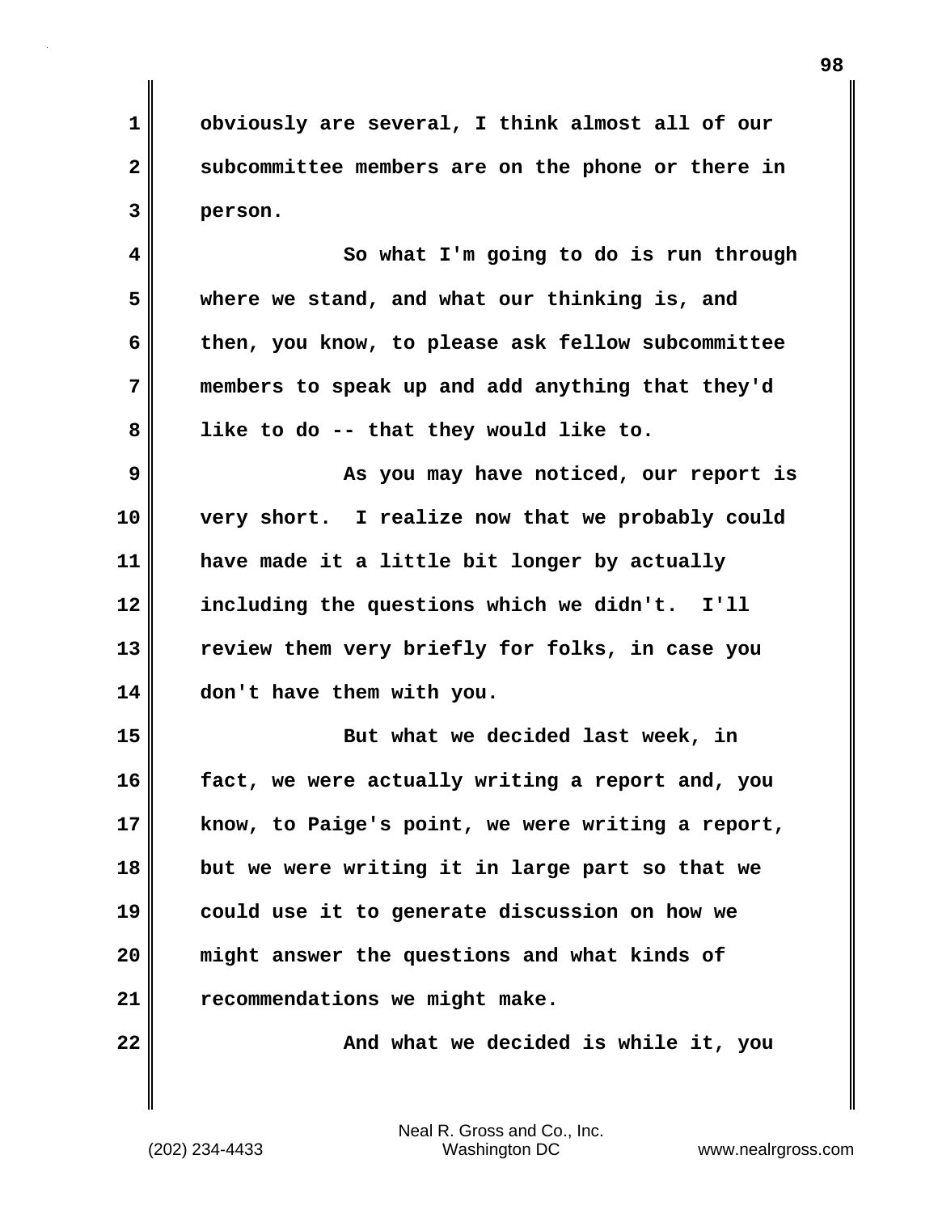obviously are several, I think almost all of our subcommittee members are on the phone or there in person.

So what I'm going to do is run through where we stand, and what our thinking is, and then, you know, to please ask fellow subcommittee members to speak up and add anything that they'd like to do -- that they would like to.

As you may have noticed, our report is very short. I realize now that we probably could have made it a little bit longer by actually including the questions which we didn't. I'll review them very briefly for folks, in case you don't have them with you.

But what we decided last week, in fact, we were actually writing a report and, you know, to Paige's point, we were writing a report, but we were writing it in large part so that we could use it to generate discussion on how we might answer the questions and what kinds of recommendations we might make.

And what we decided is while it, you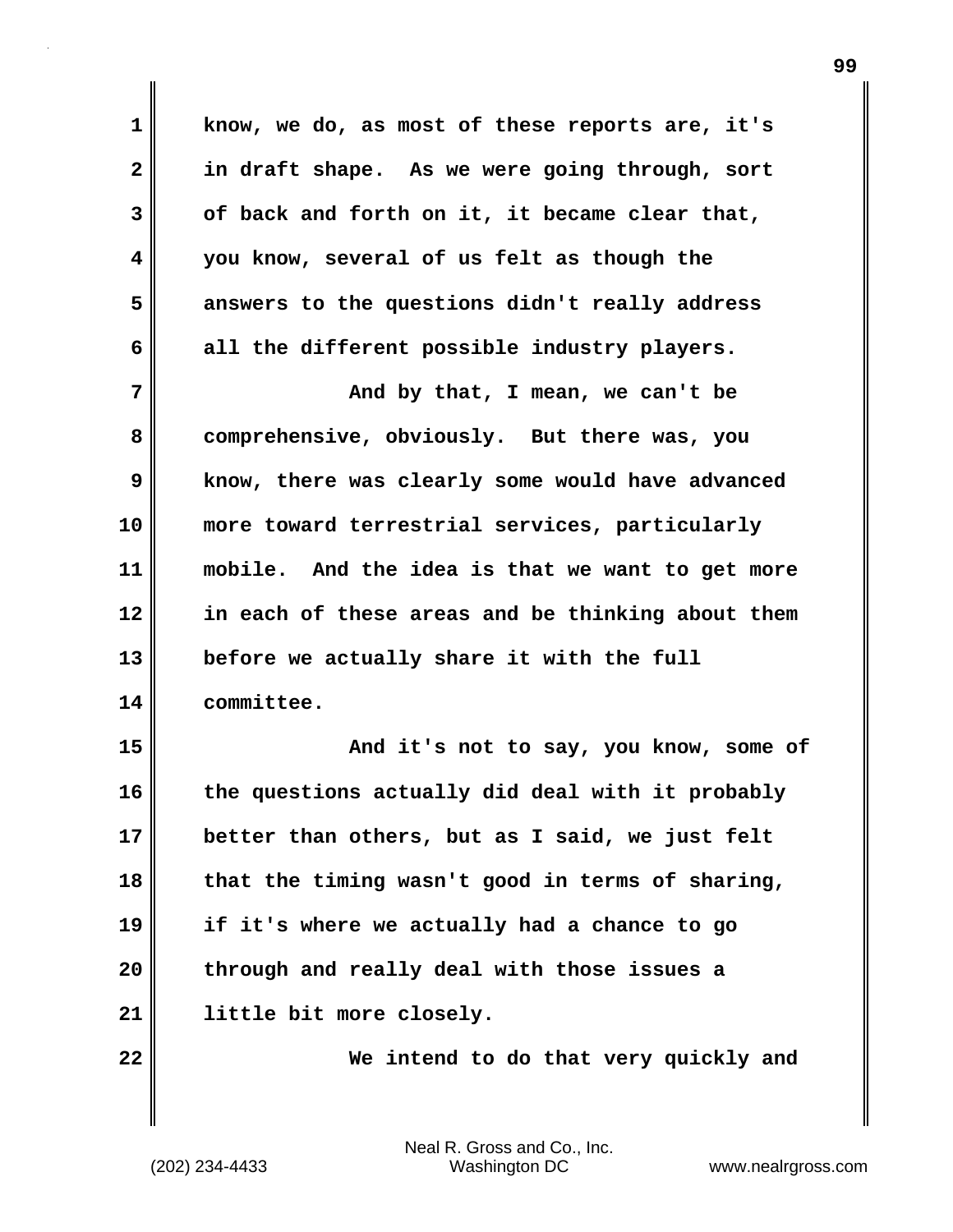know, we do, as most of these reports are, it's in draft shape. As we were going through, sort of back and forth on it, it became clear that, you know, several of us felt as though the answers to the questions didn't really address all the different possible industry players.

And by that, I mean, we can't be comprehensive, obviously. But there was, you know, there was clearly some would have advanced more toward terrestrial services, particularly mobile. And the idea is that we want to get more in each of these areas and be thinking about them before we actually share it with the full committee.

And it's not to say, you know, some of the questions actually did deal with it probably better than others, but as I said, we just felt that the timing wasn't good in terms of sharing, if it's where we actually had a chance to go through and really deal with those issues a little bit more closely.

We intend to do that very quickly and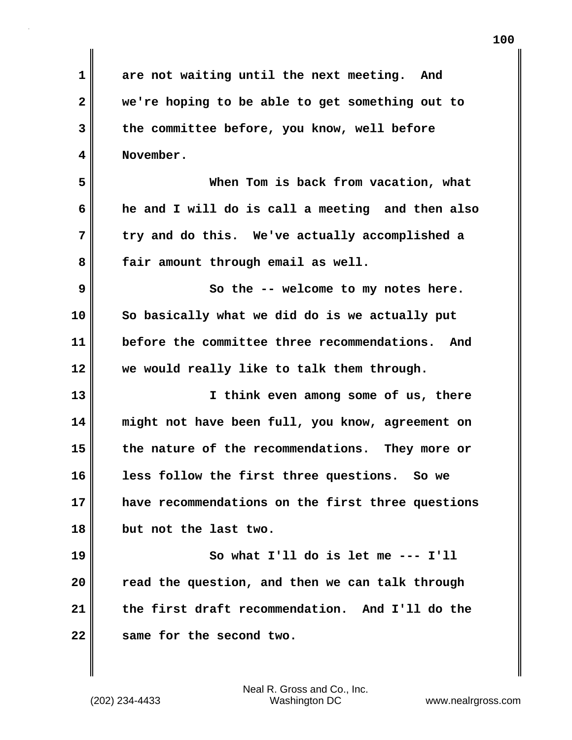are not waiting until the next meeting. And we're hoping to be able to get something out to the committee before, you know, well before November.

When Tom is back from vacation, what he and I will do is call a meeting and then also try and do this. We've actually accomplished a fair amount through email as well.

So the -- welcome to my notes here. So basically what we did do is we actually put before the committee three recommendations. And we would really like to talk them through.

I think even among some of us, there might not have been full, you know, agreement on the nature of the recommendations. They more or less follow the first three questions. So we have recommendations on the first three questions but not the last two.

So what I'll do is let me --- I'll read the question, and then we can talk through the first draft recommendation. And I'll do the same for the second two.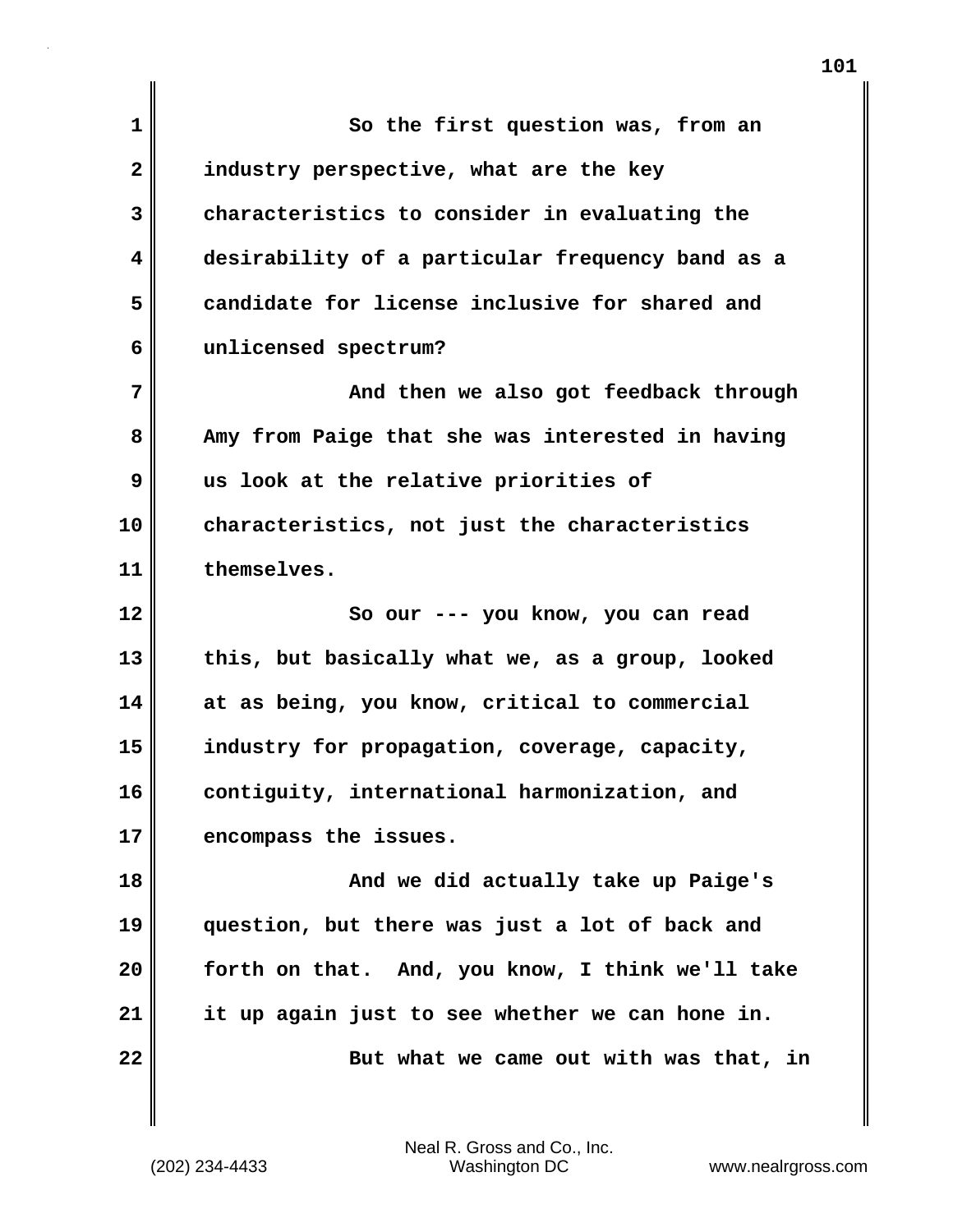So the first question was, from an industry perspective, what are the key characteristics to consider in evaluating the desirability of a particular frequency band as a candidate for license inclusive for shared and unlicensed spectrum?

And then we also got feedback through Amy from Paige that she was interested in having us look at the relative priorities of characteristics, not just the characteristics themselves.

So our --- you know, you can read this, but basically what we, as a group, looked at as being, you know, critical to commercial industry for propagation, coverage, capacity, contiguity, international harmonization, and encompass the issues.

And we did actually take up Paige's question, but there was just a lot of back and forth on that. And, you know, I think we'll take it up again just to see whether we can hone in.

But what we came out with was that, in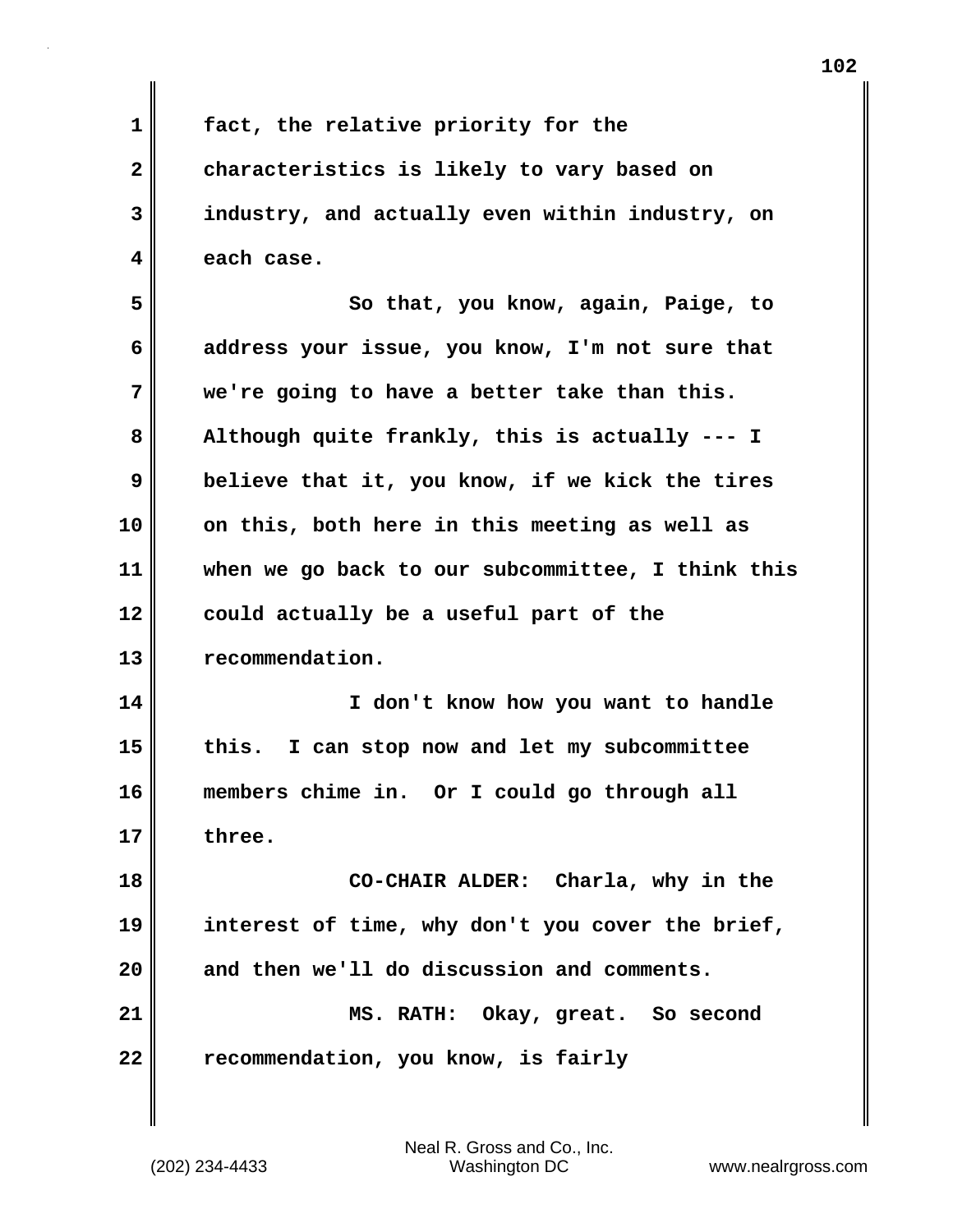fact, the relative priority for the characteristics is likely to vary based on industry, and actually even within industry, on each case.

So that, you know, again, Paige, to address your issue, you know, I'm not sure that we're going to have a better take than this. Although quite frankly, this is actually --- I believe that it, you know, if we kick the tires on this, both here in this meeting as well as when we go back to our subcommittee, I think this could actually be a useful part of the recommendation.

I don't know how you want to handle this. I can stop now and let my subcommittee members chime in. Or I could go through all three.

CO-CHAIR ALDER: Charla, why in the interest of time, why don't you cover the brief, and then we'll do discussion and comments.

MS. RATH: Okay, great. So second recommendation, you know, is fairly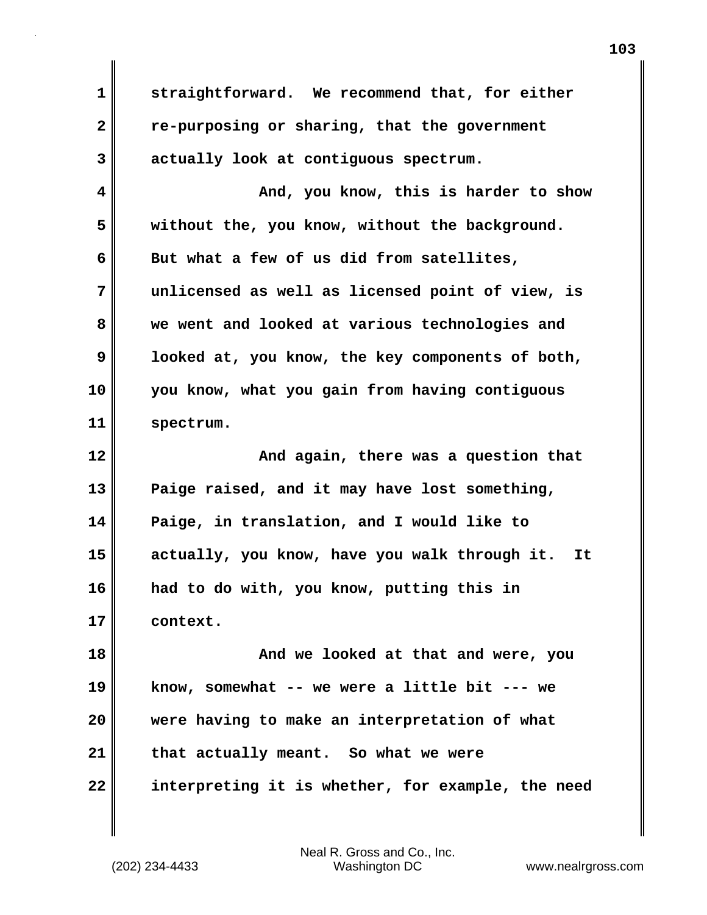straightforward. We recommend that, for either re-purposing or sharing, that the government actually look at contiguous spectrum.

And, you know, this is harder to show without the, you know, without the background. But what a few of us did from satellites, unlicensed as well as licensed point of view, is we went and looked at various technologies and looked at, you know, the key components of both, you know, what you gain from having contiguous spectrum.

And again, there was a question that Paige raised, and it may have lost something, Paige, in translation, and I would like to actually, you know, have you walk through it. It had to do with, you know, putting this in context.

And we looked at that and were, you know, somewhat -- we were a little bit --- we were having to make an interpretation of what that actually meant. So what we were interpreting it is whether, for example, the need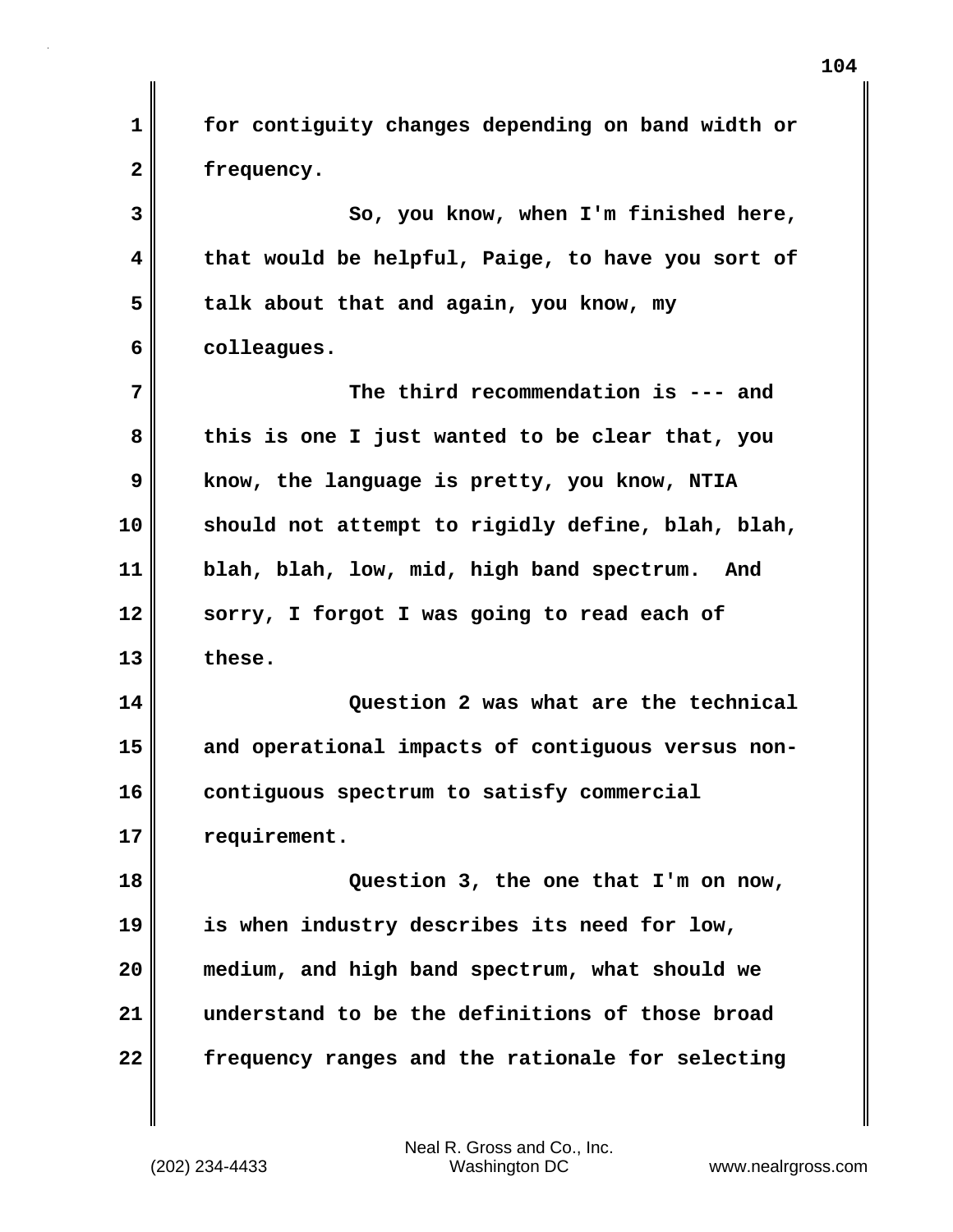for contiguity changes depending on band width or frequency.

So, you know, when I'm finished here, that would be helpful, Paige, to have you sort of talk about that and again, you know, my colleagues.

The third recommendation is --- and this is one I just wanted to be clear that, you know, the language is pretty, you know, NTIA should not attempt to rigidly define, blah, blah, blah, blah, low, mid, high band spectrum. And sorry, I forgot I was going to read each of these.

Question 2 was what are the technical and operational impacts of contiguous versus non-contiguous spectrum to satisfy commercial requirement.

Question 3, the one that I'm on now, is when industry describes its need for low, medium, and high band spectrum, what should we understand to be the definitions of those broad frequency ranges and the rationale for selecting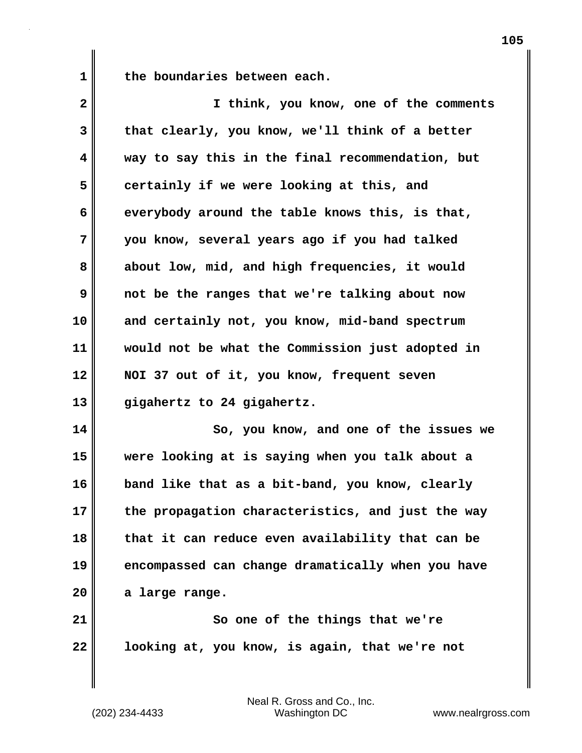the boundaries between each.

I think, you know, one of the comments that clearly, you know, we'll think of a better way to say this in the final recommendation, but certainly if we were looking at this, and everybody around the table knows this, is that, you know, several years ago if you had talked about low, mid, and high frequencies, it would not be the ranges that we're talking about now and certainly not, you know, mid-band spectrum would not be what the Commission just adopted in NOI 37 out of it, you know, frequent seven gigahertz to 24 gigahertz.

So, you know, and one of the issues we were looking at is saying when you talk about a band like that as a bit-band, you know, clearly the propagation characteristics, and just the way that it can reduce even availability that can be encompassed can change dramatically when you have a large range.

So one of the things that we're looking at, you know, is again, that we're not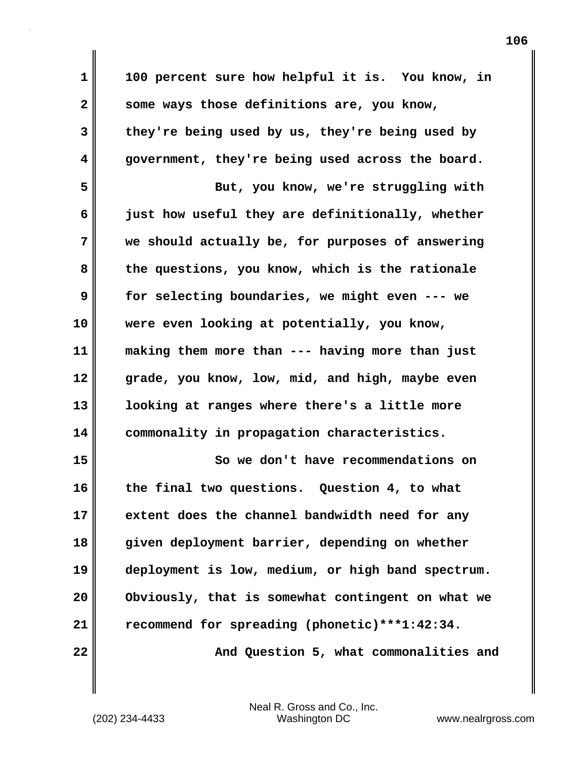100 percent sure how helpful it is. You know, in some ways those definitions are, you know, they're being used by us, they're being used by government, they're being used across the board.

But, you know, we're struggling with just how useful they are definitionally, whether we should actually be, for purposes of answering the questions, you know, which is the rationale for selecting boundaries, we might even --- we were even looking at potentially, you know, making them more than --- having more than just grade, you know, low, mid, and high, maybe even looking at ranges where there's a little more commonality in propagation characteristics.

So we don't have recommendations on the final two questions. Question 4, to what extent does the channel bandwidth need for any given deployment barrier, depending on whether deployment is low, medium, or high band spectrum. Obviously, that is somewhat contingent on what we recommend for spreading (phonetic)***1:42:34.

And Question 5, what commonalities and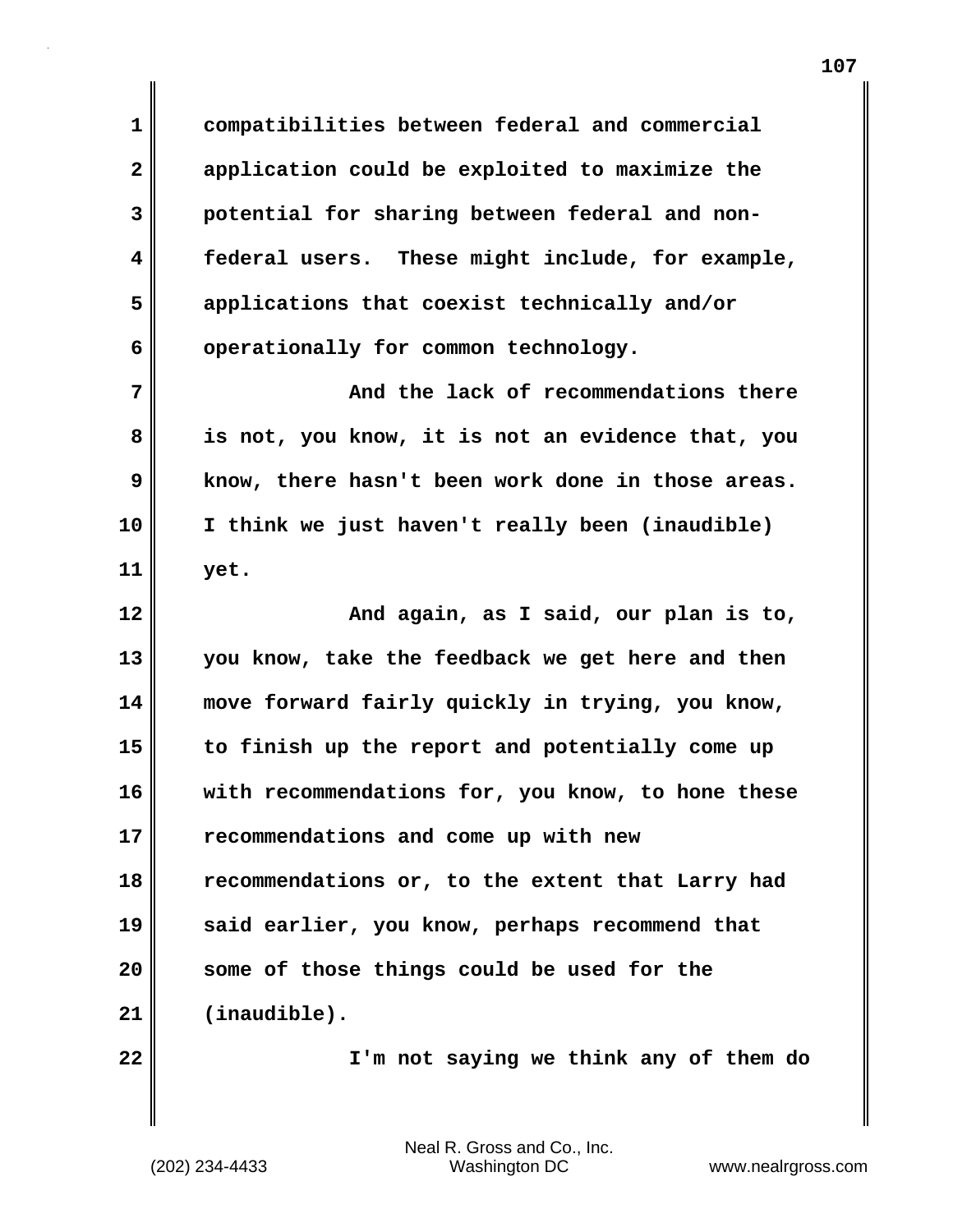compatibilities between federal and commercial application could be exploited to maximize the potential for sharing between federal and non-federal users. These might include, for example, applications that coexist technically and/or operationally for common technology.

And the lack of recommendations there is not, you know, it is not an evidence that, you know, there hasn't been work done in those areas. I think we just haven't really been (inaudible) yet.

And again, as I said, our plan is to, you know, take the feedback we get here and then move forward fairly quickly in trying, you know, to finish up the report and potentially come up with recommendations for, you know, to hone these recommendations and come up with new recommendations or, to the extent that Larry had said earlier, you know, perhaps recommend that some of those things could be used for the (inaudible).

I'm not saying we think any of them do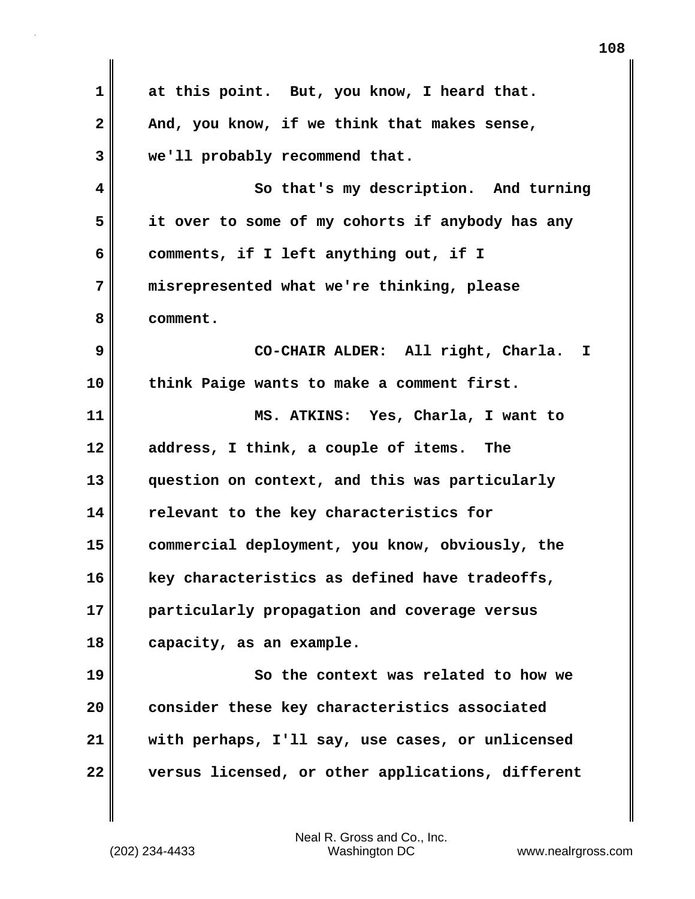at this point. But, you know, I heard that. And, you know, if we think that makes sense, we'll probably recommend that.

So that's my description. And turning it over to some of my cohorts if anybody has any comments, if I left anything out, if I misrepresented what we're thinking, please comment.

CO-CHAIR ALDER: All right, Charla. I think Paige wants to make a comment first.

MS. ATKINS: Yes, Charla, I want to address, I think, a couple of items. The question on context, and this was particularly relevant to the key characteristics for commercial deployment, you know, obviously, the key characteristics as defined have tradeoffs, particularly propagation and coverage versus capacity, as an example.

So the context was related to how we consider these key characteristics associated with perhaps, I'll say, use cases, or unlicensed versus licensed, or other applications, different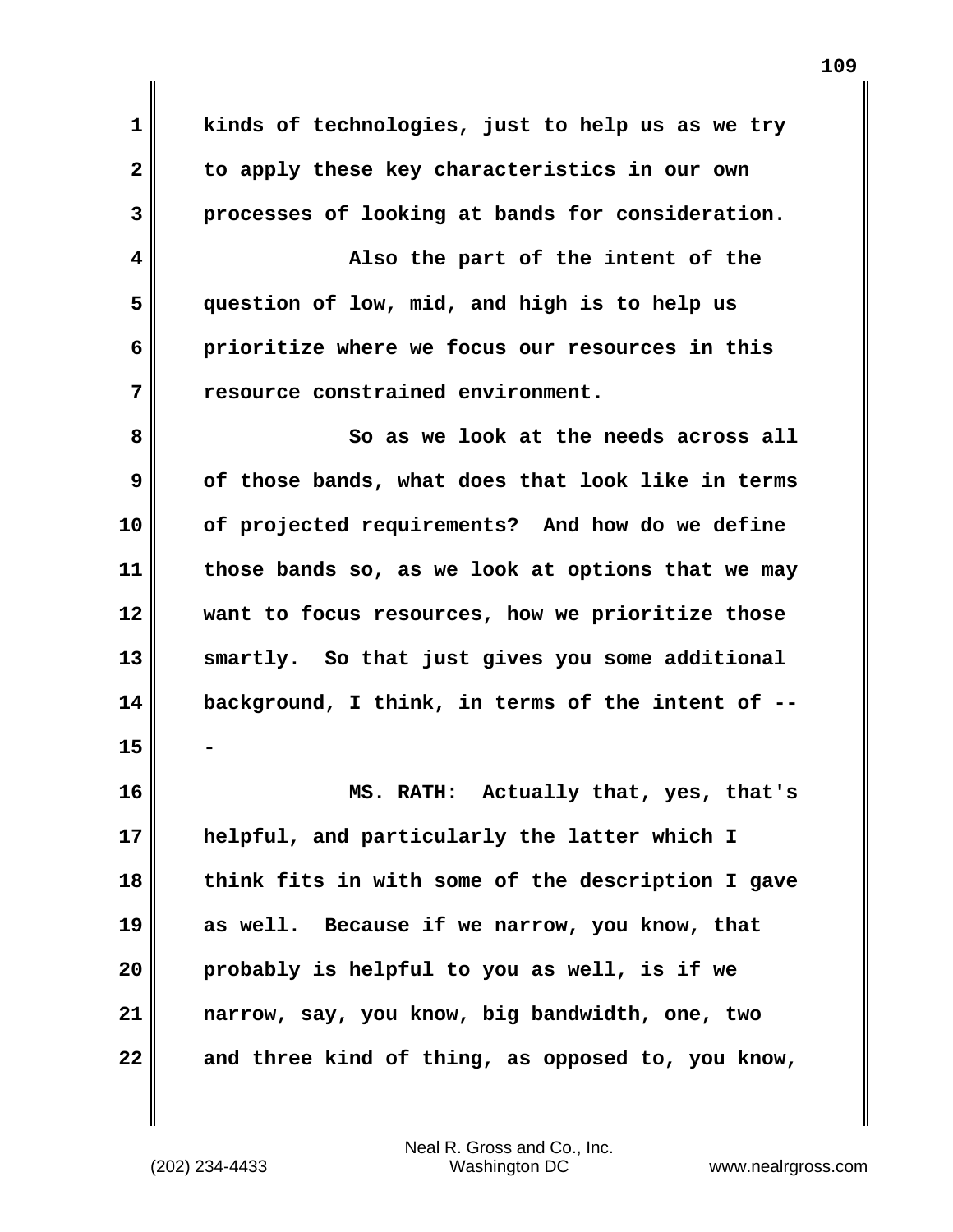kinds of technologies, just to help us as we try to apply these key characteristics in our own processes of looking at bands for consideration.

Also the part of the intent of the question of low, mid, and high is to help us prioritize where we focus our resources in this resource constrained environment.

So as we look at the needs across all of those bands, what does that look like in terms of projected requirements? And how do we define those bands so, as we look at options that we may want to focus resources, how we prioritize those smartly. So that just gives you some additional background, I think, in terms of the intent of ---

MS. RATH: Actually that, yes, that's helpful, and particularly the latter which I think fits in with some of the description I gave as well. Because if we narrow, you know, that probably is helpful to you as well, is if we narrow, say, you know, big bandwidth, one, two and three kind of thing, as opposed to, you know,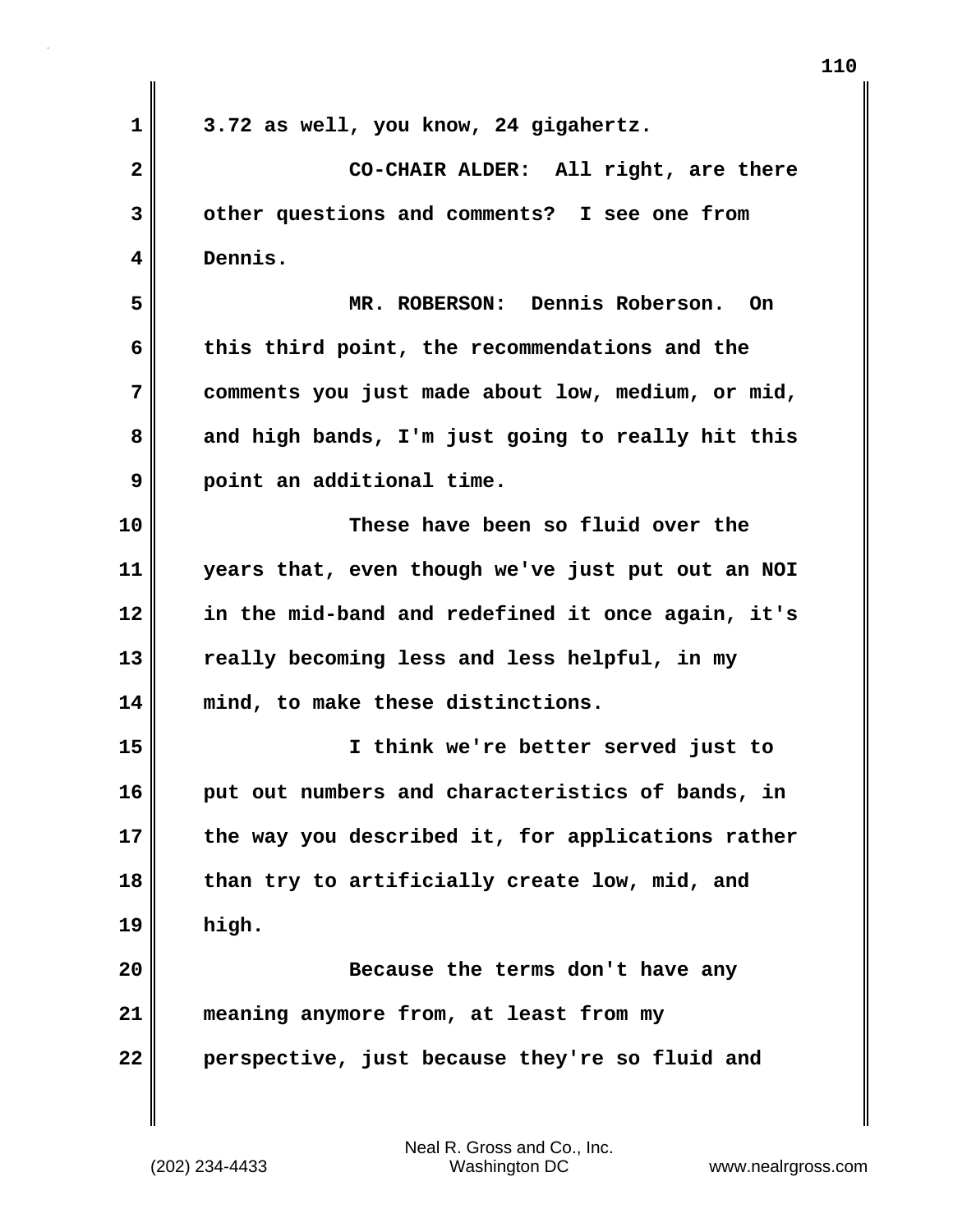3.72 as well, you know, 24 gigahertz.

CO-CHAIR ALDER: All right, are there other questions and comments? I see one from Dennis.

MR. ROBERSON: Dennis Roberson. On this third point, the recommendations and the comments you just made about low, medium, or mid, and high bands, I'm just going to really hit this point an additional time.

These have been so fluid over the years that, even though we've just put out an NOI in the mid-band and redefined it once again, it's really becoming less and less helpful, in my mind, to make these distinctions.

I think we're better served just to put out numbers and characteristics of bands, in the way you described it, for applications rather than try to artificially create low, mid, and high.

Because the terms don't have any meaning anymore from, at least from my perspective, just because they're so fluid and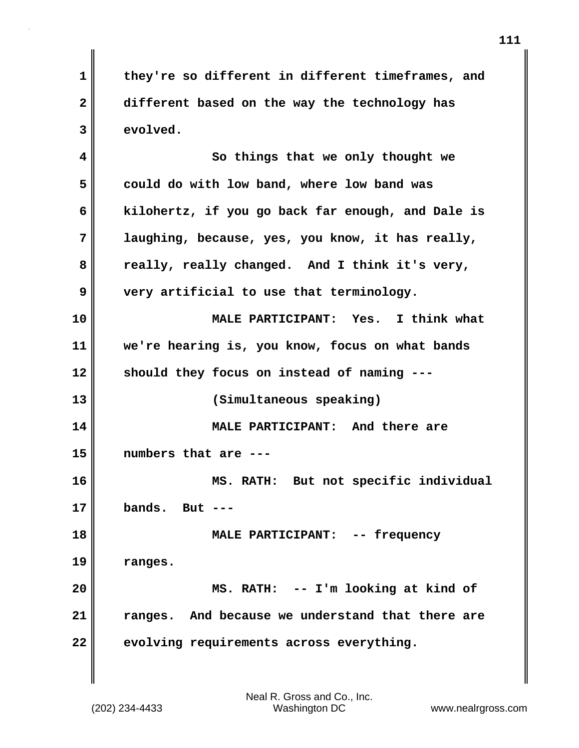they're so different in different timeframes, and different based on the way the technology has evolved.

So things that we only thought we could do with low band, where low band was kilohertz, if you go back far enough, and Dale is laughing, because, yes, you know, it has really, really, really changed. And I think it's very, very artificial to use that terminology.

**MALE PARTICIPANT:** Yes. I think what we're hearing is, you know, focus on what bands should they focus on instead of naming ---

(Simultaneous speaking)

**MALE PARTICIPANT:** And there are numbers that are ---

**MS. RATH:** But not specific individual bands. But ---

**MALE PARTICIPANT:** -- frequency ranges.

**MS. RATH:** -- I'm looking at kind of ranges. And because we understand that there are evolving requirements across everything.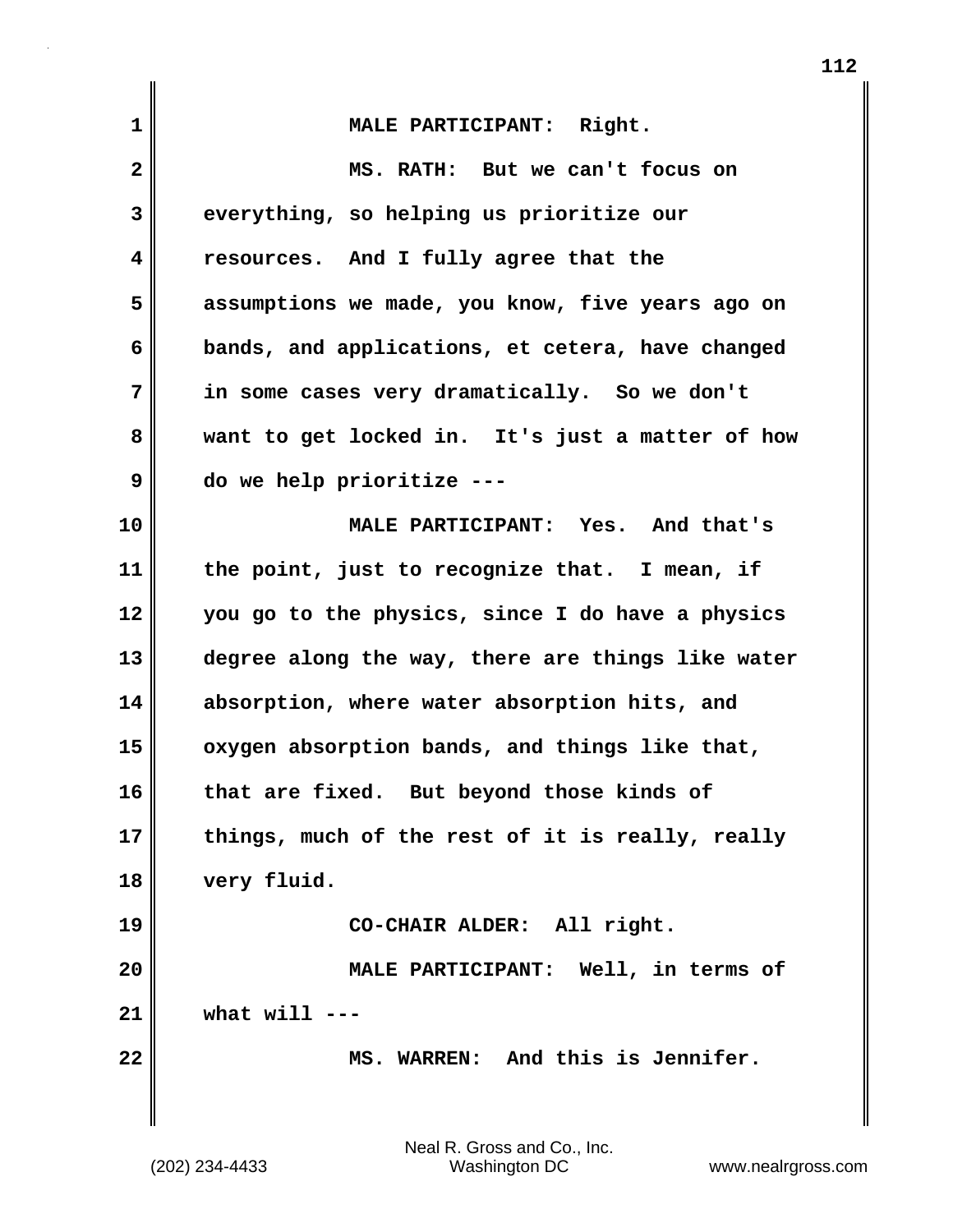MALE PARTICIPANT: Right.

MS. RATH: But we can't focus on everything, so helping us prioritize our resources. And I fully agree that the assumptions we made, you know, five years ago on bands, and applications, et cetera, have changed in some cases very dramatically. So we don't want to get locked in. It's just a matter of how do we help prioritize ---

MALE PARTICIPANT: Yes. And that's the point, just to recognize that. I mean, if you go to the physics, since I do have a physics degree along the way, there are things like water absorption, where water absorption hits, and oxygen absorption bands, and things like that, that are fixed. But beyond those kinds of things, much of the rest of it is really, really very fluid.

CO-CHAIR ALDER: All right.

MALE PARTICIPANT: Well, in terms of what will ---

MS. WARREN: And this is Jennifer.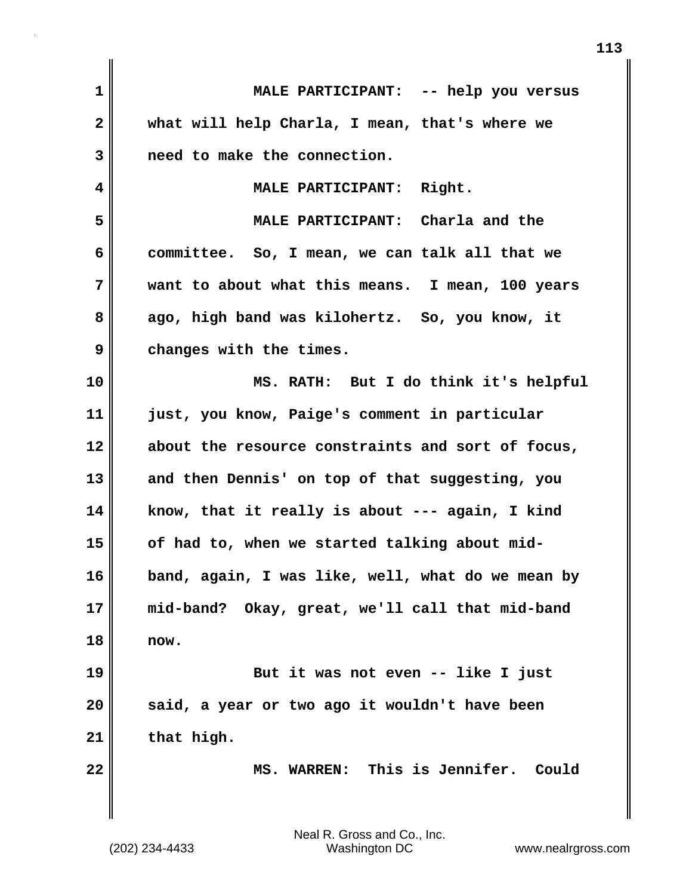MALE PARTICIPANT:  -- help you versus what will help Charla, I mean, that's where we need to make the connection.

MALE PARTICIPANT:  Right.

MALE PARTICIPANT:  Charla and the committee.  So, I mean, we can talk all that we want to about what this means.  I mean, 100 years ago, high band was kilohertz.  So, you know, it changes with the times.

MS. RATH:  But I do think it's helpful just, you know, Paige's comment in particular about the resource constraints and sort of focus, and then Dennis' on top of that suggesting, you know, that it really is about --- again, I kind of had to, when we started talking about mid-band, again, I was like, well, what do we mean by mid-band?  Okay, great, we'll call that mid-band now.

But it was not even -- like I just said, a year or two ago it wouldn't have been that high.

MS. WARREN:  This is Jennifer.  Could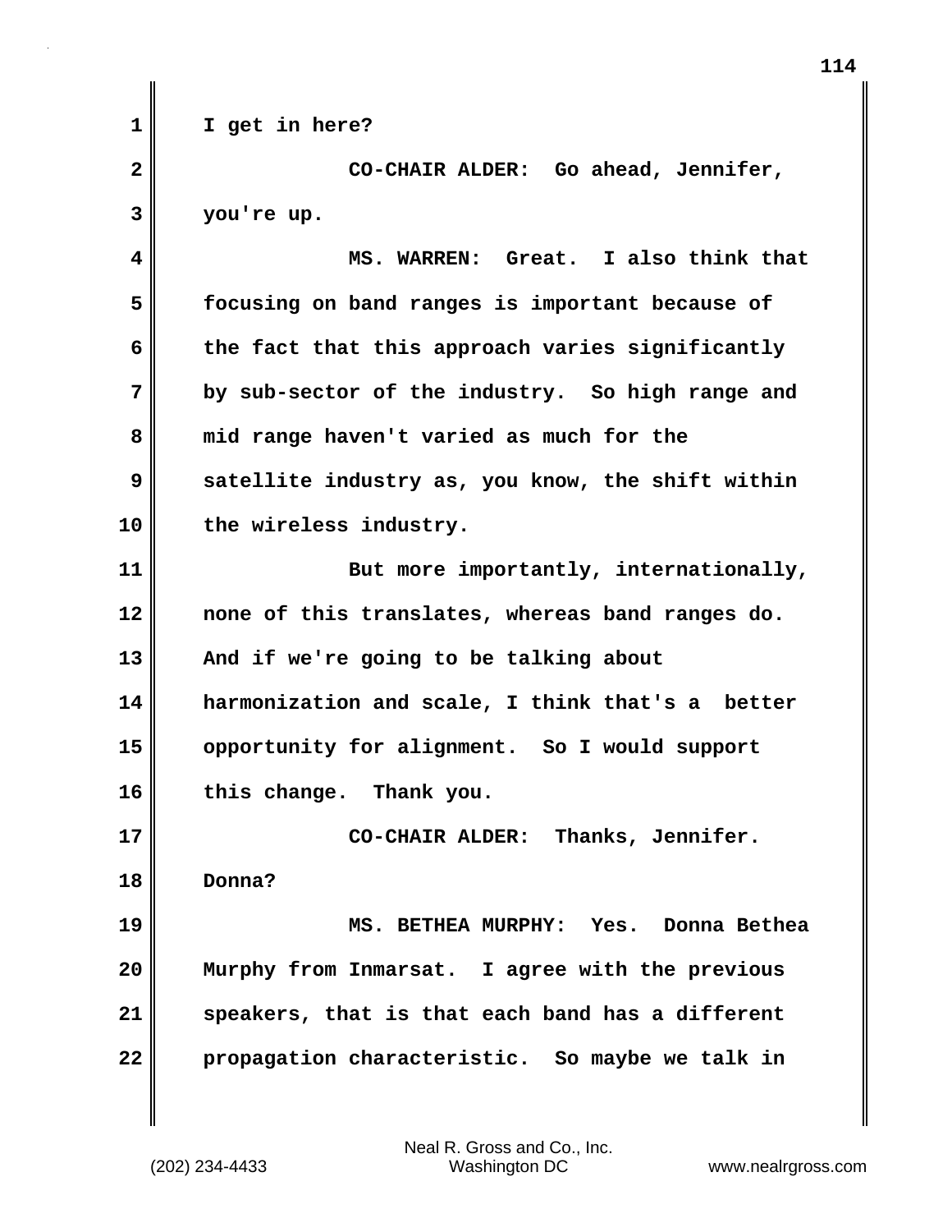I get in here?

CO-CHAIR ALDER: Go ahead, Jennifer, you're up.

MS. WARREN: Great. I also think that focusing on band ranges is important because of the fact that this approach varies significantly by sub-sector of the industry. So high range and mid range haven't varied as much for the satellite industry as, you know, the shift within the wireless industry.

But more importantly, internationally, none of this translates, whereas band ranges do. And if we're going to be talking about harmonization and scale, I think that's a better opportunity for alignment. So I would support this change. Thank you.

CO-CHAIR ALDER: Thanks, Jennifer. Donna?

MS. BETHEA MURPHY: Yes. Donna Bethea Murphy from Inmarsat. I agree with the previous speakers, that is that each band has a different propagation characteristic. So maybe we talk in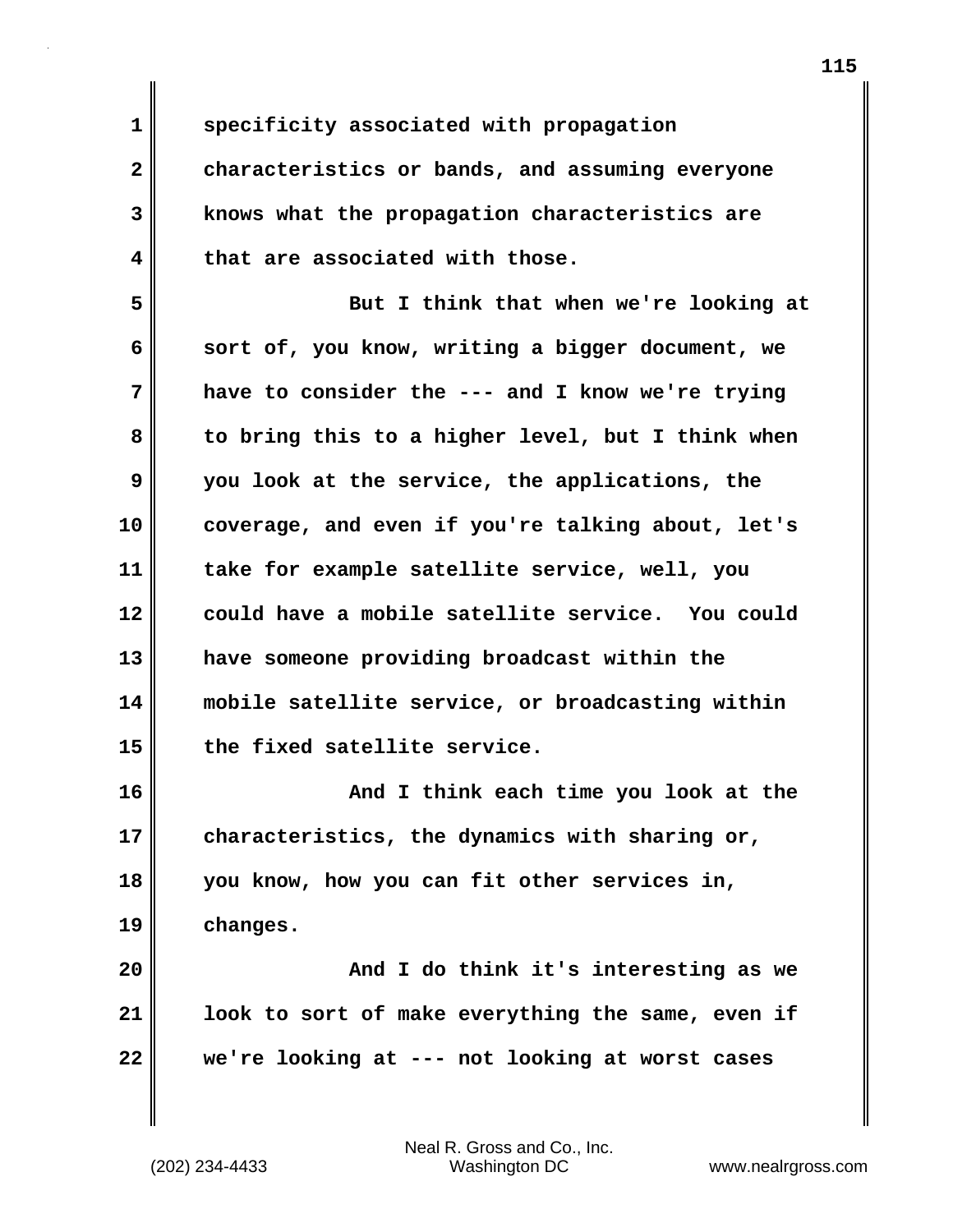specificity associated with propagation characteristics or bands, and assuming everyone knows what the propagation characteristics are that are associated with those.

But I think that when we're looking at sort of, you know, writing a bigger document, we have to consider the --- and I know we're trying to bring this to a higher level, but I think when you look at the service, the applications, the coverage, and even if you're talking about, let's take for example satellite service, well, you could have a mobile satellite service. You could have someone providing broadcast within the mobile satellite service, or broadcasting within the fixed satellite service.

And I think each time you look at the characteristics, the dynamics with sharing or, you know, how you can fit other services in, changes.

And I do think it's interesting as we look to sort of make everything the same, even if we're looking at --- not looking at worst cases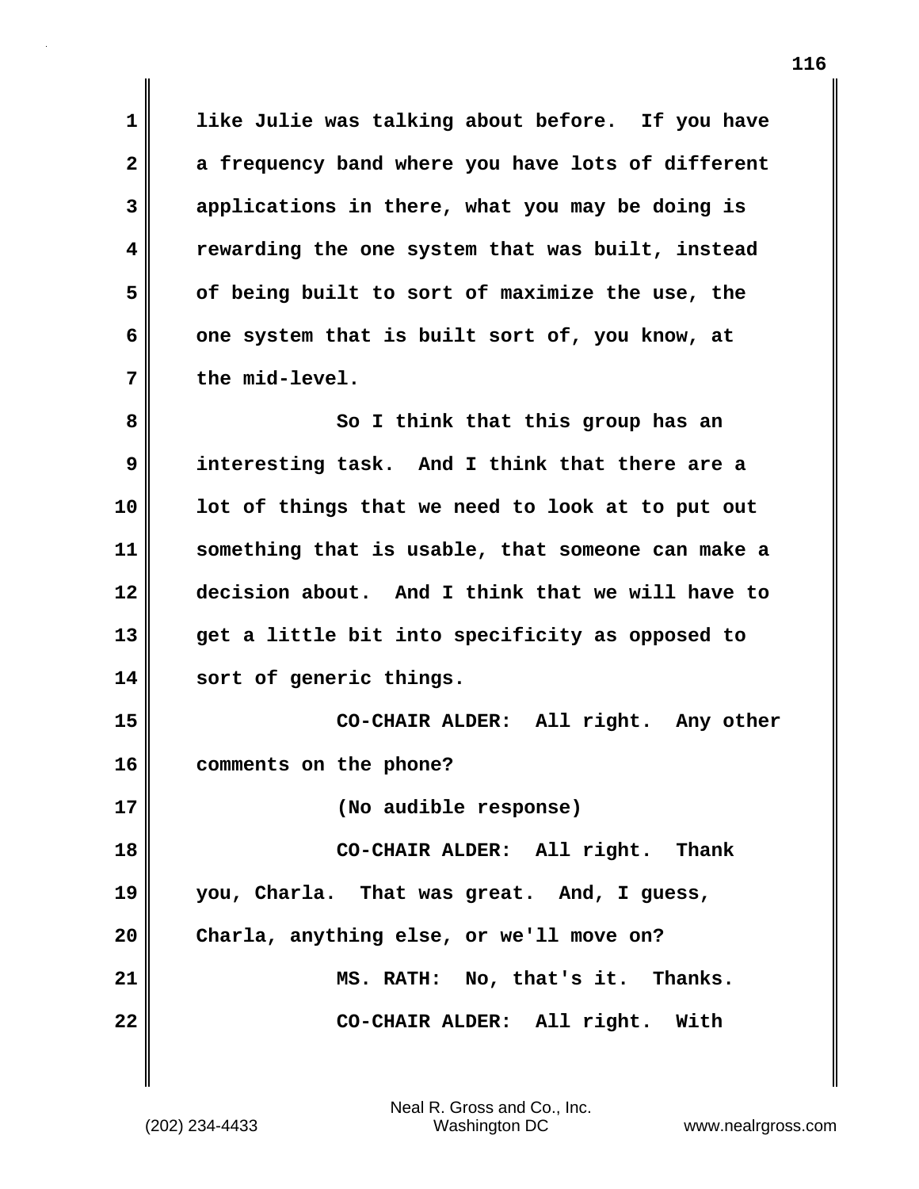like Julie was talking about before. If you have a frequency band where you have lots of different applications in there, what you may be doing is rewarding the one system that was built, instead of being built to sort of maximize the use, the one system that is built sort of, you know, at the mid-level.

So I think that this group has an interesting task. And I think that there are a lot of things that we need to look at to put out something that is usable, that someone can make a decision about. And I think that we will have to get a little bit into specificity as opposed to sort of generic things.

CO-CHAIR ALDER: All right. Any other comments on the phone?

(No audible response)

CO-CHAIR ALDER: All right. Thank you, Charla. That was great. And, I guess, Charla, anything else, or we'll move on?

MS. RATH: No, that's it. Thanks.

CO-CHAIR ALDER: All right. With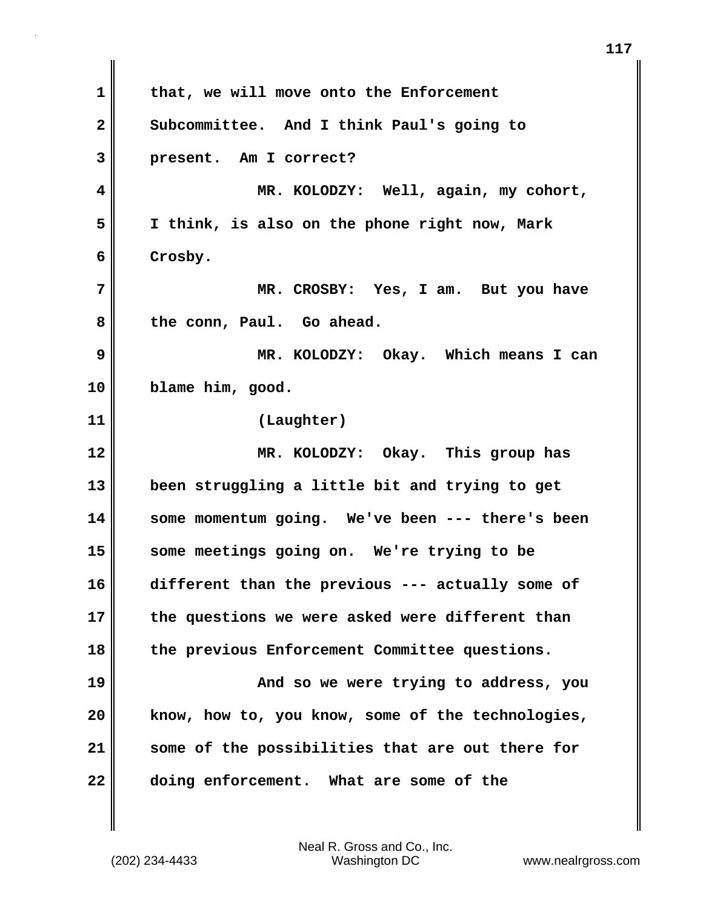that, we will move onto the Enforcement Subcommittee. And I think Paul's going to present. Am I correct?

MR. KOLODZY: Well, again, my cohort, I think, is also on the phone right now, Mark Crosby.

MR. CROSBY: Yes, I am. But you have the conn, Paul. Go ahead.

MR. KOLODZY: Okay. Which means I can blame him, good.

(Laughter)

MR. KOLODZY: Okay. This group has been struggling a little bit and trying to get some momentum going. We've been --- there's been some meetings going on. We're trying to be different than the previous --- actually some of the questions we were asked were different than the previous Enforcement Committee questions.

And so we were trying to address, you know, how to, you know, some of the technologies, some of the possibilities that are out there for doing enforcement. What are some of the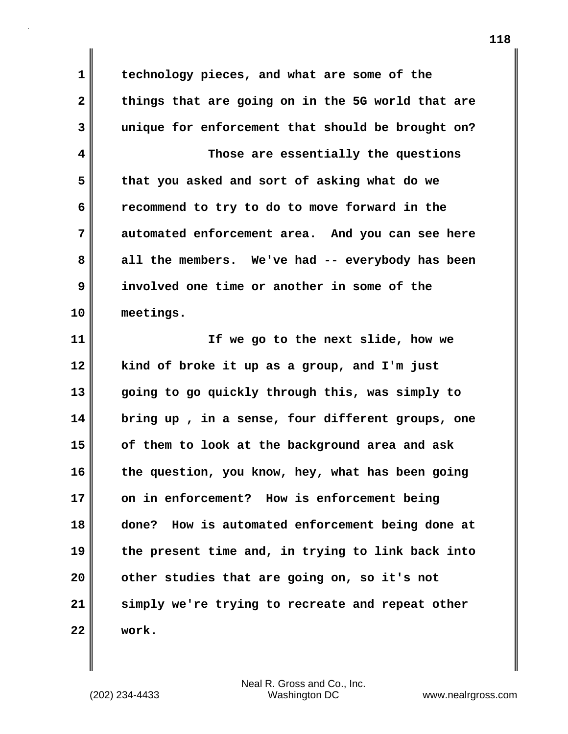technology pieces, and what are some of the things that are going on in the 5G world that are unique for enforcement that should be brought on?

Those are essentially the questions that you asked and sort of asking what do we recommend to try to do to move forward in the automated enforcement area. And you can see here all the members. We've had -- everybody has been involved one time or another in some of the meetings.

If we go to the next slide, how we kind of broke it up as a group, and I'm just going to go quickly through this, was simply to bring up , in a sense, four different groups, one of them to look at the background area and ask the question, you know, hey, what has been going on in enforcement? How is enforcement being done? How is automated enforcement being done at the present time and, in trying to link back into other studies that are going on, so it's not simply we're trying to recreate and repeat other work.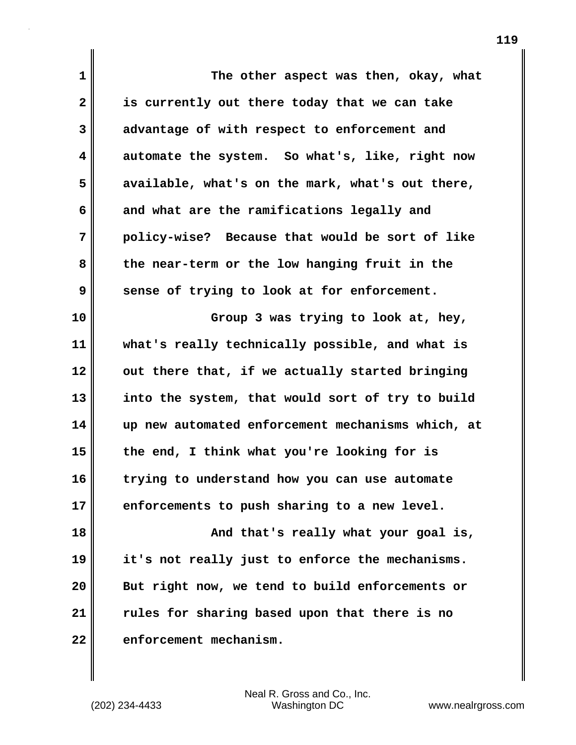The other aspect was then, okay, what is currently out there today that we can take advantage of with respect to enforcement and automate the system. So what's, like, right now available, what's on the mark, what's out there, and what are the ramifications legally and policy-wise? Because that would be sort of like the near-term or the low hanging fruit in the sense of trying to look at for enforcement.

Group 3 was trying to look at, hey, what's really technically possible, and what is out there that, if we actually started bringing into the system, that would sort of try to build up new automated enforcement mechanisms which, at the end, I think what you're looking for is trying to understand how you can use automate enforcements to push sharing to a new level.

And that's really what your goal is, it's not really just to enforce the mechanisms. But right now, we tend to build enforcements or rules for sharing based upon that there is no enforcement mechanism.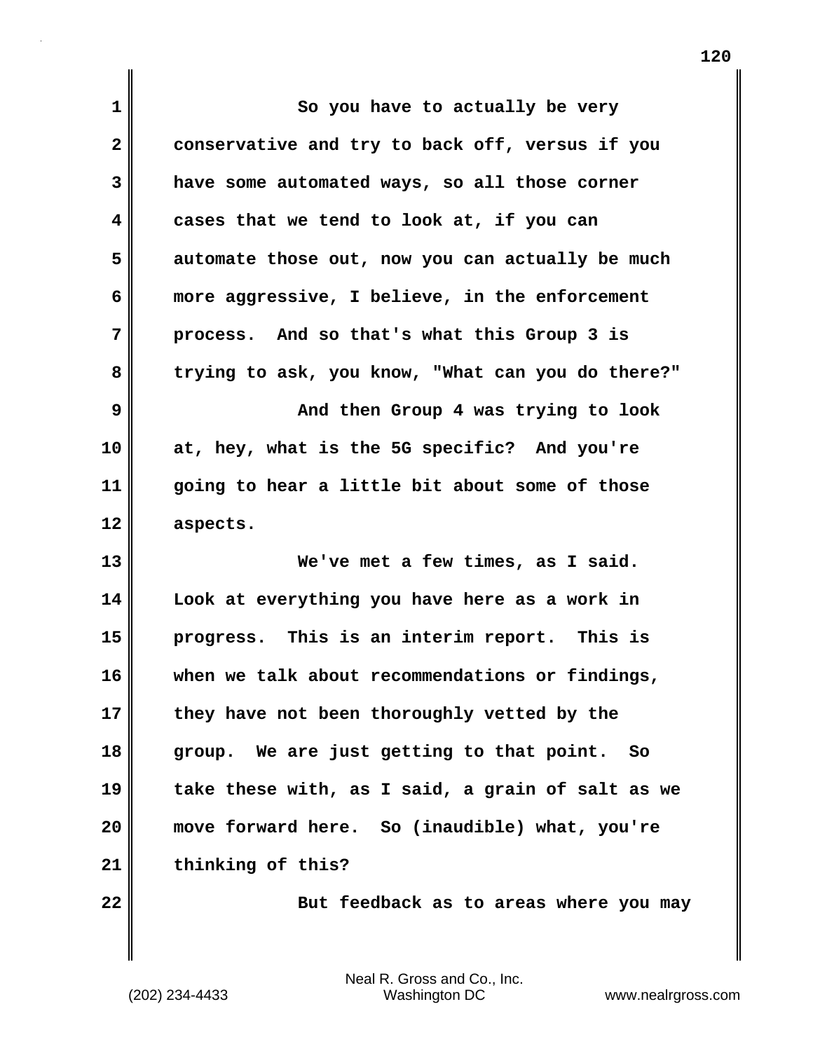So you have to actually be very conservative and try to back off, versus if you have some automated ways, so all those corner cases that we tend to look at, if you can automate those out, now you can actually be much more aggressive, I believe, in the enforcement process. And so that's what this Group 3 is trying to ask, you know, "What can you do there?"

And then Group 4 was trying to look at, hey, what is the 5G specific? And you're going to hear a little bit about some of those aspects.

We've met a few times, as I said. Look at everything you have here as a work in progress. This is an interim report. This is when we talk about recommendations or findings, they have not been thoroughly vetted by the group. We are just getting to that point. So take these with, as I said, a grain of salt as we move forward here. So (inaudible) what, you're thinking of this?

But feedback as to areas where you may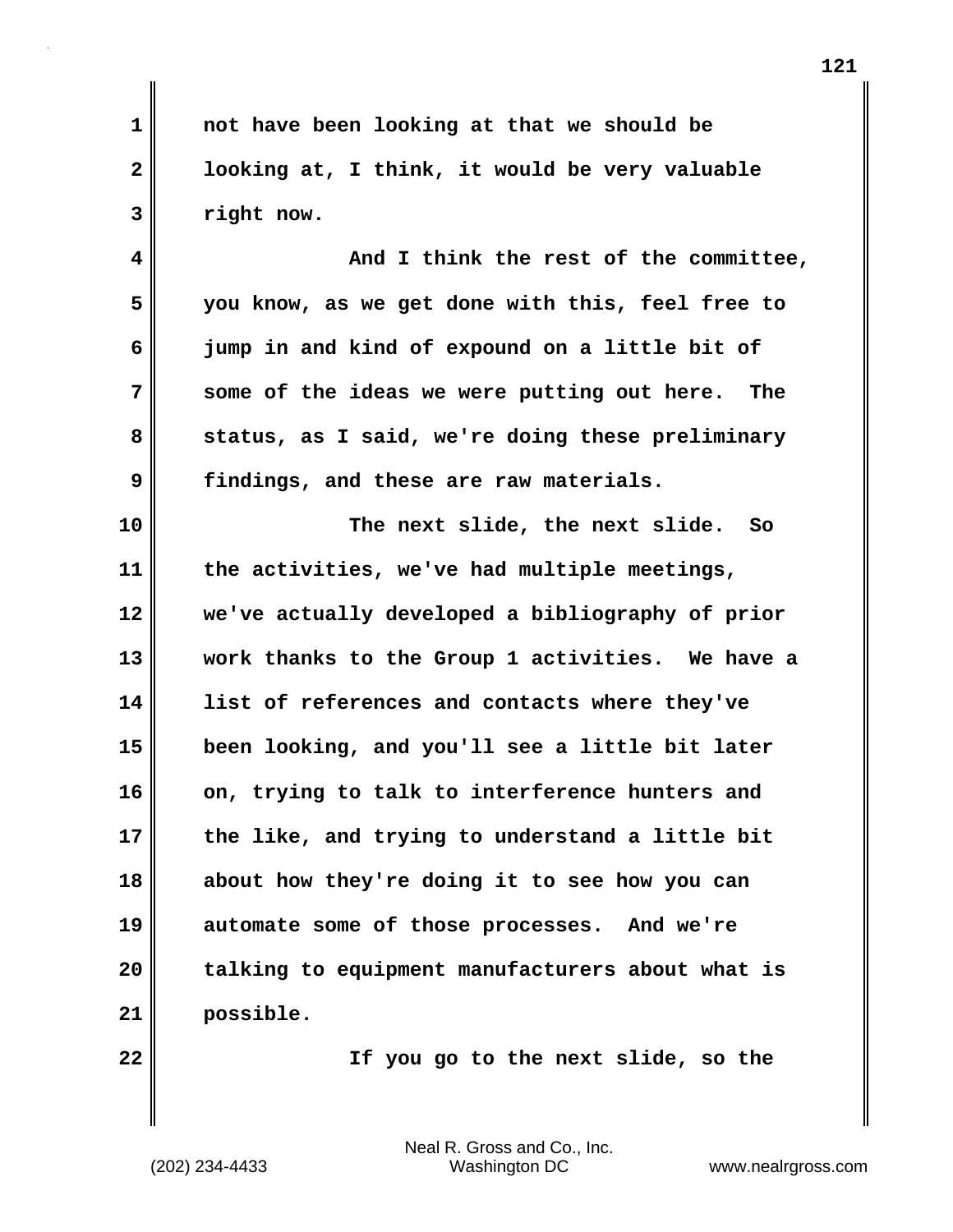not have been looking at that we should be looking at, I think, it would be very valuable right now.

And I think the rest of the committee, you know, as we get done with this, feel free to jump in and kind of expound on a little bit of some of the ideas we were putting out here. The status, as I said, we're doing these preliminary findings, and these are raw materials.

The next slide, the next slide. So the activities, we've had multiple meetings, we've actually developed a bibliography of prior work thanks to the Group 1 activities. We have a list of references and contacts where they've been looking, and you'll see a little bit later on, trying to talk to interference hunters and the like, and trying to understand a little bit about how they're doing it to see how you can automate some of those processes. And we're talking to equipment manufacturers about what is possible.

If you go to the next slide, so the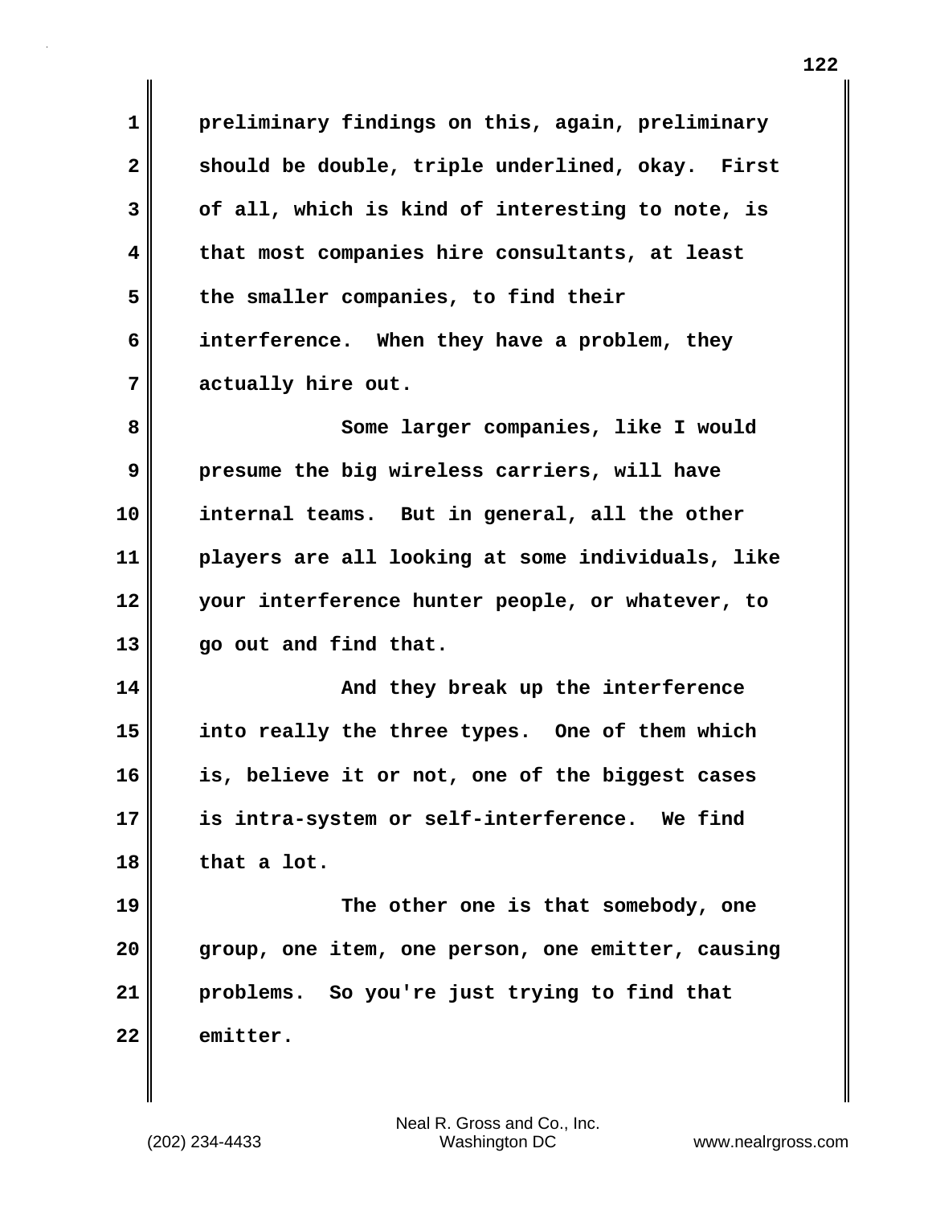preliminary findings on this, again, preliminary should be double, triple underlined, okay. First of all, which is kind of interesting to note, is that most companies hire consultants, at least the smaller companies, to find their interference. When they have a problem, they actually hire out.

Some larger companies, like I would presume the big wireless carriers, will have internal teams. But in general, all the other players are all looking at some individuals, like your interference hunter people, or whatever, to go out and find that.

And they break up the interference into really the three types. One of them which is, believe it or not, one of the biggest cases is intra-system or self-interference. We find that a lot.

The other one is that somebody, one group, one item, one person, one emitter, causing problems. So you're just trying to find that emitter.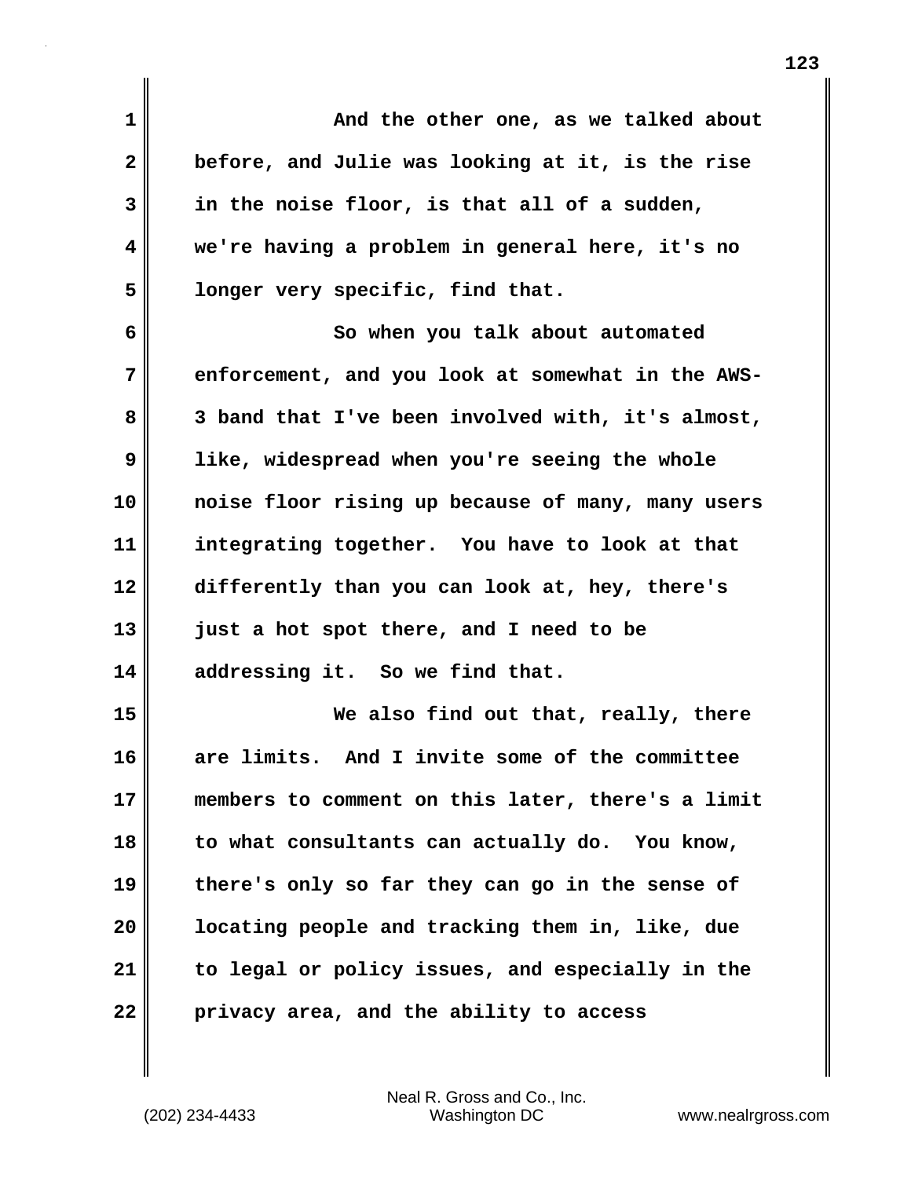And the other one, as we talked about before, and Julie was looking at it, is the rise in the noise floor, is that all of a sudden, we're having a problem in general here, it's no longer very specific, find that.

So when you talk about automated enforcement, and you look at somewhat in the AWS-3 band that I've been involved with, it's almost, like, widespread when you're seeing the whole noise floor rising up because of many, many users integrating together. You have to look at that differently than you can look at, hey, there's just a hot spot there, and I need to be addressing it. So we find that.

We also find out that, really, there are limits. And I invite some of the committee members to comment on this later, there's a limit to what consultants can actually do. You know, there's only so far they can go in the sense of locating people and tracking them in, like, due to legal or policy issues, and especially in the privacy area, and the ability to access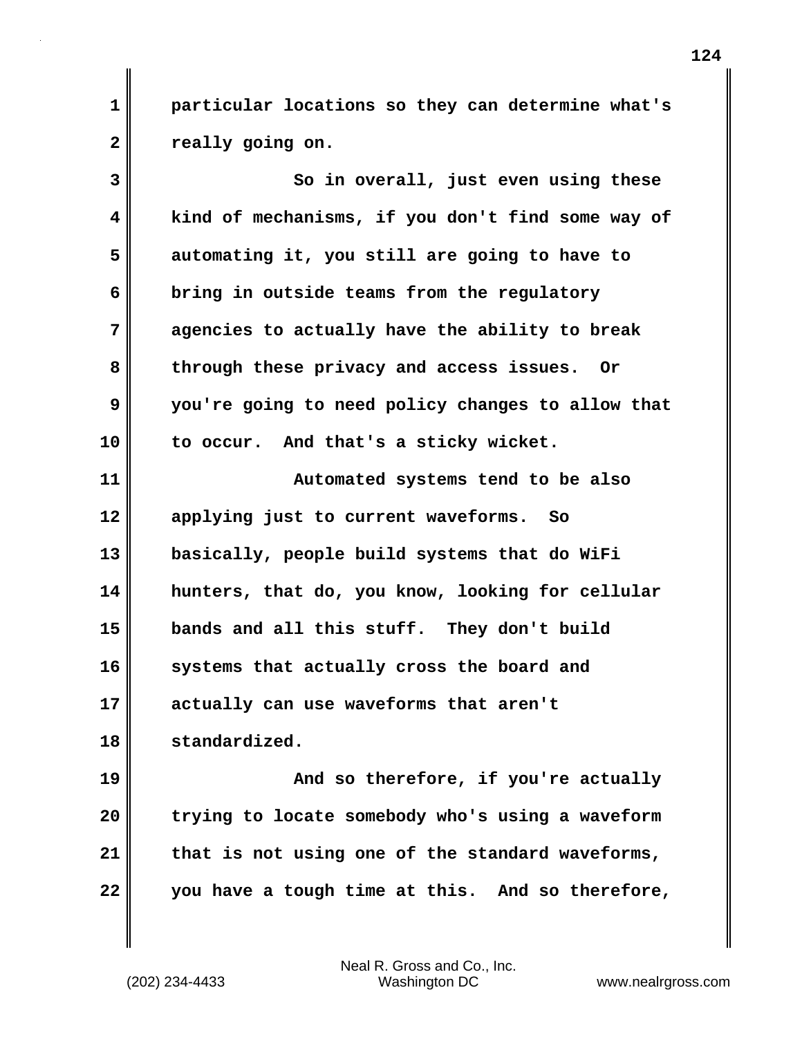particular locations so they can determine what's really going on.

So in overall, just even using these kind of mechanisms, if you don't find some way of automating it, you still are going to have to bring in outside teams from the regulatory agencies to actually have the ability to break through these privacy and access issues. Or you're going to need policy changes to allow that to occur. And that's a sticky wicket.

Automated systems tend to be also applying just to current waveforms. So basically, people build systems that do WiFi hunters, that do, you know, looking for cellular bands and all this stuff. They don't build systems that actually cross the board and actually can use waveforms that aren't standardized.

And so therefore, if you're actually trying to locate somebody who's using a waveform that is not using one of the standard waveforms, you have a tough time at this. And so therefore,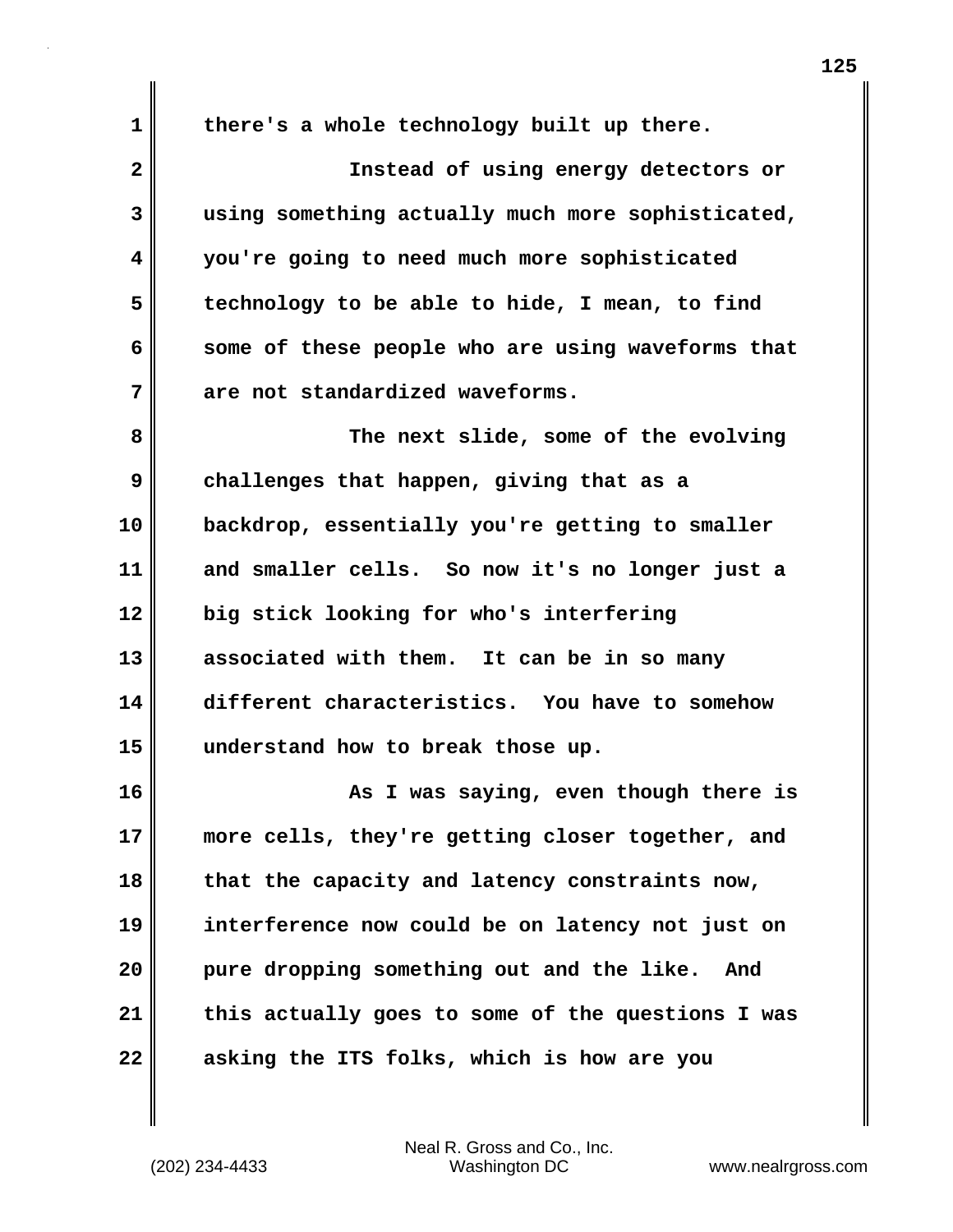there's a whole technology built up there.

Instead of using energy detectors or using something actually much more sophisticated, you're going to need much more sophisticated technology to be able to hide, I mean, to find some of these people who are using waveforms that are not standardized waveforms.

The next slide, some of the evolving challenges that happen, giving that as a backdrop, essentially you're getting to smaller and smaller cells. So now it's no longer just a big stick looking for who's interfering associated with them. It can be in so many different characteristics. You have to somehow understand how to break those up.

As I was saying, even though there is more cells, they're getting closer together, and that the capacity and latency constraints now, interference now could be on latency not just on pure dropping something out and the like. And this actually goes to some of the questions I was asking the ITS folks, which is how are you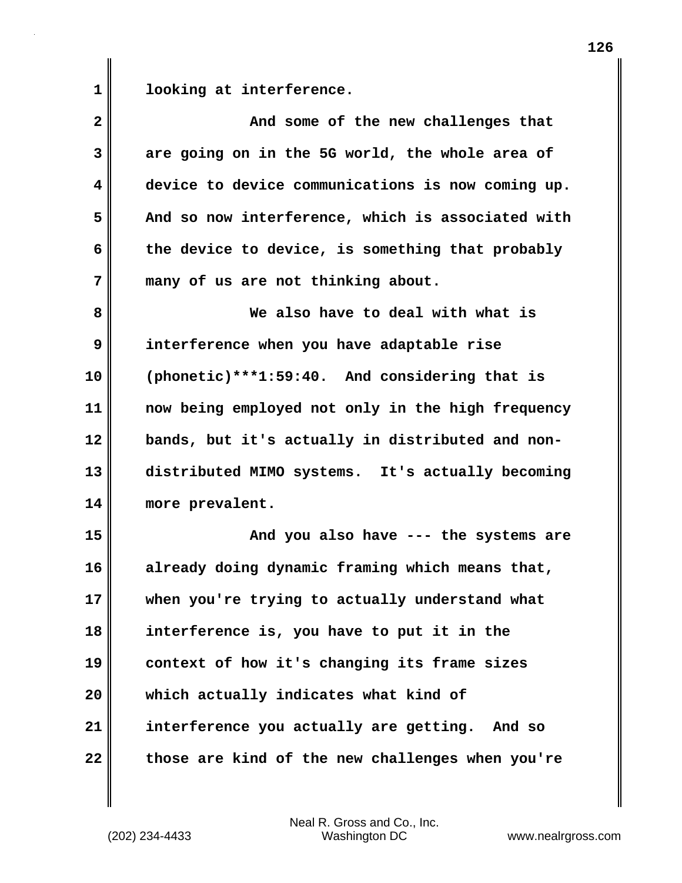looking at interference.

And some of the new challenges that are going on in the 5G world, the whole area of device to device communications is now coming up. And so now interference, which is associated with the device to device, is something that probably many of us are not thinking about.

We also have to deal with what is interference when you have adaptable rise (phonetic)***1:59:40. And considering that is now being employed not only in the high frequency bands, but it's actually in distributed and non-distributed MIMO systems. It's actually becoming more prevalent.

And you also have --- the systems are already doing dynamic framing which means that, when you're trying to actually understand what interference is, you have to put it in the context of how it's changing its frame sizes which actually indicates what kind of interference you actually are getting. And so those are kind of the new challenges when you're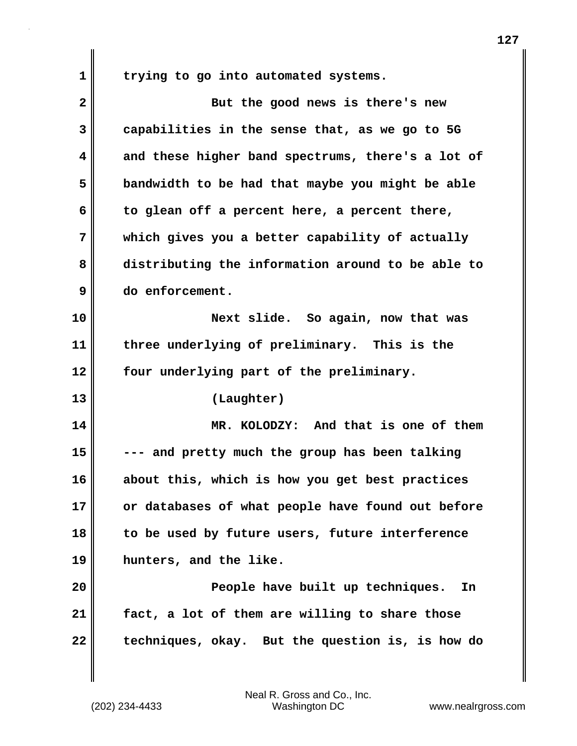trying to go into automated systems.

But the good news is there's new capabilities in the sense that, as we go to 5G and these higher band spectrums, there's a lot of bandwidth to be had that maybe you might be able to glean off a percent here, a percent there, which gives you a better capability of actually distributing the information around to be able to do enforcement.

Next slide. So again, now that was three underlying of preliminary. This is the four underlying part of the preliminary.

(Laughter)

MR. KOLODZY: And that is one of them --- and pretty much the group has been talking about this, which is how you get best practices or databases of what people have found out before to be used by future users, future interference hunters, and the like.

People have built up techniques. In fact, a lot of them are willing to share those techniques, okay. But the question is, is how do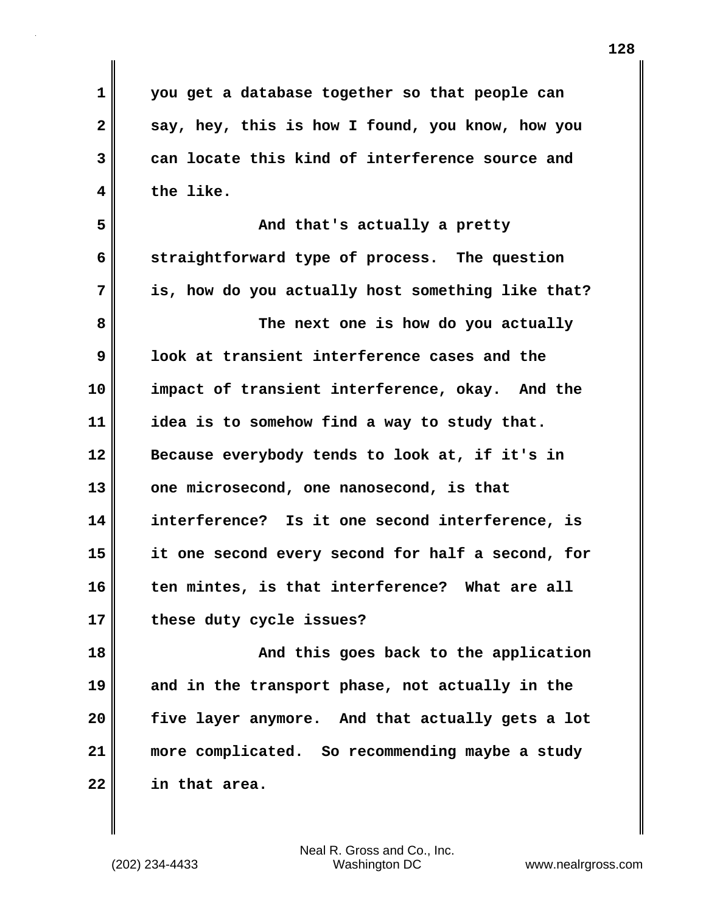you get a database together so that people can say, hey, this is how I found, you know, how you can locate this kind of interference source and the like.

And that's actually a pretty straightforward type of process. The question is, how do you actually host something like that?

The next one is how do you actually look at transient interference cases and the impact of transient interference, okay. And the idea is to somehow find a way to study that. Because everybody tends to look at, if it's in one microsecond, one nanosecond, is that interference? Is it one second interference, is it one second every second for half a second, for ten mintes, is that interference? What are all these duty cycle issues?

And this goes back to the application and in the transport phase, not actually in the five layer anymore. And that actually gets a lot more complicated. So recommending maybe a study in that area.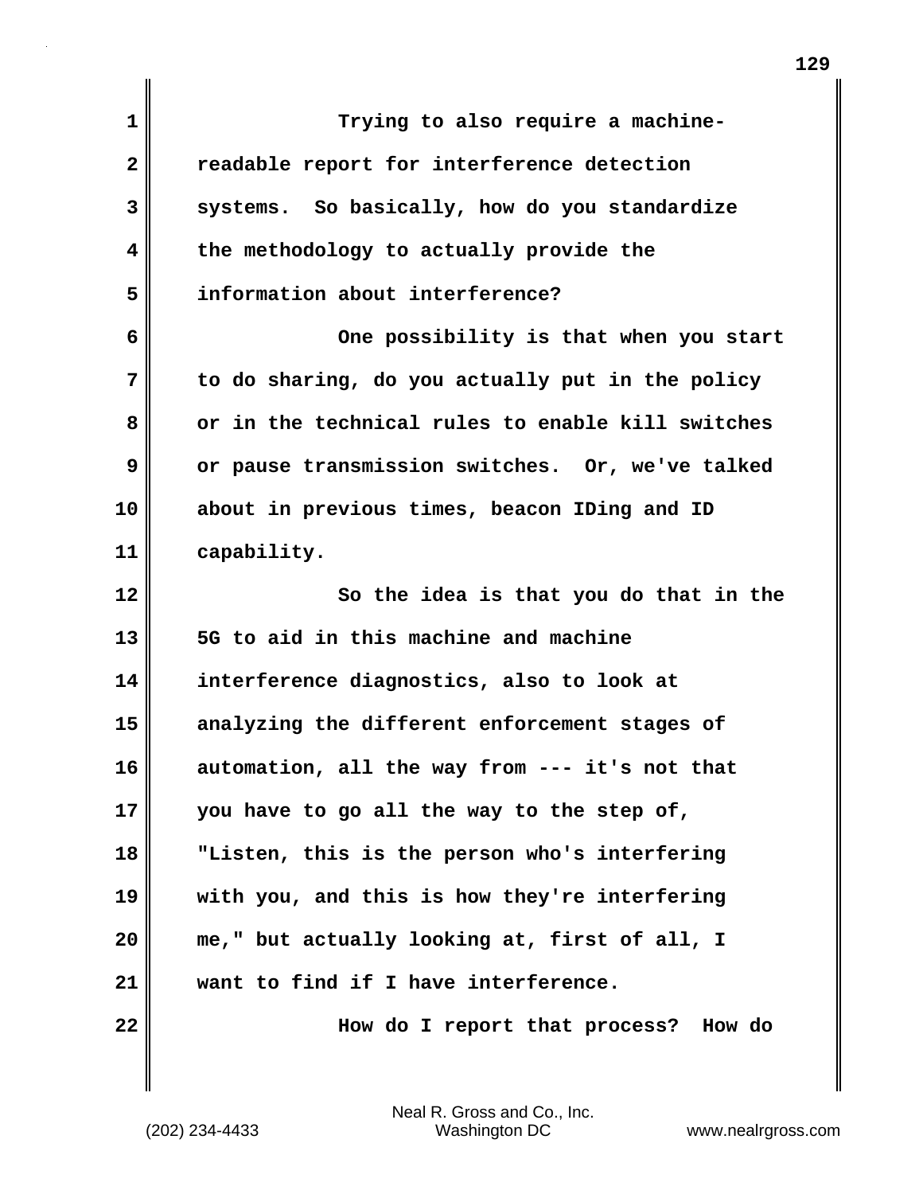Trying to also require a machine-readable report for interference detection systems. So basically, how do you standardize the methodology to actually provide the information about interference?

One possibility is that when you start to do sharing, do you actually put in the policy or in the technical rules to enable kill switches or pause transmission switches. Or, we've talked about in previous times, beacon IDing and ID capability.

So the idea is that you do that in the 5G to aid in this machine and machine interference diagnostics, also to look at analyzing the different enforcement stages of automation, all the way from --- it's not that you have to go all the way to the step of, "Listen, this is the person who's interfering with you, and this is how they're interfering me," but actually looking at, first of all, I want to find if I have interference.

How do I report that process? How do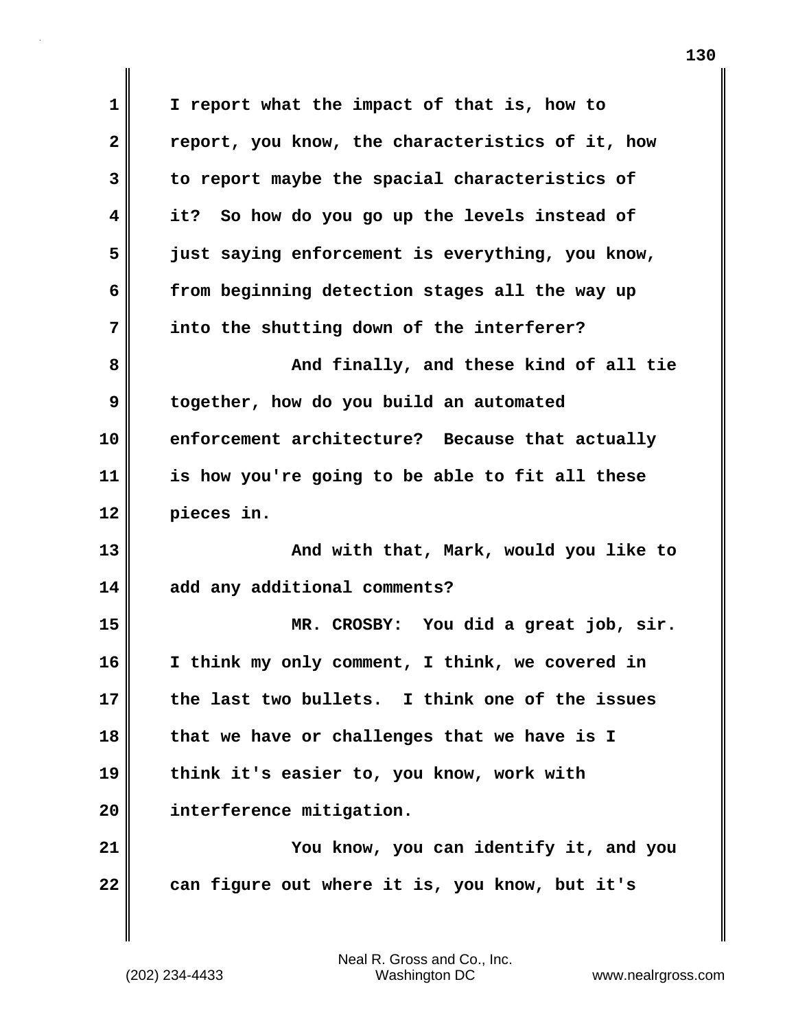I report what the impact of that is, how to report, you know, the characteristics of it, how to report maybe the spacial characteristics of it? So how do you go up the levels instead of just saying enforcement is everything, you know, from beginning detection stages all the way up into the shutting down of the interferer?

And finally, and these kind of all tie together, how do you build an automated enforcement architecture? Because that actually is how you're going to be able to fit all these pieces in.

And with that, Mark, would you like to add any additional comments?

MR. CROSBY: You did a great job, sir. I think my only comment, I think, we covered in the last two bullets. I think one of the issues that we have or challenges that we have is I think it's easier to, you know, work with interference mitigation.

You know, you can identify it, and you can figure out where it is, you know, but it's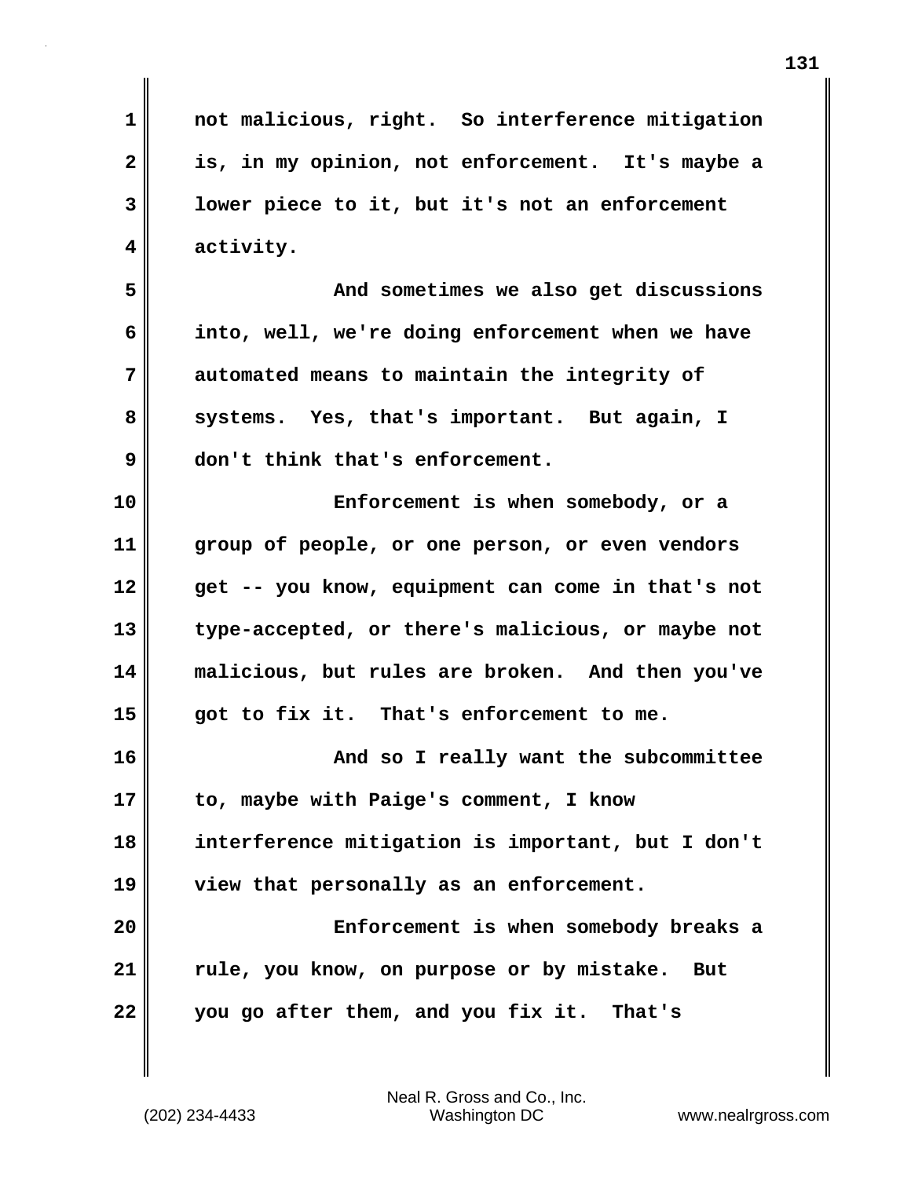not malicious, right. So interference mitigation is, in my opinion, not enforcement. It's maybe a lower piece to it, but it's not an enforcement activity.

And sometimes we also get discussions into, well, we're doing enforcement when we have automated means to maintain the integrity of systems. Yes, that's important. But again, I don't think that's enforcement.

Enforcement is when somebody, or a group of people, or one person, or even vendors get -- you know, equipment can come in that's not type-accepted, or there's malicious, or maybe not malicious, but rules are broken. And then you've got to fix it. That's enforcement to me.

And so I really want the subcommittee to, maybe with Paige's comment, I know interference mitigation is important, but I don't view that personally as an enforcement.

Enforcement is when somebody breaks a rule, you know, on purpose or by mistake. But you go after them, and you fix it. That's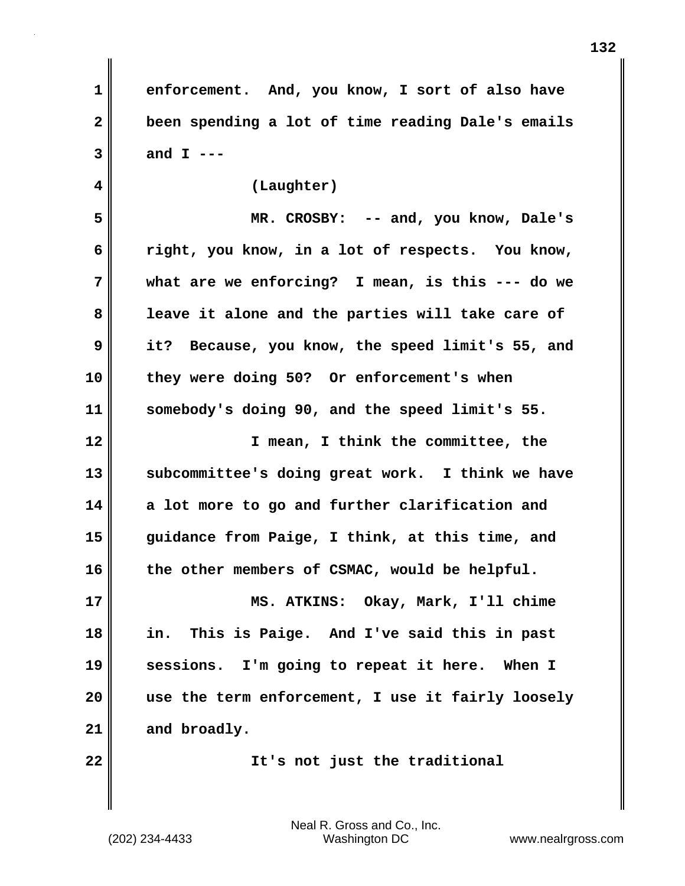enforcement. And, you know, I sort of also have been spending a lot of time reading Dale's emails and I ---

(Laughter)

MR. CROSBY: -- and, you know, Dale's right, you know, in a lot of respects. You know, what are we enforcing? I mean, is this --- do we leave it alone and the parties will take care of it? Because, you know, the speed limit's 55, and they were doing 50? Or enforcement's when somebody's doing 90, and the speed limit's 55.

I mean, I think the committee, the subcommittee's doing great work. I think we have a lot more to go and further clarification and guidance from Paige, I think, at this time, and the other members of CSMAC, would be helpful.

MS. ATKINS: Okay, Mark, I'll chime in. This is Paige. And I've said this in past sessions. I'm going to repeat it here. When I use the term enforcement, I use it fairly loosely and broadly.

It's not just the traditional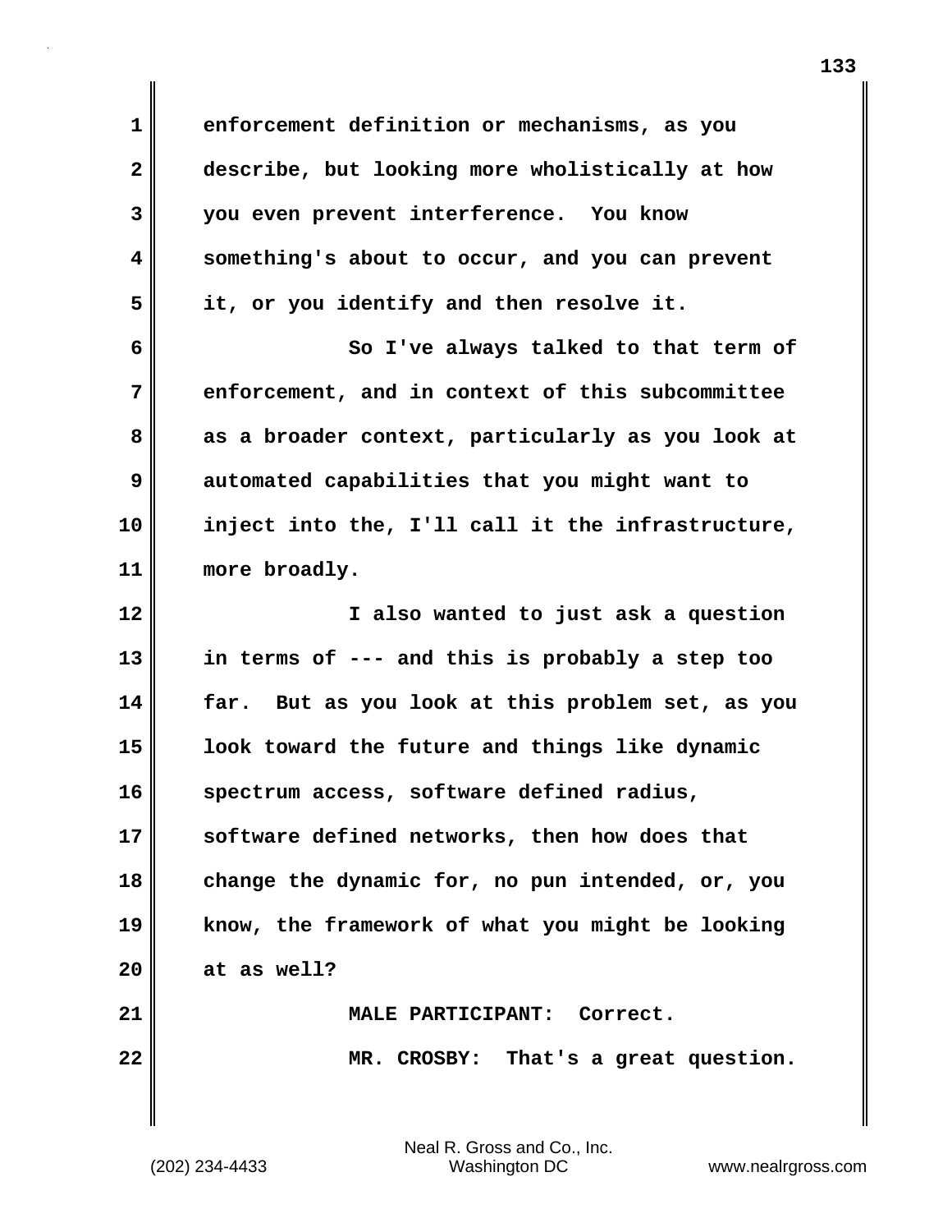enforcement definition or mechanisms, as you describe, but looking more wholistically at how you even prevent interference. You know something's about to occur, and you can prevent it, or you identify and then resolve it.

So I've always talked to that term of enforcement, and in context of this subcommittee as a broader context, particularly as you look at automated capabilities that you might want to inject into the, I'll call it the infrastructure, more broadly.

I also wanted to just ask a question in terms of --- and this is probably a step too far. But as you look at this problem set, as you look toward the future and things like dynamic spectrum access, software defined radius, software defined networks, then how does that change the dynamic for, no pun intended, or, you know, the framework of what you might be looking at as well?

MALE PARTICIPANT: Correct.

MR. CROSBY: That's a great question.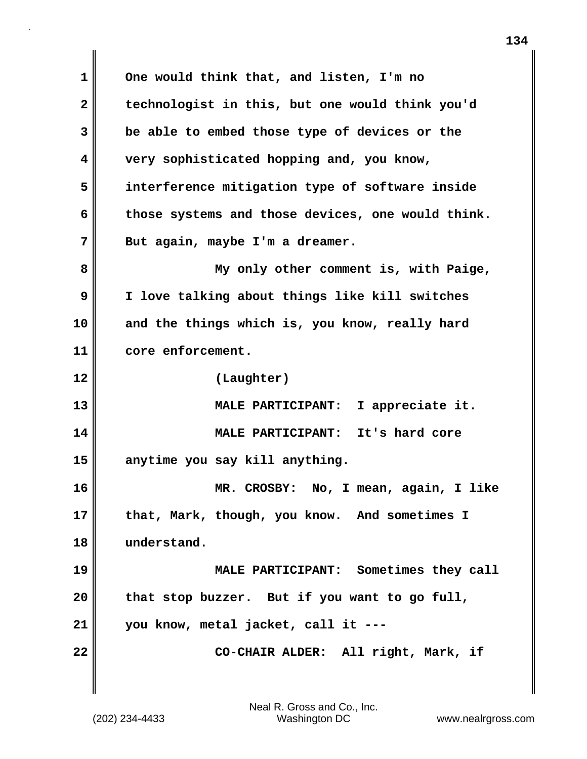One would think that, and listen, I'm no technologist in this, but one would think you'd be able to embed those type of devices or the very sophisticated hopping and, you know, interference mitigation type of software inside those systems and those devices, one would think. But again, maybe I'm a dreamer.

My only other comment is, with Paige, I love talking about things like kill switches and the things which is, you know, really hard core enforcement.

(Laughter)

MALE PARTICIPANT: I appreciate it.

MALE PARTICIPANT: It's hard core anytime you say kill anything.

MR. CROSBY: No, I mean, again, I like that, Mark, though, you know. And sometimes I understand.

MALE PARTICIPANT: Sometimes they call that stop buzzer. But if you want to go full, you know, metal jacket, call it ---

CO-CHAIR ALDER: All right, Mark, if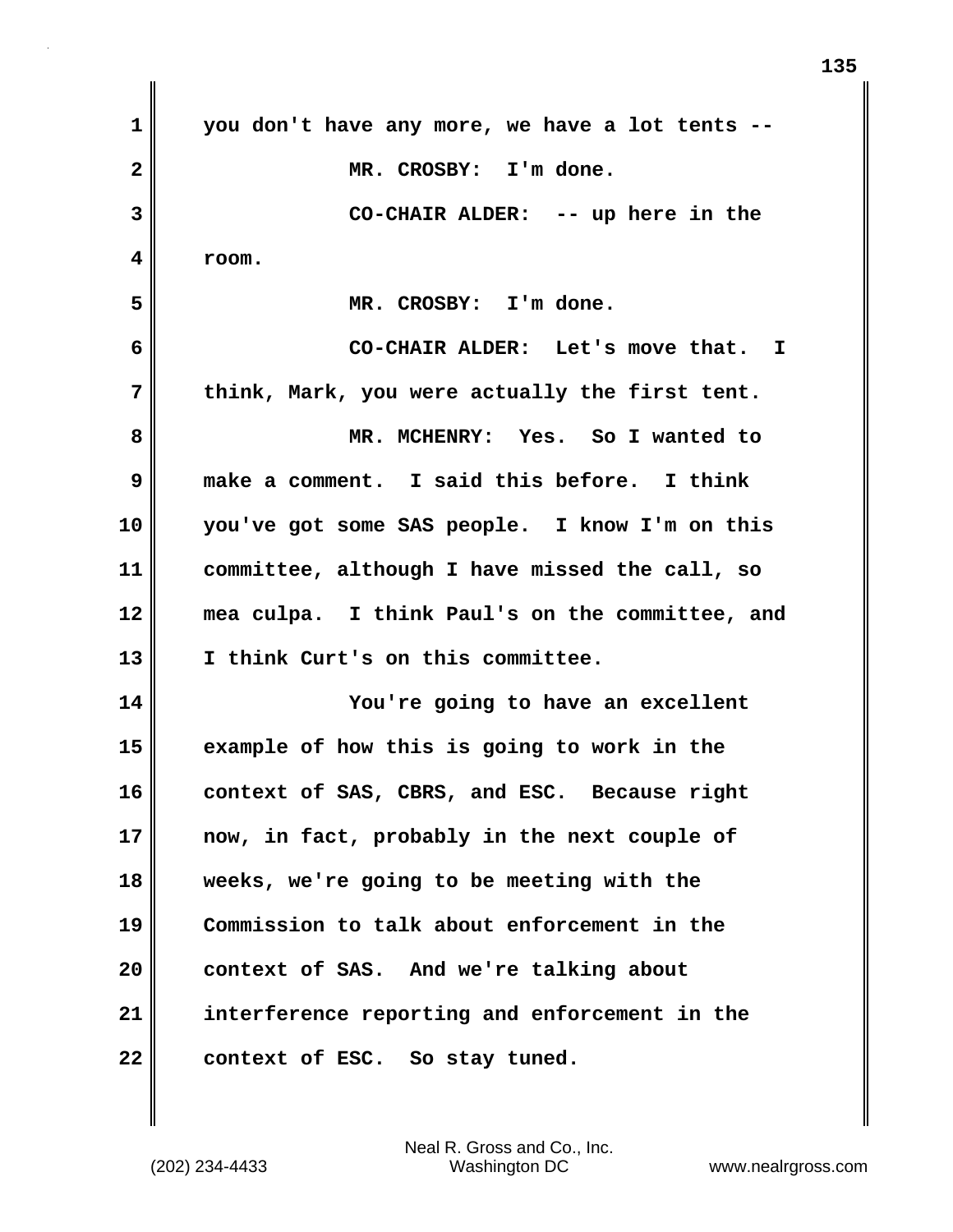you don't have any more, we have a lot tents --

MR. CROSBY: I'm done.

CO-CHAIR ALDER: -- up here in the room.

MR. CROSBY: I'm done.

CO-CHAIR ALDER: Let's move that. I think, Mark, you were actually the first tent.

MR. MCHENRY: Yes. So I wanted to make a comment. I said this before. I think you've got some SAS people. I know I'm on this committee, although I have missed the call, so mea culpa. I think Paul's on the committee, and I think Curt's on this committee.

You're going to have an excellent example of how this is going to work in the context of SAS, CBRS, and ESC. Because right now, in fact, probably in the next couple of weeks, we're going to be meeting with the Commission to talk about enforcement in the context of SAS. And we're talking about interference reporting and enforcement in the context of ESC. So stay tuned.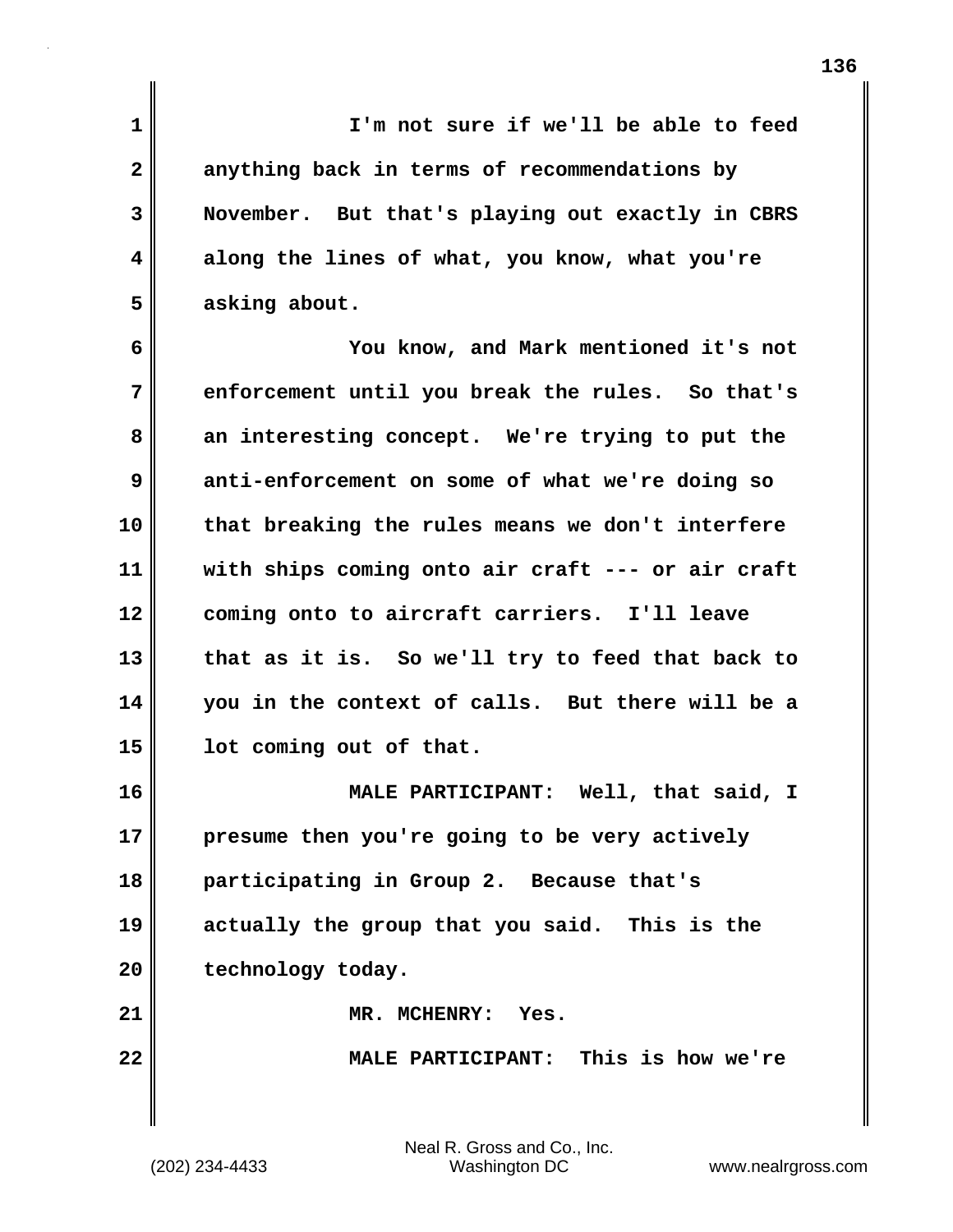I'm not sure if we'll be able to feed anything back in terms of recommendations by November. But that's playing out exactly in CBRS along the lines of what, you know, what you're asking about.

You know, and Mark mentioned it's not enforcement until you break the rules. So that's an interesting concept. We're trying to put the anti-enforcement on some of what we're doing so that breaking the rules means we don't interfere with ships coming onto air craft --- or air craft coming onto to aircraft carriers. I'll leave that as it is. So we'll try to feed that back to you in the context of calls. But there will be a lot coming out of that.

MALE PARTICIPANT: Well, that said, I presume then you're going to be very actively participating in Group 2. Because that's actually the group that you said. This is the technology today.

MR. MCHENRY: Yes.

MALE PARTICIPANT: This is how we're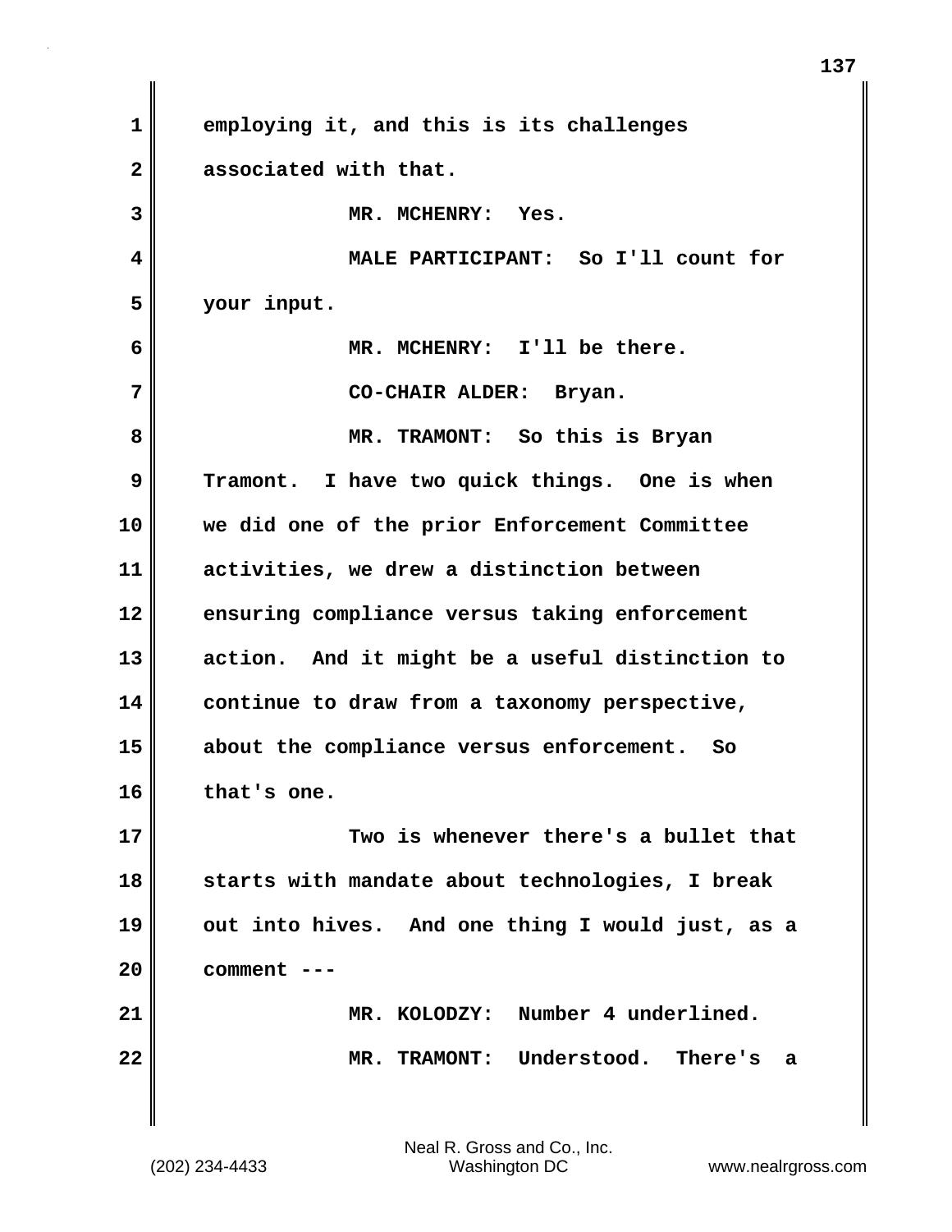employing it, and this is its challenges associated with that.

MR. MCHENRY: Yes.

MALE PARTICIPANT: So I'll count for your input.

MR. MCHENRY: I'll be there.

CO-CHAIR ALDER: Bryan.

MR. TRAMONT: So this is Bryan Tramont. I have two quick things. One is when we did one of the prior Enforcement Committee activities, we drew a distinction between ensuring compliance versus taking enforcement action. And it might be a useful distinction to continue to draw from a taxonomy perspective, about the compliance versus enforcement. So that's one.

Two is whenever there's a bullet that starts with mandate about technologies, I break out into hives. And one thing I would just, as a comment ---

MR. KOLODZY: Number 4 underlined.

MR. TRAMONT: Understood. There's a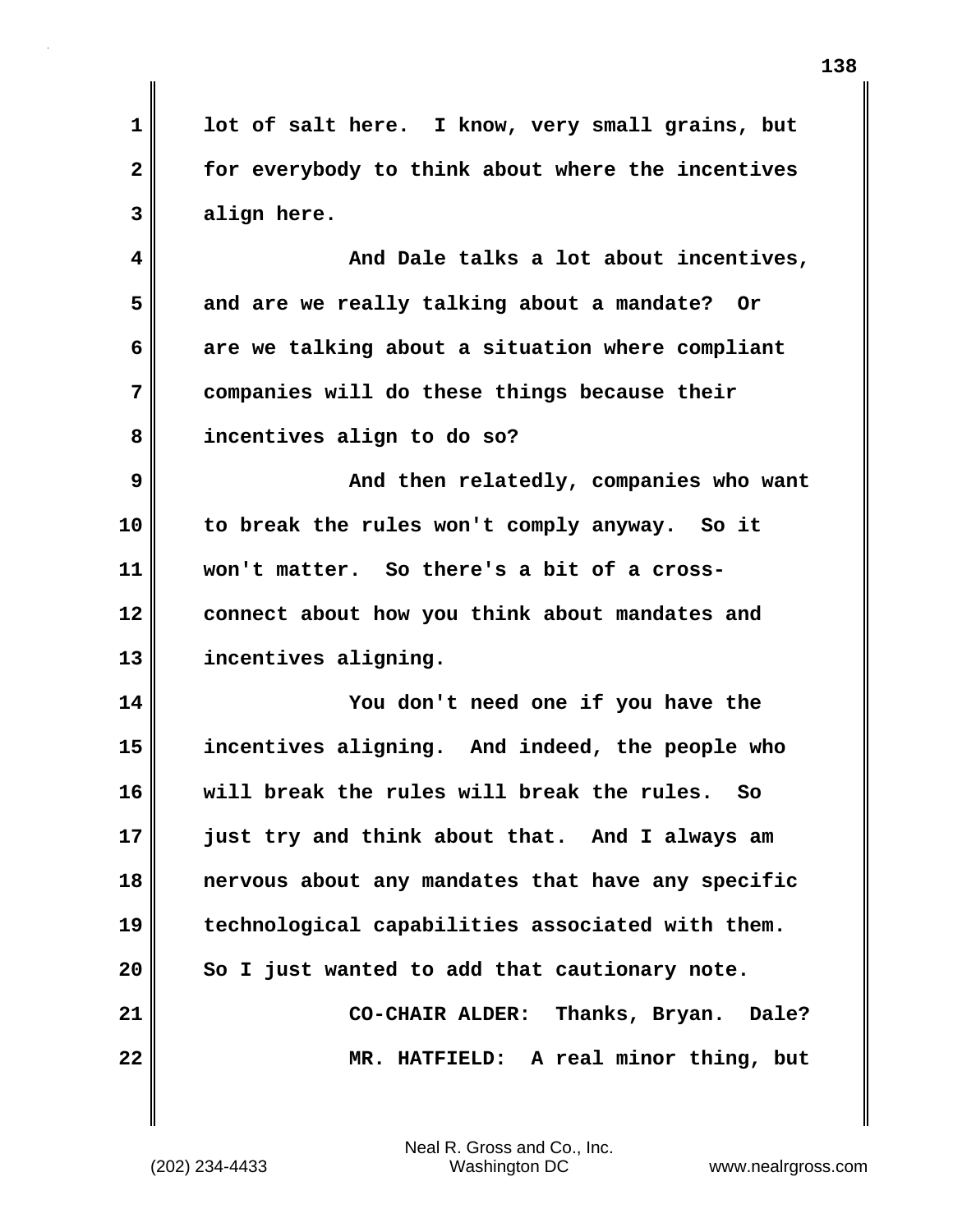lot of salt here. I know, very small grains, but for everybody to think about where the incentives align here.

And Dale talks a lot about incentives, and are we really talking about a mandate? Or are we talking about a situation where compliant companies will do these things because their incentives align to do so?

And then relatedly, companies who want to break the rules won't comply anyway. So it won't matter. So there's a bit of a cross-connect about how you think about mandates and incentives aligning.

You don't need one if you have the incentives aligning. And indeed, the people who will break the rules will break the rules. So just try and think about that. And I always am nervous about any mandates that have any specific technological capabilities associated with them. So I just wanted to add that cautionary note.

**CO-CHAIR ALDER:** Thanks, Bryan. Dale?

**MR. HATFIELD:** A real minor thing, but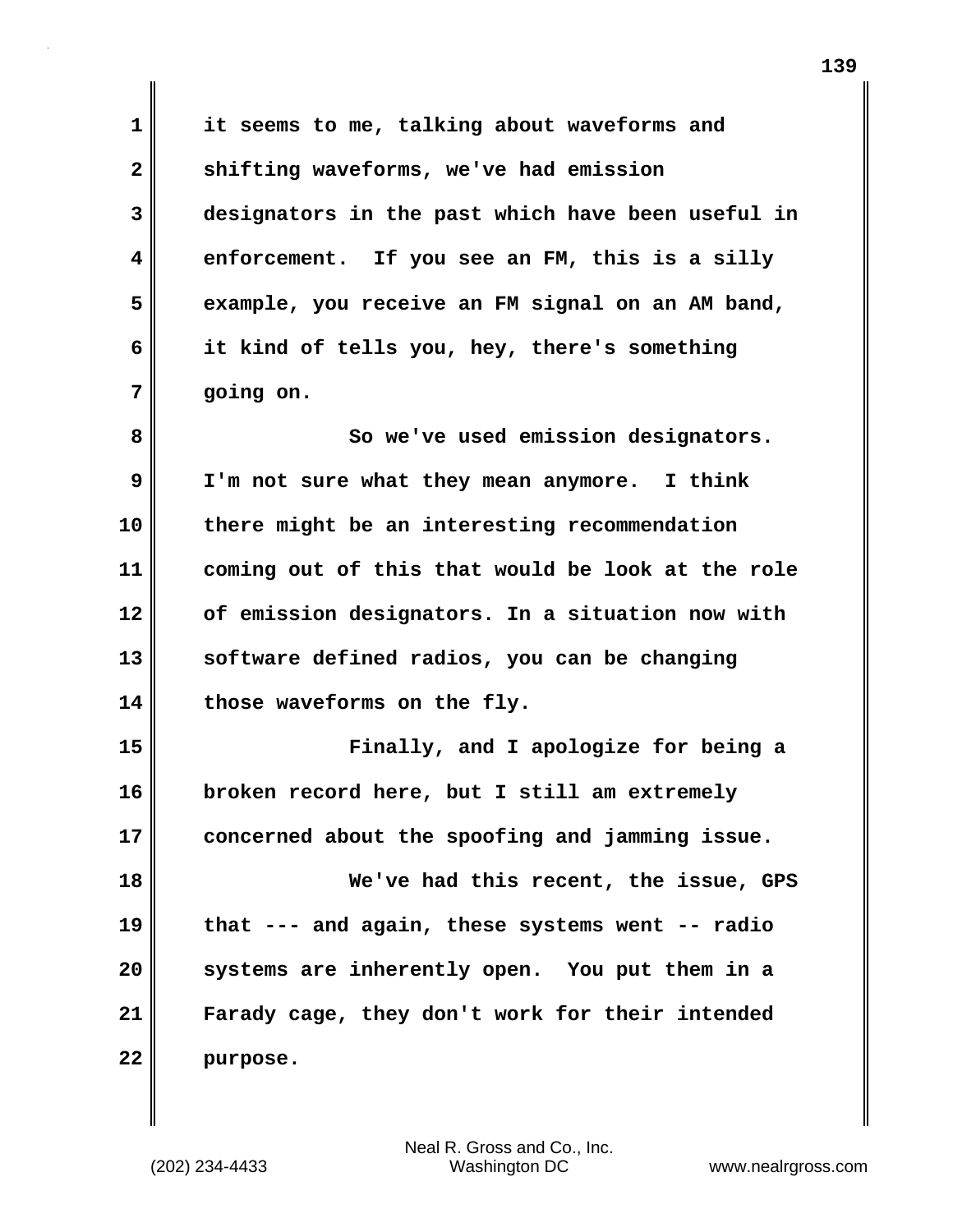it seems to me, talking about waveforms and shifting waveforms, we've had emission designators in the past which have been useful in enforcement. If you see an FM, this is a silly example, you receive an FM signal on an AM band, it kind of tells you, hey, there's something going on.

So we've used emission designators. I'm not sure what they mean anymore. I think there might be an interesting recommendation coming out of this that would be look at the role of emission designators. In a situation now with software defined radios, you can be changing those waveforms on the fly.

Finally, and I apologize for being a broken record here, but I still am extremely concerned about the spoofing and jamming issue.

We've had this recent, the issue, GPS that --- and again, these systems went -- radio systems are inherently open. You put them in a Farady cage, they don't work for their intended purpose.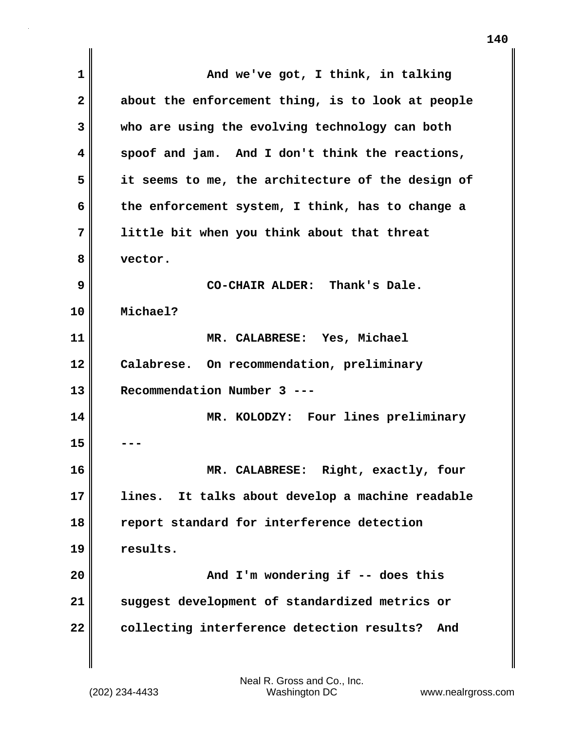And we've got, I think, in talking about the enforcement thing, is to look at people who are using the evolving technology can both spoof and jam. And I don't think the reactions, it seems to me, the architecture of the design of the enforcement system, I think, has to change a little bit when you think about that threat vector.

CO-CHAIR ALDER: Thank's Dale. Michael?

MR. CALABRESE: Yes, Michael Calabrese. On recommendation, preliminary Recommendation Number 3 ---

MR. KOLODZY: Four lines preliminary ---

MR. CALABRESE: Right, exactly, four lines. It talks about develop a machine readable report standard for interference detection results.

And I'm wondering if -- does this suggest development of standardized metrics or collecting interference detection results? And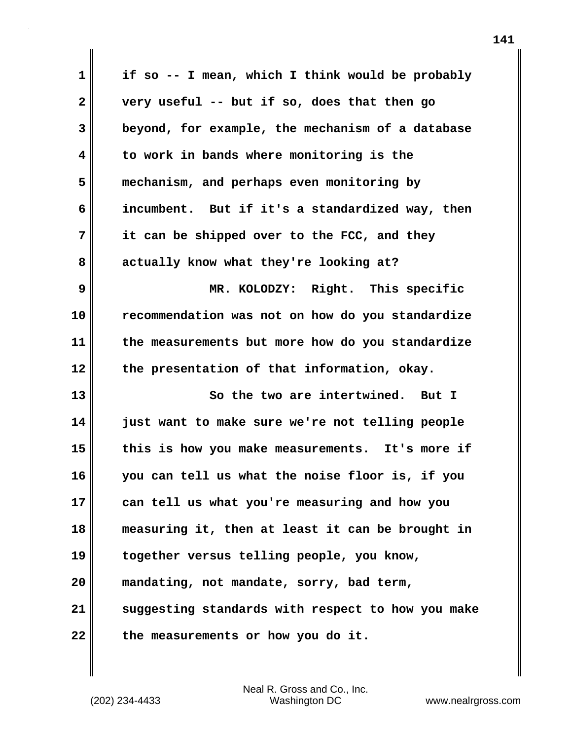if so -- I mean, which I think would be probably very useful -- but if so, does that then go beyond, for example, the mechanism of a database to work in bands where monitoring is the mechanism, and perhaps even monitoring by incumbent. But if it's a standardized way, then it can be shipped over to the FCC, and they actually know what they're looking at?

MR. KOLODZY: Right. This specific recommendation was not on how do you standardize the measurements but more how do you standardize the presentation of that information, okay.

So the two are intertwined. But I just want to make sure we're not telling people this is how you make measurements. It's more if you can tell us what the noise floor is, if you can tell us what you're measuring and how you measuring it, then at least it can be brought in together versus telling people, you know, mandating, not mandate, sorry, bad term, suggesting standards with respect to how you make the measurements or how you do it.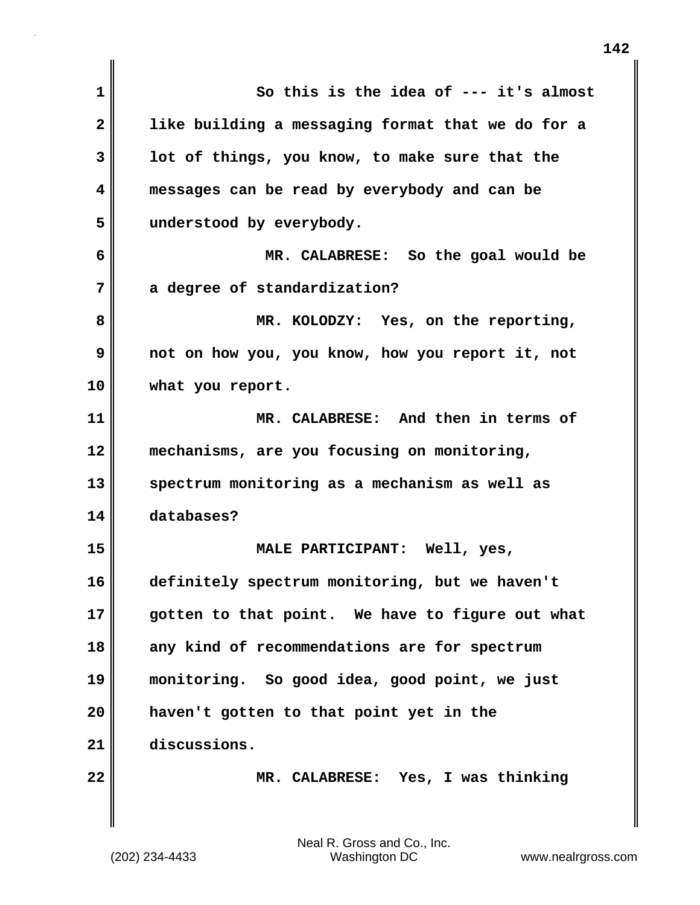So this is the idea of --- it's almost like building a messaging format that we do for a lot of things, you know, to make sure that the messages can be read by everybody and can be understood by everybody.

MR. CALABRESE: So the goal would be a degree of standardization?

MR. KOLODZY: Yes, on the reporting, not on how you, you know, how you report it, not what you report.

MR. CALABRESE: And then in terms of mechanisms, are you focusing on monitoring, spectrum monitoring as a mechanism as well as databases?

MALE PARTICIPANT: Well, yes, definitely spectrum monitoring, but we haven't gotten to that point. We have to figure out what any kind of recommendations are for spectrum monitoring. So good idea, good point, we just haven't gotten to that point yet in the discussions.

MR. CALABRESE: Yes, I was thinking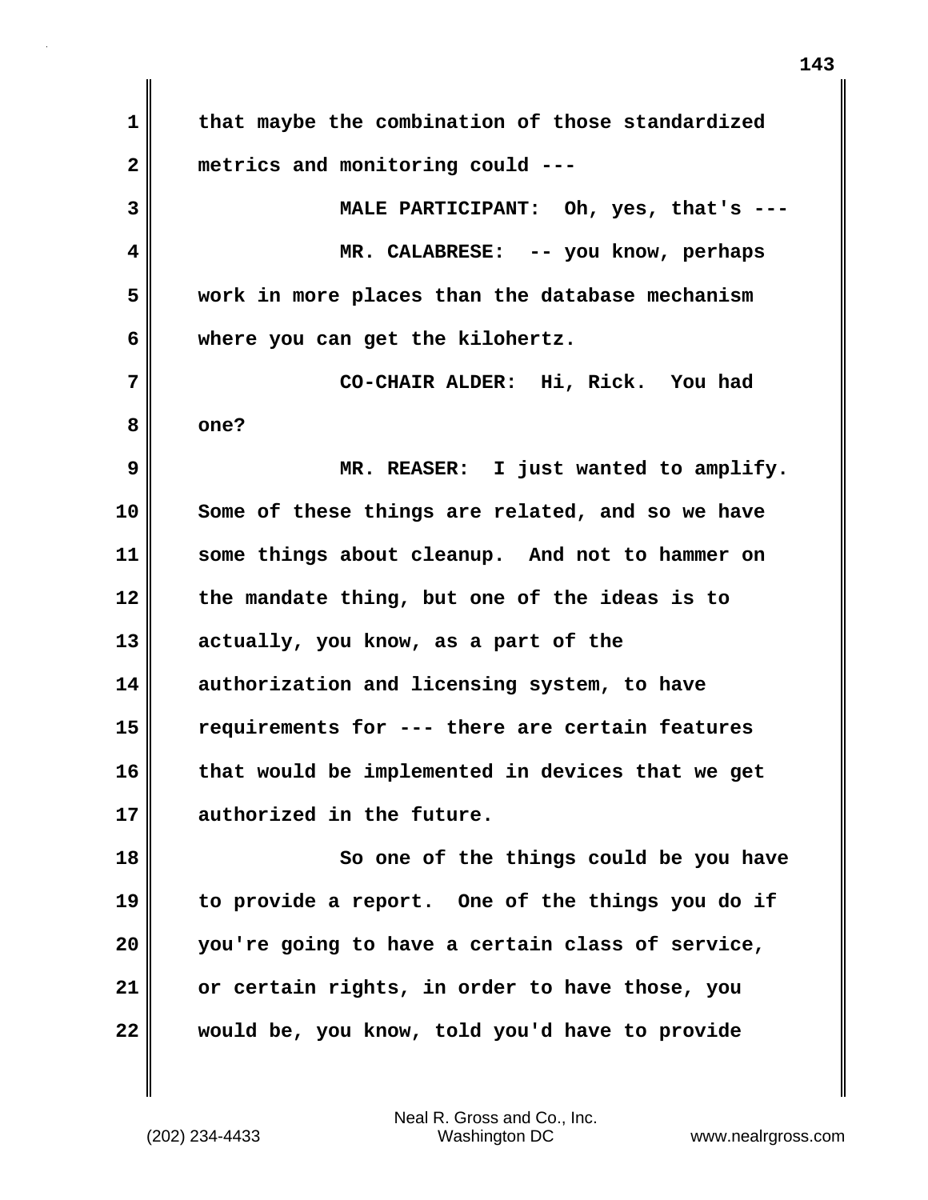that maybe the combination of those standardized metrics and monitoring could ---

MALE PARTICIPANT: Oh, yes, that's ---

MR. CALABRESE: -- you know, perhaps work in more places than the database mechanism where you can get the kilohertz.

CO-CHAIR ALDER: Hi, Rick. You had one?

MR. REASER: I just wanted to amplify. Some of these things are related, and so we have some things about cleanup. And not to hammer on the mandate thing, but one of the ideas is to actually, you know, as a part of the authorization and licensing system, to have requirements for --- there are certain features that would be implemented in devices that we get authorized in the future.

So one of the things could be you have to provide a report. One of the things you do if you're going to have a certain class of service, or certain rights, in order to have those, you would be, you know, told you'd have to provide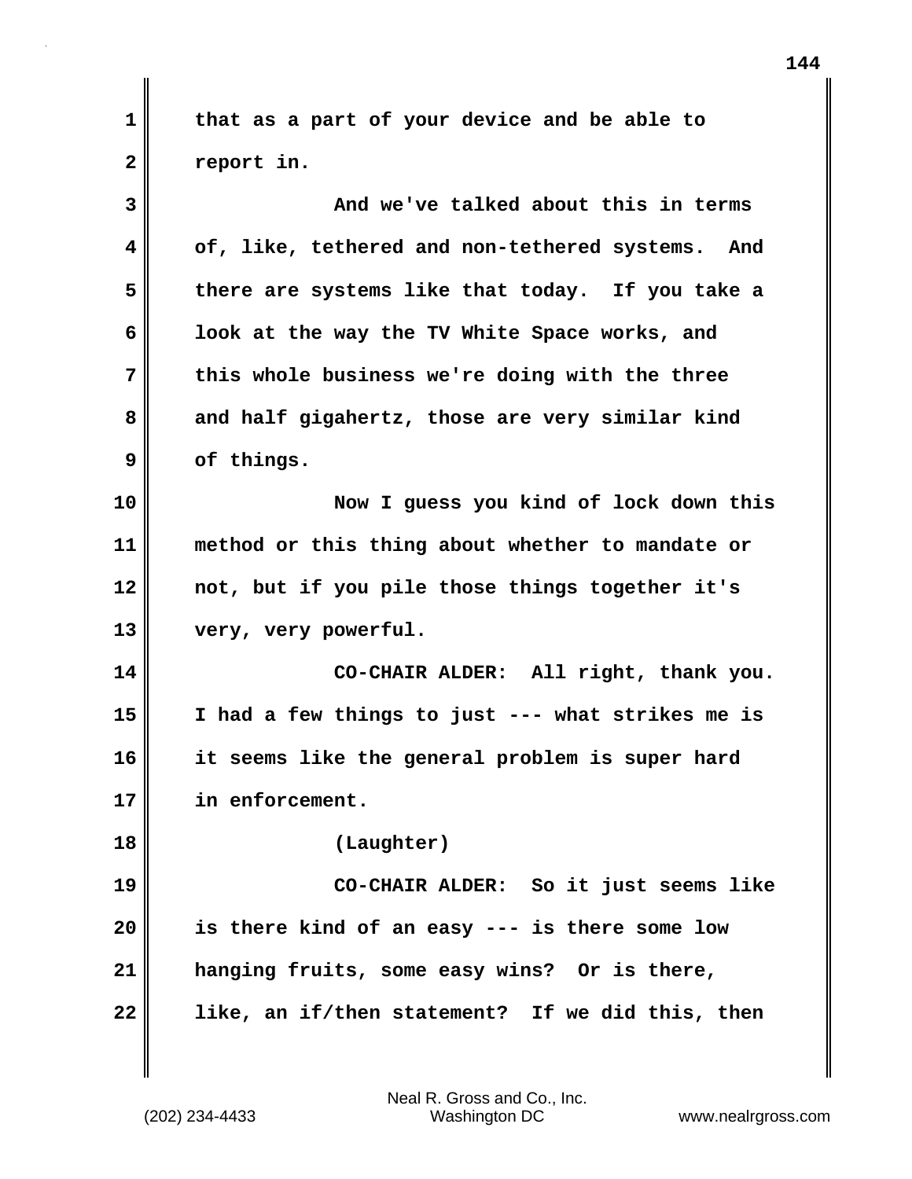that as a part of your device and be able to report in.

And we've talked about this in terms of, like, tethered and non-tethered systems. And there are systems like that today. If you take a look at the way the TV White Space works, and this whole business we're doing with the three and half gigahertz, those are very similar kind of things.

Now I guess you kind of lock down this method or this thing about whether to mandate or not, but if you pile those things together it's very, very powerful.

CO-CHAIR ALDER: All right, thank you. I had a few things to just --- what strikes me is it seems like the general problem is super hard in enforcement.

(Laughter)

CO-CHAIR ALDER: So it just seems like is there kind of an easy --- is there some low hanging fruits, some easy wins? Or is there, like, an if/then statement? If we did this, then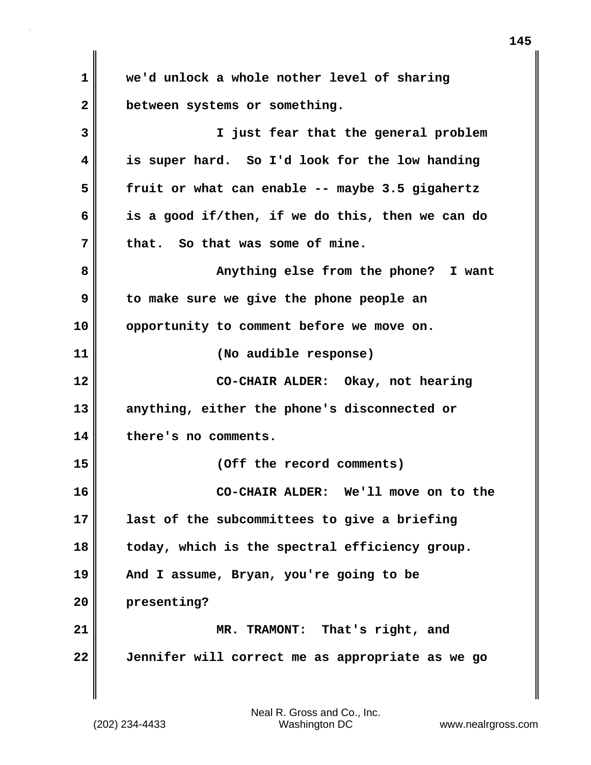we'd unlock a whole nother level of sharing between systems or something.

I just fear that the general problem is super hard. So I'd look for the low handing fruit or what can enable -- maybe 3.5 gigahertz is a good if/then, if we do this, then we can do that. So that was some of mine.

Anything else from the phone? I want to make sure we give the phone people an opportunity to comment before we move on.

(No audible response)

CO-CHAIR ALDER: Okay, not hearing anything, either the phone's disconnected or there's no comments.

(Off the record comments)

CO-CHAIR ALDER: We'll move on to the last of the subcommittees to give a briefing today, which is the spectral efficiency group. And I assume, Bryan, you're going to be presenting?

MR. TRAMONT: That's right, and Jennifer will correct me as appropriate as we go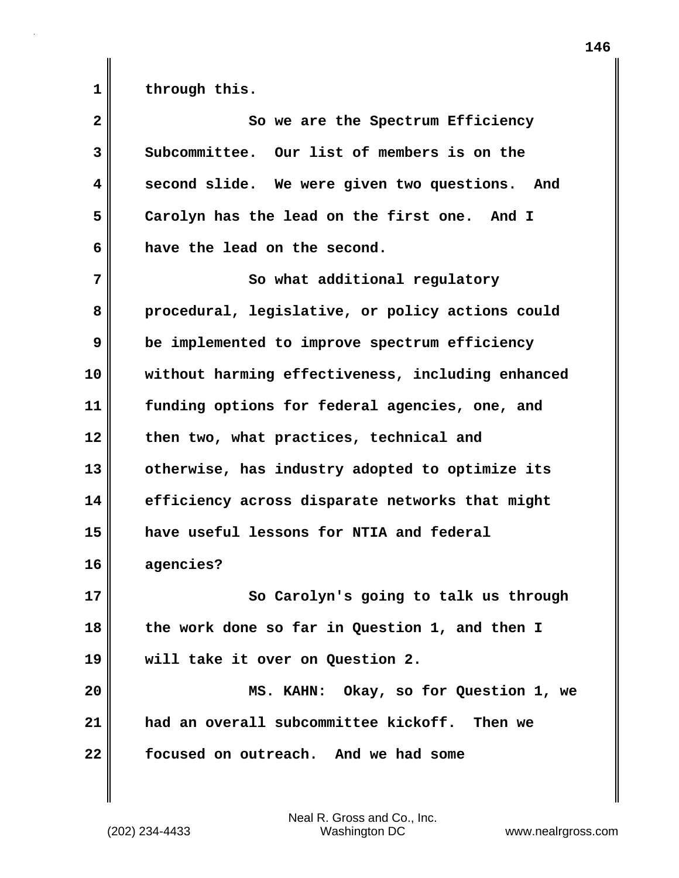through this.

So we are the Spectrum Efficiency Subcommittee. Our list of members is on the second slide. We were given two questions. And Carolyn has the lead on the first one. And I have the lead on the second.

So what additional regulatory procedural, legislative, or policy actions could be implemented to improve spectrum efficiency without harming effectiveness, including enhanced funding options for federal agencies, one, and then two, what practices, technical and otherwise, has industry adopted to optimize its efficiency across disparate networks that might have useful lessons for NTIA and federal agencies?

So Carolyn's going to talk us through the work done so far in Question 1, and then I will take it over on Question 2.

MS. KAHN: Okay, so for Question 1, we had an overall subcommittee kickoff. Then we focused on outreach. And we had some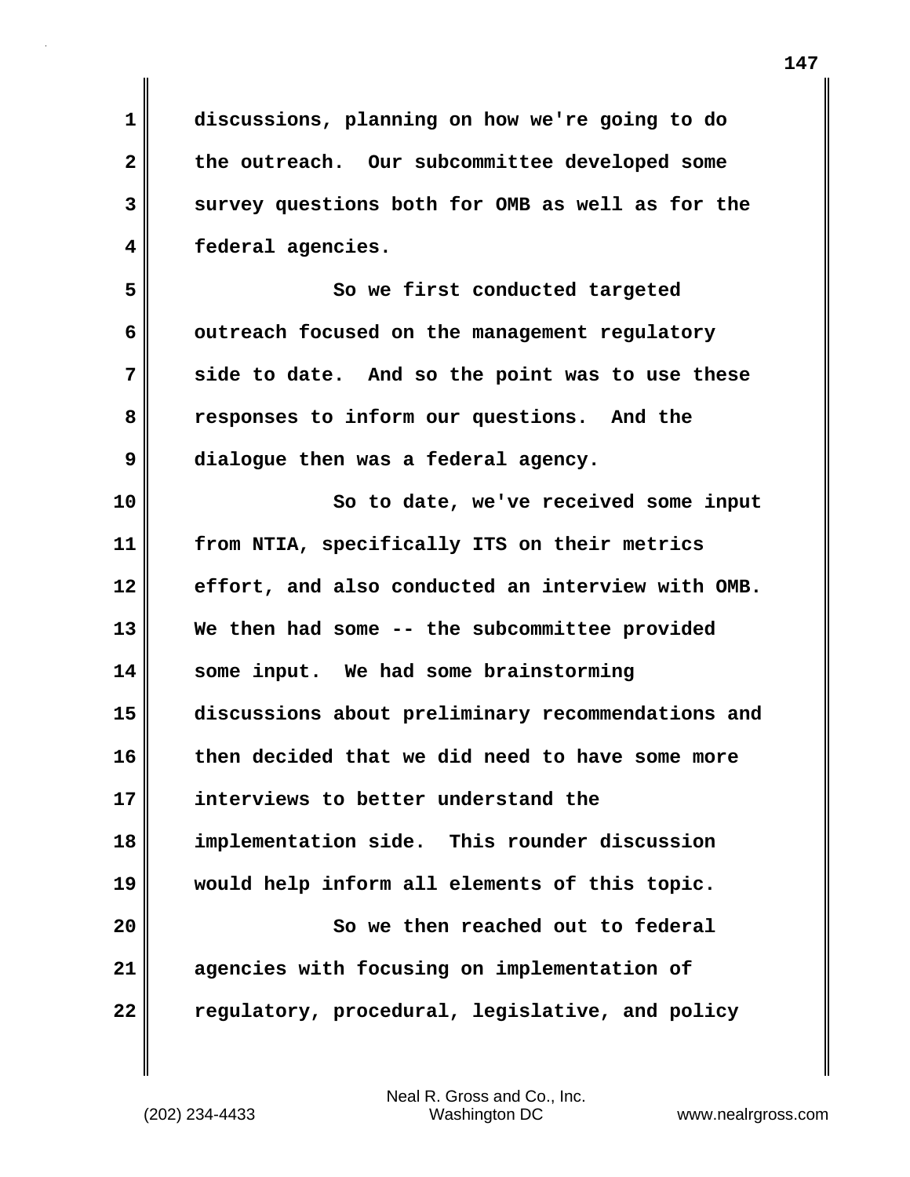discussions, planning on how we're going to do the outreach. Our subcommittee developed some survey questions both for OMB as well as for the federal agencies.

So we first conducted targeted outreach focused on the management regulatory side to date. And so the point was to use these responses to inform our questions. And the dialogue then was a federal agency.

So to date, we've received some input from NTIA, specifically ITS on their metrics effort, and also conducted an interview with OMB. We then had some -- the subcommittee provided some input. We had some brainstorming discussions about preliminary recommendations and then decided that we did need to have some more interviews to better understand the implementation side. This rounder discussion would help inform all elements of this topic.

So we then reached out to federal agencies with focusing on implementation of regulatory, procedural, legislative, and policy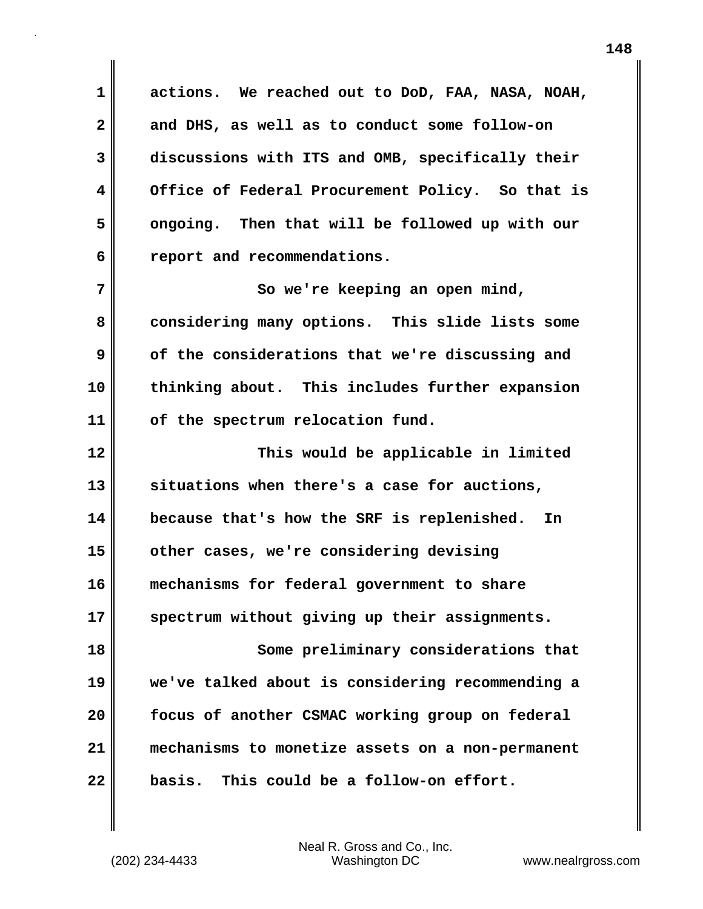actions. We reached out to DoD, FAA, NASA, NOAH, and DHS, as well as to conduct some follow-on discussions with ITS and OMB, specifically their Office of Federal Procurement Policy. So that is ongoing. Then that will be followed up with our report and recommendations.

So we're keeping an open mind, considering many options. This slide lists some of the considerations that we're discussing and thinking about. This includes further expansion of the spectrum relocation fund.

This would be applicable in limited situations when there's a case for auctions, because that's how the SRF is replenished. In other cases, we're considering devising mechanisms for federal government to share spectrum without giving up their assignments.

Some preliminary considerations that we've talked about is considering recommending a focus of another CSMAC working group on federal mechanisms to monetize assets on a non-permanent basis. This could be a follow-on effort.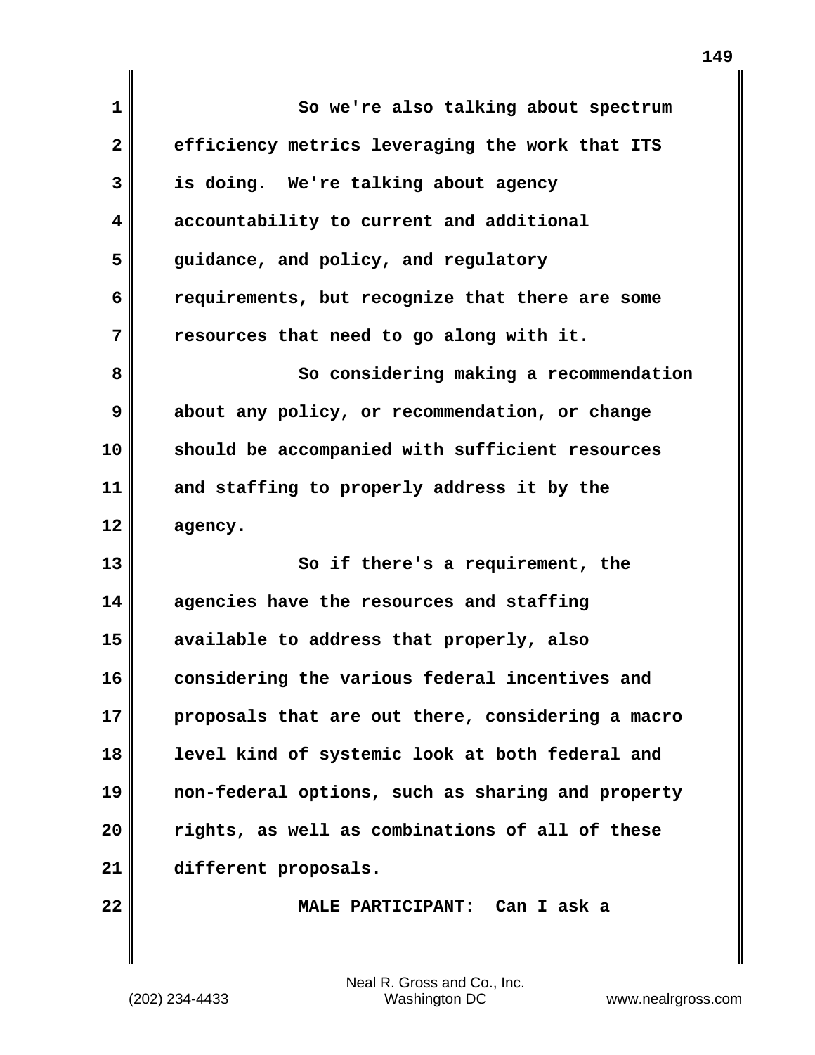So we're also talking about spectrum efficiency metrics leveraging the work that ITS is doing. We're talking about agency accountability to current and additional guidance, and policy, and regulatory requirements, but recognize that there are some resources that need to go along with it.

So considering making a recommendation about any policy, or recommendation, or change should be accompanied with sufficient resources and staffing to properly address it by the agency.

So if there's a requirement, the agencies have the resources and staffing available to address that properly, also considering the various federal incentives and proposals that are out there, considering a macro level kind of systemic look at both federal and non-federal options, such as sharing and property rights, as well as combinations of all of these different proposals.

**MALE PARTICIPANT:** Can I ask a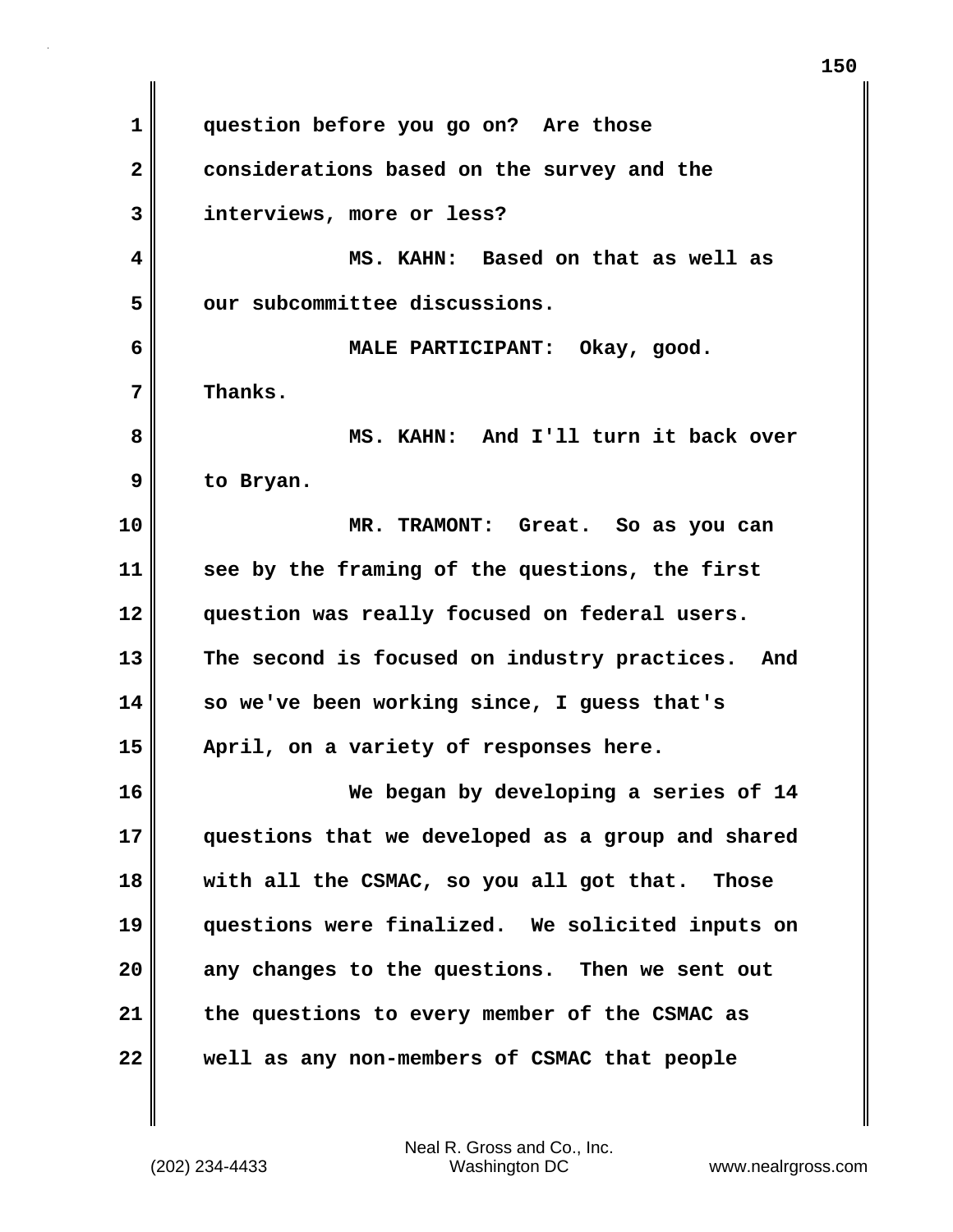question before you go on? Are those considerations based on the survey and the interviews, more or less?

MS. KAHN: Based on that as well as our subcommittee discussions.

MALE PARTICIPANT: Okay, good. Thanks.

MS. KAHN: And I'll turn it back over to Bryan.

MR. TRAMONT: Great. So as you can see by the framing of the questions, the first question was really focused on federal users. The second is focused on industry practices. And so we've been working since, I guess that's April, on a variety of responses here.

We began by developing a series of 14 questions that we developed as a group and shared with all the CSMAC, so you all got that. Those questions were finalized. We solicited inputs on any changes to the questions. Then we sent out the questions to every member of the CSMAC as well as any non-members of CSMAC that people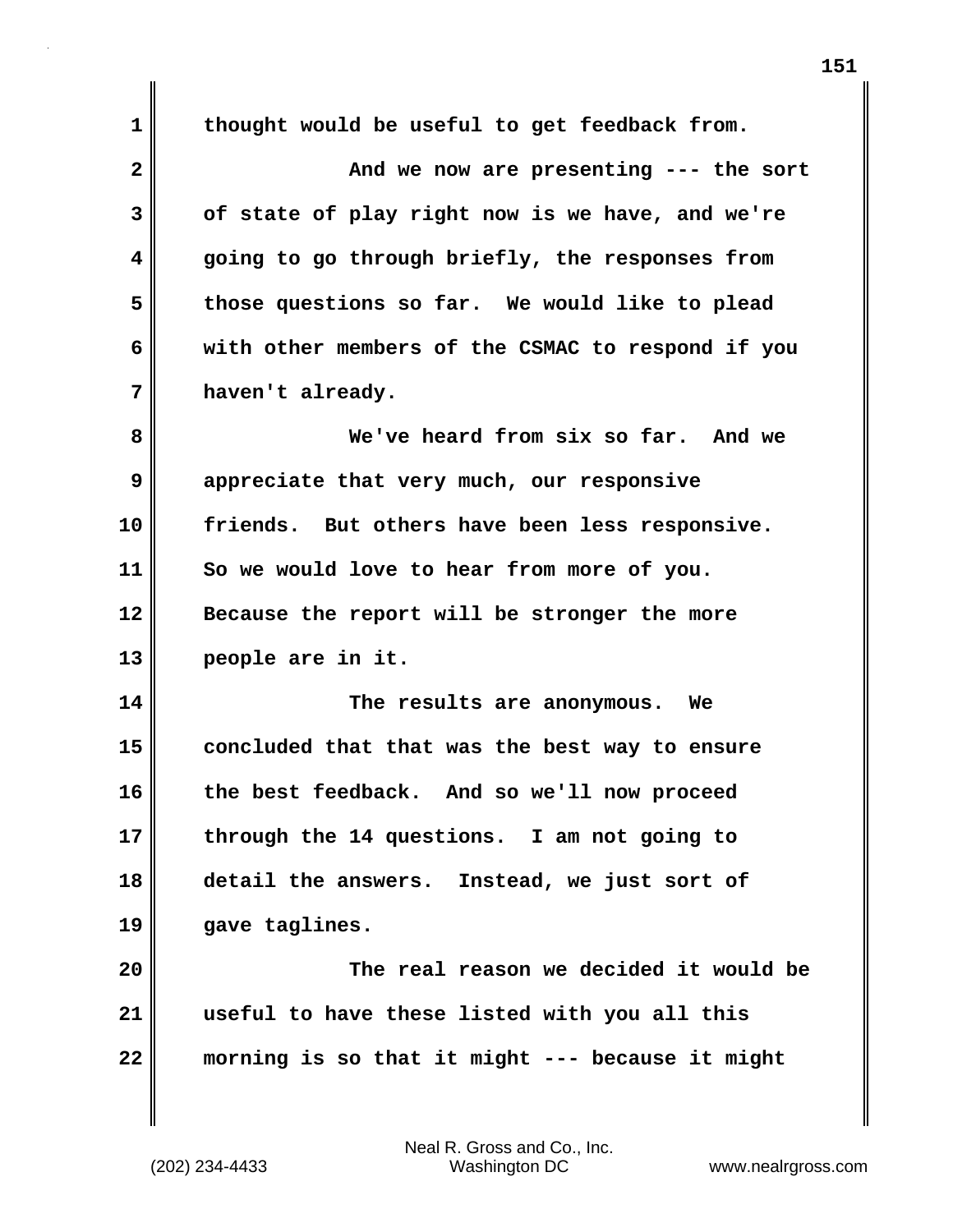thought would be useful to get feedback from.

And we now are presenting --- the sort of state of play right now is we have, and we're going to go through briefly, the responses from those questions so far. We would like to plead with other members of the CSMAC to respond if you haven't already.

We've heard from six so far. And we appreciate that very much, our responsive friends. But others have been less responsive. So we would love to hear from more of you. Because the report will be stronger the more people are in it.

The results are anonymous. We concluded that that was the best way to ensure the best feedback. And so we'll now proceed through the 14 questions. I am not going to detail the answers. Instead, we just sort of gave taglines.

The real reason we decided it would be useful to have these listed with you all this morning is so that it might --- because it might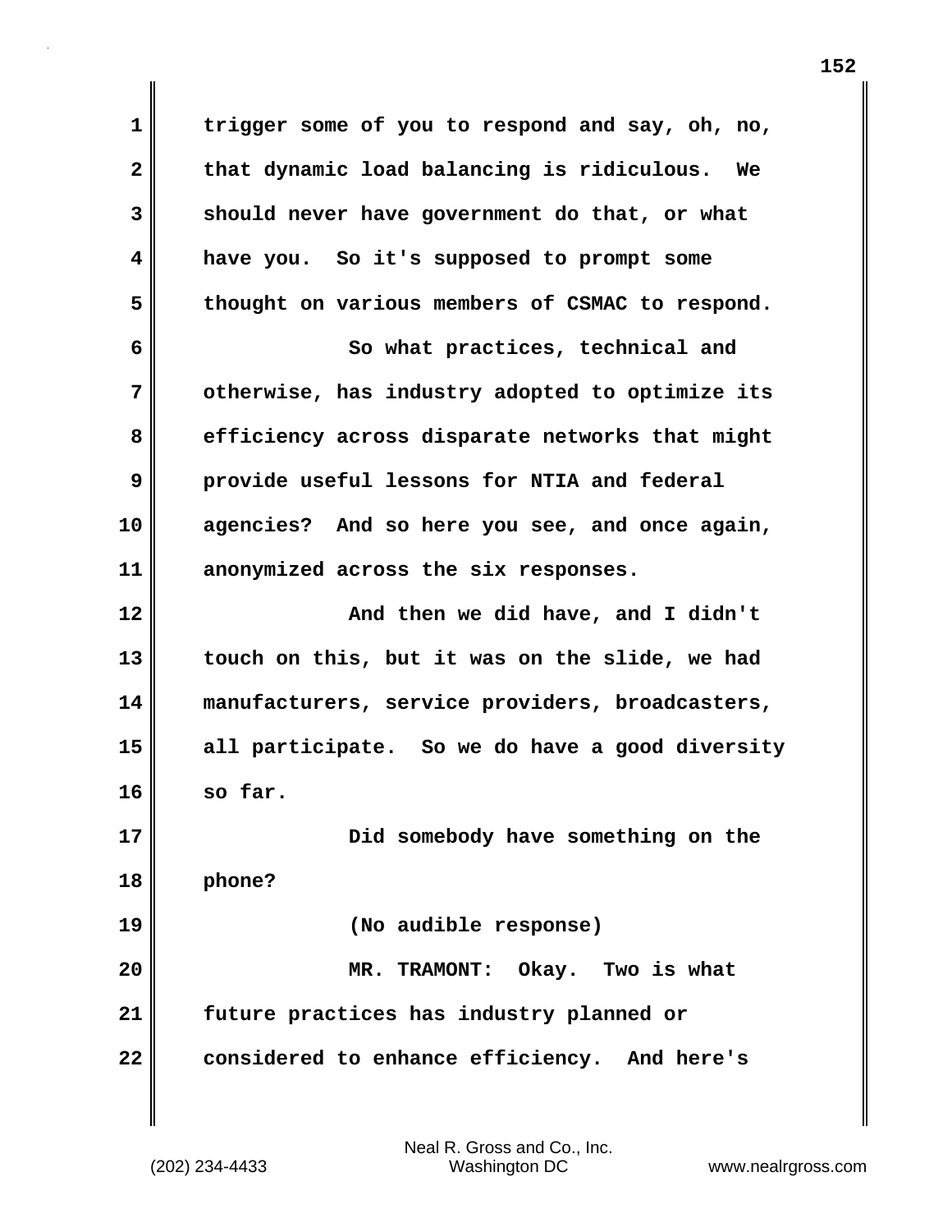trigger some of you to respond and say, oh, no, that dynamic load balancing is ridiculous. We should never have government do that, or what have you. So it's supposed to prompt some thought on various members of CSMAC to respond.

So what practices, technical and otherwise, has industry adopted to optimize its efficiency across disparate networks that might provide useful lessons for NTIA and federal agencies? And so here you see, and once again, anonymized across the six responses.

And then we did have, and I didn't touch on this, but it was on the slide, we had manufacturers, service providers, broadcasters, all participate. So we do have a good diversity so far.

Did somebody have something on the phone?

(No audible response)

MR. TRAMONT: Okay. Two is what future practices has industry planned or considered to enhance efficiency. And here's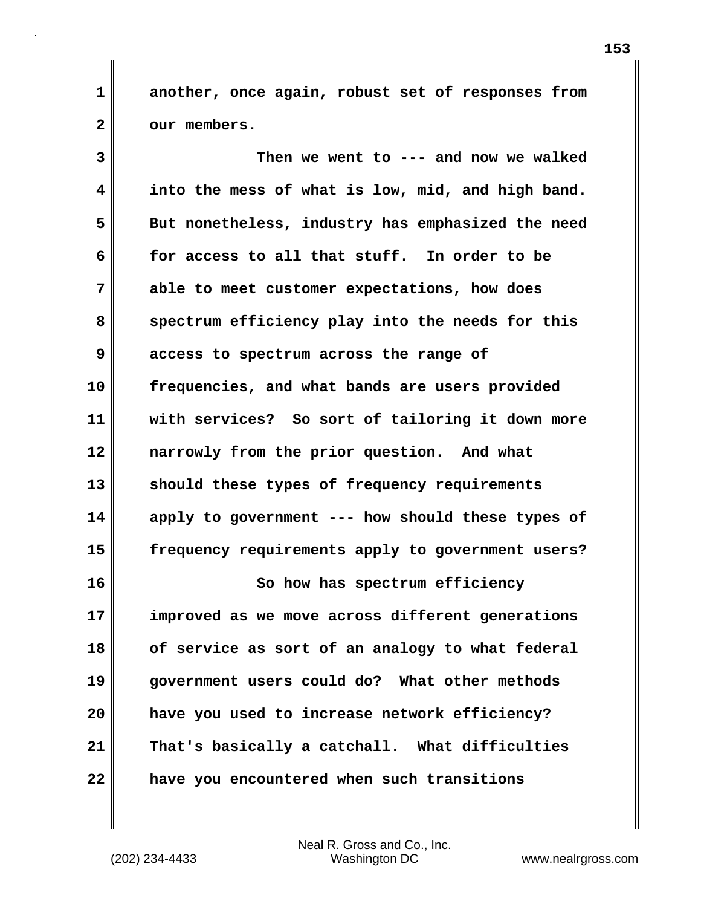another, once again, robust set of responses from our members.

Then we went to --- and now we walked into the mess of what is low, mid, and high band. But nonetheless, industry has emphasized the need for access to all that stuff. In order to be able to meet customer expectations, how does spectrum efficiency play into the needs for this access to spectrum across the range of frequencies, and what bands are users provided with services? So sort of tailoring it down more narrowly from the prior question. And what should these types of frequency requirements apply to government --- how should these types of frequency requirements apply to government users?

So how has spectrum efficiency improved as we move across different generations of service as sort of an analogy to what federal government users could do? What other methods have you used to increase network efficiency? That's basically a catchall. What difficulties have you encountered when such transitions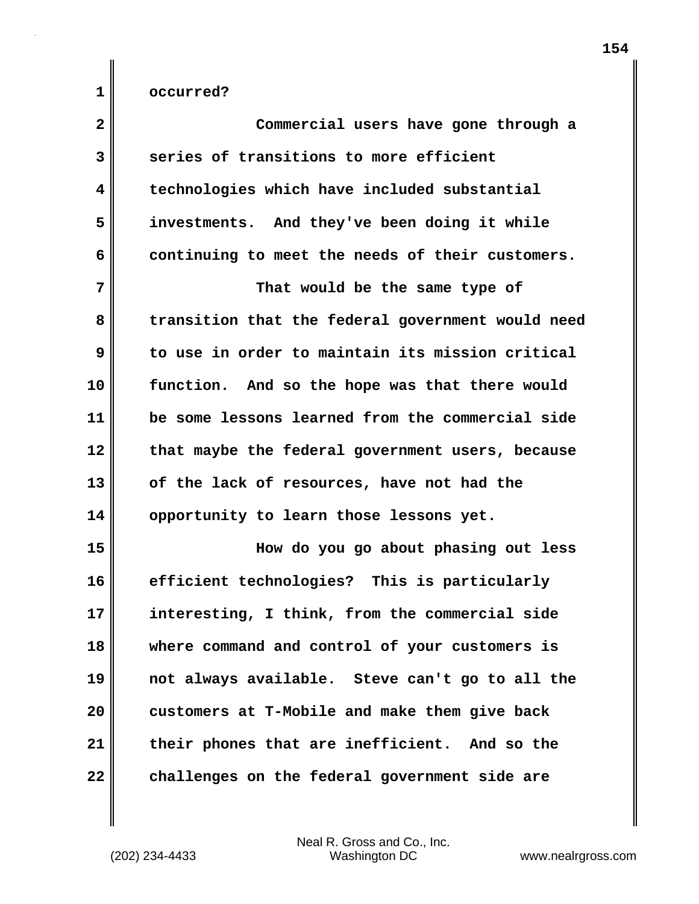occurred?

Commercial users have gone through a series of transitions to more efficient technologies which have included substantial investments. And they've been doing it while continuing to meet the needs of their customers.

That would be the same type of transition that the federal government would need to use in order to maintain its mission critical function. And so the hope was that there would be some lessons learned from the commercial side that maybe the federal government users, because of the lack of resources, have not had the opportunity to learn those lessons yet.

How do you go about phasing out less efficient technologies? This is particularly interesting, I think, from the commercial side where command and control of your customers is not always available. Steve can't go to all the customers at T-Mobile and make them give back their phones that are inefficient. And so the challenges on the federal government side are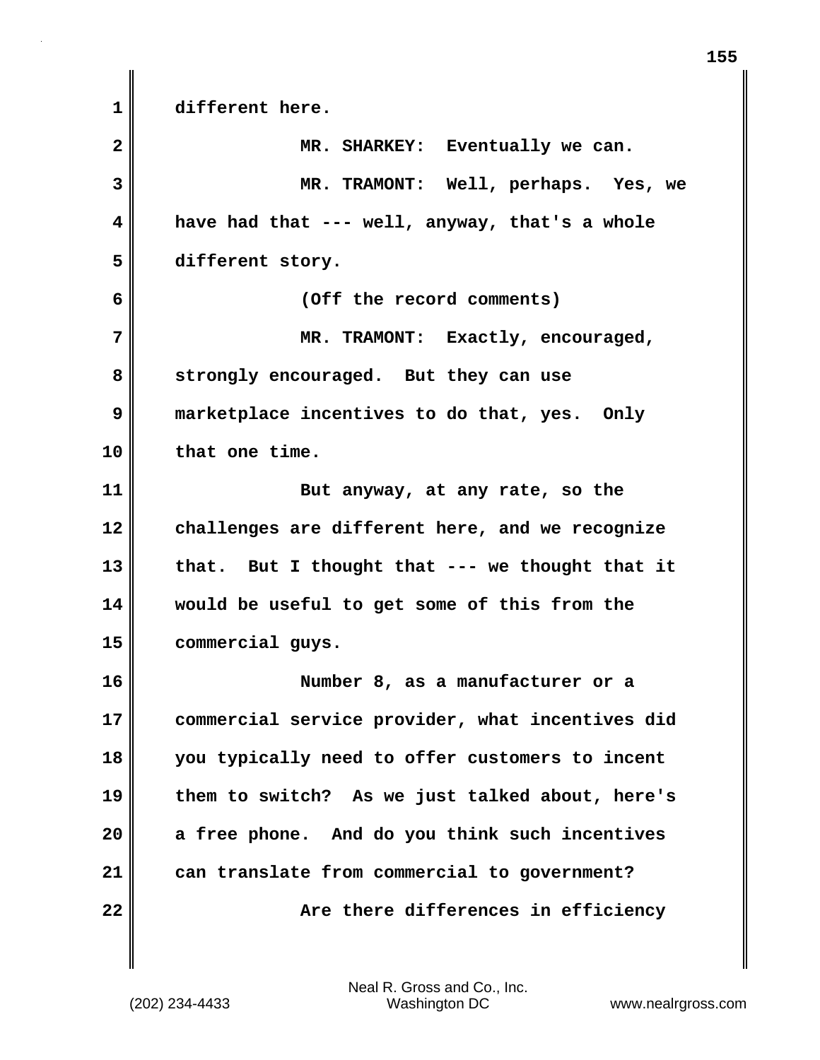different here.

MR. SHARKEY: Eventually we can.

MR. TRAMONT: Well, perhaps. Yes, we have had that --- well, anyway, that's a whole different story.

(Off the record comments)

MR. TRAMONT: Exactly, encouraged, strongly encouraged. But they can use marketplace incentives to do that, yes. Only that one time.

But anyway, at any rate, so the challenges are different here, and we recognize that. But I thought that --- we thought that it would be useful to get some of this from the commercial guys.

Number 8, as a manufacturer or a commercial service provider, what incentives did you typically need to offer customers to incent them to switch? As we just talked about, here's a free phone. And do you think such incentives can translate from commercial to government?

Are there differences in efficiency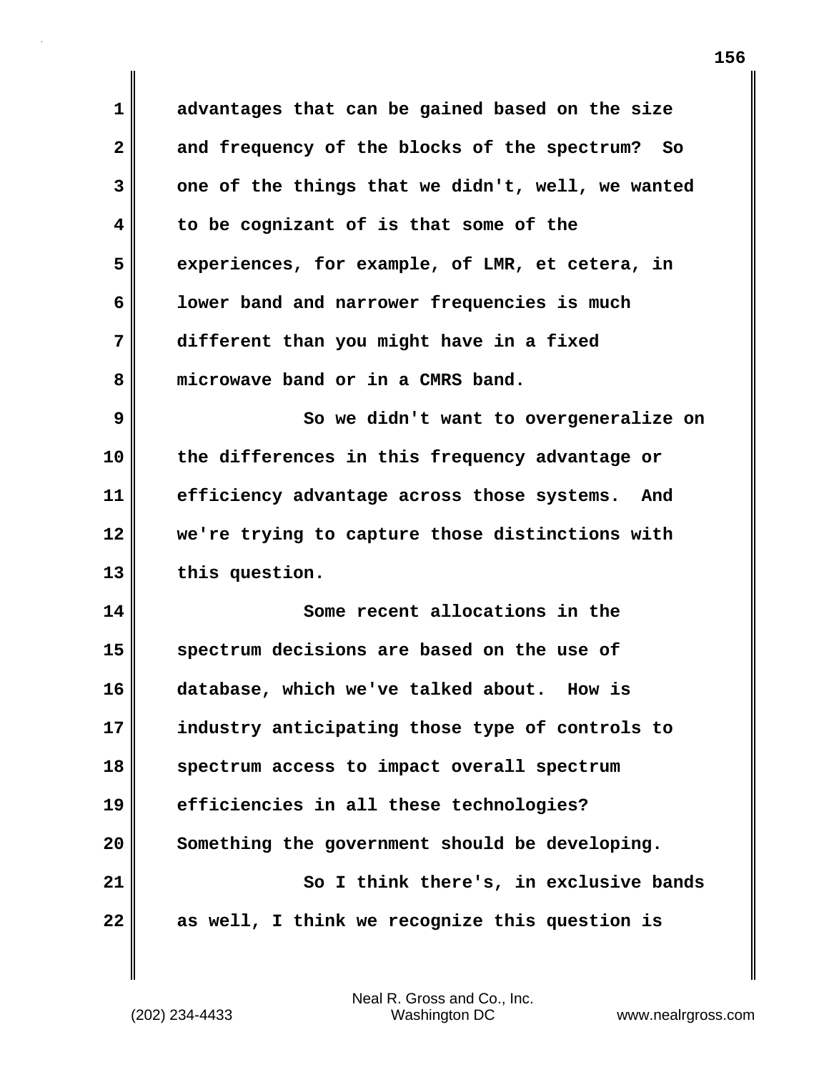advantages that can be gained based on the size and frequency of the blocks of the spectrum? So one of the things that we didn't, well, we wanted to be cognizant of is that some of the experiences, for example, of LMR, et cetera, in lower band and narrower frequencies is much different than you might have in a fixed microwave band or in a CMRS band.

So we didn't want to overgeneralize on the differences in this frequency advantage or efficiency advantage across those systems. And we're trying to capture those distinctions with this question.

Some recent allocations in the spectrum decisions are based on the use of database, which we've talked about. How is industry anticipating those type of controls to spectrum access to impact overall spectrum efficiencies in all these technologies? Something the government should be developing.

So I think there's, in exclusive bands as well, I think we recognize this question is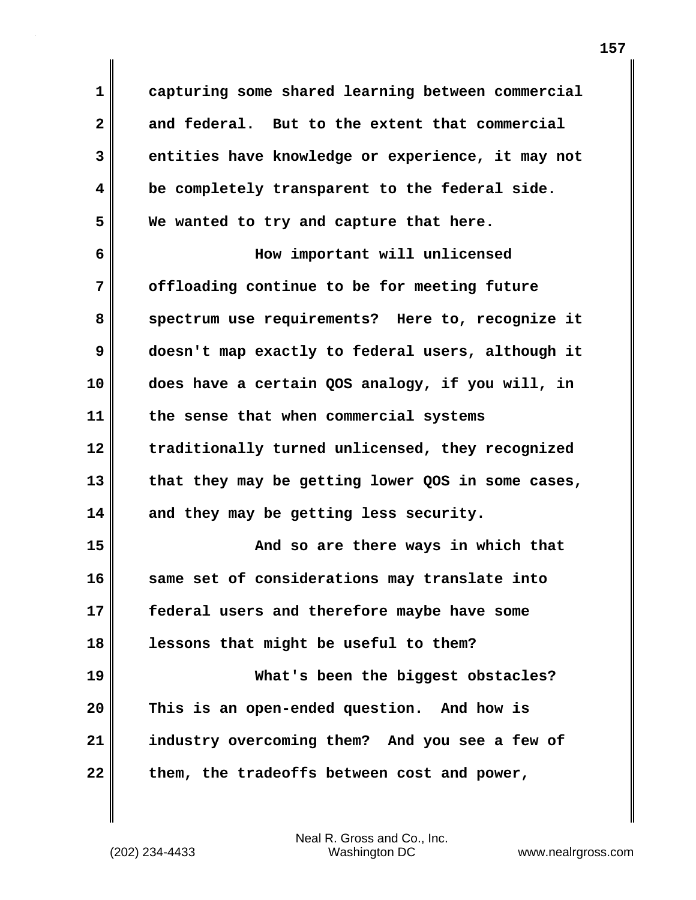capturing some shared learning between commercial and federal. But to the extent that commercial entities have knowledge or experience, it may not be completely transparent to the federal side. We wanted to try and capture that here.

How important will unlicensed offloading continue to be for meeting future spectrum use requirements? Here to, recognize it doesn't map exactly to federal users, although it does have a certain QOS analogy, if you will, in the sense that when commercial systems traditionally turned unlicensed, they recognized that they may be getting lower QOS in some cases, and they may be getting less security.

And so are there ways in which that same set of considerations may translate into federal users and therefore maybe have some lessons that might be useful to them?

What's been the biggest obstacles? This is an open-ended question. And how is industry overcoming them? And you see a few of them, the tradeoffs between cost and power,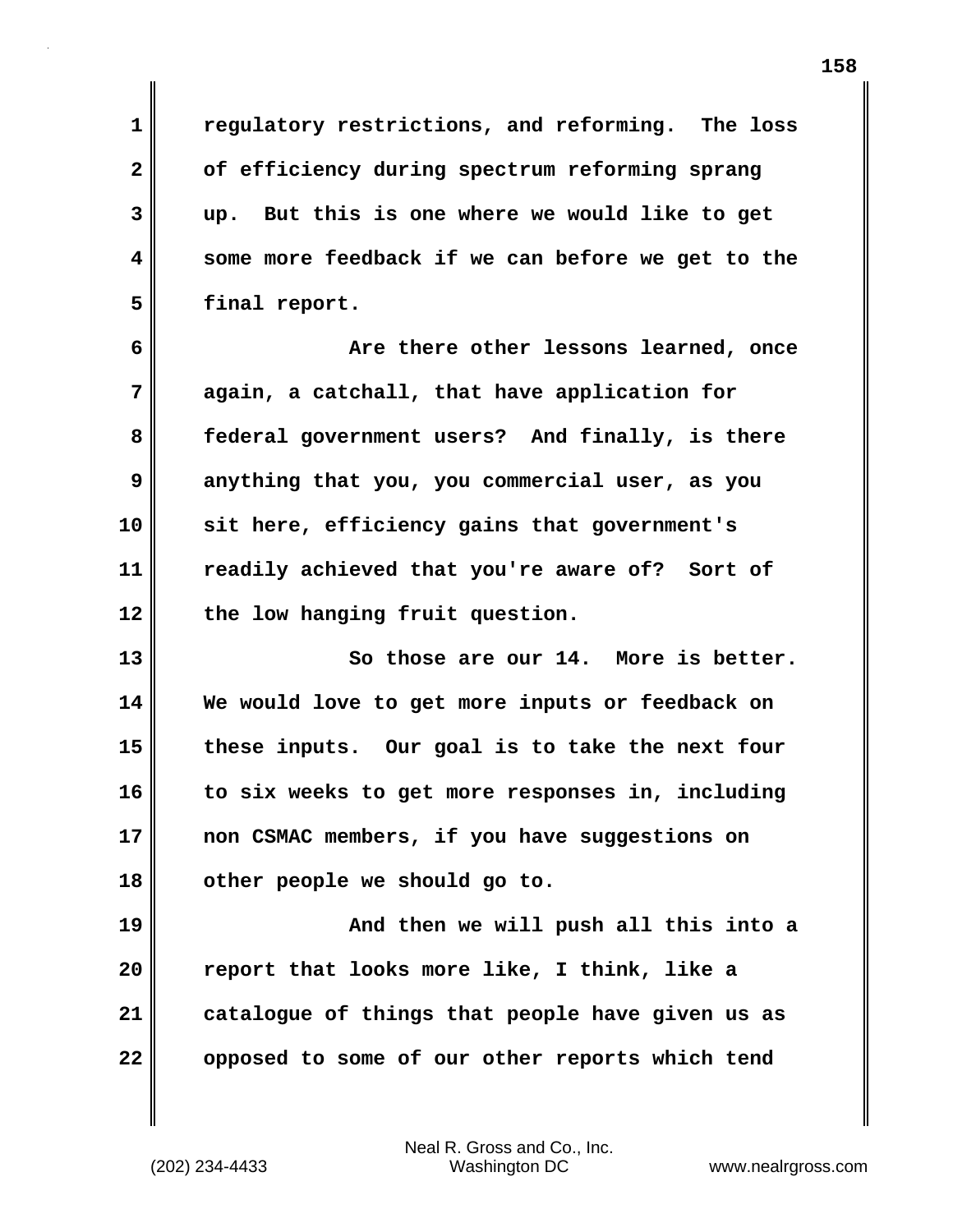regulatory restrictions, and reforming. The loss of efficiency during spectrum reforming sprang up. But this is one where we would like to get some more feedback if we can before we get to the final report.

Are there other lessons learned, once again, a catchall, that have application for federal government users? And finally, is there anything that you, you commercial user, as you sit here, efficiency gains that government's readily achieved that you're aware of? Sort of the low hanging fruit question.

So those are our 14. More is better. We would love to get more inputs or feedback on these inputs. Our goal is to take the next four to six weeks to get more responses in, including non CSMAC members, if you have suggestions on other people we should go to.

And then we will push all this into a report that looks more like, I think, like a catalogue of things that people have given us as opposed to some of our other reports which tend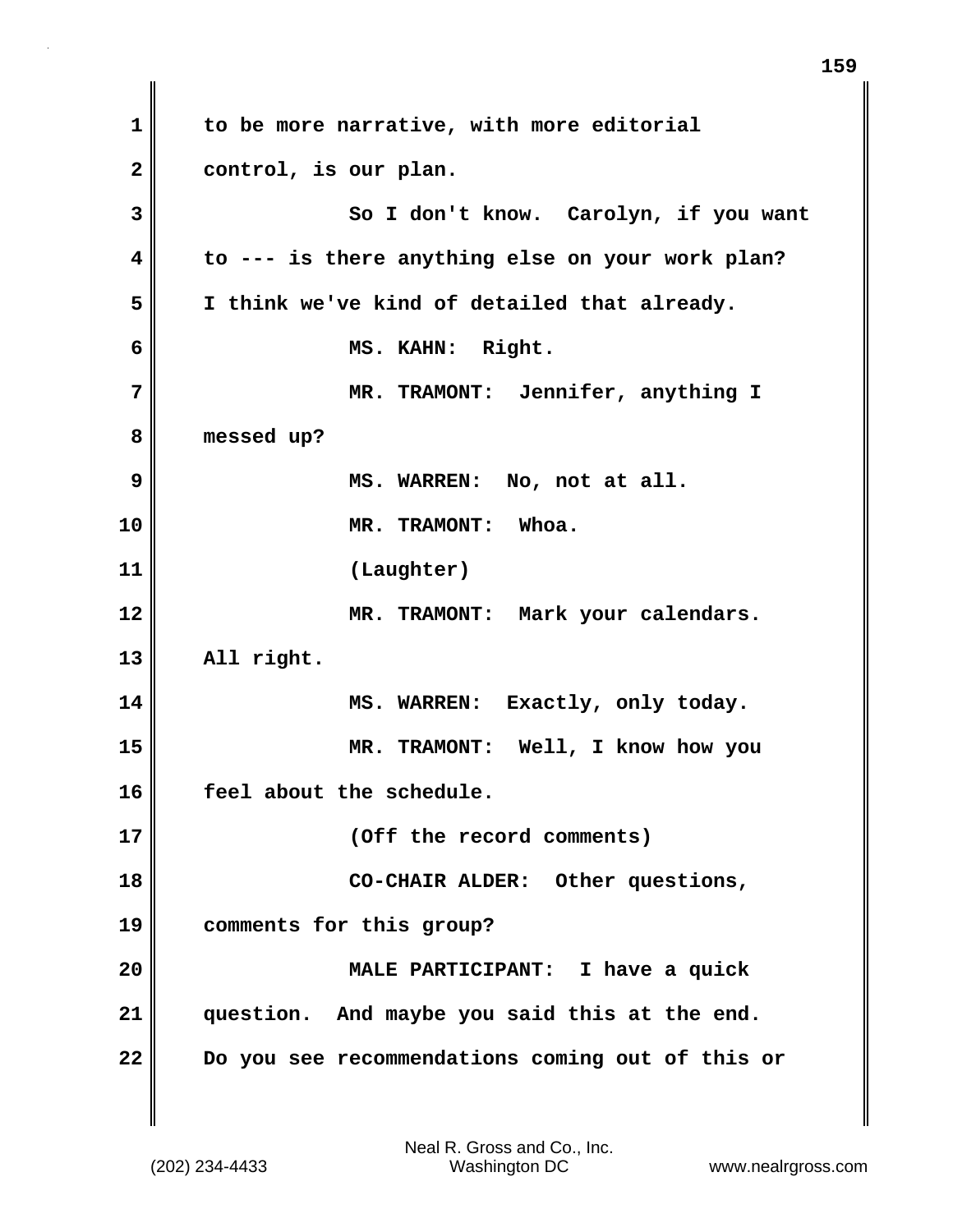to be more narrative, with more editorial control, is our plan.

So I don't know. Carolyn, if you want to --- is there anything else on your work plan? I think we've kind of detailed that already.

MS. KAHN: Right.

MR. TRAMONT: Jennifer, anything I messed up?

MS. WARREN: No, not at all.

MR. TRAMONT: Whoa.

(Laughter)

MR. TRAMONT: Mark your calendars. All right.

MS. WARREN: Exactly, only today.

MR. TRAMONT: Well, I know how you feel about the schedule.

(Off the record comments)

CO-CHAIR ALDER: Other questions, comments for this group?

MALE PARTICIPANT: I have a quick question. And maybe you said this at the end. Do you see recommendations coming out of this or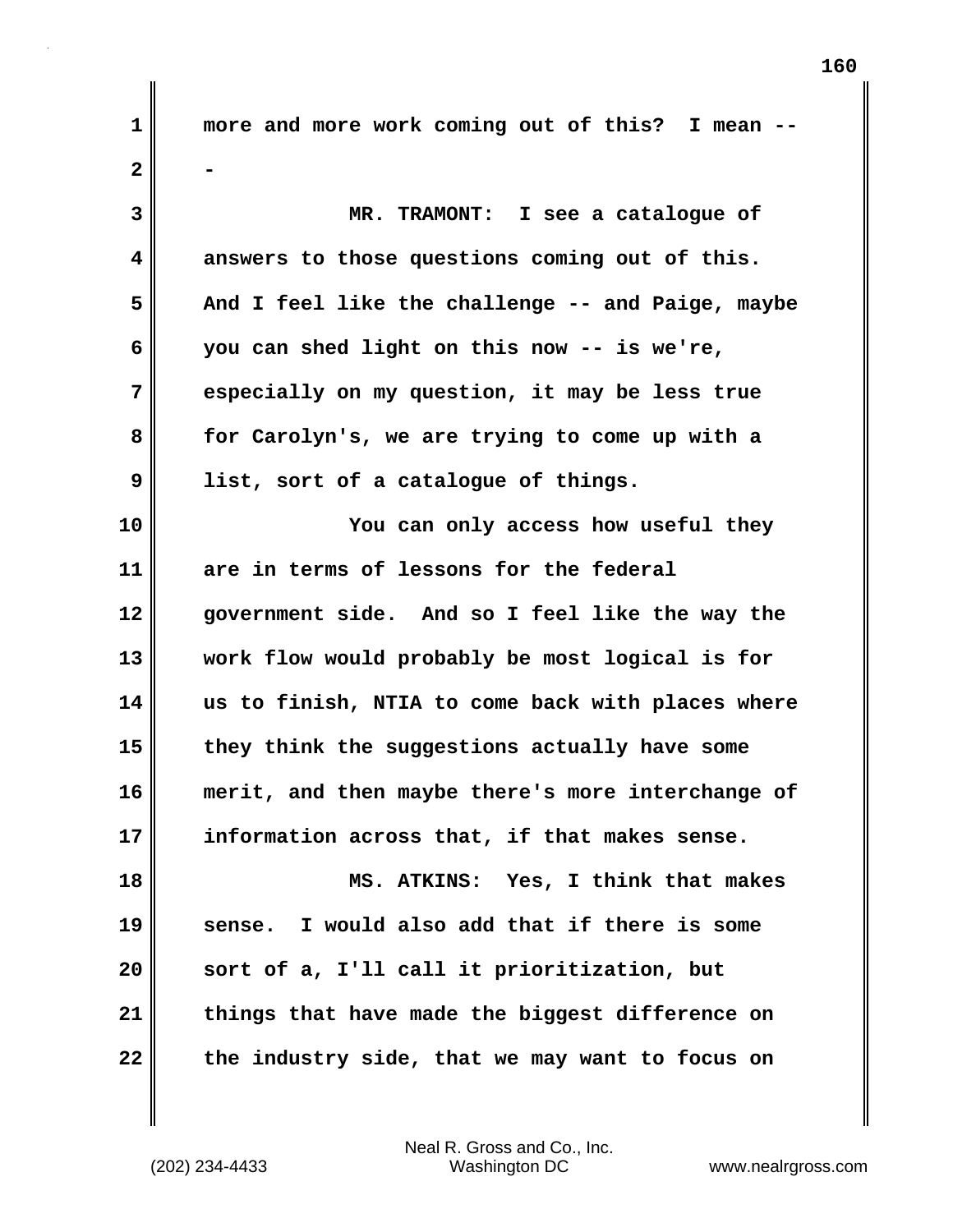more and more work coming out of this? I mean ---

MR. TRAMONT: I see a catalogue of answers to those questions coming out of this. And I feel like the challenge -- and Paige, maybe you can shed light on this now -- is we're, especially on my question, it may be less true for Carolyn's, we are trying to come up with a list, sort of a catalogue of things.

You can only access how useful they are in terms of lessons for the federal government side. And so I feel like the way the work flow would probably be most logical is for us to finish, NTIA to come back with places where they think the suggestions actually have some merit, and then maybe there's more interchange of information across that, if that makes sense.

MS. ATKINS: Yes, I think that makes sense. I would also add that if there is some sort of a, I'll call it prioritization, but things that have made the biggest difference on the industry side, that we may want to focus on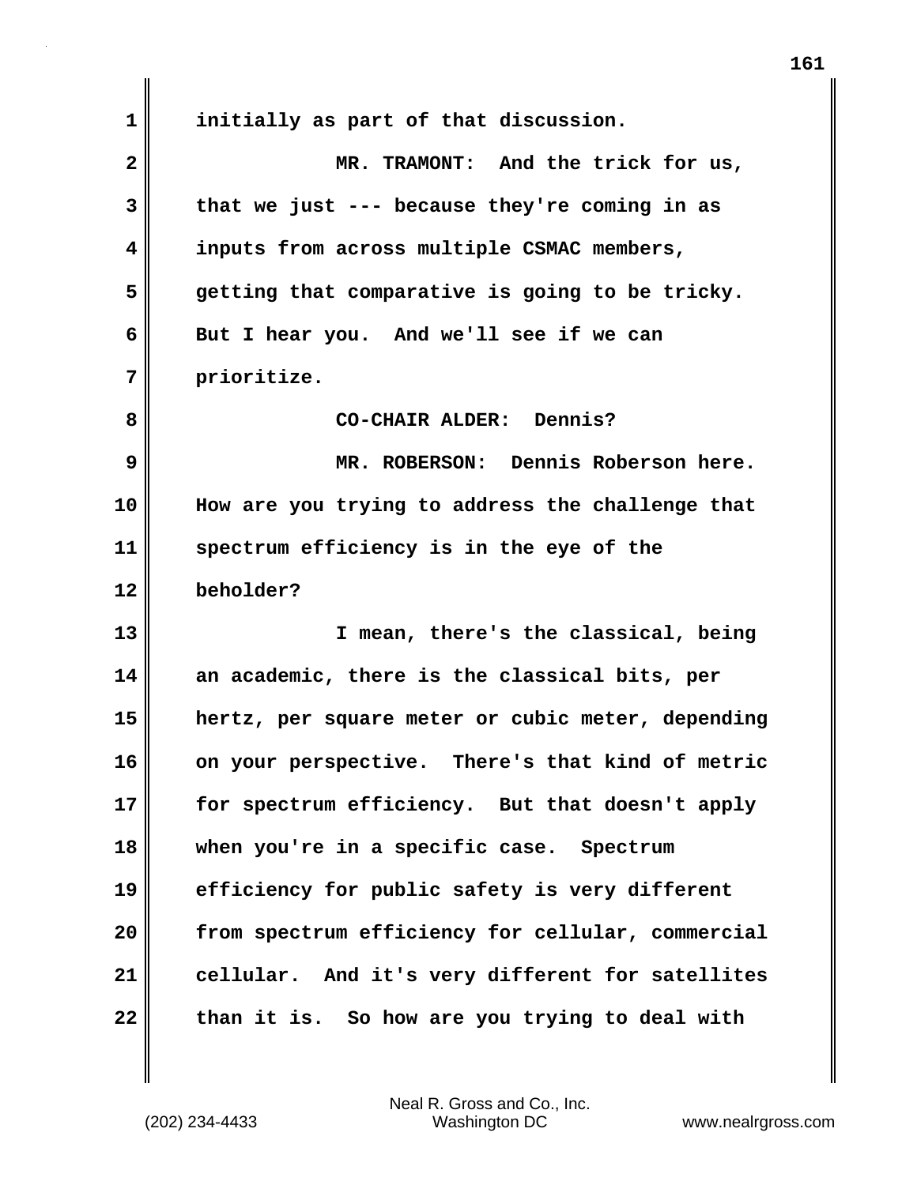initially as part of that discussion.

MR. TRAMONT: And the trick for us, that we just --- because they're coming in as inputs from across multiple CSMAC members, getting that comparative is going to be tricky. But I hear you. And we'll see if we can prioritize.

CO-CHAIR ALDER: Dennis?

MR. ROBERSON: Dennis Roberson here. How are you trying to address the challenge that spectrum efficiency is in the eye of the beholder?

I mean, there's the classical, being an academic, there is the classical bits, per hertz, per square meter or cubic meter, depending on your perspective. There's that kind of metric for spectrum efficiency. But that doesn't apply when you're in a specific case. Spectrum efficiency for public safety is very different from spectrum efficiency for cellular, commercial cellular. And it's very different for satellites than it is. So how are you trying to deal with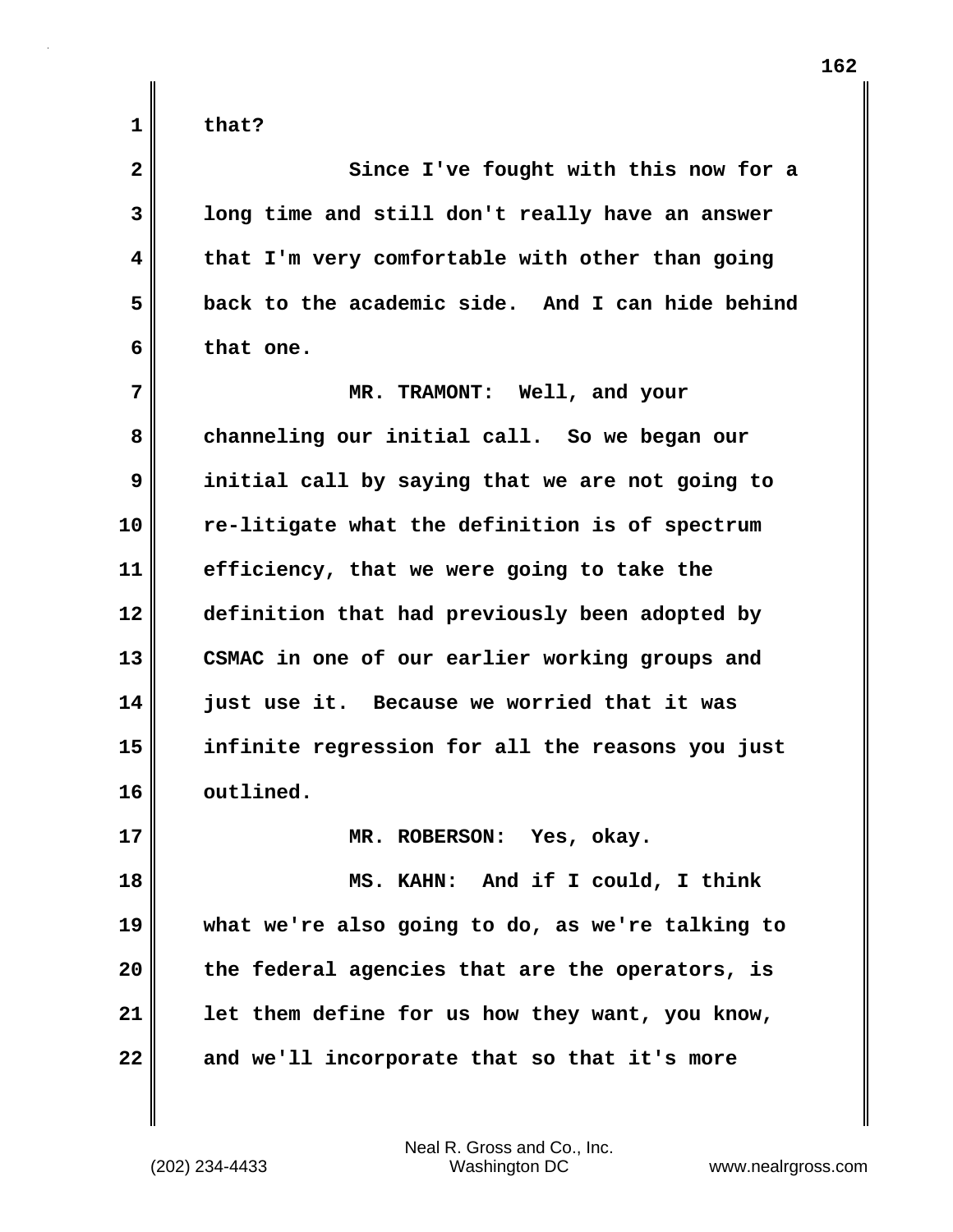that?

Since I've fought with this now for a long time and still don't really have an answer that I'm very comfortable with other than going back to the academic side. And I can hide behind that one.

MR. TRAMONT: Well, and your channeling our initial call. So we began our initial call by saying that we are not going to re-litigate what the definition is of spectrum efficiency, that we were going to take the definition that had previously been adopted by CSMAC in one of our earlier working groups and just use it. Because we worried that it was infinite regression for all the reasons you just outlined.

MR. ROBERSON: Yes, okay.

MS. KAHN: And if I could, I think what we're also going to do, as we're talking to the federal agencies that are the operators, is let them define for us how they want, you know, and we'll incorporate that so that it's more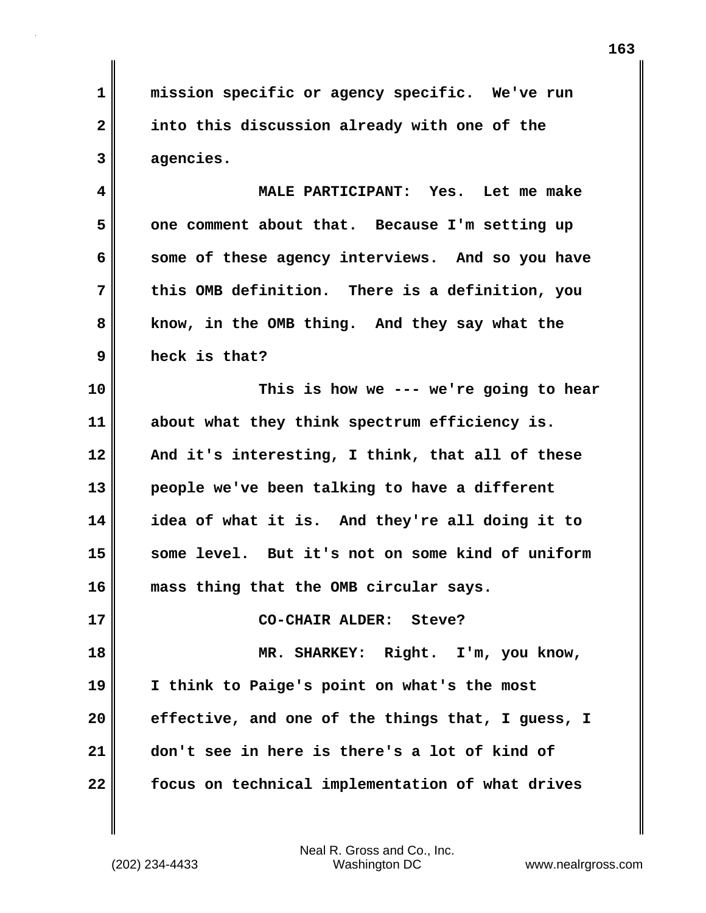mission specific or agency specific. We've run into this discussion already with one of the agencies.

MALE PARTICIPANT: Yes. Let me make one comment about that. Because I'm setting up some of these agency interviews. And so you have this OMB definition. There is a definition, you know, in the OMB thing. And they say what the heck is that?

This is how we --- we're going to hear about what they think spectrum efficiency is. And it's interesting, I think, that all of these people we've been talking to have a different idea of what it is. And they're all doing it to some level. But it's not on some kind of uniform mass thing that the OMB circular says.

CO-CHAIR ALDER: Steve?

MR. SHARKEY: Right. I'm, you know, I think to Paige's point on what's the most effective, and one of the things that, I guess, I don't see in here is there's a lot of kind of focus on technical implementation of what drives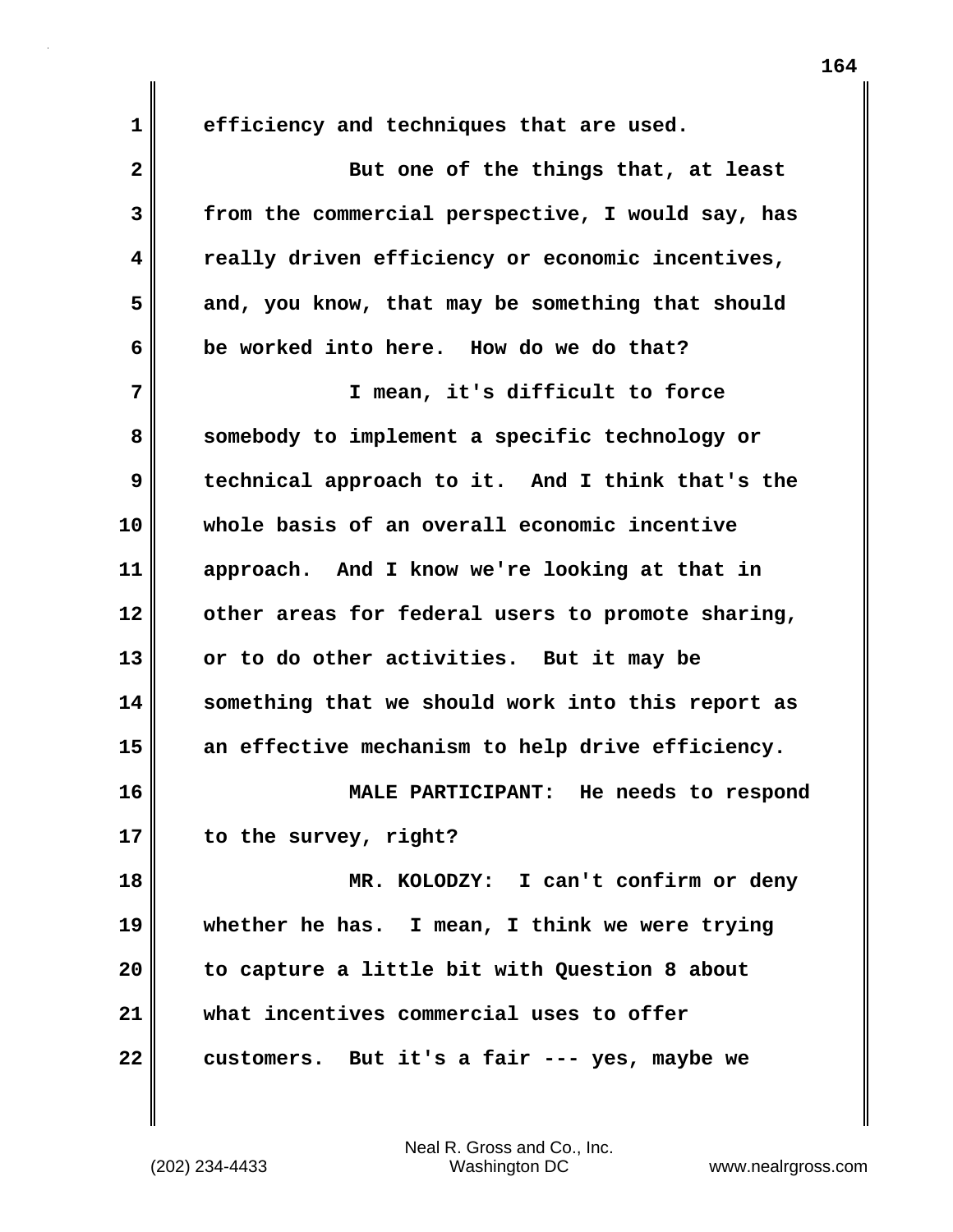efficiency and techniques that are used.

But one of the things that, at least from the commercial perspective, I would say, has really driven efficiency or economic incentives, and, you know, that may be something that should be worked into here. How do we do that?

I mean, it's difficult to force somebody to implement a specific technology or technical approach to it. And I think that's the whole basis of an overall economic incentive approach. And I know we're looking at that in other areas for federal users to promote sharing, or to do other activities. But it may be something that we should work into this report as an effective mechanism to help drive efficiency.

MALE PARTICIPANT: He needs to respond to the survey, right?

MR. KOLODZY: I can't confirm or deny whether he has. I mean, I think we were trying to capture a little bit with Question 8 about what incentives commercial uses to offer customers. But it's a fair --- yes, maybe we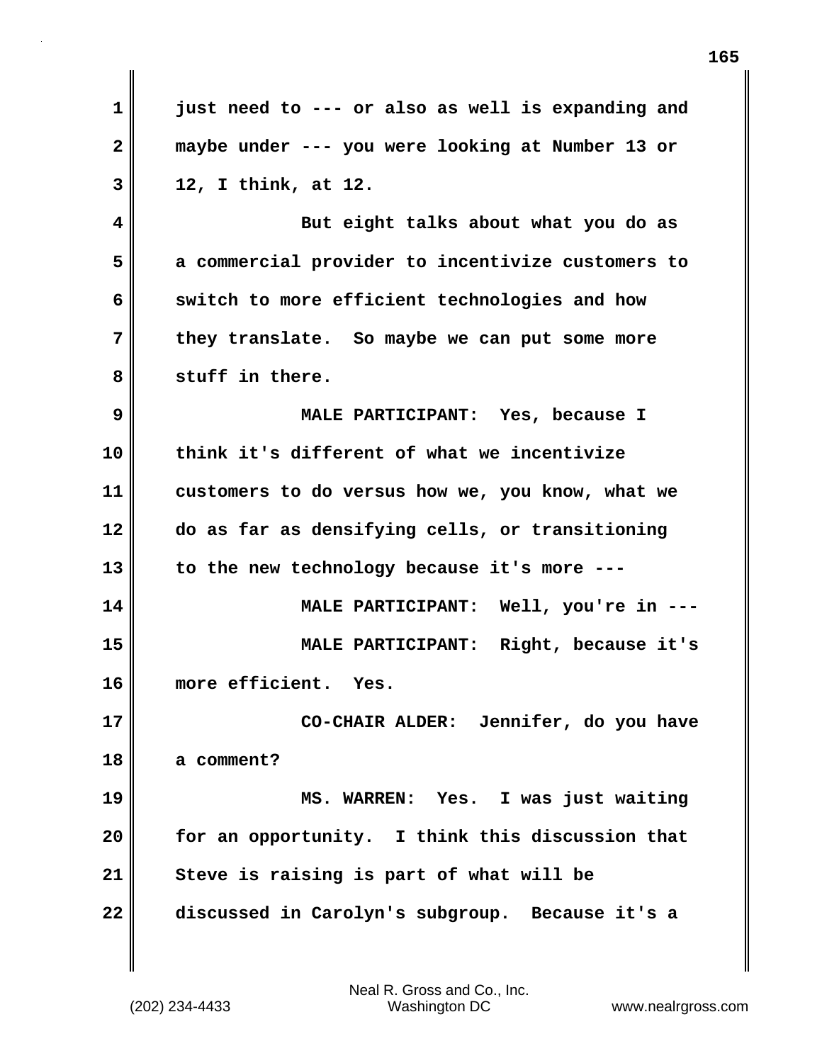just need to --- or also as well is expanding and maybe under --- you were looking at Number 13 or 12, I think, at 12.

But eight talks about what you do as a commercial provider to incentivize customers to switch to more efficient technologies and how they translate. So maybe we can put some more stuff in there.

MALE PARTICIPANT: Yes, because I think it's different of what we incentivize customers to do versus how we, you know, what we do as far as densifying cells, or transitioning to the new technology because it's more ---

MALE PARTICIPANT: Well, you're in ---

MALE PARTICIPANT: Right, because it's more efficient. Yes.

CO-CHAIR ALDER: Jennifer, do you have a comment?

MS. WARREN: Yes. I was just waiting for an opportunity. I think this discussion that Steve is raising is part of what will be discussed in Carolyn's subgroup. Because it's a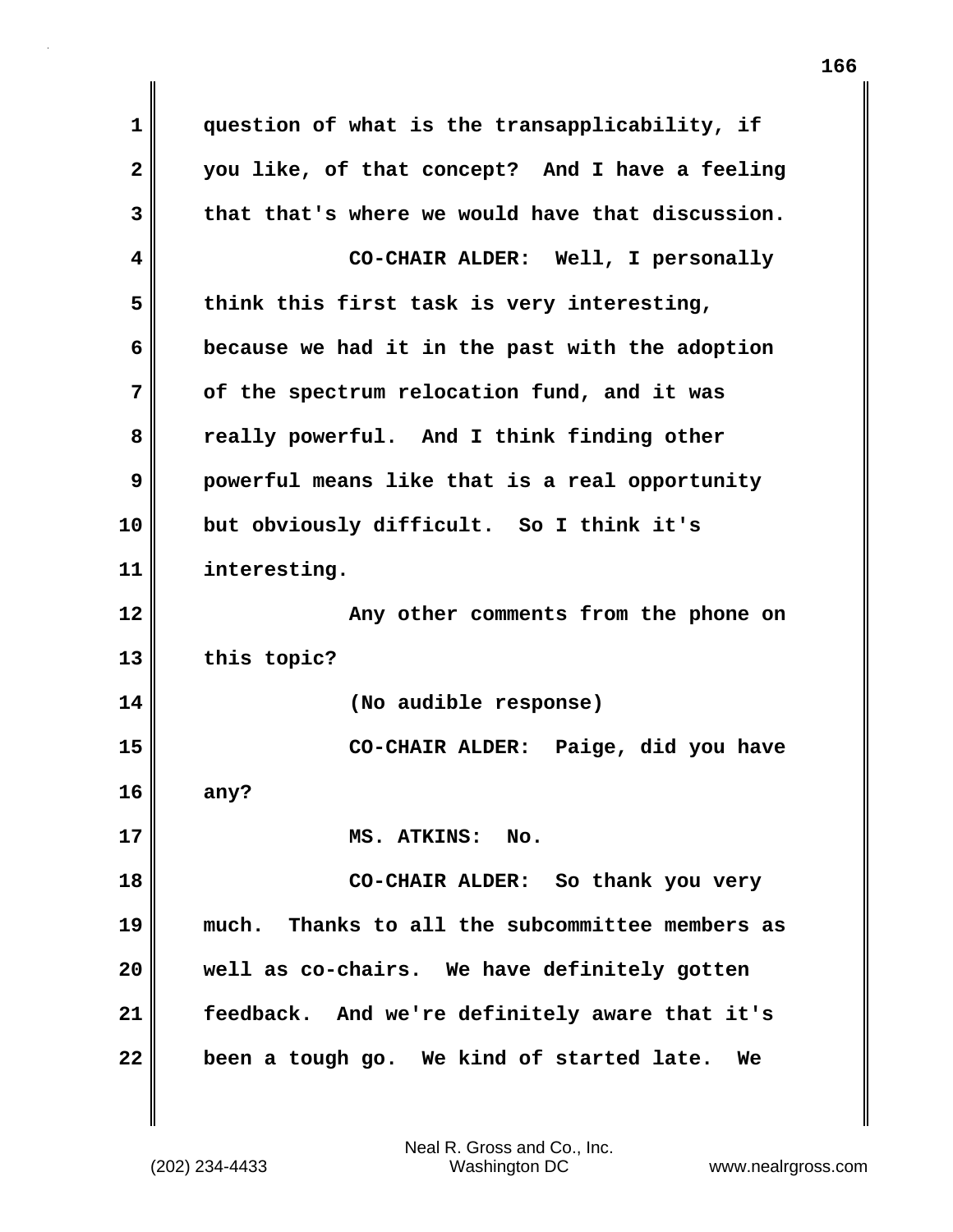question of what is the transapplicability, if you like, of that concept? And I have a feeling that that's where we would have that discussion.

CO-CHAIR ALDER: Well, I personally think this first task is very interesting, because we had it in the past with the adoption of the spectrum relocation fund, and it was really powerful. And I think finding other powerful means like that is a real opportunity but obviously difficult. So I think it's interesting.

Any other comments from the phone on this topic?

(No audible response)

CO-CHAIR ALDER: Paige, did you have any?

MS. ATKINS: No.

CO-CHAIR ALDER: So thank you very much. Thanks to all the subcommittee members as well as co-chairs. We have definitely gotten feedback. And we're definitely aware that it's been a tough go. We kind of started late. We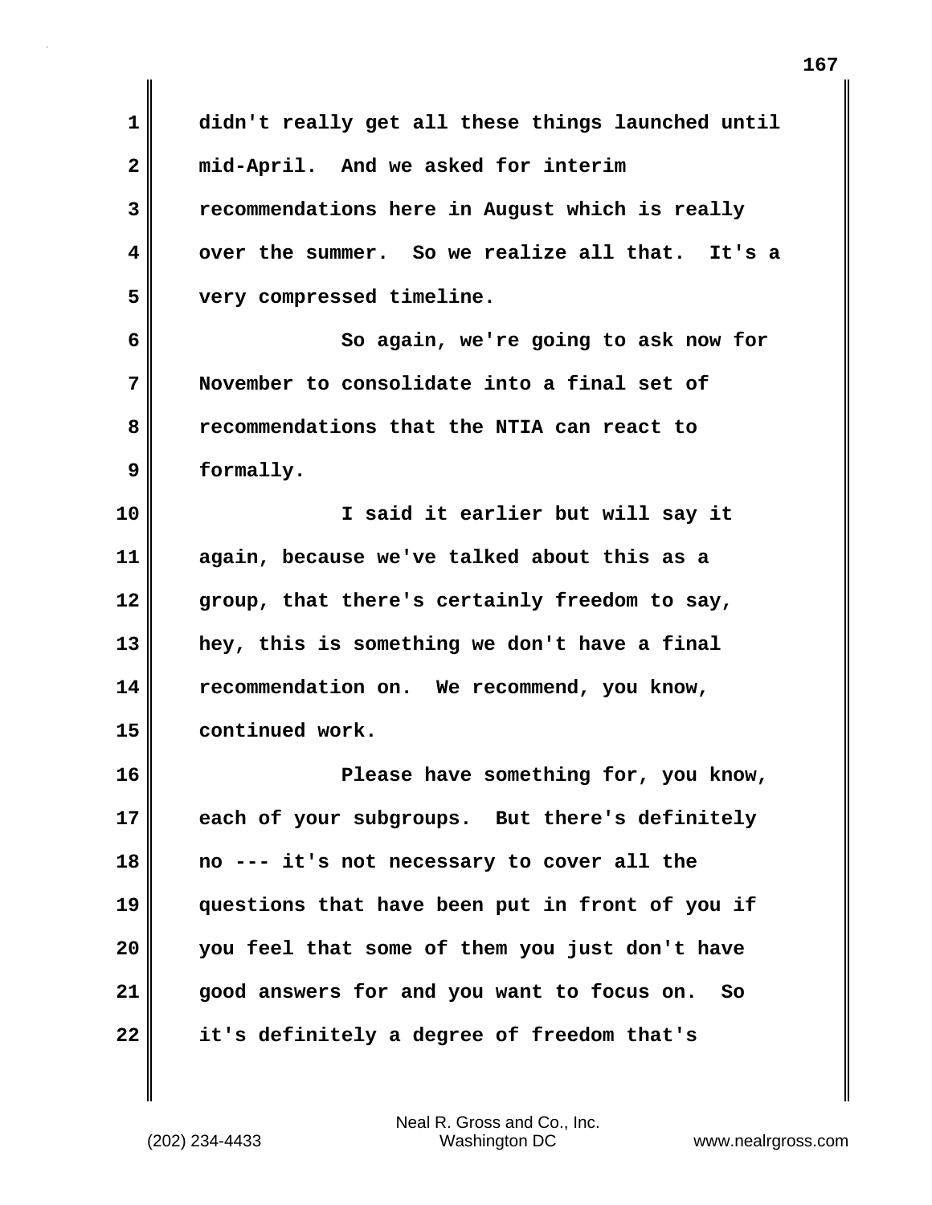didn't really get all these things launched until mid-April. And we asked for interim recommendations here in August which is really over the summer. So we realize all that. It's a very compressed timeline.

So again, we're going to ask now for November to consolidate into a final set of recommendations that the NTIA can react to formally.

I said it earlier but will say it again, because we've talked about this as a group, that there's certainly freedom to say, hey, this is something we don't have a final recommendation on. We recommend, you know, continued work.

Please have something for, you know, each of your subgroups. But there's definitely no --- it's not necessary to cover all the questions that have been put in front of you if you feel that some of them you just don't have good answers for and you want to focus on. So it's definitely a degree of freedom that's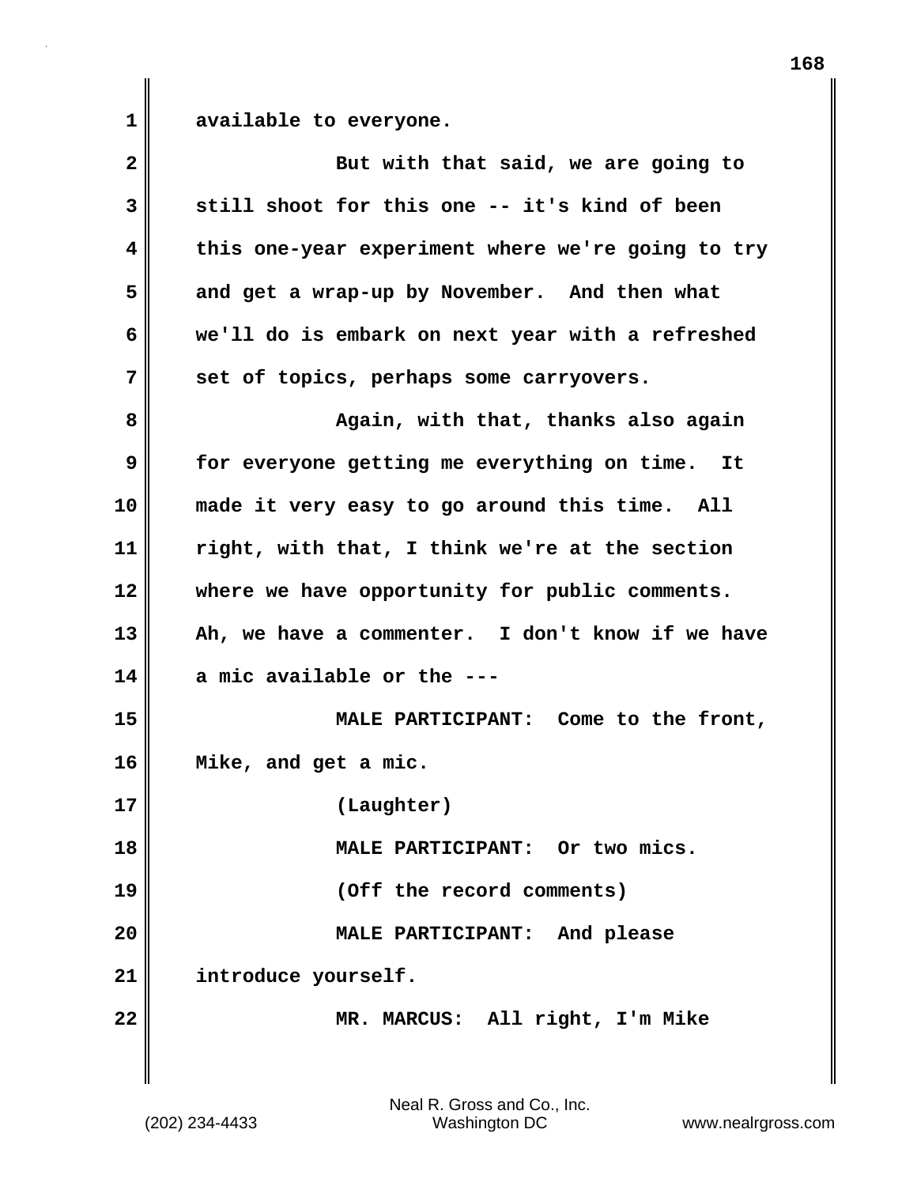available to everyone.

But with that said, we are going to still shoot for this one -- it's kind of been this one-year experiment where we're going to try and get a wrap-up by November. And then what we'll do is embark on next year with a refreshed set of topics, perhaps some carryovers.

Again, with that, thanks also again for everyone getting me everything on time. It made it very easy to go around this time. All right, with that, I think we're at the section where we have opportunity for public comments. Ah, we have a commenter. I don't know if we have a mic available or the ---

MALE PARTICIPANT: Come to the front, Mike, and get a mic.

(Laughter)

MALE PARTICIPANT: Or two mics.

(Off the record comments)

MALE PARTICIPANT: And please introduce yourself.

MR. MARCUS: All right, I'm Mike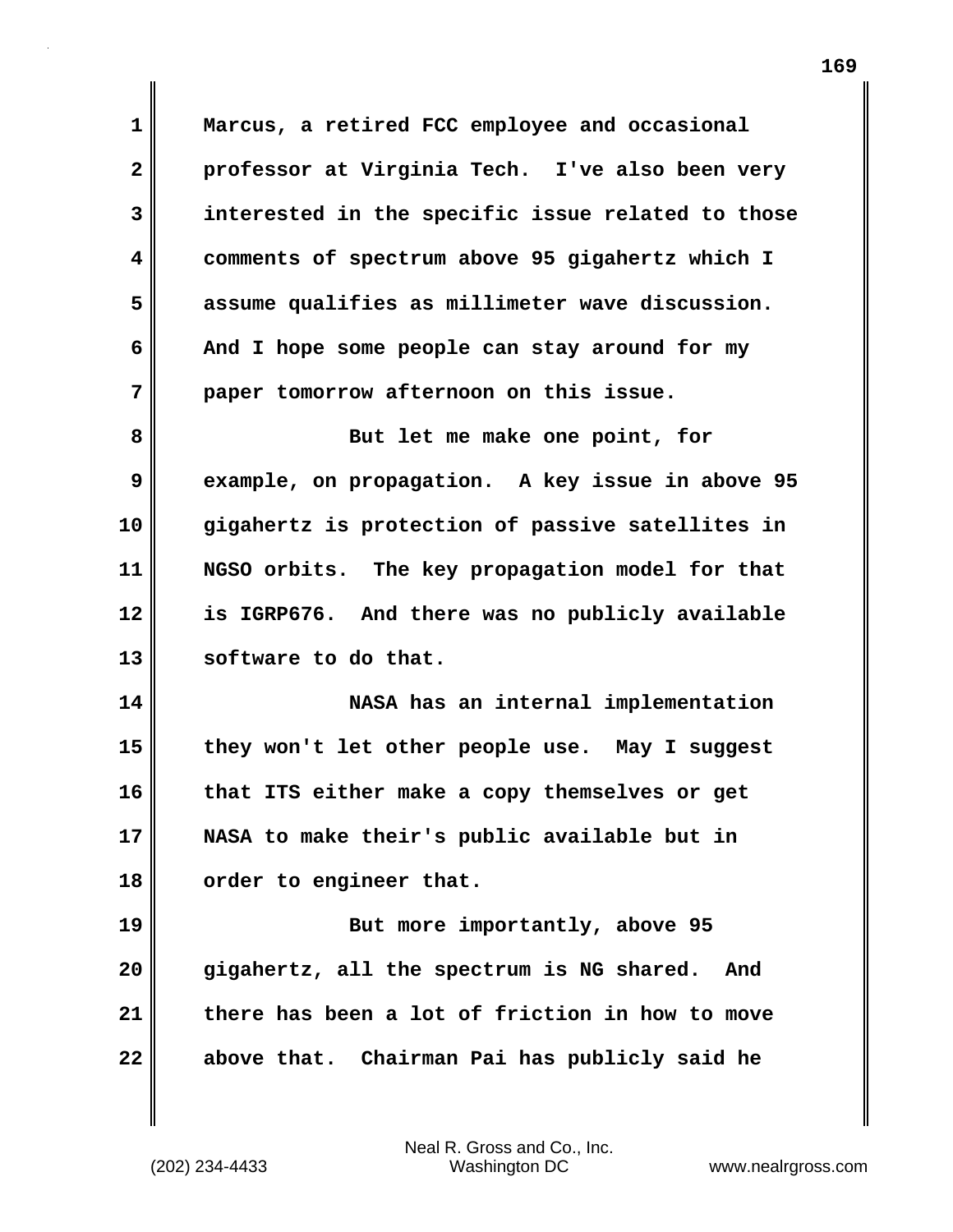Marcus, a retired FCC employee and occasional professor at Virginia Tech. I've also been very interested in the specific issue related to those comments of spectrum above 95 gigahertz which I assume qualifies as millimeter wave discussion. And I hope some people can stay around for my paper tomorrow afternoon on this issue.

But let me make one point, for example, on propagation. A key issue in above 95 gigahertz is protection of passive satellites in NGSO orbits. The key propagation model for that is IGRP676. And there was no publicly available software to do that.

NASA has an internal implementation they won't let other people use. May I suggest that ITS either make a copy themselves or get NASA to make their's public available but in order to engineer that.

But more importantly, above 95 gigahertz, all the spectrum is NG shared. And there has been a lot of friction in how to move above that. Chairman Pai has publicly said he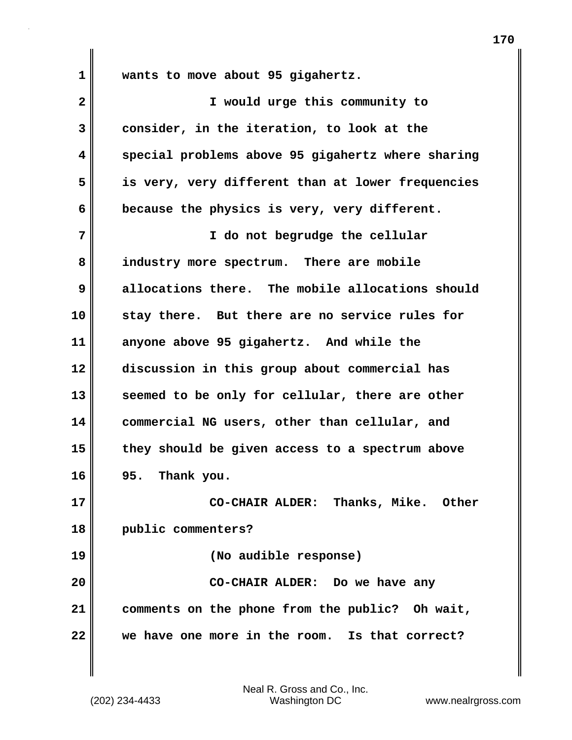wants to move about 95 gigahertz.

I would urge this community to consider, in the iteration, to look at the special problems above 95 gigahertz where sharing is very, very different than at lower frequencies because the physics is very, very different.

I do not begrudge the cellular industry more spectrum. There are mobile allocations there. The mobile allocations should stay there. But there are no service rules for anyone above 95 gigahertz. And while the discussion in this group about commercial has seemed to be only for cellular, there are other commercial NG users, other than cellular, and they should be given access to a spectrum above 95. Thank you.

CO-CHAIR ALDER: Thanks, Mike. Other public commenters?

(No audible response)

CO-CHAIR ALDER: Do we have any comments on the phone from the public? Oh wait, we have one more in the room. Is that correct?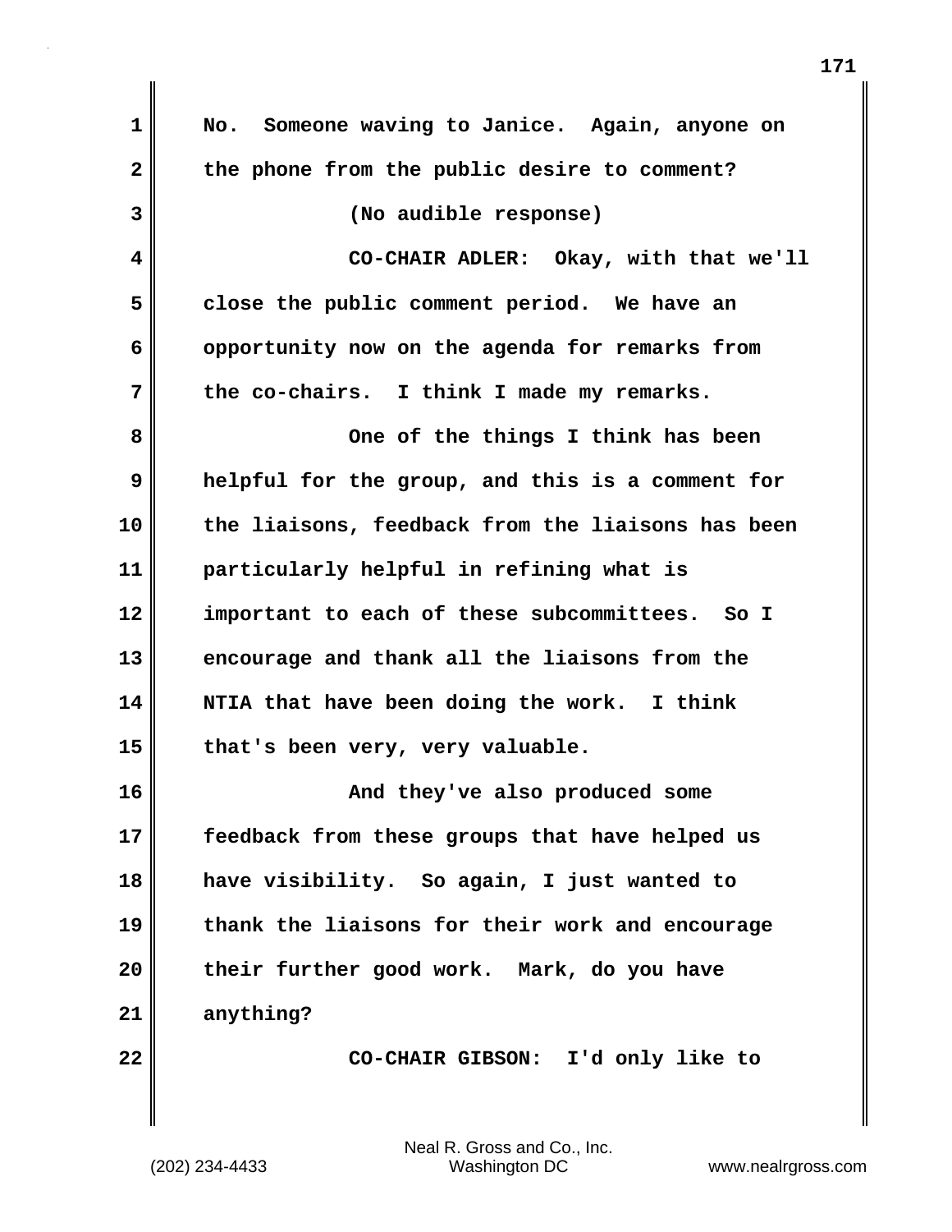No. Someone waving to Janice. Again, anyone on the phone from the public desire to comment?

(No audible response)

CO-CHAIR ADLER: Okay, with that we'll close the public comment period. We have an opportunity now on the agenda for remarks from the co-chairs. I think I made my remarks.

One of the things I think has been helpful for the group, and this is a comment for the liaisons, feedback from the liaisons has been particularly helpful in refining what is important to each of these subcommittees. So I encourage and thank all the liaisons from the NTIA that have been doing the work. I think that's been very, very valuable.

And they've also produced some feedback from these groups that have helped us have visibility. So again, I just wanted to thank the liaisons for their work and encourage their further good work. Mark, do you have anything?

CO-CHAIR GIBSON: I'd only like to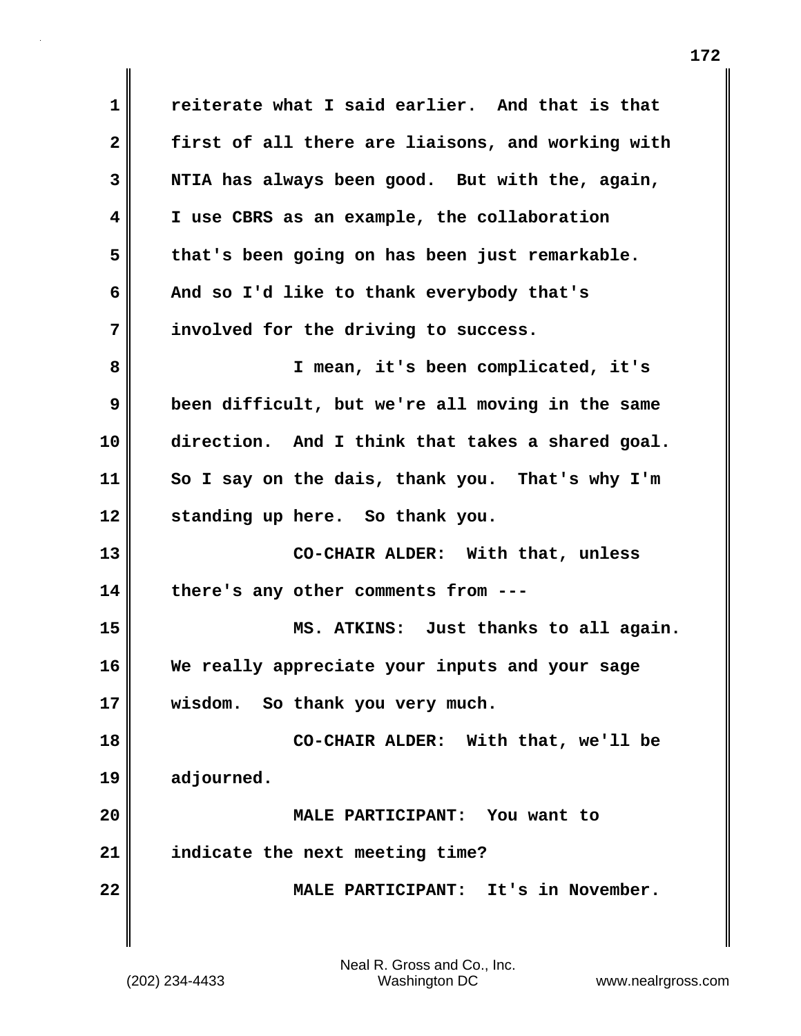reiterate what I said earlier. And that is that first of all there are liaisons, and working with NTIA has always been good. But with the, again, I use CBRS as an example, the collaboration that's been going on has been just remarkable. And so I'd like to thank everybody that's involved for the driving to success.

I mean, it's been complicated, it's been difficult, but we're all moving in the same direction. And I think that takes a shared goal. So I say on the dais, thank you. That's why I'm standing up here. So thank you.

CO-CHAIR ALDER: With that, unless there's any other comments from ---

MS. ATKINS: Just thanks to all again. We really appreciate your inputs and your sage wisdom. So thank you very much.

CO-CHAIR ALDER: With that, we'll be adjourned.

MALE PARTICIPANT: You want to indicate the next meeting time?

MALE PARTICIPANT: It's in November.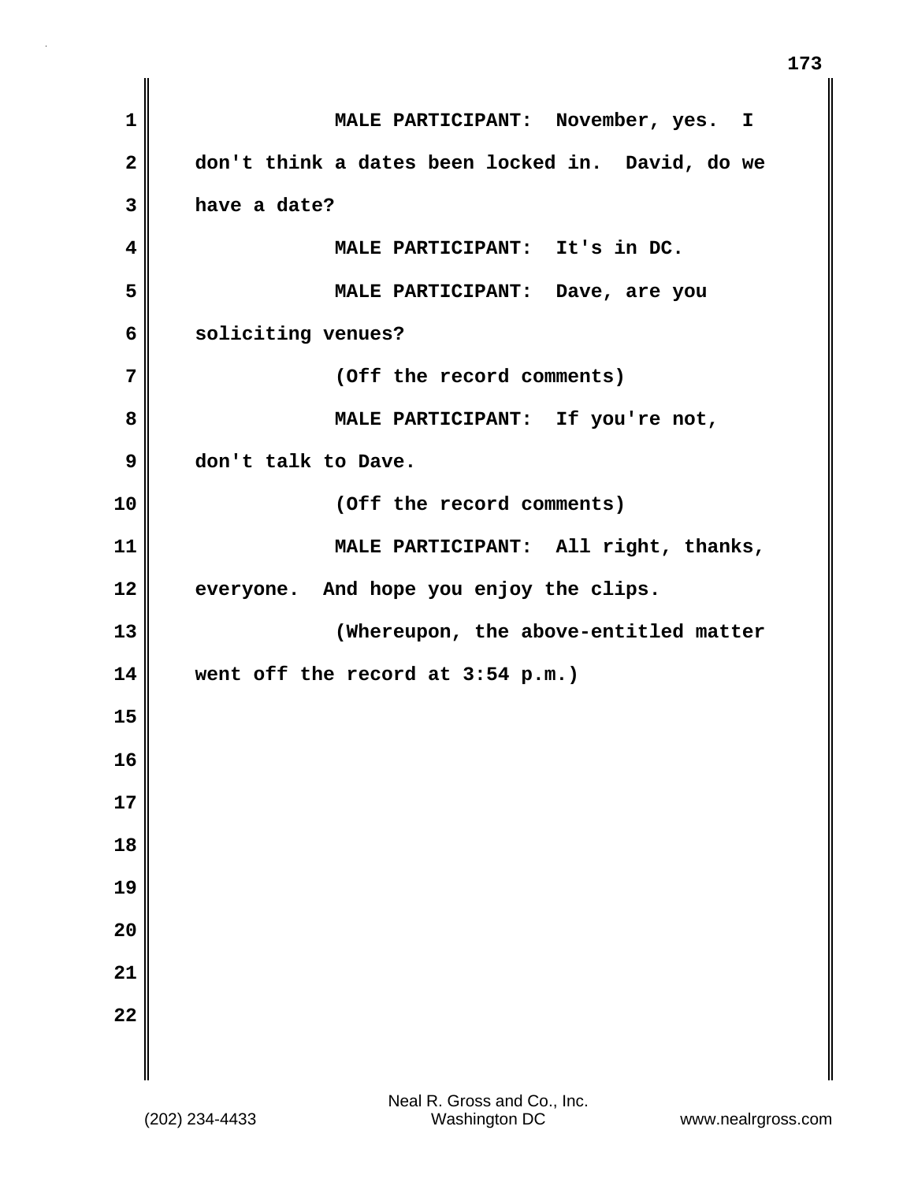MALE PARTICIPANT: November, yes. I don't think a dates been locked in. David, do we have a date?

MALE PARTICIPANT: It's in DC.

MALE PARTICIPANT: Dave, are you soliciting venues?

(Off the record comments)

MALE PARTICIPANT: If you're not, don't talk to Dave.

(Off the record comments)

MALE PARTICIPANT: All right, thanks, everyone. And hope you enjoy the clips.

(Whereupon, the above-entitled matter went off the record at 3:54 p.m.)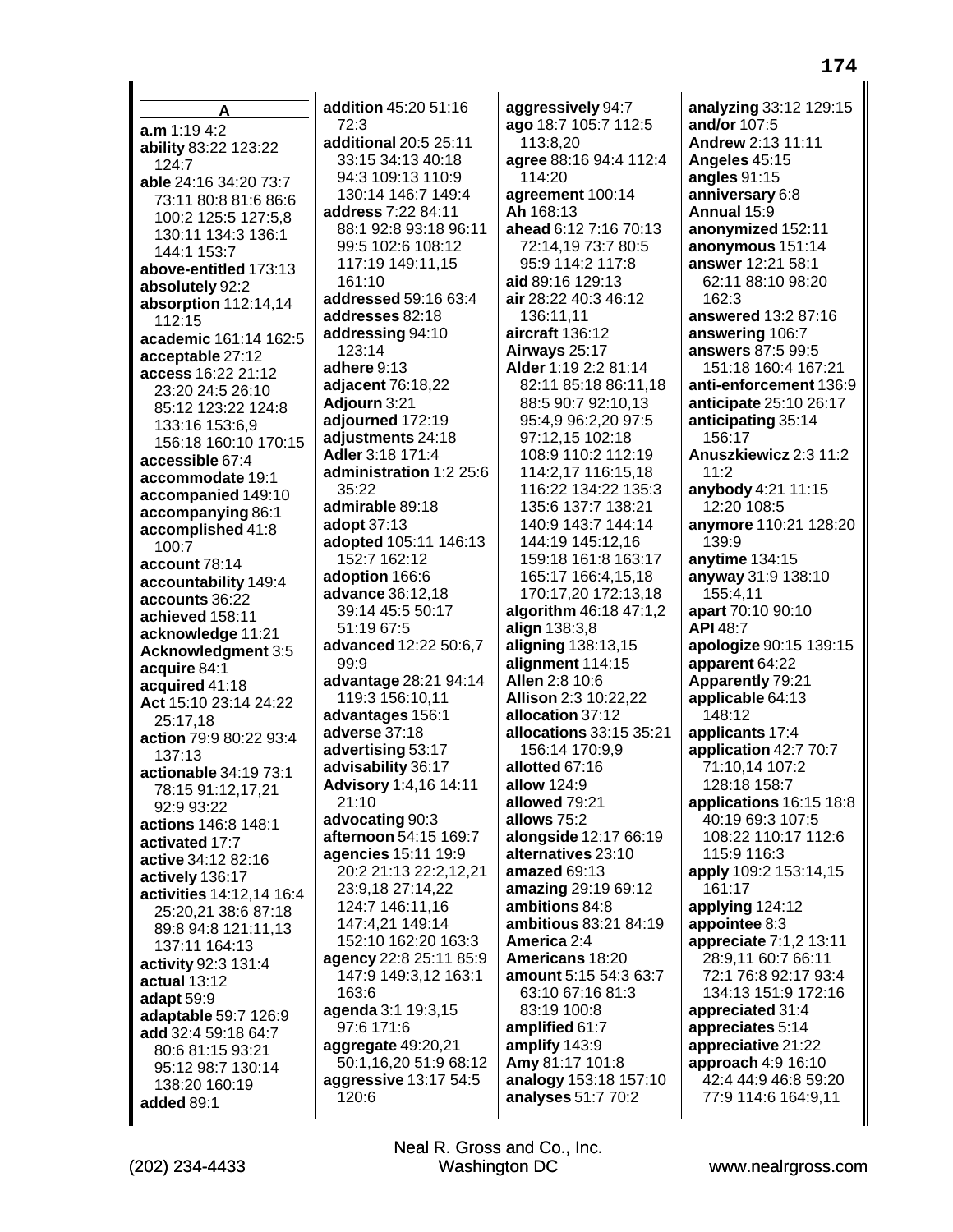## A

**a.m** 1:19 4:2
**ability** 83:22 123:22 124:7
**able** 24:16 34:20 73:7 73:11 80:8 81:6 86:6 100:2 125:5 127:5,8 130:11 134:3 136:1 144:1 153:7
**above-entitled** 173:13
**absolutely** 92:2
**absorption** 112:14,14 112:15
**academic** 161:14 162:5
**acceptable** 27:12
**access** 16:22 21:12 23:20 24:5 26:10 85:12 123:22 124:8 133:16 153:6,9 156:18 160:10 170:15
**accessible** 67:4
**accommodate** 19:1
**accompanied** 149:10
**accompanying** 86:1
**accomplished** 41:8 100:7
**account** 78:14
**accountability** 149:4
**accounts** 36:22
**achieved** 158:11
**acknowledge** 11:21
**Acknowledgment** 3:5
**acquire** 84:1
**acquired** 41:18
**Act** 15:10 23:14 24:22 25:17,18
**action** 79:9 80:22 93:4 137:13
**actionable** 34:19 73:1 78:15 91:12,17,21 92:9 93:22
**actions** 146:8 148:1
**activated** 17:7
**active** 34:12 82:16
**actively** 136:17
**activities** 14:12,14 16:4 25:20,21 38:6 87:18 89:8 94:8 121:11,13 137:11 164:13
**activity** 92:3 131:4
**actual** 13:12
**adapt** 59:9
**adaptable** 59:7 126:9
**add** 32:4 59:18 64:7 80:6 81:15 93:21 95:12 98:7 130:14 138:20 160:19
**added** 89:1
**addition** 45:20 51:16 72:3
**additional** 20:5 25:11 33:15 34:13 40:18 94:3 109:13 110:9 130:14 146:7 149:4
**address** 7:22 84:11 88:1 92:8 93:18 96:11 99:5 102:6 108:12 117:19 149:11,15 161:10
**addressed** 59:16 63:4
**addresses** 82:18
**addressing** 94:10 123:14
**adhere** 9:13
**adjacent** 76:18,22
**Adjourn** 3:21
**adjourned** 172:19
**adjustments** 24:18
**Adler** 3:18 171:4
**administration** 1:2 25:6 35:22
**admirable** 89:18
**adopt** 37:13
**adopted** 105:11 146:13 152:7 162:12
**adoption** 166:6
**advance** 36:12,18 39:14 45:5 50:17 51:19 67:5
**advanced** 12:22 50:6,7 99:9
**advantage** 28:21 94:14 119:3 156:10,11
**advantages** 156:1
**adverse** 37:18
**advertising** 53:17
**advisability** 36:17
**Advisory** 1:4,16 14:11 21:10
**advocating** 90:3
**afternoon** 54:15 169:7
**agencies** 15:11 19:9 20:2 21:13 22:2,12,21 23:9,18 27:14,22 124:7 146:11,16 147:4,21 149:14 152:10 162:20 163:3
**agency** 22:8 25:11 85:9 147:9 149:3,12 163:1 163:6
**agenda** 3:1 19:3,15 97:6 171:6
**aggregate** 49:20,21 50:1,16,20 51:9 68:12
**aggressive** 13:17 54:5 120:6
**aggressively** 94:7
**ago** 18:7 105:7 112:5 113:8,20
**agree** 88:16 94:4 112:4 114:20
**agreement** 100:14
**Ah** 168:13
**ahead** 6:12 7:16 70:13 72:14,19 73:7 80:5 95:9 114:2 117:8
**aid** 89:16 129:13
**air** 28:22 40:3 46:12 136:11,11
**aircraft** 136:12
**Airways** 25:17
**Alder** 1:19 2:2 81:14 82:11 85:18 86:11,18 88:5 90:7 92:10,13 95:4,9 96:2,20 97:5 97:12,15 102:18 108:9 110:2 112:19 114:2,17 116:15,18 116:22 134:22 135:3 135:6 137:7 138:21 140:9 143:7 144:14 144:19 145:12,16 159:18 161:8 163:17 165:17 166:4,15,18 170:17,20 172:13,18
**algorithm** 46:18 47:1,2
**align** 138:3,8
**aligning** 138:13,15
**alignment** 114:15
**Allen** 2:8 10:6
**Allison** 2:3 10:22,22
**allocation** 37:12
**allocations** 33:15 35:21 156:14 170:9,9
**allotted** 67:16
**allow** 124:9
**allowed** 79:21
**allows** 75:2
**alongside** 12:17 66:19
**alternatives** 23:10
**amazed** 69:13
**amazing** 29:19 69:12
**ambitions** 84:8
**ambitious** 83:21 84:19
**America** 2:4
**Americans** 18:20
**amount** 5:15 54:3 63:7 63:10 67:16 81:3 83:19 100:8
**amplified** 61:7
**amplify** 143:9
**Amy** 81:17 101:8
**analogy** 153:18 157:10
**analyses** 51:7 70:2
**analyzing** 33:12 129:15
**and/or** 107:5
**Andrew** 2:13 11:11
**Angeles** 45:15
**angles** 91:15
**anniversary** 6:8
**Annual** 15:9
**anonymized** 152:11
**anonymous** 151:14
**answer** 12:21 58:1 62:11 88:10 98:20 162:3
**answered** 13:2 87:16
**answering** 106:7
**answers** 87:5 99:5 151:18 160:4 167:21
**anti-enforcement** 136:9
**anticipate** 25:10 26:17
**anticipating** 35:14 156:17
**Anuszkiewicz** 2:3 11:2 11:2
**anybody** 4:21 11:15 12:20 108:5
**anymore** 110:21 128:20 139:9
**anytime** 134:15
**anyway** 31:9 138:10 155:4,11
**apart** 70:10 90:10
**API** 48:7
**apologize** 90:15 139:15
**apparent** 64:22
**Apparently** 79:21
**applicable** 64:13 148:12
**applicants** 17:4
**application** 42:7 70:7 71:10,14 107:2 128:18 158:7
**applications** 16:15 18:8 40:19 69:3 107:5 108:22 110:17 112:6 115:9 116:3
**apply** 109:2 153:14,15 161:17
**applying** 124:12
**appointee** 8:3
**appreciate** 7:1,2 13:11 28:9,11 60:7 66:11 72:1 76:8 92:17 93:4 134:13 151:9 172:16
**appreciated** 31:4
**appreciates** 5:14
**appreciative** 21:22
**approach** 4:9 16:10 42:4 44:9 46:8 59:20 77:9 114:6 164:9,11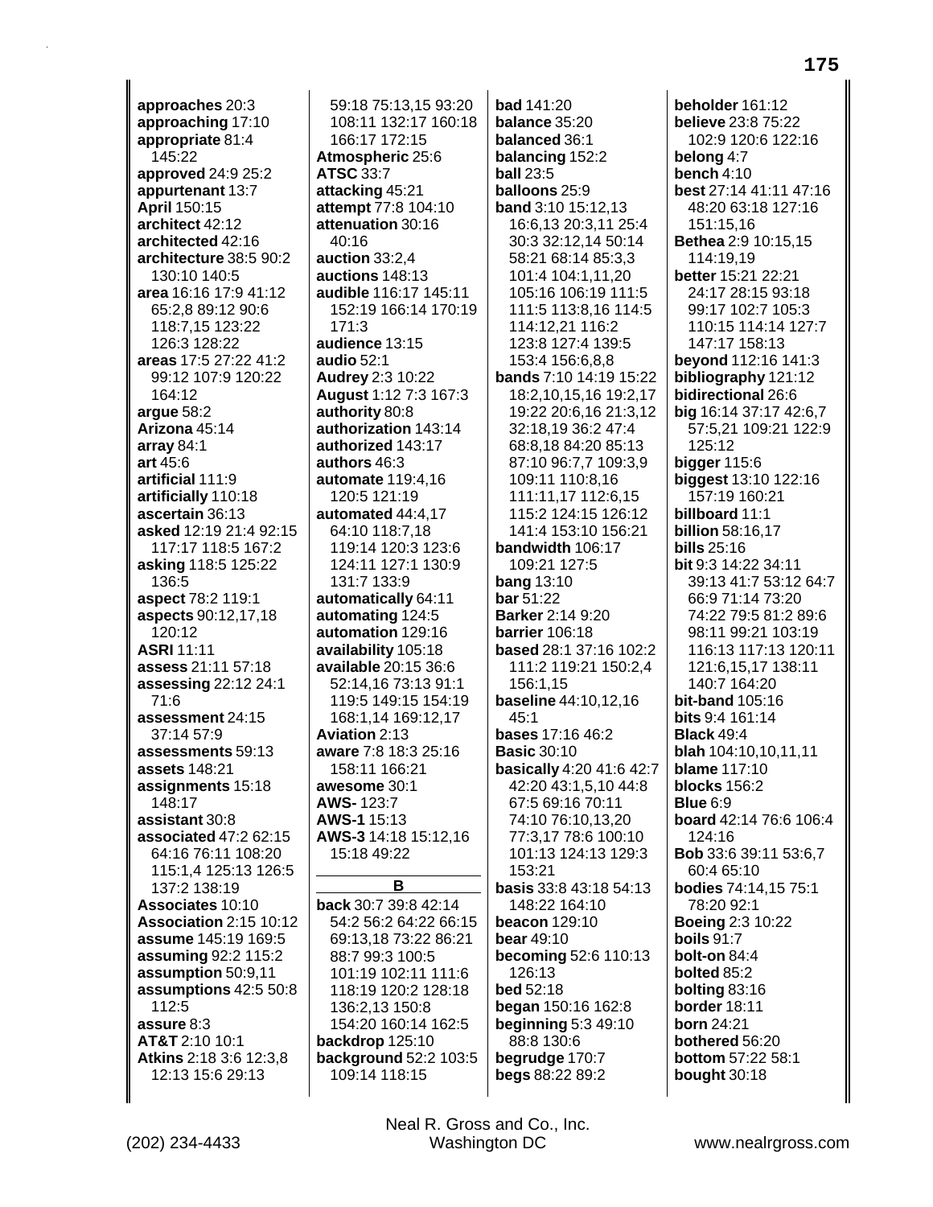**approaches** 20:3
**approaching** 17:10
**appropriate** 81:4 145:22
**approved** 24:9 25:2
**appurtenant** 13:7
**April** 150:15
**architect** 42:12
**architected** 42:16
**architecture** 38:5 90:2 130:10 140:5
**area** 16:16 17:9 41:12 65:2,8 89:12 90:6 118:7,15 123:22 126:3 128:22
**areas** 17:5 27:22 41:2 99:12 107:9 120:22 164:12
**argue** 58:2
**Arizona** 45:14
**array** 84:1
**art** 45:6
**artificial** 111:9
**artificially** 110:18
**ascertain** 36:13
**asked** 12:19 21:4 92:15 117:17 118:5 167:2
**asking** 118:5 125:22 136:5
**aspect** 78:2 119:1
**aspects** 90:12,17,18 120:12
**ASRI** 11:11
**assess** 21:11 57:18
**assessing** 22:12 24:1 71:6
**assessment** 24:15 37:14 57:9
**assessments** 59:13
**assets** 148:21
**assignments** 15:18 148:17
**assistant** 30:8
**associated** 47:2 62:15 64:16 76:11 108:20 115:1,4 125:13 126:5 137:2 138:19
**Associates** 10:10
**Association** 2:15 10:12
**assume** 145:19 169:5
**assuming** 92:2 115:2
**assumption** 50:9,11
**assumptions** 42:5 50:8 112:5
**assure** 8:3
**AT&T** 2:10 10:1
**Atkins** 2:18 3:6 12:3,8 12:13 15:6 29:13 59:18 75:13,15 93:20 108:11 132:17 160:18 166:17 172:15
**Atmospheric** 25:6
**ATSC** 33:7
**attacking** 45:21
**attempt** 77:8 104:10
**attenuation** 30:16 40:16
**auction** 33:2,4
**auctions** 148:13
**audible** 116:17 145:11 152:19 166:14 170:19 171:3
**audience** 13:15
**audio** 52:1
**Audrey** 2:3 10:22
**August** 1:12 7:3 167:3
**authority** 80:8
**authorization** 143:14
**authorized** 143:17
**authors** 46:3
**automate** 119:4,16 120:5 121:19
**automated** 44:4,17 64:10 118:7,18 119:14 120:3 123:6 124:11 127:1 130:9 131:7 133:9
**automatically** 64:11
**automating** 124:5
**automation** 129:16
**availability** 105:18
**available** 20:15 36:6 52:14,16 73:13 91:1 119:5 149:15 154:19 168:1,14 169:12,17
**Aviation** 2:13
**aware** 7:8 18:3 25:16 158:11 166:21
**awesome** 30:1
**AWS-** 123:7
**AWS-1** 15:13
**AWS-3** 14:18 15:12,16 15:18 49:22

**B**

**back** 30:7 39:8 42:14 54:2 56:2 64:22 66:15 69:13,18 73:22 86:21 88:7 99:3 100:5 101:19 102:11 111:6 118:19 120:2 128:18 136:2,13 150:8 154:20 160:14 162:5
**backdrop** 125:10
**background** 52:2 103:5 109:14 118:15
**bad** 141:20
**balance** 35:20
**balanced** 36:1
**balancing** 152:2
**ball** 23:5
**balloons** 25:9
**band** 3:10 15:12,13 16:6,13 20:3,11 25:4 30:3 32:12,14 50:14 58:21 68:14 85:3,3 101:4 104:1,11,20 105:16 106:19 111:5 111:5 113:8,16 114:5 114:12,21 116:2 123:8 127:4 139:5 153:4 156:6,8,8
**bands** 7:10 14:19 15:22 18:2,10,15,16 19:2,17 19:22 20:6,16 21:3,12 32:18,19 36:2 47:4 68:8,18 84:20 85:13 87:10 96:7,7 109:3,9 109:11 110:8,16 111:11,17 112:6,15 115:2 124:15 126:12 141:4 153:10 156:21
**bandwidth** 106:17 109:21 127:5
**bang** 13:10
**bar** 51:22
**Barker** 2:14 9:20
**barrier** 106:18
**based** 28:1 37:16 102:2 111:2 119:21 150:2,4 156:1,15
**baseline** 44:10,12,16 45:1
**bases** 17:16 46:2
**Basic** 30:10
**basically** 4:20 41:6 42:7 42:20 43:1,5,10 44:8 67:5 69:16 70:11 74:10 76:10,13,20 77:3,17 78:6 100:10 101:13 124:13 129:3 153:21
**basis** 33:8 43:18 54:13 148:22 164:10
**beacon** 129:10
**bear** 49:10
**becoming** 52:6 110:13 126:13
**bed** 52:18
**began** 150:16 162:8
**beginning** 5:3 49:10 88:8 130:6
**begrudge** 170:7
**begs** 88:22 89:2
**beholder** 161:12
**believe** 23:8 75:22 102:9 120:6 122:16
**belong** 4:7
**bench** 4:10
**best** 27:14 41:11 47:16 48:20 63:18 127:16 151:15,16
**Bethea** 2:9 10:15,15 114:19,19
**better** 15:21 22:21 24:17 28:15 93:18 99:17 102:7 105:3 110:15 114:14 127:7 147:17 158:13
**beyond** 112:16 141:3
**bibliography** 121:12
**bidirectional** 26:6
**big** 16:14 37:17 42:6,7 57:5,21 109:21 122:9 125:12
**bigger** 115:6
**biggest** 13:10 122:16 157:19 160:21
**billboard** 11:1
**billion** 58:16,17
**bills** 25:16
**bit** 9:3 14:22 34:11 39:13 41:7 53:12 64:7 66:9 71:14 73:20 74:22 79:5 81:2 89:6 98:11 99:21 103:19 116:13 117:13 120:11 121:6,15,17 138:11 140:7 164:20
**bit-band** 105:16
**bits** 9:4 161:14
**Black** 49:4
**blah** 104:10,10,11,11
**blame** 117:10
**blocks** 156:2
**Blue** 6:9
**board** 42:14 76:6 106:4 124:16
**Bob** 33:6 39:11 53:6,7 60:4 65:10
**bodies** 74:14,15 75:1 78:20 92:1
**Boeing** 2:3 10:22
**boils** 91:7
**bolt-on** 84:4
**bolted** 85:2
**bolting** 83:16
**border** 18:11
**born** 24:21
**bothered** 56:20
**bottom** 57:22 58:1
**bought** 30:18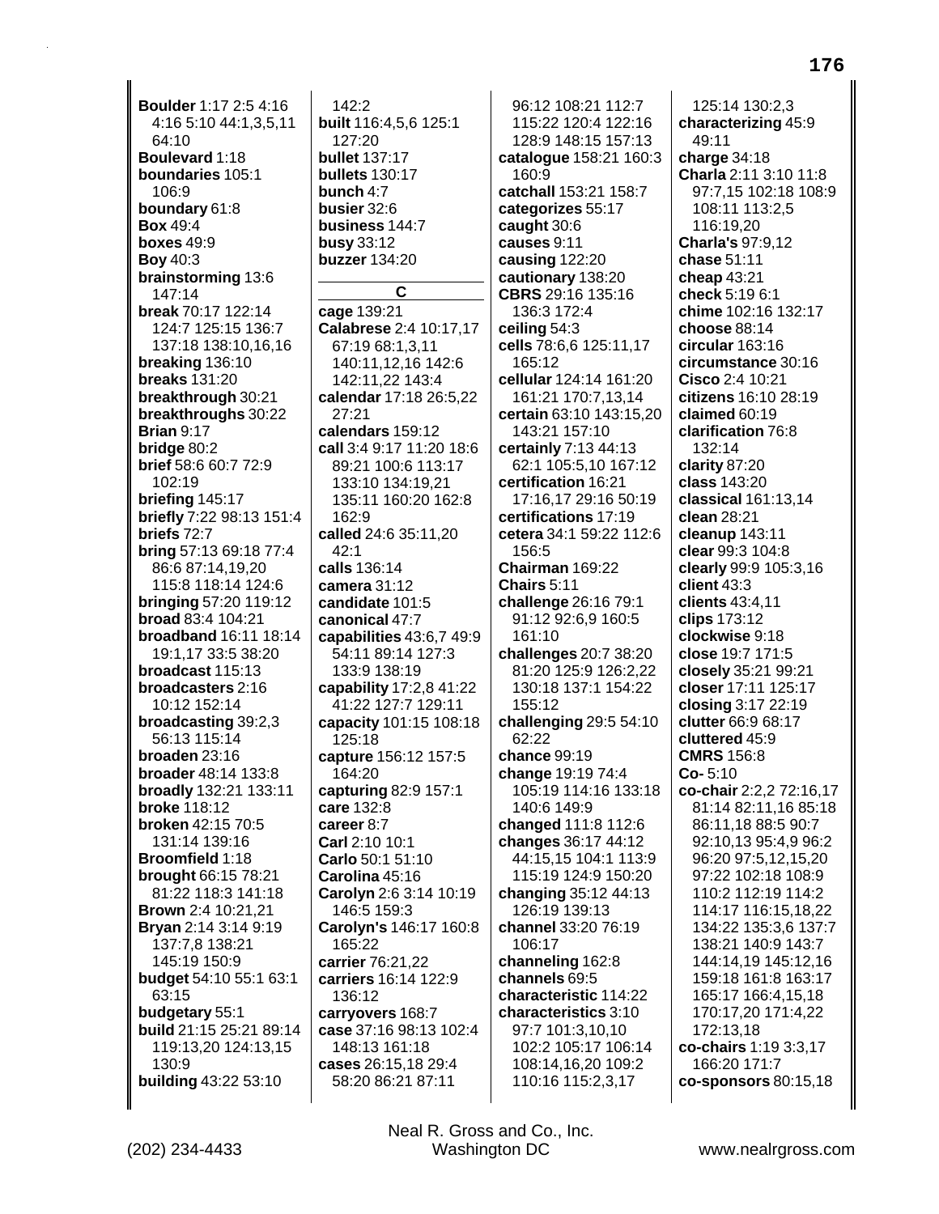**Boulder** 1:17 2:5 4:16 4:16 5:10 44:1,3,5,11 64:10
**Boulevard** 1:18
**boundaries** 105:1 106:9
**boundary** 61:8
**Box** 49:4
**boxes** 49:9
**Boy** 40:3
**brainstorming** 13:6 147:14
**break** 70:17 122:14 124:7 125:15 136:7 137:18 138:10,16,16
**breaking** 136:10
**breaks** 131:20
**breakthrough** 30:21
**breakthroughs** 30:22
**Brian** 9:17
**bridge** 80:2
**brief** 58:6 60:7 72:9 102:19
**briefing** 145:17
**briefly** 7:22 98:13 151:4
**briefs** 72:7
**bring** 57:13 69:18 77:4 86:6 87:14,19,20 115:8 118:14 124:6
**bringing** 57:20 119:12
**broad** 83:4 104:21
**broadband** 16:11 18:14 19:1,17 33:5 38:20
**broadcast** 115:13
**broadcasters** 2:16 10:12 152:14
**broadcasting** 39:2,3 56:13 115:14
**broaden** 23:16
**broader** 48:14 133:8
**broadly** 132:21 133:11
**broke** 118:12
**broken** 42:15 70:5 131:14 139:16
**Broomfield** 1:18
**brought** 66:15 78:21 81:22 118:3 141:18
**Brown** 2:4 10:21,21
**Bryan** 2:14 3:14 9:19 137:7,8 138:21 145:19 150:9
**budget** 54:10 55:1 63:1 63:15
**budgetary** 55:1
**build** 21:15 25:21 89:14 119:13,20 124:13,15 130:9
**building** 43:22 53:10 142:2
**built** 116:4,5,6 125:1 127:20
**bullet** 137:17
**bullets** 130:17
**bunch** 4:7
**busier** 32:6
**business** 144:7
**busy** 33:12
**buzzer** 134:20

## C

**cage** 139:21
**Calabrese** 2:4 10:17,17 67:19 68:1,3,11 140:11,12,16 142:6 142:11,22 143:4
**calendar** 17:18 26:5,22 27:21
**calendars** 159:12
**call** 3:4 9:17 11:20 18:6 89:21 100:6 113:17 133:10 134:19,21 135:11 160:20 162:8 162:9
**called** 24:6 35:11,20 42:1
**calls** 136:14
**camera** 31:12
**candidate** 101:5
**canonical** 47:7
**capabilities** 43:6,7 49:9 54:11 89:14 127:3 133:9 138:19
**capability** 17:2,8 41:22 41:22 127:7 129:11
**capacity** 101:15 108:18 125:18
**capture** 156:12 157:5 164:20
**capturing** 82:9 157:1
**care** 132:8
**career** 8:7
**Carl** 2:10 10:1
**Carlo** 50:1 51:10
**Carolina** 45:16
**Carolyn** 2:6 3:14 10:19 146:5 159:3
**Carolyn's** 146:17 160:8 165:22
**carrier** 76:21,22
**carriers** 16:14 122:9 136:12
**carryovers** 168:7
**case** 37:16 98:13 102:4 148:13 161:18
**cases** 26:15,18 29:4 58:20 86:21 87:11 96:12 108:21 112:7 115:22 120:4 122:16 128:9 148:15 157:13
**catalogue** 158:21 160:3 160:9
**catchall** 153:21 158:7
**categorizes** 55:17
**caught** 30:6
**causes** 9:11
**causing** 122:20
**cautionary** 138:20
**CBRS** 29:16 135:16 136:3 172:4
**ceiling** 54:3
**cells** 78:6,6 125:11,17 165:12
**cellular** 124:14 161:20 161:21 170:7,13,14
**certain** 63:10 143:15,20 143:21 157:10
**certainly** 7:13 44:13 62:1 105:5,10 167:12
**certification** 16:21 17:16,17 29:16 50:19
**certifications** 17:19
**cetera** 34:1 59:22 112:6 156:5
**Chairman** 169:22
**Chairs** 5:11
**challenge** 26:16 79:1 91:12 92:6,9 160:5 161:10
**challenges** 20:7 38:20 81:20 125:9 126:2,22 130:18 137:1 154:22 155:12
**challenging** 29:5 54:10 62:22
**chance** 99:19
**change** 19:19 74:4 105:19 114:16 133:18 140:6 149:9
**changed** 111:8 112:6
**changes** 36:17 44:12 44:15,15 104:1 113:9 115:19 124:9 150:20
**changing** 35:12 44:13 126:19 139:13
**channel** 33:20 76:19 106:17
**channeling** 162:8
**channels** 69:5
**characteristic** 114:22
**characteristics** 3:10 97:7 101:3,10,10 102:2 105:17 106:14 108:14,16,20 109:2 110:16 115:2,3,17 125:14 130:2,3
**characterizing** 45:9 49:11
**charge** 34:18
**Charla** 2:11 3:10 11:8 97:7,15 102:18 108:9 108:11 113:2,5 116:19,20
**Charla's** 97:9,12
**chase** 51:11
**cheap** 43:21
**check** 5:19 6:1
**chime** 102:16 132:17
**choose** 88:14
**circular** 163:16
**circumstance** 30:16
**Cisco** 2:4 10:21
**citizens** 16:10 28:19
**claimed** 60:19
**clarification** 76:8 132:14
**clarity** 87:20
**class** 143:20
**classical** 161:13,14
**clean** 28:21
**cleanup** 143:11
**clear** 99:3 104:8
**clearly** 99:9 105:3,16
**client** 43:3
**clients** 43:4,11
**clips** 173:12
**clockwise** 9:18
**close** 19:7 171:5
**closely** 35:21 99:21
**closer** 17:11 125:17
**closing** 3:17 22:19
**clutter** 66:9 68:17
**cluttered** 45:9
**CMRS** 156:8
**Co-** 5:10
**co-chair** 2:2,2 72:16,17 81:14 82:11,16 85:18 86:11,18 88:5 90:7 92:10,13 95:4,9 96:2 96:20 97:5,12,15,20 97:22 102:18 108:9 110:2 112:19 114:2 114:17 116:15,18,22 134:22 135:3,6 137:7 138:21 140:9 143:7 144:14,19 145:12,16 159:18 161:8 163:17 165:17 166:4,15,18 170:17,20 171:4,22 172:13,18
**co-chairs** 1:19 3:3,17 166:20 171:7
**co-sponsors** 80:15,18

Neal R. Gross and Co., Inc.
(202) 234-4433 Washington DC www.nealrgross.com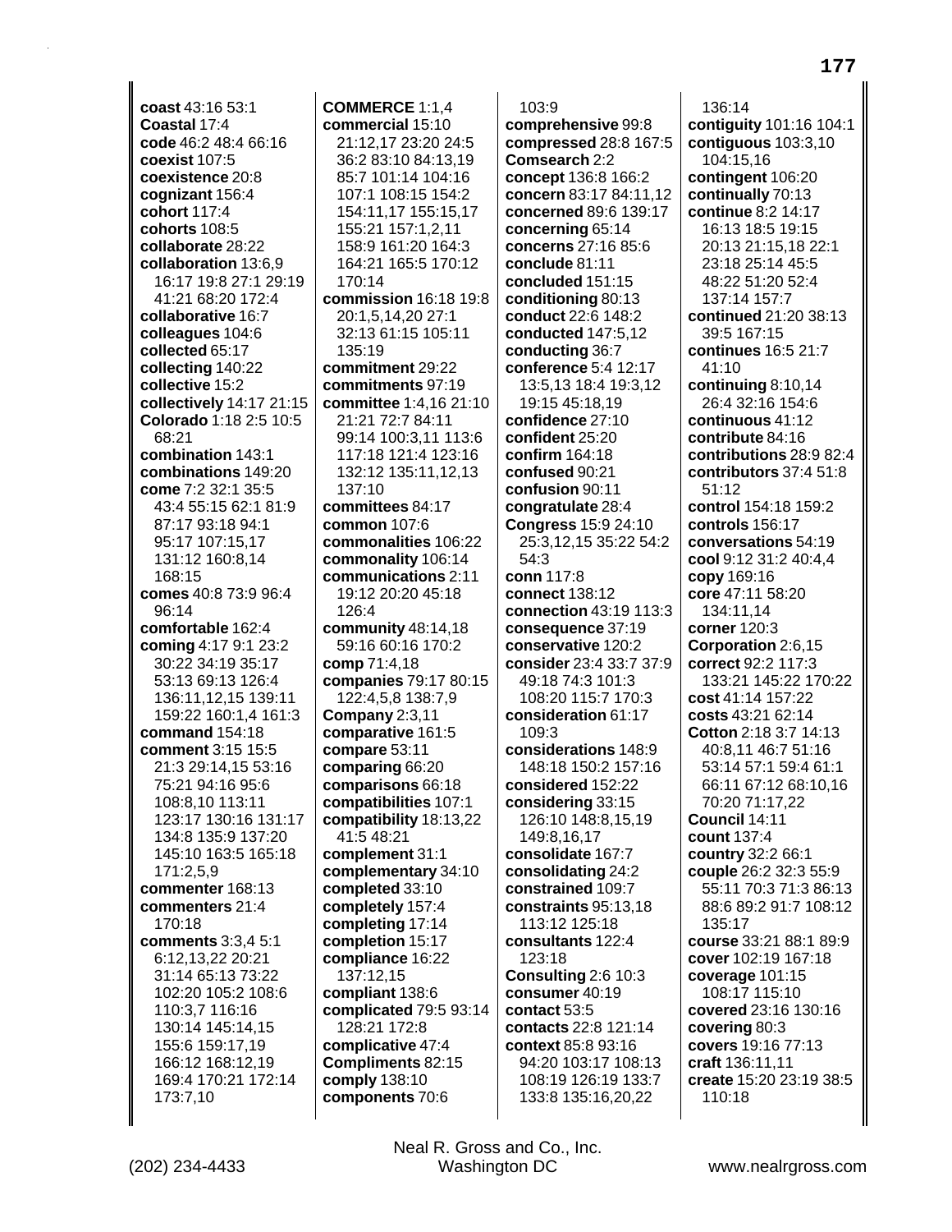**coast** 43:16 53:1
**Coastal** 17:4
**code** 46:2 48:4 66:16
**coexist** 107:5
**coexistence** 20:8
**cognizant** 156:4
**cohort** 117:4
**cohorts** 108:5
**collaborate** 28:22
**collaboration** 13:6,9 16:17 19:8 27:1 29:19 41:21 68:20 172:4
**collaborative** 16:7
**colleagues** 104:6
**collected** 65:17
**collecting** 140:22
**collective** 15:2
**collectively** 14:17 21:15
**Colorado** 1:18 2:5 10:5 68:21
**combination** 143:1
**combinations** 149:20
**come** 7:2 32:1 35:5 43:4 55:15 62:1 81:9 87:17 93:18 94:1 95:17 107:15,17 131:12 160:8,14 168:15
**comes** 40:8 73:9 96:4 96:14
**comfortable** 162:4
**coming** 4:17 9:1 23:2 30:22 34:19 35:17 53:13 69:13 126:4 136:11,12,15 139:11 159:22 160:1,4 161:3
**command** 154:18
**comment** 3:15 15:5 21:3 29:14,15 53:16 75:21 94:16 95:6 108:8,10 113:11 123:17 130:16 131:17 134:8 135:9 137:20 145:10 163:5 165:18 171:2,5,9
**commenter** 168:13
**commenters** 21:4 170:18
**comments** 3:3,4 5:1 6:12,13,22 20:21 31:14 65:13 73:22 102:20 105:2 108:6 110:3,7 116:16 130:14 145:14,15 155:6 159:17,19 166:12 168:12,19 169:4 170:21 172:14 173:7,10
**COMMERCE** 1:1,4
**commercial** 15:10 21:12,17 23:20 24:5 36:2 83:10 84:13,19 85:7 101:14 104:16 107:1 108:15 154:2 154:11,17 155:15,17 155:21 157:1,2,11 158:9 161:20 164:3 164:21 165:5 170:12 170:14
**commission** 16:18 19:8 20:1,5,14,20 27:1 32:13 61:15 105:11 135:19
**commitment** 29:22
**commitments** 97:19
**committee** 1:4,16 21:10 21:21 72:7 84:11 99:14 100:3,11 113:6 117:18 121:4 123:16 132:12 135:11,12,13 137:10
**committees** 84:17
**common** 107:6
**commonalities** 106:22
**commonality** 106:14
**communications** 2:11 19:12 20:20 45:18 126:4
**community** 48:14,18 59:16 60:16 170:2
**comp** 71:4,18
**companies** 79:17 80:15 122:4,5,8 138:7,9
**Company** 2:3,11
**comparative** 161:5
**compare** 53:11
**comparing** 66:20
**comparisons** 66:18
**compatibilities** 107:1
**compatibility** 18:13,22 41:5 48:21
**complement** 31:1
**complementary** 34:10
**completed** 33:10
**completely** 157:4
**completing** 17:14
**completion** 15:17
**compliance** 16:22 137:12,15
**compliant** 138:6
**complicated** 79:5 93:14 128:21 172:8
**complicative** 47:4
**Compliments** 82:15
**comply** 138:10
**components** 70:6 103:9
**comprehensive** 99:8
**compressed** 28:8 167:5
**Comsearch** 2:2
**concept** 136:8 166:2
**concern** 83:17 84:11,12
**concerned** 89:6 139:17
**concerning** 65:14
**concerns** 27:16 85:6
**conclude** 81:11
**concluded** 151:15
**conditioning** 80:13
**conduct** 22:6 148:2
**conducted** 147:5,12
**conducting** 36:7
**conference** 5:4 12:17 13:5,13 18:4 19:3,12 19:15 45:18,19
**confidence** 27:10
**confident** 25:20
**confirm** 164:18
**confused** 90:21
**confusion** 90:11
**congratulate** 28:4
**Congress** 15:9 24:10 25:3,12,15 35:22 54:2 54:3
**conn** 117:8
**connect** 138:12
**connection** 43:19 113:3
**consequence** 37:19
**conservative** 120:2
**consider** 23:4 33:7 37:9 49:18 74:3 101:3 108:20 115:7 170:3
**consideration** 61:17 109:3
**considerations** 148:9 148:18 150:2 157:16
**considered** 152:22
**considering** 33:15 126:10 148:8,15,19 149:8,16,17
**consolidate** 167:7
**consolidating** 24:2
**constrained** 109:7
**constraints** 95:13,18 113:12 125:18
**consultants** 122:4 123:18
**Consulting** 2:6 10:3
**consumer** 40:19
**contact** 53:5
**contacts** 22:8 121:14
**context** 85:8 93:16 94:20 103:17 108:13 108:19 126:19 133:7 133:8 135:16,20,22 136:14
**contiguity** 101:16 104:1
**contiguous** 103:3,10 104:15,16
**contingent** 106:20
**continually** 70:13
**continue** 8:2 14:17 16:13 18:5 19:15 20:13 21:15,18 22:1 23:18 25:14 45:5 48:22 51:20 52:4 137:14 157:7
**continued** 21:20 38:13 39:5 167:15
**continues** 16:5 21:7 41:10
**continuing** 8:10,14 26:4 32:16 154:6
**continuous** 41:12
**contribute** 84:16
**contributions** 28:9 82:4
**contributors** 37:4 51:8 51:12
**control** 154:18 159:2
**controls** 156:17
**conversations** 54:19
**cool** 9:12 31:2 40:4,4
**copy** 169:16
**core** 47:11 58:20 134:11,14
**corner** 120:3
**Corporation** 2:6,15
**correct** 92:2 117:3 133:21 145:22 170:22
**cost** 41:14 157:22
**costs** 43:21 62:14
**Cotton** 2:18 3:7 14:13 40:8,11 46:7 51:16 53:14 57:1 59:4 61:1 66:11 67:12 68:10,16 70:20 71:17,22
**Council** 14:11
**count** 137:4
**country** 32:2 66:1
**couple** 26:2 32:3 55:9 55:11 70:3 71:3 86:13 88:6 89:2 91:7 108:12 135:17
**course** 33:21 88:1 89:9
**cover** 102:19 167:18
**coverage** 101:15 108:17 115:10
**covered** 23:16 130:16
**covering** 80:3
**covers** 19:16 77:13
**craft** 136:11,11
**create** 15:20 23:19 38:5 110:18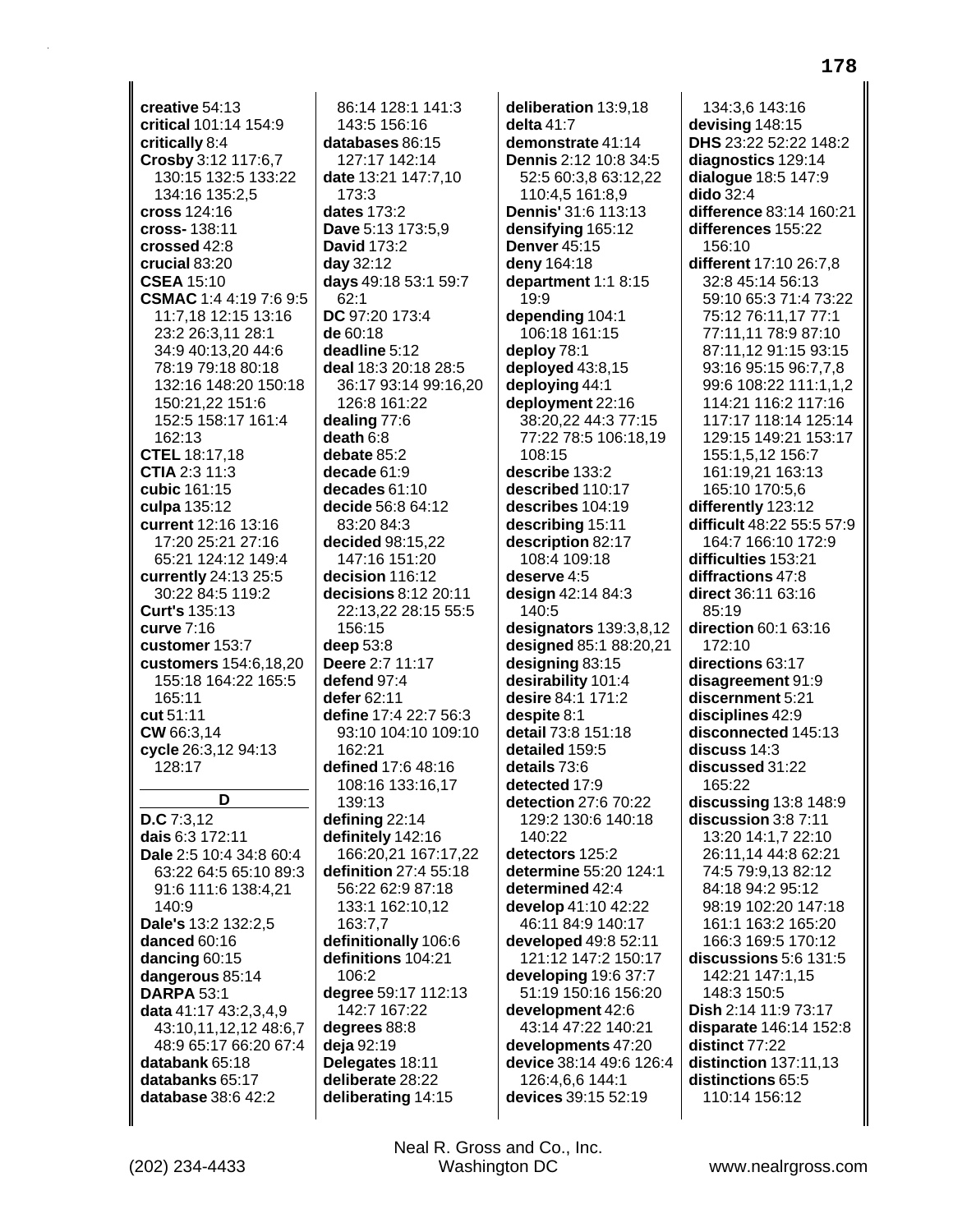**creative** 54:13
**critical** 101:14 154:9
**critically** 8:4
**Crosby** 3:12 117:6,7 130:15 132:5 133:22 134:16 135:2,5
**cross** 124:16
**cross-** 138:11
**crossed** 42:8
**crucial** 83:20
**CSEA** 15:10
**CSMAC** 1:4 4:19 7:6 9:5 11:7,18 12:15 13:16 23:2 26:3,11 28:1 34:9 40:13,20 44:6 78:19 79:18 80:18 132:16 148:20 150:18 150:21,22 151:6 152:5 158:17 161:4 162:13
**CTEL** 18:17,18
**CTIA** 2:3 11:3
**cubic** 161:15
**culpa** 135:12
**current** 12:16 13:16 17:20 25:21 27:16 65:21 124:12 149:4
**currently** 24:13 25:5 30:22 84:5 119:2
**Curt's** 135:13
**curve** 7:16
**customer** 153:7
**customers** 154:6,18,20 155:18 164:22 165:5 165:11
**cut** 51:11
**CW** 66:3,14
**cycle** 26:3,12 94:13 128:17

## D

**D.C** 7:3,12
**dais** 6:3 172:11
**Dale** 2:5 10:4 34:8 60:4 63:22 64:5 65:10 89:3 91:6 111:6 138:4,21 140:9
**Dale's** 13:2 132:2,5
**danced** 60:16
**dancing** 60:15
**dangerous** 85:14
**DARPA** 53:1
**data** 41:17 43:2,3,4,9 43:10,11,12,12 48:6,7 48:9 65:17 66:20 67:4
**databank** 65:18
**databanks** 65:17
**database** 38:6 42:2 86:14 128:1 141:3 143:5 156:16
**databases** 86:15 127:17 142:14
**date** 13:21 147:7,10 173:3
**dates** 173:2
**Dave** 5:13 173:5,9
**David** 173:2
**day** 32:12
**days** 49:18 53:1 59:7 62:1
**DC** 97:20 173:4
**de** 60:18
**deadline** 5:12
**deal** 18:3 20:18 28:5 36:17 93:14 99:16,20 126:8 161:22
**dealing** 77:6
**death** 6:8
**debate** 85:2
**decade** 61:9
**decades** 61:10
**decide** 56:8 64:12 83:20 84:3
**decided** 98:15,22 147:16 151:20
**decision** 116:12
**decisions** 8:12 20:11 22:13,22 28:15 55:5 156:15
**deep** 53:8
**Deere** 2:7 11:17
**defend** 97:4
**defer** 62:11
**define** 17:4 22:7 56:3 93:10 104:10 109:10 162:21
**defined** 17:6 48:16 108:16 133:16,17 139:13
**defining** 22:14
**definitely** 142:16 166:20,21 167:17,22
**definition** 27:4 55:18 56:22 62:9 87:18 133:1 162:10,12 163:7,7
**definitionally** 106:6
**definitions** 104:21 106:2
**degree** 59:17 112:13 142:7 167:22
**degrees** 88:8
**deja** 92:19
**Delegates** 18:11
**deliberate** 28:22
**deliberating** 14:15
**deliberation** 13:9,18
**delta** 41:7
**demonstrate** 41:14
**Dennis** 2:12 10:8 34:5 52:5 60:3,8 63:12,22 110:4,5 161:8,9
**Dennis'** 31:6 113:13
**densifying** 165:12
**Denver** 45:15
**deny** 164:18
**department** 1:1 8:15 19:9
**depending** 104:1 106:18 161:15
**deploy** 78:1
**deployed** 43:8,15
**deploying** 44:1
**deployment** 22:16 38:20,22 44:3 77:15 77:22 78:5 106:18,19 108:15
**describe** 133:2
**described** 110:17
**describes** 104:19
**describing** 15:11
**description** 82:17 108:4 109:18
**deserve** 4:5
**design** 42:14 84:3 140:5
**designators** 139:3,8,12
**designed** 85:1 88:20,21
**designing** 83:15
**desirability** 101:4
**desire** 84:1 171:2
**despite** 8:1
**detail** 73:8 151:18
**detailed** 159:5
**details** 73:6
**detected** 17:9
**detection** 27:6 70:22 129:2 130:6 140:18 140:22
**detectors** 125:2
**determine** 55:20 124:1
**determined** 42:4
**develop** 41:10 42:22 46:11 84:9 140:17
**developed** 49:8 52:11 121:12 147:2 150:17
**developing** 19:6 37:7 51:19 150:16 156:20
**development** 42:6 43:14 47:22 140:21
**developments** 47:20
**device** 38:14 49:6 126:4 126:4,6,6 144:1
**devices** 39:15 52:19 134:3,6 143:16
**devising** 148:15
**DHS** 23:22 52:22 148:2
**diagnostics** 129:14
**dialogue** 18:5 147:9
**dido** 32:4
**difference** 83:14 160:21
**differences** 155:22 156:10
**different** 17:10 26:7,8 32:8 45:14 56:13 59:10 65:3 71:4 73:22 75:12 76:11,17 77:1 77:11,11 78:9 87:10 87:11,12 91:15 93:15 93:16 95:15 96:7,7,8 99:6 108:22 111:1,1,2 114:21 116:2 117:16 117:17 118:14 125:14 129:15 149:21 153:17 155:1,5,12 156:7 161:19,21 163:13 165:10 170:5,6
**differently** 123:12
**difficult** 48:22 55:5 57:9 164:7 166:10 172:9
**difficulties** 153:21
**diffractions** 47:8
**direct** 36:11 63:16 85:19
**direction** 60:1 63:16 172:10
**directions** 63:17
**disagreement** 91:9
**discernment** 5:21
**disciplines** 42:9
**disconnected** 145:13
**discuss** 14:3
**discussed** 31:22 165:22
**discussing** 13:8 148:9
**discussion** 3:8 7:11 13:20 14:1,7 22:10 26:11,14 44:8 62:21 74:5 79:9,13 82:12 84:18 94:2 95:12 98:19 102:20 147:18 161:1 163:2 165:20 166:3 169:5 170:12
**discussions** 5:6 131:5 142:21 147:1,15 148:3 150:5
**Dish** 2:14 11:9 73:17
**disparate** 146:14 152:8
**distinct** 77:22
**distinction** 137:11,13
**distinctions** 65:5 110:14 156:12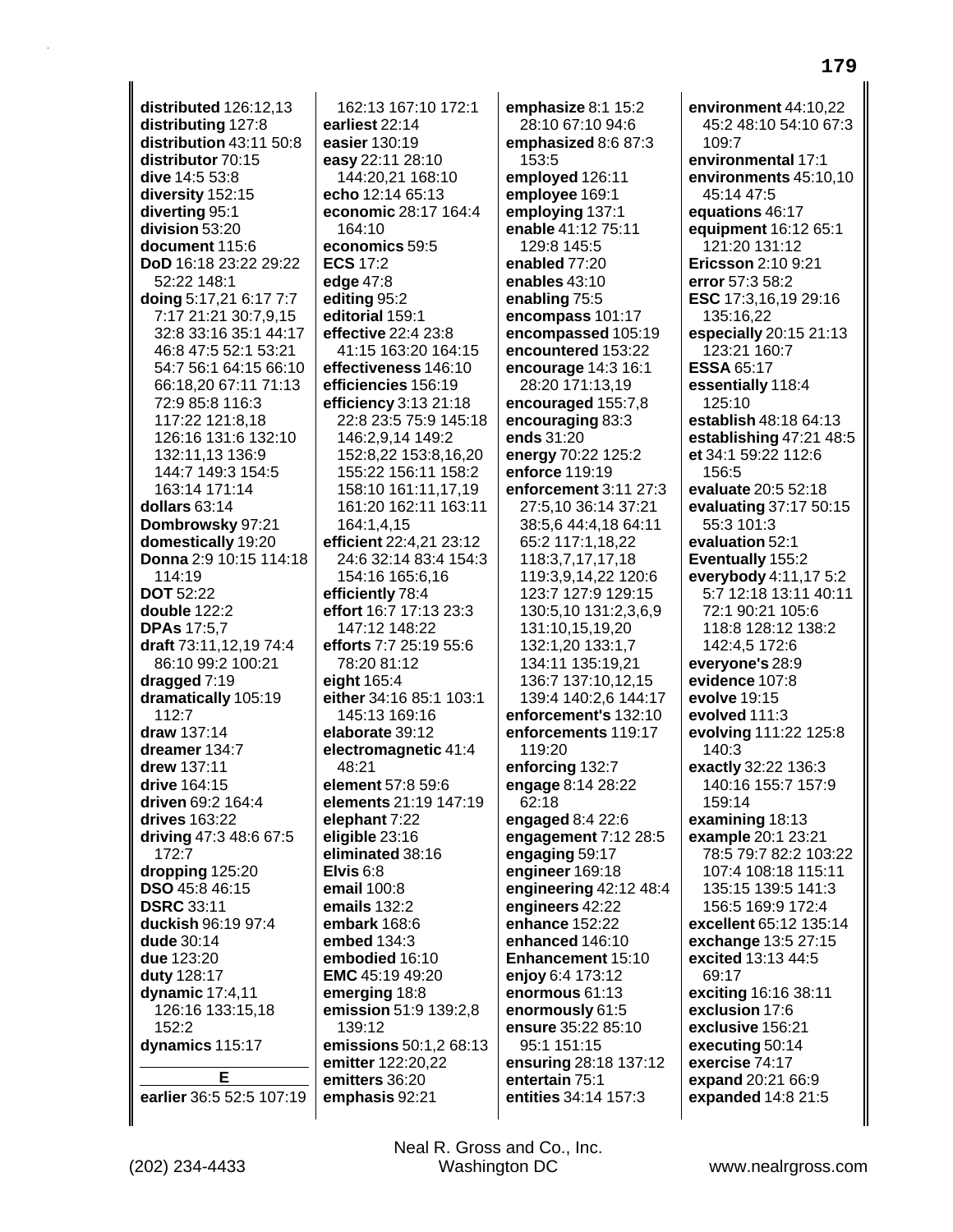**distributed** 126:12,13
**distributing** 127:8
**distribution** 43:11 50:8
**distributor** 70:15
**dive** 14:5 53:8
**diversity** 152:15
**diverting** 95:1
**division** 53:20
**document** 115:6
**DoD** 16:18 23:22 29:22 52:22 148:1
**doing** 5:17,21 6:17 7:7 7:17 21:21 30:7,9,15 32:8 33:16 35:1 44:17 46:8 47:5 52:1 53:21 54:7 56:1 64:15 66:10 66:18,20 67:11 71:13 72:9 85:8 116:3 117:22 121:8,18 126:16 131:6 132:10 132:11,13 136:9 144:7 149:3 154:5 163:14 171:14
**dollars** 63:14
**Dombrowsky** 97:21
**domestically** 19:20
**Donna** 2:9 10:15 114:18 114:19
**DOT** 52:22
**double** 122:2
**DPAs** 17:5,7
**draft** 73:11,12,19 74:4 86:10 99:2 100:21
**dragged** 7:19
**dramatically** 105:19 112:7
**draw** 137:14
**dreamer** 134:7
**drew** 137:11
**drive** 164:15
**driven** 69:2 164:4
**drives** 163:22
**driving** 47:3 48:6 67:5 172:7
**dropping** 125:20
**DSO** 45:8 46:15
**DSRC** 33:11
**duckish** 96:19 97:4
**dude** 30:14
**due** 123:20
**duty** 128:17
**dynamic** 17:4,11 126:16 133:15,18 152:2
**dynamics** 115:17

**E**

**earlier** 36:5 52:5 107:19 162:13 167:10 172:1
**earliest** 22:14
**easier** 130:19
**easy** 22:11 28:10 144:20,21 168:10
**echo** 12:14 65:13
**economic** 28:17 164:4 164:10
**economics** 59:5
**ECS** 17:2
**edge** 47:8
**editing** 95:2
**editorial** 159:1
**effective** 22:4 23:8 41:15 163:20 164:15
**effectiveness** 146:10
**efficiencies** 156:19
**efficiency** 3:13 21:18 22:8 23:5 75:9 145:18 146:2,9,14 149:2 152:8,22 153:8,16,20 155:22 156:11 158:2 158:10 161:11,17,19 161:20 162:11 163:11 164:1,4,15
**efficient** 22:4,21 23:12 24:6 32:14 83:4 154:3 154:16 165:6,16
**efficiently** 78:4
**effort** 16:7 17:13 23:3 147:12 148:22
**efforts** 7:7 25:19 55:6 78:20 81:12
**eight** 165:4
**either** 34:16 85:1 103:1 145:13 169:16
**elaborate** 39:12
**electromagnetic** 41:4 48:21
**element** 57:8 59:6
**elements** 21:19 147:19
**elephant** 7:22
**eligible** 23:16
**eliminated** 38:16
**Elvis** 6:8
**email** 100:8
**emails** 132:2
**embark** 168:6
**embed** 134:3
**embodied** 16:10
**EMC** 45:19 49:20
**emerging** 18:8
**emission** 51:9 139:2,8 139:12
**emissions** 50:1,2 68:13
**emitter** 122:20,22
**emitters** 36:20
**emphasis** 92:21
**emphasize** 8:1 15:2 28:10 67:10 94:6
**emphasized** 8:6 87:3 153:5
**employed** 126:11
**employee** 169:1
**employing** 137:1
**enable** 41:12 75:11 129:8 145:5
**enabled** 77:20
**enables** 43:10
**enabling** 75:5
**encompass** 101:17
**encompassed** 105:19
**encountered** 153:22
**encourage** 14:3 16:1 28:20 171:13,19
**encouraged** 155:7,8
**encouraging** 83:3
**ends** 31:20
**energy** 70:22 125:2
**enforce** 119:19
**enforcement** 3:11 27:3 27:5,10 36:14 37:21 38:5,6 44:4,18 64:11 65:2 117:1,18,22 118:3,7,17,17,18 119:3,9,14,22 120:6 123:7 127:9 129:15 130:5,10 131:2,3,6,9 131:10,15,19,20 132:1,20 133:1,7 134:11 135:19,21 136:7 137:10,12,15 139:4 140:2,6 144:17
**enforcement's** 132:10
**enforcements** 119:17 119:20
**enforcing** 132:7
**engage** 8:14 28:22 62:18
**engaged** 8:4 22:6
**engagement** 7:12 28:5
**engaging** 59:17
**engineer** 169:18
**engineering** 42:12 48:4
**engineers** 42:22
**enhance** 152:22
**enhanced** 146:10
**Enhancement** 15:10
**enjoy** 6:4 173:12
**enormous** 61:13
**enormously** 61:5
**ensure** 35:22 85:10 95:1 151:15
**ensuring** 28:18 137:12
**entertain** 75:1
**entities** 34:14 157:3
**environment** 44:10,22 45:2 48:10 54:10 67:3 109:7
**environmental** 17:1
**environments** 45:10,10 45:14 47:5
**equations** 46:17
**equipment** 16:12 65:1 121:20 131:12
**Ericsson** 2:10 9:21
**error** 57:3 58:2
**ESC** 17:3,16,19 29:16 135:16,22
**especially** 20:15 21:13 123:21 160:7
**ESSA** 65:17
**essentially** 118:4 125:10
**establish** 48:18 64:13
**establishing** 47:21 48:5
**et** 34:1 59:22 112:6 156:5
**evaluate** 20:5 52:18
**evaluating** 37:17 50:15 55:3 101:3
**evaluation** 52:1
**Eventually** 155:2
**everybody** 4:11,17 5:2 5:7 12:18 13:11 40:11 72:1 90:21 105:6 118:8 128:12 138:2 142:4,5 172:6
**everyone's** 28:9
**evidence** 107:8
**evolve** 19:15
**evolved** 111:3
**evolving** 111:22 125:8 140:3
**exactly** 32:22 136:3 140:16 155:7 157:9 159:14
**examining** 18:13
**example** 20:1 23:21 78:5 79:7 82:2 103:22 107:4 108:18 115:11 135:15 139:5 141:3 156:5 169:9 172:4
**excellent** 65:12 135:14
**exchange** 13:5 27:15
**excited** 13:13 44:5 69:17
**exciting** 16:16 38:11
**exclusion** 17:6
**exclusive** 156:21
**executing** 50:14
**exercise** 74:17
**expand** 20:21 66:9
**expanded** 14:8 21:5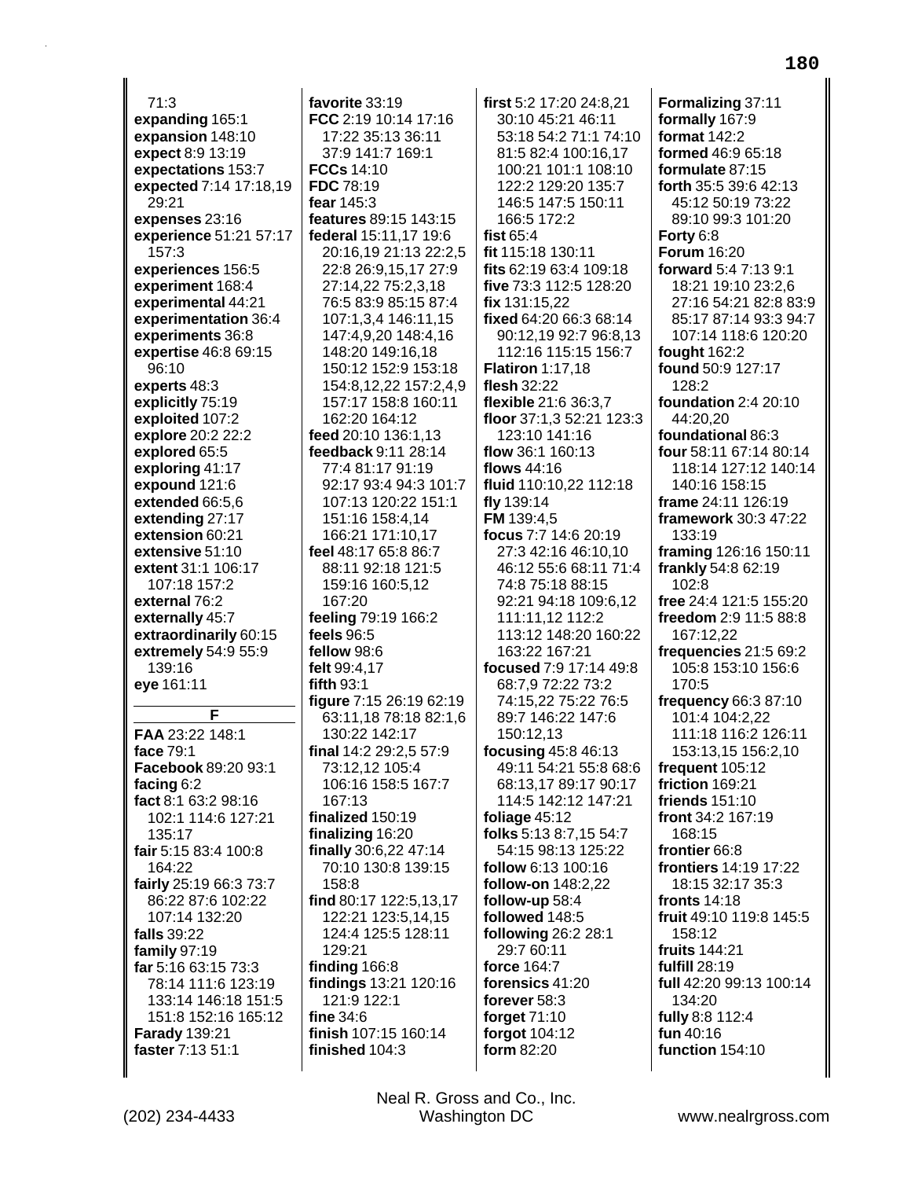71:3
**expanding** 165:1
**expansion** 148:10
**expect** 8:9 13:19
**expectations** 153:7
**expected** 7:14 17:18,19 29:21
**expenses** 23:16
**experience** 51:21 57:17 157:3
**experiences** 156:5
**experiment** 168:4
**experimental** 44:21
**experimentation** 36:4
**experiments** 36:8
**expertise** 46:8 69:15 96:10
**experts** 48:3
**explicitly** 75:19
**exploited** 107:2
**explore** 20:2 22:2
**explored** 65:5
**exploring** 41:17
**expound** 121:6
**extended** 66:5,6
**extending** 27:17
**extension** 60:21
**extensive** 51:10
**extent** 31:1 106:17 107:18 157:2
**external** 76:2
**externally** 45:7
**extraordinarily** 60:15
**extremely** 54:9 55:9 139:16
**eye** 161:11

## F

**FAA** 23:22 148:1
**face** 79:1
**Facebook** 89:20 93:1
**facing** 6:2
**fact** 8:1 63:2 98:16 102:1 114:6 127:21 135:17
**fair** 5:15 83:4 100:8 164:22
**fairly** 25:19 66:3 73:7 86:22 87:6 102:22 107:14 132:20
**falls** 39:22
**family** 97:19
**far** 5:16 63:15 73:3 78:14 111:6 123:19 133:14 146:18 151:5 151:8 152:16 165:12
**Farady** 139:21
**faster** 7:13 51:1
**favorite** 33:19
**FCC** 2:19 10:14 17:16 17:22 35:13 36:11 37:9 141:7 169:1
**FCCs** 14:10
**FDC** 78:19
**fear** 145:3
**features** 89:15 143:15
**federal** 15:11,17 19:6 20:16,19 21:13 22:2,5 22:8 26:9,15,17 27:9 27:14,22 75:2,3,18 76:5 83:9 85:15 87:4 107:1,3,4 146:11,15 147:4,9,20 148:4,16 148:20 149:16,18 150:12 152:9 153:18 154:8,12,22 157:2,4,9 157:17 158:8 160:11 162:20 164:12
**feed** 20:10 136:1,13
**feedback** 9:11 28:14 77:4 81:17 91:19 92:17 93:4 94:3 101:7 107:13 120:22 151:1 151:16 158:4,14 166:21 171:10,17
**feel** 48:17 65:8 86:7 88:11 92:18 121:5 159:16 160:5,12 167:20
**feeling** 79:19 166:2
**feels** 96:5
**fellow** 98:6
**felt** 99:4,17
**fifth** 93:1
**figure** 7:15 26:19 62:19 63:11,18 78:18 82:1,6 130:22 142:17
**final** 14:2 29:2,5 57:9 73:12,12 105:4 106:16 158:5 167:7 167:13
**finalized** 150:19
**finalizing** 16:20
**finally** 30:6,22 47:14 70:10 130:8 139:15 158:8
**find** 80:17 122:5,13,17 122:21 123:5,14,15 124:4 125:5 128:11 129:21
**finding** 166:8
**findings** 13:21 120:16 121:9 122:1
**fine** 34:6
**finish** 107:15 160:14
**finished** 104:3
**first** 5:2 17:20 24:8,21 30:10 45:21 46:11 53:18 54:2 71:1 74:10 81:5 82:4 100:16,17 100:21 101:1 108:10 122:2 129:20 135:7 146:5 147:5 150:11 166:5 172:2
**fist** 65:4
**fit** 115:18 130:11
**fits** 62:19 63:4 109:18
**five** 73:3 112:5 128:20
**fix** 131:15,22
**fixed** 64:20 66:3 68:14 90:12,19 92:7 96:8,13 112:16 115:15 156:7
**Flatiron** 1:17,18
**flesh** 32:22
**flexible** 21:6 36:3,7
**floor** 37:1,3 52:21 123:3 123:10 141:16
**flow** 36:1 160:13
**flows** 44:16
**fluid** 110:10,22 112:18
**fly** 139:14
**FM** 139:4,5
**focus** 7:7 14:6 20:19 27:3 42:16 46:10,10 46:12 55:6 68:11 71:4 74:8 75:18 88:15 92:21 94:18 109:6,12 111:11,12 112:2 113:12 148:20 160:22 163:22 167:21
**focused** 7:9 17:14 49:8 68:7,9 72:22 73:2 74:15,22 75:22 76:5 89:7 146:22 147:6 150:12,13
**focusing** 45:8 46:13 49:11 54:21 55:8 68:6 68:13,17 89:17 90:17 114:5 142:12 147:21
**foliage** 45:12
**folks** 5:13 8:7,15 54:7 54:15 98:13 125:22
**follow** 6:13 100:16
**follow-on** 148:2,22
**follow-up** 58:4
**followed** 148:5
**following** 26:2 28:1 29:7 60:11
**force** 164:7
**forensics** 41:20
**forever** 58:3
**forget** 71:10
**forgot** 104:12
**form** 82:20
**Formalizing** 37:11
**formally** 167:9
**format** 142:2
**formed** 46:9 65:18
**formulate** 87:15
**forth** 35:5 39:6 42:13 45:12 50:19 73:22 89:10 99:3 101:20
**Forty** 6:8
**Forum** 16:20
**forward** 5:4 7:13 9:1 18:21 19:10 23:2,6 27:16 54:21 82:8 83:9 85:17 87:14 93:3 94:7 107:14 118:6 120:20
**fought** 162:2
**found** 50:9 127:17 128:2
**foundation** 2:4 20:10 44:20,20
**foundational** 86:3
**four** 58:11 67:14 80:14 118:14 127:12 140:14 140:16 158:15
**frame** 24:11 126:19
**framework** 30:3 47:22 133:19
**framing** 126:16 150:11
**frankly** 54:8 62:19 102:8
**free** 24:4 121:5 155:20
**freedom** 2:9 11:5 88:8 167:12,22
**frequencies** 21:5 69:2 105:8 153:10 156:6 170:5
**frequency** 66:3 87:10 101:4 104:2,22 111:18 116:2 126:11 153:13,15 156:2,10
**frequent** 105:12
**friction** 169:21
**friends** 151:10
**front** 34:2 167:19 168:15
**frontier** 66:8
**frontiers** 14:19 17:22 18:15 32:17 35:3
**fronts** 14:18
**fruit** 49:10 119:8 145:5 158:12
**fruits** 144:21
**fulfill** 28:19
**full** 42:20 99:13 100:14 134:20
**fully** 8:8 112:4
**fun** 40:16
**function** 154:10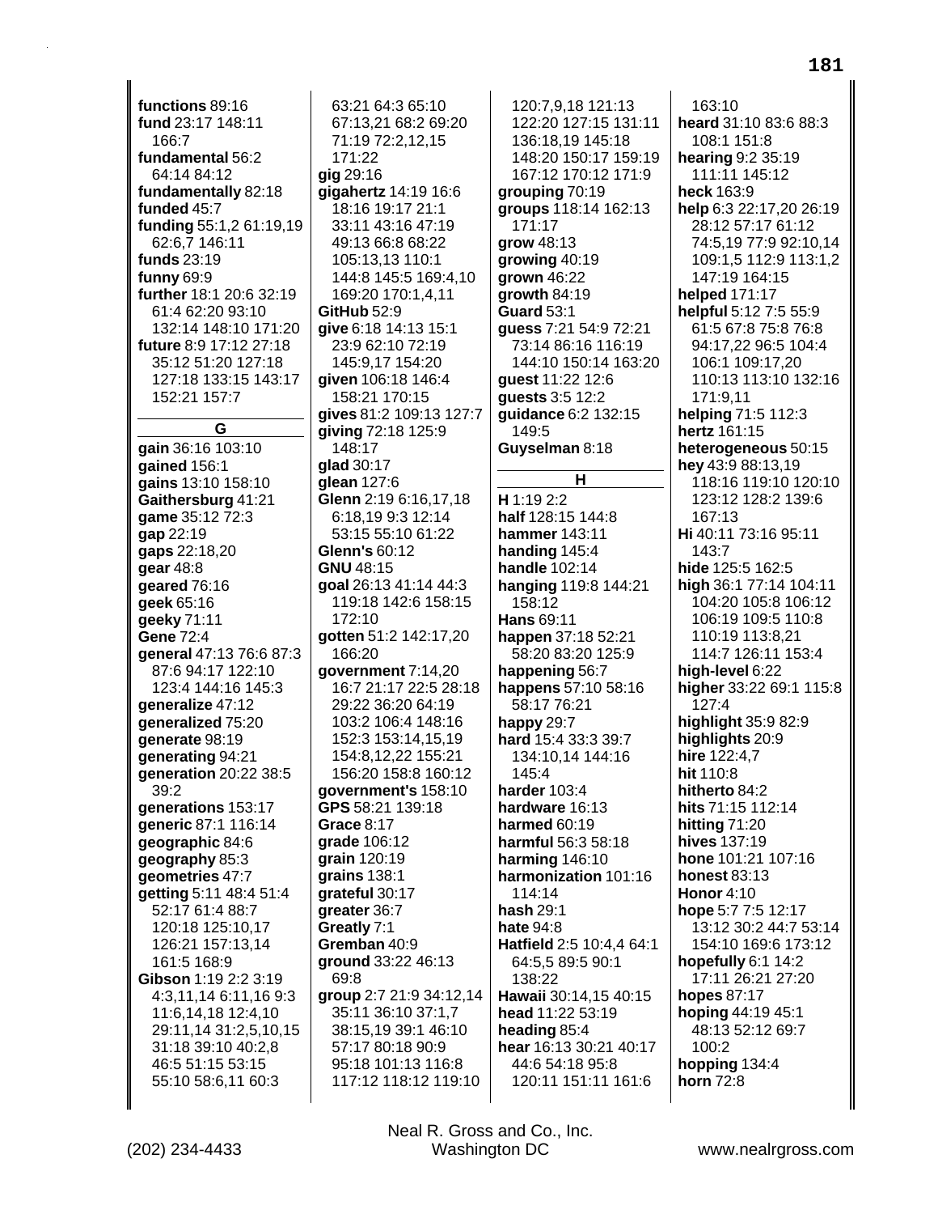**functions** 89:16
**fund** 23:17 148:11 166:7
**fundamental** 56:2 64:14 84:12
**fundamentally** 82:18
**funded** 45:7
**funding** 55:1,2 61:19,19 62:6,7 146:11
**funds** 23:19
**funny** 69:9
**further** 18:1 20:6 32:19 61:4 62:20 93:10 132:14 148:10 171:20
**future** 8:9 17:12 27:18 35:12 51:20 127:18 127:18 133:15 143:17 152:21 157:7

## G

**gain** 36:16 103:10
**gained** 156:1
**gains** 13:10 158:10
**Gaithersburg** 41:21
**game** 35:12 72:3
**gap** 22:19
**gaps** 22:18,20
**gear** 48:8
**geared** 76:16
**geek** 65:16
**geeky** 71:11
**Gene** 72:4
**general** 47:13 76:6 87:3 87:6 94:17 122:10 123:4 144:16 145:3
**generalize** 47:12
**generalized** 75:20
**generate** 98:19
**generating** 94:21
**generation** 20:22 38:5 39:2
**generations** 153:17
**generic** 87:1 116:14
**geographic** 84:6
**geography** 85:3
**geometries** 47:7
**getting** 5:11 48:4 51:4 52:17 61:4 88:7 120:18 125:10,17 126:21 157:13,14 161:5 168:9
**Gibson** 1:19 2:2 3:19 4:3,11,14 6:11,16 9:3 11:6,14,18 12:4,10 29:11,14 31:2,5,10,15 31:18 39:10 40:2,8 46:5 51:15 53:15 55:10 58:6,11 60:3 63:21 64:3 65:10 67:13,21 68:2 69:20 71:19 72:2,12,15 171:22
**gig** 29:16
**gigahertz** 14:19 16:6 18:16 19:17 21:1 33:11 43:16 47:19 49:13 66:8 68:22 105:13,13 110:1 144:8 145:5 169:4,10 169:20 170:1,4,11
**GitHub** 52:9
**give** 6:18 14:13 15:1 23:9 62:10 72:19 145:9,17 154:20
**given** 106:18 146:4 158:21 170:15
**gives** 81:2 109:13 127:7
**giving** 72:18 125:9 148:17
**glad** 30:17
**glean** 127:6
**Glenn** 2:19 6:16,17,18 6:18,19 9:3 12:14 53:15 55:10 61:22
**Glenn's** 60:12
**GNU** 48:15
**goal** 26:13 41:14 44:3 119:18 142:6 158:15 172:10
**gotten** 51:2 142:17,20 166:20
**government** 7:14,20 16:7 21:17 22:5 28:18 29:22 36:20 64:19 103:2 106:4 148:16 152:3 153:14,15,19 154:8,12,22 155:21 156:20 158:8 160:12
**government's** 158:10
**GPS** 58:21 139:18
**Grace** 8:17
**grade** 106:12
**grain** 120:19
**grains** 138:1
**grateful** 30:17
**greater** 36:7
**Greatly** 7:1
**Gremban** 40:9
**ground** 33:22 46:13 69:8
**group** 2:7 21:9 34:12,14 35:11 36:10 37:1,7 38:15,19 39:1 46:10 57:17 80:18 90:9 95:18 101:13 116:8 117:12 118:12 119:10 120:7,9,18 121:13 122:20 127:15 131:11 136:18,19 145:18 148:20 150:17 159:19 167:12 170:12 171:9
**grouping** 70:19
**groups** 118:14 162:13 171:17
**grow** 48:13
**growing** 40:19
**grown** 46:22
**growth** 84:19
**Guard** 53:1
**guess** 7:21 54:9 72:21 73:14 86:16 116:19 144:10 150:14 163:20
**guest** 11:22 12:6
**guests** 3:5 12:2
**guidance** 6:2 132:15 149:5
**Guyselman** 8:18

## H

**H** 1:19 2:2
**half** 128:15 144:8
**hammer** 143:11
**handing** 145:4
**handle** 102:14
**hanging** 119:8 144:21 158:12
**Hans** 69:11
**happen** 37:18 52:21 58:20 83:20 125:9
**happening** 56:7
**happens** 57:10 58:16 58:17 76:21
**happy** 29:7
**hard** 15:4 33:3 39:7 134:10,14 144:16 145:4
**harder** 103:4
**hardware** 16:13
**harmed** 60:19
**harmful** 56:3 58:18
**harming** 146:10
**harmonization** 101:16 114:14
**hash** 29:1
**hate** 94:8
**Hatfield** 2:5 10:4,4 64:1 64:5,5 89:5 90:1 138:22
**Hawaii** 30:14,15 40:15
**head** 11:22 53:19
**heading** 85:4
**hear** 16:13 30:21 40:17 44:6 54:18 95:8 120:11 151:11 161:6 163:10
**heard** 31:10 83:6 88:3 108:1 151:8
**hearing** 9:2 35:19 111:11 145:12
**heck** 163:9
**help** 6:3 22:17,20 26:19 28:12 57:17 61:12 74:5,19 77:9 92:10,14 109:1,5 112:9 113:1,2 147:19 164:15
**helped** 171:17
**helpful** 5:12 7:5 55:9 61:5 67:8 75:8 76:8 94:17,22 96:5 104:4 106:1 109:17,20 110:13 113:10 132:16 171:9,11
**helping** 71:5 112:3
**hertz** 161:15
**heterogeneous** 50:15
**hey** 43:9 88:13,19 118:16 119:10 120:10 123:12 128:2 139:6 167:13
**Hi** 40:11 73:16 95:11 143:7
**hide** 125:5 162:5
**high** 36:1 77:14 104:11 104:20 105:8 106:12 106:19 109:5 110:8 110:19 113:8,21 114:7 126:11 153:4
**high-level** 6:22
**higher** 33:22 69:1 115:8 127:4
**highlight** 35:9 82:9
**highlights** 20:9
**hire** 122:4,7
**hit** 110:8
**hitherto** 84:2
**hits** 71:15 112:14
**hitting** 71:20
**hives** 137:19
**hone** 101:21 107:16
**honest** 83:13
**Honor** 4:10
**hope** 5:7 7:5 12:17 13:12 30:2 44:7 53:14 154:10 169:6 173:12
**hopefully** 6:1 14:2 17:11 26:21 27:20
**hopes** 87:17
**hoping** 44:19 45:1 48:13 52:12 69:7 100:2
**hopping** 134:4
**horn** 72:8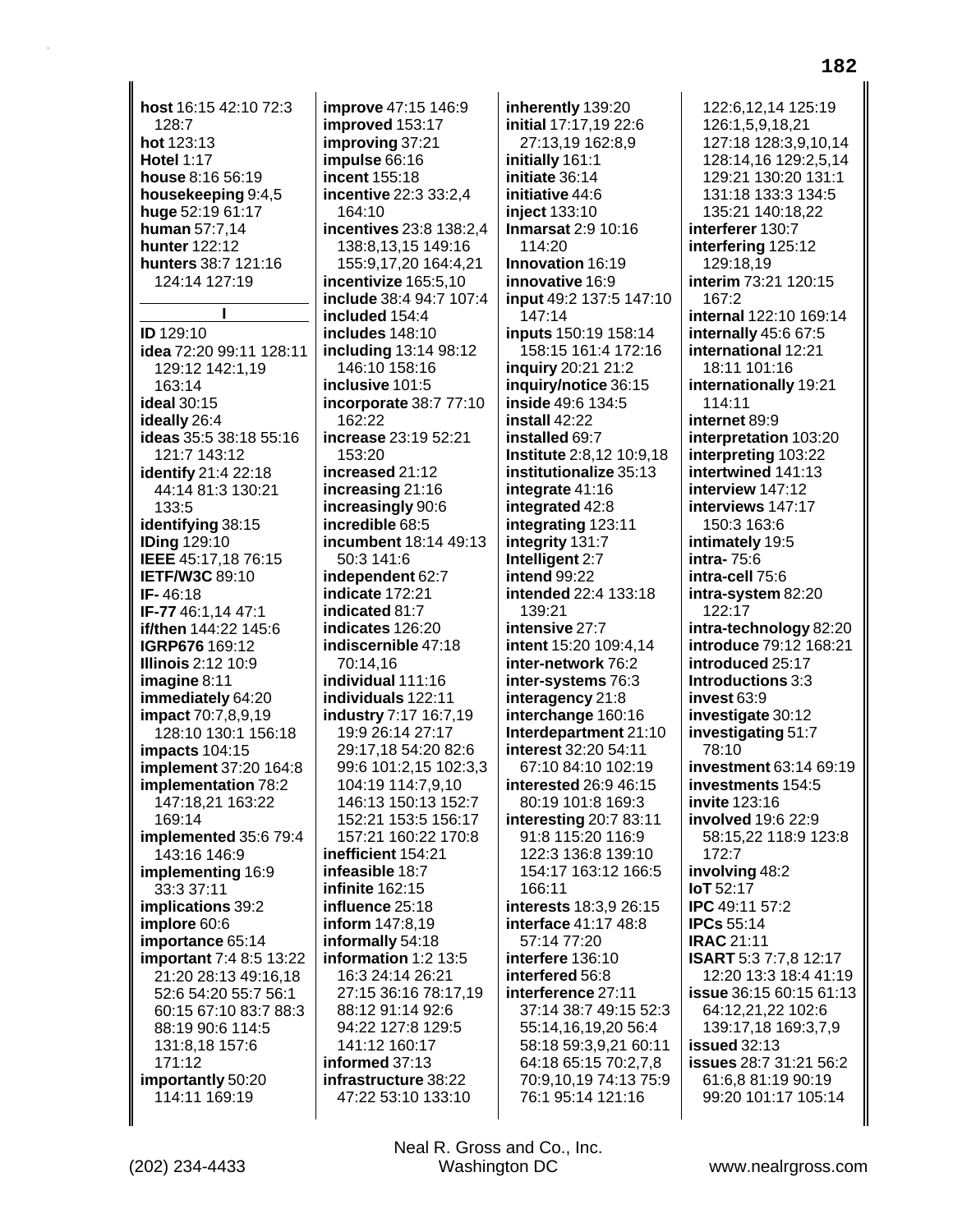**host** 16:15 42:10 72:3 128:7
**hot** 123:13
**Hotel** 1:17
**house** 8:16 56:19
**housekeeping** 9:4,5
**huge** 52:19 61:17
**human** 57:7,14
**hunter** 122:12
**hunters** 38:7 121:16 124:14 127:19

**I**

**ID** 129:10
**idea** 72:20 99:11 128:11 129:12 142:1,19 163:14
**ideal** 30:15
**ideally** 26:4
**ideas** 35:5 38:18 55:16 121:7 143:12
**identify** 21:4 22:18 44:14 81:3 130:21 133:5
**identifying** 38:15
**IDing** 129:10
**IEEE** 45:17,18 76:15
**IETF/W3C** 89:10
**IF-** 46:18
**IF-77** 46:1,14 47:1
**if/then** 144:22 145:6
**IGRP676** 169:12
**Illinois** 2:12 10:9
**imagine** 8:11
**immediately** 64:20
**impact** 70:7,8,9,19 128:10 130:1 156:18
**impacts** 104:15
**implement** 37:20 164:8
**implementation** 78:2 147:18,21 163:22 169:14
**implemented** 35:6 79:4 143:16 146:9
**implementing** 16:9 33:3 37:11
**implications** 39:2
**implore** 60:6
**importance** 65:14
**important** 7:4 8:5 13:22 21:20 28:13 49:16,18 52:6 54:20 55:7 56:1 60:15 67:10 83:7 88:3 88:19 90:6 114:5 131:8,18 157:6 171:12
**importantly** 50:20 114:11 169:19
**improve** 47:15 146:9
**improved** 153:17
**improving** 37:21
**impulse** 66:16
**incent** 155:18
**incentive** 22:3 33:2,4 164:10
**incentives** 23:8 138:2,4 138:8,13,15 149:16 155:9,17,20 164:4,21
**incentivize** 165:5,10
**include** 38:4 94:7 107:4
**included** 154:4
**includes** 148:10
**including** 13:14 98:12 146:10 158:16
**inclusive** 101:5
**incorporate** 38:7 77:10 162:22
**increase** 23:19 52:21 153:20
**increased** 21:12
**increasing** 21:16
**increasingly** 90:6
**incredible** 68:5
**incumbent** 18:14 49:13 50:3 141:6
**independent** 62:7
**indicate** 172:21
**indicated** 81:7
**indicates** 126:20
**indiscernible** 47:18 70:14,16
**individual** 111:16
**individuals** 122:11
**industry** 7:17 16:7,19 19:9 26:14 27:17 29:17,18 54:20 82:6 99:6 101:2,15 102:3,3 104:19 114:7,9,10 146:13 150:13 152:7 152:21 153:5 156:17 157:21 160:22 170:8
**inefficient** 154:21
**infeasible** 18:7
**infinite** 162:15
**influence** 25:18
**inform** 147:8,19
**informally** 54:18
**information** 1:2 13:5 16:3 24:14 26:21 27:15 36:16 78:17,19 88:12 91:14 92:6 94:22 127:8 129:5 141:12 160:17
**informed** 37:13
**infrastructure** 38:22 47:22 53:10 133:10
**inherently** 139:20
**initial** 17:17,19 22:6 27:13,19 162:8,9
**initially** 161:1
**initiate** 36:14
**initiative** 44:6
**inject** 133:10
**Inmarsat** 2:9 10:16 114:20
**Innovation** 16:19
**innovative** 16:9
**input** 49:2 137:5 147:10 147:14
**inputs** 150:19 158:14 158:15 161:4 172:16
**inquiry** 20:21 21:2
**inquiry/notice** 36:15
**inside** 49:6 134:5
**install** 42:22
**installed** 69:7
**Institute** 2:8,12 10:9,18
**institutionalize** 35:13
**integrate** 41:16
**integrated** 42:8
**integrating** 123:11
**integrity** 131:7
**Intelligent** 2:7
**intend** 99:22
**intended** 22:4 133:18 139:21
**intensive** 27:7
**intent** 15:20 109:4,14
**inter-network** 76:2
**inter-systems** 76:3
**interagency** 21:8
**interchange** 160:16
**Interdepartment** 21:10
**interest** 32:20 54:11 67:10 84:10 102:19
**interested** 26:9 46:15 80:19 101:8 169:3
**interesting** 20:7 83:11 91:8 115:20 116:9 122:3 136:8 139:10 154:17 163:12 166:5 166:11
**interests** 18:3,9 26:15
**interface** 41:17 48:8 57:14 77:20
**interfere** 136:10
**interfered** 56:8
**interference** 27:11 37:14 38:7 49:15 52:3 55:14,16,19,20 56:4 58:18 59:3,9,21 60:11 64:18 65:15 70:2,7,8 70:9,10,19 74:13 75:9 76:1 95:14 121:16 122:6,12,14 125:19 126:1,5,9,18,21 127:18 128:3,9,10,14 128:14,16 129:2,5,14 129:21 130:20 131:1 131:18 133:3 134:5 135:21 140:18,22
**interferer** 130:7
**interfering** 125:12 129:18,19
**interim** 73:21 120:15 167:2
**internal** 122:10 169:14
**internally** 45:6 67:5
**international** 12:21 18:11 101:16
**internationally** 19:21 114:11
**internet** 89:9
**interpretation** 103:20
**interpreting** 103:22
**intertwined** 141:13
**interview** 147:12
**interviews** 147:17 150:3 163:6
**intimately** 19:5
**intra-** 75:6
**intra-cell** 75:6
**intra-system** 82:20 122:17
**intra-technology** 82:20
**introduce** 79:12 168:21
**introduced** 25:17
**Introductions** 3:3
**invest** 63:9
**investigate** 30:12
**investigating** 51:7 78:10
**investment** 63:14 69:19
**investments** 154:5
**invite** 123:16
**involved** 19:6 22:9 58:15,22 118:9 123:8 172:7
**involving** 48:2
**IoT** 52:17
**IPC** 49:11 57:2
**IPCs** 55:14
**IRAC** 21:11
**ISART** 5:3 7:7,8 12:17 12:20 13:3 18:4 41:19
**issue** 36:15 60:15 61:13 64:12,21,22 102:6 139:17,18 169:3,7,9
**issued** 32:13
**issues** 28:7 31:21 56:2 61:6,8 81:19 90:19 99:20 101:17 105:14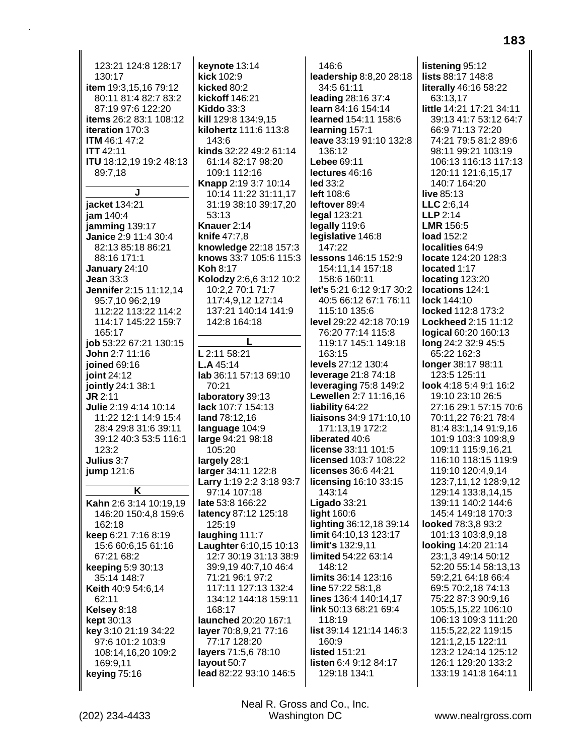123:21 124:8 128:17 130:17
**item** 19:3,15,16 79:12 80:11 81:4 82:7 83:2 87:19 97:6 122:20
**items** 26:2 83:1 108:12
**iteration** 170:3
**ITM** 46:1 47:2
**ITT** 42:11
**ITU** 18:12,19 19:2 48:13 89:7,18

**J**

**jacket** 134:21
**jam** 140:4
**jamming** 139:17
**Janice** 2:9 11:4 30:4 82:13 85:18 86:21 88:16 171:1
**January** 24:10
**Jean** 33:3
**Jennifer** 2:15 11:12,14 95:7,10 96:2,19 112:22 113:22 114:2 114:17 145:22 159:7 165:17
**job** 53:22 67:21 130:15
**John** 2:7 11:16
**joined** 69:16
**joint** 24:12
**jointly** 24:1 38:1
**JR** 2:11
**Julie** 2:19 4:14 10:14 11:22 12:1 14:9 15:4 28:4 29:8 31:6 39:11 39:12 40:3 53:5 116:1 123:2
**Julius** 3:7
**jump** 121:6

**K**

**Kahn** 2:6 3:14 10:19,19 146:20 150:4,8 159:6 162:18
**keep** 6:21 7:16 8:19 15:6 60:6,15 61:16 67:21 68:2
**keeping** 5:9 30:13 35:14 148:7
**Keith** 40:9 54:6,14 62:11
**Kelsey** 8:18
**kept** 30:13
**key** 3:10 21:19 34:22 97:6 101:2 103:9 108:14,16,20 109:2 169:9,11
**keying** 75:16
**keynote** 13:14
**kick** 102:9
**kicked** 80:2
**kickoff** 146:21
**Kiddo** 33:3
**kill** 129:8 134:9,15
**kilohertz** 111:6 113:8 143:6
**kinds** 32:22 49:2 61:14 61:14 82:17 98:20 109:1 112:16
**Knapp** 2:19 3:7 10:14 10:14 11:22 31:11,17 31:19 38:10 39:17,20 53:13
**Knauer** 2:14
**knife** 47:7,8
**knowledge** 22:18 157:3
**knows** 33:7 105:6 115:3
**Koh** 8:17
**Kolodzy** 2:6,6 3:12 10:2 10:2,2 70:1 71:7 117:4,9,12 127:14 137:21 140:14 141:9 142:8 164:18

**L**

**L** 2:11 58:21
**L.A** 45:14
**lab** 36:11 57:13 69:10 70:21
**laboratory** 39:13
**lack** 107:7 154:13
**land** 78:12,16
**language** 104:9
**large** 94:21 98:18 105:20
**largely** 28:1
**larger** 34:11 122:8
**Larry** 1:19 2:2 3:18 93:7 97:14 107:18
**late** 53:8 166:22
**latency** 87:12 125:18 125:19
**laughing** 111:7
**Laughter** 6:10,15 10:13 12:7 30:19 31:13 38:9 39:9,19 40:7,10 46:4 71:21 96:1 97:2 117:11 127:13 132:4 134:12 144:18 159:11 168:17
**launched** 20:20 167:1
**layer** 70:8,9,21 77:16 77:17 128:20
**layers** 71:5,6 78:10
**layout** 50:7
**lead** 82:22 93:10 146:5 146:6
**leadership** 8:8,20 28:18 34:5 61:11
**leading** 28:16 37:4
**learn** 84:16 154:14
**learned** 154:11 158:6
**learning** 157:1
**leave** 33:19 91:10 132:8 136:12
**Lebee** 69:11
**lectures** 46:16
**led** 33:2
**left** 108:6
**leftover** 89:4
**legal** 123:21
**legally** 119:6
**legislative** 146:8 147:22
**lessons** 146:15 152:9 154:11,14 157:18 158:6 160:11
**let's** 5:21 6:12 9:17 30:2 40:5 66:12 67:1 76:11 115:10 135:6
**level** 29:22 42:18 70:19 76:20 77:14 115:8 119:17 145:1 149:18 163:15
**levels** 27:12 130:4
**leverage** 21:8 74:18
**leveraging** 75:8 149:2
**Lewellen** 2:7 11:16,16
**liability** 64:22
**liaisons** 34:9 171:10,10 171:13,19 172:2
**liberated** 40:6
**license** 33:11 101:5
**licensed** 103:7 108:22
**licenses** 36:6 44:21
**licensing** 16:10 33:15 143:14
**Ligado** 33:21
**light** 160:6
**lighting** 36:12,18 39:14
**limit** 64:10,13 123:17
**limit's** 132:9,11
**limited** 54:22 63:14 148:12
**limits** 36:14 123:16
**line** 57:22 58:1,8
**lines** 136:4 140:14,17
**link** 50:13 68:21 69:4 118:19
**list** 39:14 121:14 146:3 160:9
**listed** 151:21
**listen** 6:4 9:12 84:17 129:18 134:1
**listening** 95:12
**lists** 88:17 148:8
**literally** 46:16 58:22 63:13,17
**little** 14:21 17:21 34:11 39:13 41:7 53:12 64:7 66:9 71:13 72:20 74:21 79:5 81:2 89:6 98:11 99:21 103:19 106:13 116:13 117:13 120:11 121:6,15,17 140:7 164:20
**live** 85:13
**LLC** 2:6,14
**LLP** 2:14
**LMR** 156:5
**load** 152:2
**localities** 64:9
**locate** 124:20 128:3
**located** 1:17
**locating** 123:20
**locations** 124:1
**lock** 144:10
**locked** 112:8 173:2
**Lockheed** 2:15 11:12
**logical** 60:20 160:13
**long** 24:2 32:9 45:5 65:22 162:3
**longer** 38:17 98:11 123:5 125:11
**look** 4:18 5:4 9:1 16:2 19:10 23:10 26:5 27:16 29:1 57:15 70:6 70:11,22 76:21 78:4 81:4 83:1,14 91:9,16 101:9 103:3 109:8,9 109:11 115:9,16,21 116:10 118:15 119:9 119:10 120:4,9,14 123:7,11,12 128:9,12 129:14 133:8,14,15 139:11 140:2 144:6 145:4 149:18 170:3
**looked** 78:3,8 93:2 101:13 103:8,9,18
**looking** 14:20 21:14 23:1,3 49:14 50:12 52:20 55:14 58:13,13 59:2,21 64:18 66:4 69:5 70:2,18 74:13 75:22 87:3 90:9,16 105:5,15,22 106:10 106:13 109:3 111:20 115:5,22,22 119:15 121:1,2,15 122:11 123:2 124:14 125:12 126:1 129:20 133:2 133:19 141:8 164:11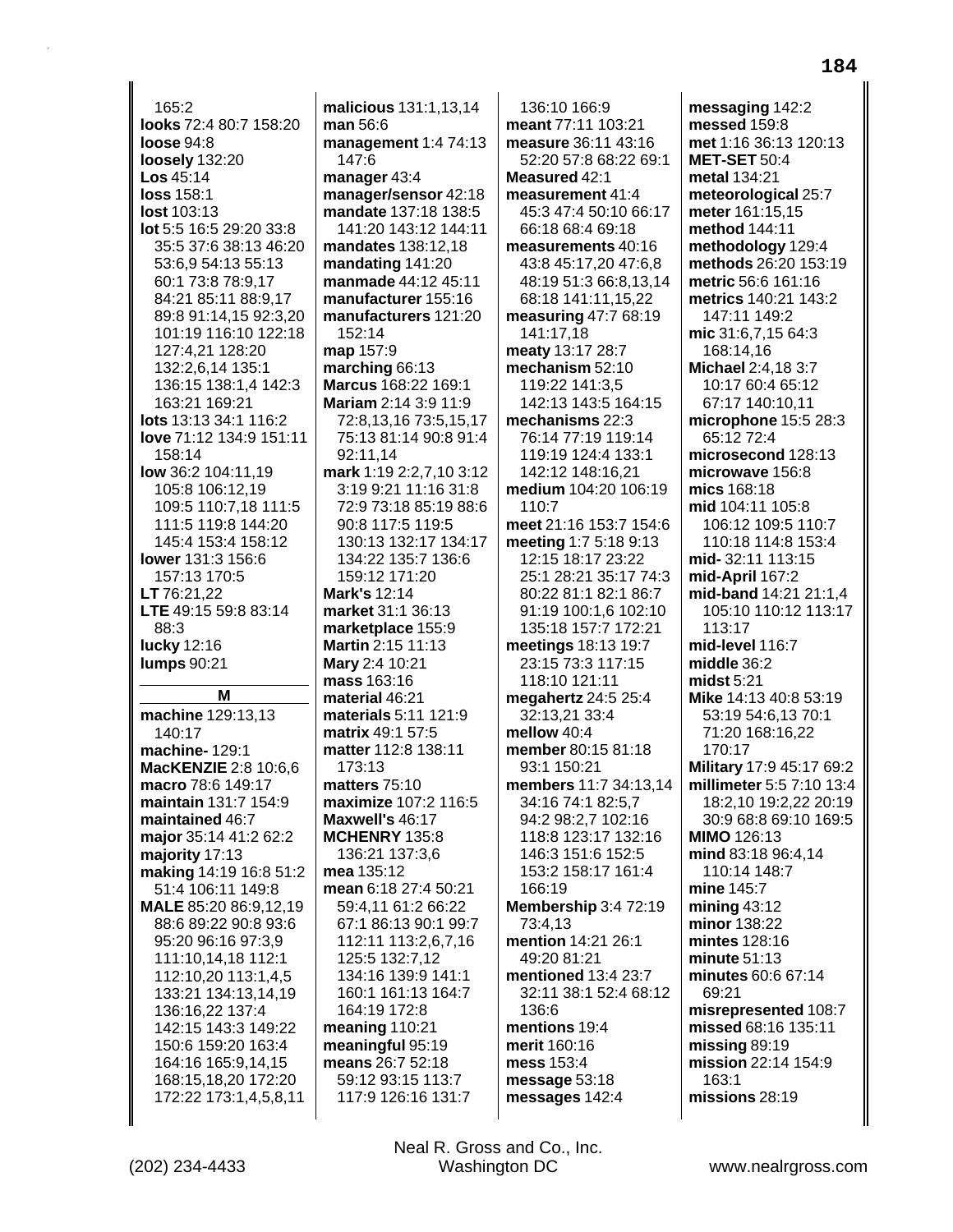165:2
**looks** 72:4 80:7 158:20
**loose** 94:8
**loosely** 132:20
**Los** 45:14
**loss** 158:1
**lost** 103:13
**lot** 5:5 16:5 29:20 33:8 35:5 37:6 38:13 46:20 53:6,9 54:13 55:13 60:1 73:8 78:9,17 84:21 85:11 88:9,17 89:8 91:14,15 92:3,20 101:19 116:10 122:18 127:4,21 128:20 132:2,6,14 135:1 136:15 138:1,4 142:3 163:21 169:21
**lots** 13:13 34:1 116:2
**love** 71:12 134:9 151:11 158:14
**low** 36:2 104:11,19 105:8 106:12,19 109:5 110:7,18 111:5 111:5 119:8 144:20 145:4 153:4 158:12
**lower** 131:3 156:6 157:13 170:5
**LT** 76:21,22
**LTE** 49:15 59:8 83:14 88:3
**lucky** 12:16
**lumps** 90:21

## M

**machine** 129:13,13 140:17
**machine-** 129:1
**MacKENZIE** 2:8 10:6,6
**macro** 78:6 149:17
**maintain** 131:7 154:9
**maintained** 46:7
**major** 35:14 41:2 62:2
**majority** 17:13
**making** 14:19 16:8 51:2 51:4 106:11 149:8
**MALE** 85:20 86:9,12,19 88:6 89:22 90:8 93:6 95:20 96:16 97:3,9 111:10,14,18 112:1 112:10,20 113:1,4,5 133:21 134:13,14,19 136:16,22 137:4 142:15 143:3 149:22 150:6 159:20 163:4 164:16 165:9,14,15 168:15,18,20 172:20 172:22 173:1,4,5,8,11
**malicious** 131:1,13,14
**man** 56:6
**management** 1:4 74:13 147:6
**manager** 43:4
**manager/sensor** 42:18
**mandate** 137:18 138:5 141:20 143:12 144:11
**mandates** 138:12,18
**mandating** 141:20
**manmade** 44:12 45:11
**manufacturer** 155:16
**manufacturers** 121:20 152:14
**map** 157:9
**marching** 66:13
**Marcus** 168:22 169:1
**Mariam** 2:14 3:9 11:9 72:8,13,16 73:5,15,17 75:13 81:14 90:8 91:4 92:11,14
**mark** 1:19 2:2,7,10 3:12 3:19 9:21 11:16 31:8 72:9 73:18 85:19 88:6 90:8 117:5 119:5 130:13 132:17 134:17 134:22 135:7 136:6 159:12 171:20
**Mark's** 12:14
**market** 31:1 36:13
**marketplace** 155:9
**Martin** 2:15 11:13
**Mary** 2:4 10:21
**mass** 163:16
**material** 46:21
**materials** 5:11 121:9
**matrix** 49:1 57:5
**matter** 112:8 138:11 173:13
**matters** 75:10
**maximize** 107:2 116:5
**Maxwell's** 46:17
**MCHENRY** 135:8 136:21 137:3,6
**mea** 135:12
**mean** 6:18 27:4 50:21 59:4,11 61:2 66:22 67:1 86:13 90:1 99:7 112:11 113:2,6,7,16 125:5 132:7,12 134:16 139:9 141:1 160:1 161:13 164:7 164:19 172:8
**meaning** 110:21
**meaningful** 95:19
**means** 26:7 52:18 59:12 93:15 113:7 117:9 126:16 131:7 136:10 166:9
**meant** 77:11 103:21
**measure** 36:11 43:16 52:20 57:8 68:22 69:1
**Measured** 42:1
**measurement** 41:4 45:3 47:4 50:10 66:17 66:18 68:4 69:18
**measurements** 40:16 43:8 45:17,20 47:6,8 48:19 51:3 66:8,13,14 68:18 141:11,15,22
**measuring** 47:7 68:19 141:17,18
**meaty** 13:17 28:7
**mechanism** 52:10 119:22 141:3,5 142:13 143:5 164:15
**mechanisms** 22:3 76:14 77:19 119:14 119:19 124:4 133:1 142:12 148:16,21
**medium** 104:20 106:19 110:7
**meet** 21:16 153:7 154:6
**meeting** 1:7 5:18 9:13 12:15 18:17 23:22 25:1 28:21 35:17 74:3 80:22 81:1 82:1 86:7 91:19 100:1,6 102:10 135:18 157:7 172:21
**meetings** 18:13 19:7 23:15 73:3 117:15 118:10 121:11
**megahertz** 24:5 25:4 32:13,21 33:4
**mellow** 40:4
**member** 80:15 81:18 93:1 150:21
**members** 11:7 34:13,14 34:16 74:1 82:5,7 94:2 98:2,7 102:16 118:8 123:17 132:16 146:3 151:6 152:5 153:2 158:17 161:4 166:19
**Membership** 3:4 72:19 73:4,13
**mention** 14:21 26:1 49:20 81:21
**mentioned** 13:4 23:7 32:11 38:1 52:4 68:12 136:6
**mentions** 19:4
**merit** 160:16
**mess** 153:4
**message** 53:18
**messages** 142:4
**messaging** 142:2
**messed** 159:8
**met** 1:16 36:13 120:13
**MET-SET** 50:4
**metal** 134:21
**meteorological** 25:7
**meter** 161:15,15
**method** 144:11
**methodology** 129:4
**methods** 26:20 153:19
**metric** 56:6 161:16
**metrics** 140:21 143:2 147:11 149:2
**mic** 31:6,7,15 64:3 168:14,16
**Michael** 2:4,18 3:7 10:17 60:4 65:12 67:17 140:10,11
**microphone** 15:5 28:3 65:12 72:4
**microsecond** 128:13
**microwave** 156:8
**mics** 168:18
**mid** 104:11 105:8 106:12 109:5 110:7 110:18 114:8 153:4
**mid-** 32:11 113:15
**mid-April** 167:2
**mid-band** 14:21 21:1,4 105:10 110:12 113:17 113:17
**mid-level** 116:7
**middle** 36:2
**midst** 5:21
**Mike** 14:13 40:8 53:19 53:19 54:6,13 70:1 71:20 168:16,22 170:17
**Military** 17:9 45:17 69:2
**millimeter** 5:5 7:10 13:4 18:2,10 19:2,22 20:19 30:9 68:8 69:10 169:5
**MIMO** 126:13
**mind** 83:18 96:4,14 110:14 148:7
**mine** 145:7
**mining** 43:12
**minor** 138:22
**mintes** 128:16
**minute** 51:13
**minutes** 60:6 67:14 69:21
**misrepresented** 108:7
**missed** 68:16 135:11
**missing** 89:19
**mission** 22:14 154:9 163:1
**missions** 28:19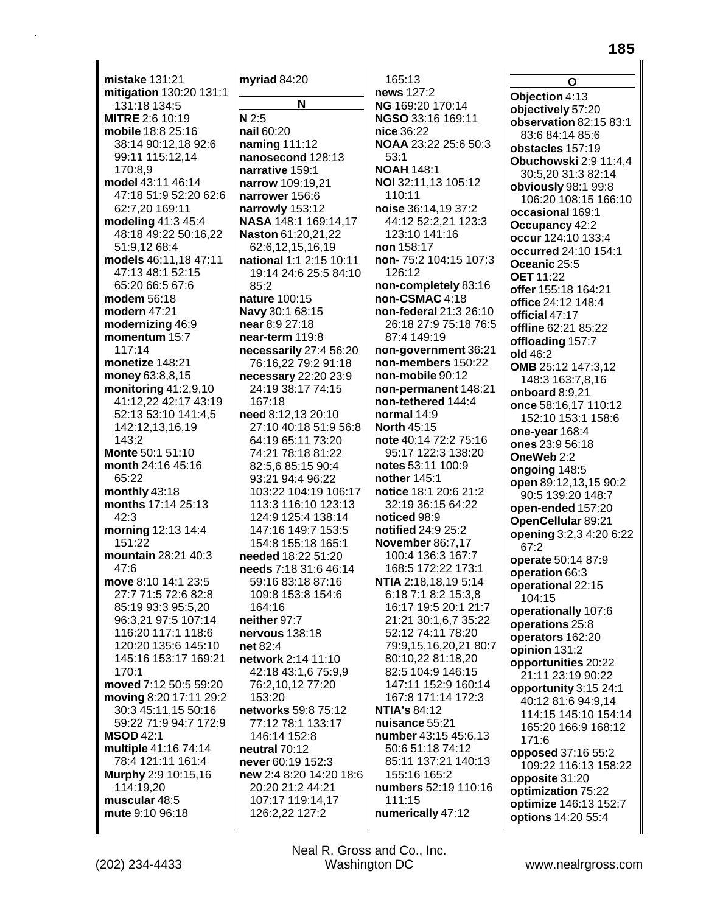**mistake** 131:21
**mitigation** 130:20 131:1 131:18 134:5
**MITRE** 2:6 10:19
**mobile** 18:8 25:16 38:14 90:12,18 92:6 99:11 115:12,14 170:8,9
**model** 43:11 46:14 47:18 51:9 52:20 62:6 62:7,20 169:11
**modeling** 41:3 45:4 48:18 49:22 50:16,22 51:9,12 68:4
**models** 46:11,18 47:11 47:13 48:1 52:15 65:20 66:5 67:6
**modem** 56:18
**modern** 47:21
**modernizing** 46:9
**momentum** 15:7 117:14
**monetize** 148:21
**money** 63:8,8,15
**monitoring** 41:2,9,10 41:12,22 42:17 43:19 52:13 53:10 141:4,5 142:12,13,16,19 143:2
**Monte** 50:1 51:10
**month** 24:16 45:16 65:22
**monthly** 43:18
**months** 17:14 25:13 42:3
**morning** 12:13 14:4 151:22
**mountain** 28:21 40:3 47:6
**move** 8:10 14:1 23:5 27:7 71:5 72:6 82:8 85:19 93:3 95:5,20 96:3,21 97:5 107:14 116:20 117:1 118:6 120:20 135:6 145:10 145:16 153:17 169:21 170:1
**moved** 7:12 50:5 59:20
**moving** 8:20 17:11 29:2 30:3 45:11,15 50:16 59:22 71:9 94:7 172:9
**MSOD** 42:1
**multiple** 41:16 74:14 78:4 121:11 161:4
**Murphy** 2:9 10:15,16 114:19,20
**muscular** 48:5
**mute** 9:10 96:18
**myriad** 84:20

**N**

**N** 2:5
**nail** 60:20
**naming** 111:12
**nanosecond** 128:13
**narrative** 159:1
**narrow** 109:19,21
**narrower** 156:6
**narrowly** 153:12
**NASA** 148:1 169:14,17
**Naston** 61:20,21,22 62:6,12,15,16,19
**national** 1:1 2:15 10:11 19:14 24:6 25:5 84:10 85:2
**nature** 100:15
**Navy** 30:1 68:15
**near** 8:9 27:18
**near-term** 119:8
**necessarily** 27:4 56:20 76:16,22 79:2 91:18
**necessary** 22:20 23:9 24:19 38:17 74:15 167:18
**need** 8:12,13 20:10 27:10 40:18 51:9 56:8 64:19 65:11 73:20 74:21 78:18 81:22 82:5,6 85:15 90:4 93:21 94:4 96:22 103:22 104:19 106:17 113:3 116:10 123:13 124:9 125:4 138:14 147:16 149:7 153:5 154:8 155:18 165:1
**needed** 18:22 51:20
**needs** 7:18 31:6 46:14 59:16 83:18 87:16 109:8 153:8 154:6 164:16
**neither** 97:7
**nervous** 138:18
**net** 82:4
**network** 2:14 11:10 42:18 43:1,6 75:9,9 76:2,10,12 77:20 153:20
**networks** 59:8 75:12 77:12 78:1 133:17 146:14 152:8
**neutral** 70:12
**never** 60:19 152:3
**new** 2:4 8:20 14:20 18:6 20:20 21:2 44:21 107:17 119:14,17 126:2,22 127:2 165:13
**news** 127:2
**NG** 169:20 170:14
**NGSO** 33:16 169:11
**nice** 36:22
**NOAA** 23:22 25:6 50:3 53:1
**NOAH** 148:1
**NOI** 32:11,13 105:12 110:11
**noise** 36:14,19 37:2 44:12 52:2,21 123:3 123:10 141:16
**non** 158:17
**non-** 75:2 104:15 107:3 126:12
**non-completely** 83:16
**non-CSMAC** 4:18
**non-federal** 21:3 26:10 26:18 27:9 75:18 76:5 87:4 149:19
**non-government** 36:21
**non-members** 150:22
**non-mobile** 90:12
**non-permanent** 148:21
**non-tethered** 144:4
**normal** 14:9
**North** 45:15
**note** 40:14 72:2 75:16 95:17 122:3 138:20
**notes** 53:11 100:9
**nother** 145:1
**notice** 18:1 20:6 21:2 32:19 36:15 64:22
**noticed** 98:9
**notified** 24:9 25:2
**November** 86:7,17 100:4 136:3 167:7 168:5 172:22 173:1
**NTIA** 2:18,18,19 5:14 6:18 7:1 8:2 15:3,8 16:17 19:5 20:1 21:7 21:21 30:1,6,7 35:22 52:12 74:11 78:20 79:9,15,16,20,21 80:7 80:10,22 81:18,20 82:5 104:9 146:15 147:11 152:9 160:14 167:8 171:14 172:3
**NTIA's** 84:12
**nuisance** 55:21
**number** 43:15 45:6,13 50:6 51:18 74:12 85:11 137:21 140:13 155:16 165:2
**numbers** 52:19 110:16 111:15
**numerically** 47:12

**O**

**Objection** 4:13
**objectively** 57:20
**observation** 82:15 83:1 83:6 84:14 85:6
**obstacles** 157:19
**Obuchowski** 2:9 11:4,4 30:5,20 31:3 82:14
**obviously** 98:1 99:8 106:20 108:15 166:10
**occasional** 169:1
**Occupancy** 42:2
**occur** 124:10 133:4
**occurred** 24:10 154:1
**Oceanic** 25:5
**OET** 11:22
**offer** 155:18 164:21
**office** 24:12 148:4
**official** 47:17
**offline** 62:21 85:22
**offloading** 157:7
**old** 46:2
**OMB** 25:12 147:3,12 148:3 163:7,8,16
**onboard** 8:9,21
**once** 58:16,17 110:12 152:10 153:1 158:6
**one-year** 168:4
**ones** 23:9 56:18
**OneWeb** 2:2
**ongoing** 148:5
**open** 89:12,13,15 90:2 90:5 139:20 148:7
**open-ended** 157:20
**OpenCellular** 89:21
**opening** 3:2,3 4:20 6:22 67:2
**operate** 50:14 87:9
**operation** 66:3
**operational** 22:15 104:15
**operationally** 107:6
**operations** 25:8
**operators** 162:20
**opinion** 131:2
**opportunities** 20:22 21:11 23:19 90:22
**opportunity** 3:15 24:1 40:12 81:6 94:9,14 114:15 145:10 154:14 165:20 166:9 168:12 171:6
**opposed** 37:16 55:2 109:22 116:13 158:22
**opposite** 31:20
**optimization** 75:22
**optimize** 146:13 152:7
**options** 14:20 55:4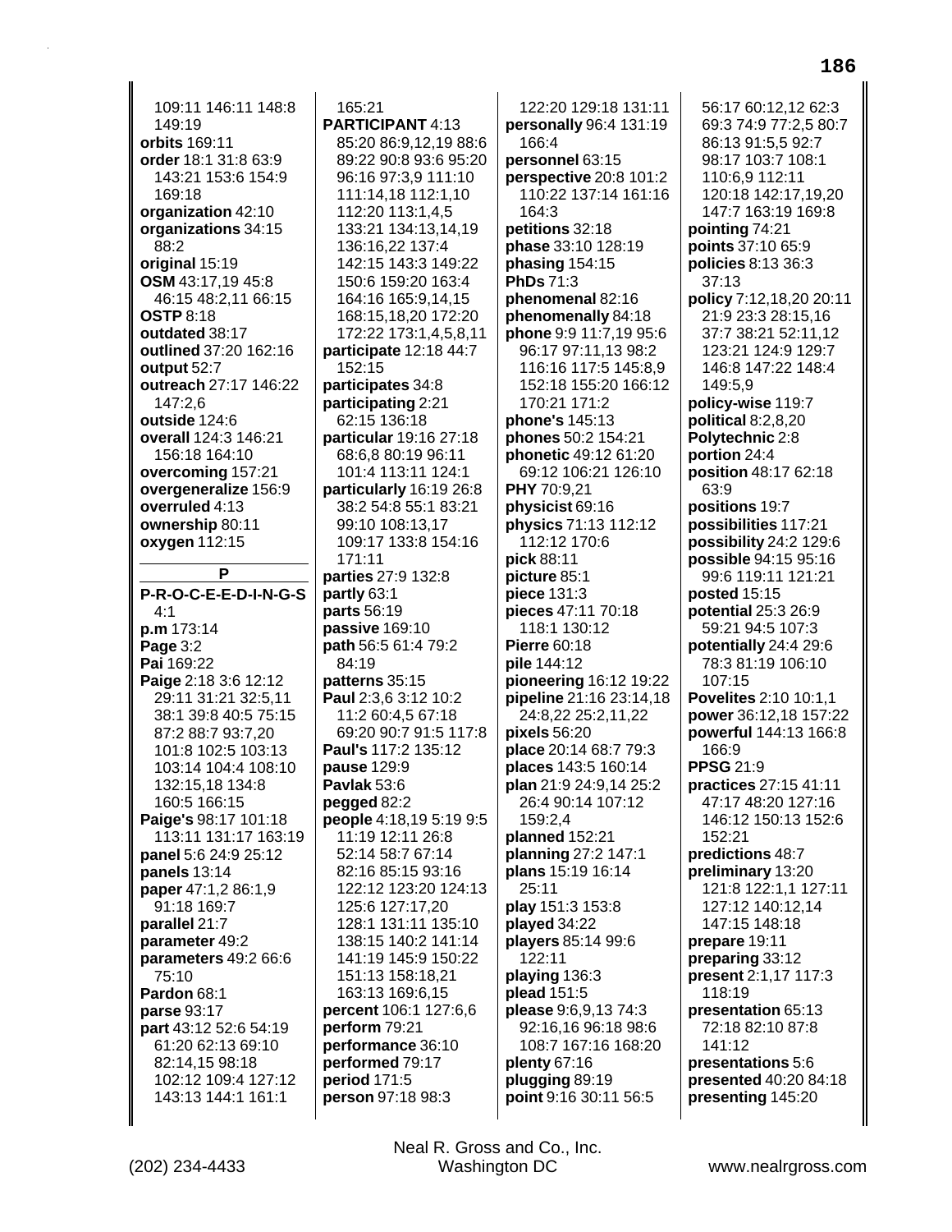109:11 146:11 148:8 149:19
**orbits** 169:11
**order** 18:1 31:8 63:9 143:21 153:6 154:9 169:18
**organization** 42:10
**organizations** 34:15 88:2
**original** 15:19
**OSM** 43:17,19 45:8 46:15 48:2,11 66:15
**OSTP** 8:18
**outdated** 38:17
**outlined** 37:20 162:16
**output** 52:7
**outreach** 27:17 146:22 147:2,6
**outside** 124:6
**overall** 124:3 146:21 156:18 164:10
**overcoming** 157:21
**overgeneralize** 156:9
**overruled** 4:13
**ownership** 80:11
**oxygen** 112:15

**P**

**P-R-O-C-E-E-D-I-N-G-S** 4:1
**p.m** 173:14
**Page** 3:2
**Pai** 169:22
**Paige** 2:18 3:6 12:12 29:11 31:21 32:5,11 38:1 39:8 40:5 75:15 87:2 88:7 93:7,20 101:8 102:5 103:13 103:14 104:4 108:10 132:15,18 134:8 160:5 166:15
**Paige's** 98:17 101:18 113:11 131:17 163:19
**panel** 5:6 24:9 25:12
**panels** 13:14
**paper** 47:1,2 86:1,9 91:18 169:7
**parallel** 21:7
**parameter** 49:2
**parameters** 49:2 66:6 75:10
**Pardon** 68:1
**parse** 93:17
**part** 43:12 52:6 54:19 61:20 62:13 69:10 82:14,15 98:18 102:12 109:4 127:12 143:13 144:1 161:1
165:21
**PARTICIPANT** 4:13 85:20 86:9,12,19 88:6 89:22 90:8 93:6 95:20 96:16 97:3,9 111:10 111:14,18 112:1,10 112:20 113:1,4,5 133:21 134:13,14,19 136:16,22 137:4 142:15 143:3 149:22 150:6 159:20 163:4 164:16 165:9,14,15 168:15,18,20 172:20 172:22 173:1,4,5,8,11
**participate** 12:18 44:7 152:15
**participates** 34:8
**participating** 2:21 62:15 136:18
**particular** 19:16 27:18 68:6,8 80:19 96:11 101:4 113:11 124:1
**particularly** 16:19 26:8 38:2 54:8 55:1 83:21 99:10 108:13,17 109:17 133:8 154:16 171:11
**parties** 27:9 132:8
**partly** 63:1
**parts** 56:19
**passive** 169:10
**path** 56:5 61:4 79:2 84:19
**patterns** 35:15
**Paul** 2:3,6 3:12 10:2 11:2 60:4,5 67:18 69:20 90:7 91:5 117:8
**Paul's** 117:2 135:12
**pause** 129:9
**Pavlak** 53:6
**pegged** 82:2
**people** 4:18,19 5:19 9:5 11:19 12:11 26:8 52:14 58:7 67:14 82:16 85:15 93:16 122:12 123:20 124:13 125:6 127:17,20 128:1 131:11 135:10 138:15 140:2 141:14 141:19 145:9 150:22 151:13 158:18,21 163:13 169:6,15
**percent** 106:1 127:6,6
**perform** 79:21
**performance** 36:10
**performed** 79:17
**period** 171:5
**person** 97:18 98:3
122:20 129:18 131:11
**personally** 96:4 131:19 166:4
**personnel** 63:15
**perspective** 20:8 101:2 110:22 137:14 161:16 164:3
**petitions** 32:18
**phase** 33:10 128:19
**phasing** 154:15
**PhDs** 71:3
**phenomenal** 82:16
**phenomenally** 84:18
**phone** 9:9 11:7,19 95:6 96:17 97:11,13 98:2 116:16 117:5 145:8,9 152:18 155:20 166:12 170:21 171:2
**phone's** 145:13
**phones** 50:2 154:21
**phonetic** 49:12 61:20 69:12 106:21 126:10
**PHY** 70:9,21
**physicist** 69:16
**physics** 71:13 112:12 112:12 170:6
**pick** 88:11
**picture** 85:1
**piece** 131:3
**pieces** 47:11 70:18 118:1 130:12
**Pierre** 60:18
**pile** 144:12
**pioneering** 16:12 19:22
**pipeline** 21:16 23:14,18 24:8,22 25:2,11,22
**pixels** 56:20
**place** 20:14 68:7 79:3
**places** 143:5 160:14
**plan** 21:9 24:9,14 25:2 26:4 90:14 107:12 159:2,4
**planned** 152:21
**planning** 27:2 147:1
**plans** 15:19 16:14 25:11
**play** 151:3 153:8
**played** 34:22
**players** 85:14 99:6 122:11
**playing** 136:3
**plead** 151:5
**please** 9:6,9,13 74:3 92:16,16 96:18 98:6 108:7 167:16 168:20
**plenty** 67:16
**plugging** 89:19
**point** 9:16 30:11 56:5
56:17 60:12,12 62:3 69:3 74:9 77:2,5 80:7 86:13 91:5,5 92:7 98:17 103:7 108:1 110:6,9 112:11 120:18 142:17,19,20 147:7 163:19 169:8
**pointing** 74:21
**points** 37:10 65:9
**policies** 8:13 36:3 37:13
**policy** 7:12,18,20 20:11 21:9 23:3 28:15,16 37:7 38:21 52:11,12 123:21 124:9 129:7 146:8 147:22 148:4 149:5,9
**policy-wise** 119:7
**political** 8:2,8,20
**Polytechnic** 2:8
**portion** 24:4
**position** 48:17 62:18 63:9
**positions** 19:7
**possibilities** 117:21
**possibility** 24:2 129:6
**possible** 94:15 95:16 99:6 119:11 121:21
**posted** 15:15
**potential** 25:3 26:9 59:21 94:5 107:3
**potentially** 24:4 29:6 78:3 81:19 106:10 107:15
**Povelites** 2:10 10:1,1
**power** 36:12,18 157:22
**powerful** 144:13 166:8 166:9
**PPSG** 21:9
**practices** 27:15 41:11 47:17 48:20 127:16 146:12 150:13 152:6 152:21
**predictions** 48:7
**preliminary** 13:20 121:8 122:1,1 127:11 127:12 140:12,14 147:15 148:18
**prepare** 19:11
**preparing** 33:12
**present** 2:1,17 117:3 118:19
**presentation** 65:13 72:18 82:10 87:8 141:12
**presentations** 5:6
**presented** 40:20 84:18
**presenting** 145:20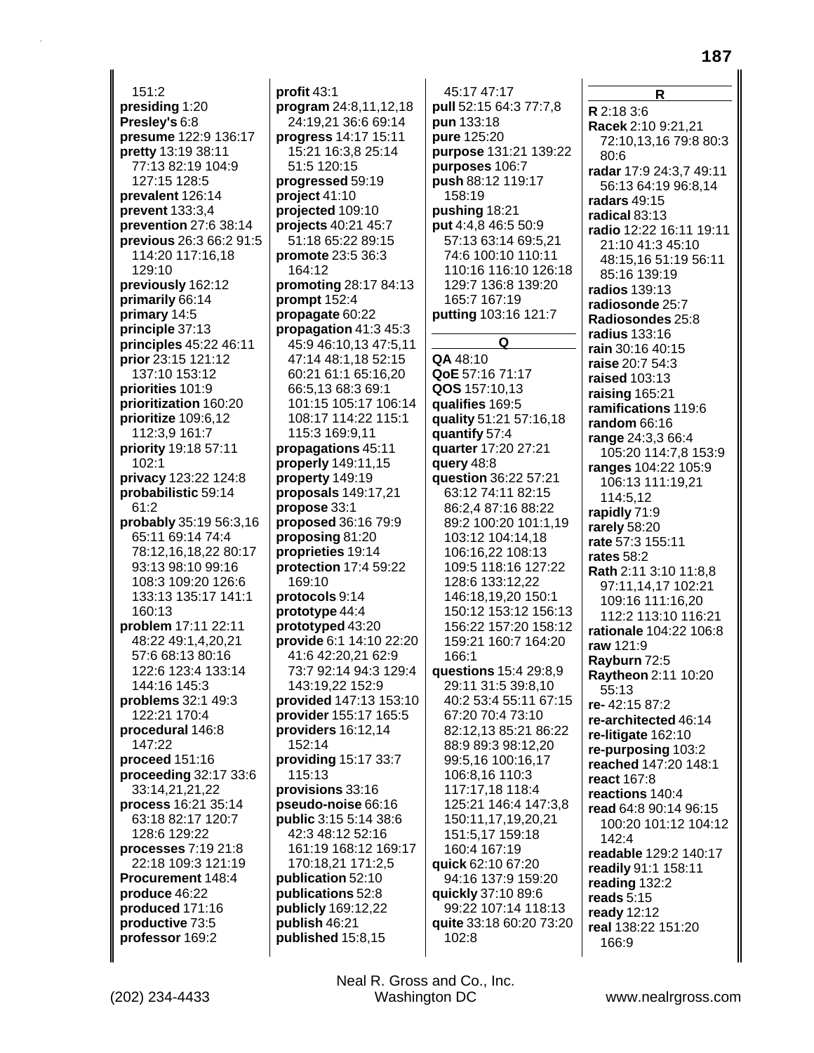151:2
**presiding** 1:20
**Presley's** 6:8
**presume** 122:9 136:17
**pretty** 13:19 38:11 77:13 82:19 104:9 127:15 128:5
**prevalent** 126:14
**prevent** 133:3,4
**prevention** 27:6 38:14
**previous** 26:3 66:2 91:5 114:20 117:16,18 129:10
**previously** 162:12
**primarily** 66:14
**primary** 14:5
**principle** 37:13
**principles** 45:22 46:11
**prior** 23:15 121:12 137:10 153:12
**priorities** 101:9
**prioritization** 160:20
**prioritize** 109:6,12 112:3,9 161:7
**priority** 19:18 57:11 102:1
**privacy** 123:22 124:8
**probabilistic** 59:14 61:2
**probably** 35:19 56:3,16 65:11 69:14 74:4 78:12,16,18,22 80:17 93:13 98:10 99:16 108:3 109:20 126:6 133:13 135:17 141:1 160:13
**problem** 17:11 22:11 48:22 49:1,4,20,21 57:6 68:13 80:16 122:6 123:4 133:14 144:16 145:3
**problems** 32:1 49:3 122:21 170:4
**procedural** 146:8 147:22
**proceed** 151:16
**proceeding** 32:17 33:6 33:14,21,21,22
**process** 16:21 35:14 63:18 82:17 120:7 128:6 129:22
**processes** 7:19 21:8 22:18 109:3 121:19
**Procurement** 148:4
**produce** 46:22
**produced** 171:16
**productive** 73:5
**professor** 169:2
**profit** 43:1
**program** 24:8,11,12,18 24:19,21 36:6 69:14
**progress** 14:17 15:11 15:21 16:3,8 25:14 51:5 120:15
**progressed** 59:19
**project** 41:10
**projected** 109:10
**projects** 40:21 45:7 51:18 65:22 89:15
**promote** 23:5 36:3 164:12
**promoting** 28:17 84:13
**prompt** 152:4
**propagate** 60:22
**propagation** 41:3 45:3 45:9 46:10,13 47:5,11 47:14 48:1,18 52:15 60:21 61:1 65:16,20 66:5,13 68:3 69:1 101:15 105:17 106:14 108:17 114:22 115:1 115:3 169:9,11
**propagations** 45:11
**properly** 149:11,15
**property** 149:19
**proposals** 149:17,21
**propose** 33:1
**proposed** 36:16 79:9
**proposing** 81:20
**proprieties** 19:14
**protection** 17:4 59:22 169:10
**protocols** 9:14
**prototype** 44:4
**prototyped** 43:20
**provide** 6:1 14:10 22:20 41:6 42:20,21 62:9 73:7 92:14 94:3 129:4 143:19,22 152:9
**provided** 147:13 153:10
**provider** 155:17 165:5
**providers** 16:12,14 152:14
**providing** 15:17 33:7 115:13
**provisions** 33:16
**pseudo-noise** 66:16
**public** 3:15 5:14 38:6 42:3 48:12 52:16 161:19 168:12 169:17 170:18,21 171:2,5
**publication** 52:10
**publications** 52:8
**publicly** 169:12,22
**publish** 46:21
**published** 15:8,15
45:17 47:17
**pull** 52:15 64:3 77:7,8
**pun** 133:18
**pure** 125:20
**purpose** 131:21 139:22
**purposes** 106:7
**push** 88:12 119:17 158:19
**pushing** 18:21
**put** 4:4,8 46:5 50:9 57:13 63:14 69:5,21 74:6 100:10 110:11 110:16 116:10 126:18 129:7 136:8 139:20 165:7 167:19
**putting** 103:16 121:7

## Q

**QA** 48:10
**QoE** 57:16 71:17
**QOS** 157:10,13
**qualifies** 169:5
**quality** 51:21 57:16,18
**quantify** 57:4
**quarter** 17:20 27:21
**query** 48:8
**question** 36:22 57:21 63:12 74:11 82:15 86:2,4 87:16 88:22 89:2 100:20 101:1,19 103:12 104:14,18 106:16,22 108:13 109:5 118:16 127:22 128:6 133:12,22 146:18,19,20 150:1 150:12 153:12 156:13 156:22 157:20 158:12 159:21 160:7 164:20 166:1
**questions** 15:4 29:8,9 29:11 31:5 39:8,10 40:2 53:4 55:11 67:15 67:20 70:4 73:10 82:12,13 85:21 86:22 88:9 89:3 98:12,20 99:5,16 100:16,17 106:8,16 110:3 117:17,18 118:4 125:21 146:4 147:3,8 150:11,17,19,20,21 151:5,17 159:18 160:4 167:19
**quick** 62:10 67:20 94:16 137:9 159:20
**quickly** 37:10 89:6 99:22 107:14 118:13
**quite** 33:18 60:20 73:20 102:8

## R

**R** 2:18 3:6
**Racek** 2:10 9:21,21 72:10,13,16 79:8 80:3 80:6
**radar** 17:9 24:3,7 49:11 56:13 64:19 96:8,14
**radars** 49:15
**radical** 83:13
**radio** 12:22 16:11 19:11 21:10 41:3 45:10 48:15,16 51:19 56:11 85:16 139:19
**radios** 139:13
**radiosonde** 25:7
**Radiosondes** 25:8
**radius** 133:16
**rain** 30:16 40:15
**raise** 20:7 54:3
**raised** 103:13
**raising** 165:21
**ramifications** 119:6
**random** 66:16
**range** 24:3,7 66:4 105:20 114:7,8 153:9
**ranges** 104:22 105:9 106:13 111:19,21 114:5,12
**rapidly** 71:9
**rarely** 58:20
**rate** 57:3 155:11
**rates** 58:2
**Rath** 2:11 3:10 11:8,8 97:11,14,17 102:21 109:16 111:16,20 112:2 113:10 116:21
**rationale** 104:22 106:8
**raw** 121:9
**Rayburn** 72:5
**Raytheon** 2:11 10:20 55:13
**re-** 42:15 87:2
**re-architected** 46:14
**re-litigate** 162:10
**re-purposing** 103:2
**reached** 147:20 148:1
**react** 167:8
**reactions** 140:4
**read** 64:8 90:14 96:15 100:20 101:12 104:12 142:4
**readable** 129:2 140:17
**readily** 91:1 158:11
**reading** 132:2
**reads** 5:15
**ready** 12:12
**real** 138:22 151:20 166:9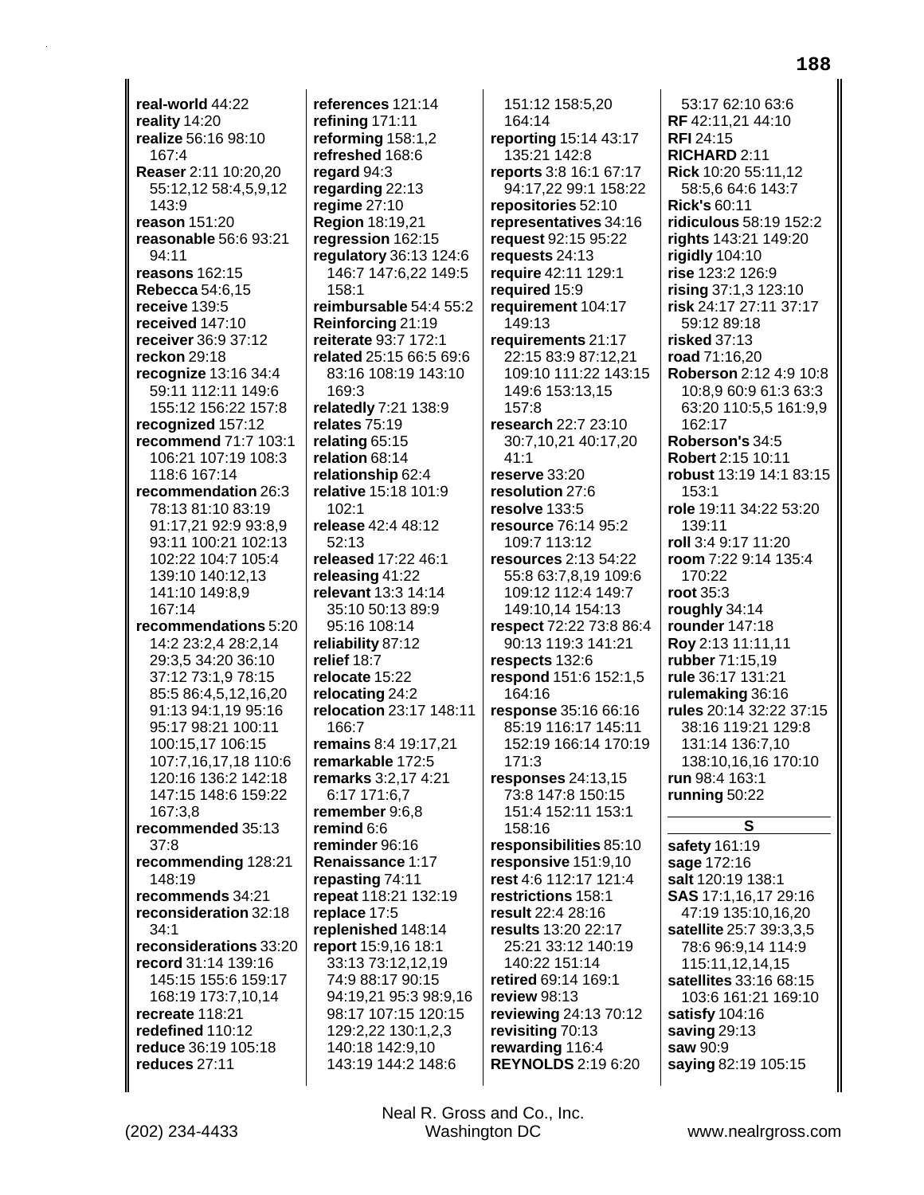**real-world** 44:22
**reality** 14:20
**realize** 56:16 98:10 167:4
**Reaser** 2:11 10:20,20 55:12,12 58:4,5,9,12 143:9
**reason** 151:20
**reasonable** 56:6 93:21 94:11
**reasons** 162:15
**Rebecca** 54:6,15
**receive** 139:5
**received** 147:10
**receiver** 36:9 37:12
**reckon** 29:18
**recognize** 13:16 34:4 59:11 112:11 149:6 155:12 156:22 157:8
**recognized** 157:12
**recommend** 71:7 103:1 106:21 107:19 108:3 118:6 167:14
**recommendation** 26:3 78:13 81:10 83:19 91:17,21 92:9 93:8,9 93:11 100:21 102:13 102:22 104:7 105:4 139:10 140:12,13 141:10 149:8,9 167:14
**recommendations** 5:20 14:2 23:2,4 28:2,14 29:3,5 34:20 36:10 37:12 73:1,9 78:15 85:5 86:4,5,12,16,20 91:13 94:1,19 95:16 95:17 98:21 100:11 100:15,17 106:15 107:7,16,17,18 110:6 120:16 136:2 142:18 147:15 148:6 159:22 167:3,8
**recommended** 35:13 37:8
**recommending** 128:21 148:19
**recommends** 34:21
**reconsideration** 32:18 34:1
**reconsiderations** 33:20
**record** 31:14 139:16 145:15 155:6 159:17 168:19 173:7,10,14
**recreate** 118:21
**redefined** 110:12
**reduce** 36:19 105:18
**reduces** 27:11
**references** 121:14
**refining** 171:11
**reforming** 158:1,2
**refreshed** 168:6
**regard** 94:3
**regarding** 22:13
**regime** 27:10
**Region** 18:19,21
**regression** 162:15
**regulatory** 36:13 124:6 146:7 147:6,22 149:5 158:1
**reimbursable** 54:4 55:2
**Reinforcing** 21:19
**reiterate** 93:7 172:1
**related** 25:15 66:5 69:6 83:16 108:19 143:10 169:3
**relatedly** 7:21 138:9
**relates** 75:19
**relating** 65:15
**relation** 68:14
**relationship** 62:4
**relative** 15:18 101:9 102:1
**release** 42:4 48:12 52:13
**released** 17:22 46:1
**releasing** 41:22
**relevant** 13:3 14:14 35:10 50:13 89:9 95:16 108:14
**reliability** 87:12
**relief** 18:7
**relocate** 15:22
**relocating** 24:2
**relocation** 23:17 148:11 166:7
**remains** 8:4 19:17,21
**remarkable** 172:5
**remarks** 3:2,17 4:21 6:17 171:6,7
**remember** 9:6,8
**remind** 6:6
**reminder** 96:16
**Renaissance** 1:17
**repasting** 74:11
**repeat** 118:21 132:19
**replace** 17:5
**replenished** 148:14
**report** 15:9,16 18:1 33:13 73:12,12,19 74:9 88:17 90:15 94:19,21 95:3 98:9,16 98:17 107:15 120:15 129:2,22 130:1,2,3 140:18 142:9,10 143:19 144:2 148:6 151:12 158:5,20 164:14
**reporting** 15:14 43:17 135:21 142:8
**reports** 3:8 16:1 67:17 94:17,22 99:1 158:22
**repositories** 52:10
**representatives** 34:16
**request** 92:15 95:22
**requests** 24:13
**require** 42:11 129:1
**required** 15:9
**requirement** 104:17 149:13
**requirements** 21:17 22:15 83:9 87:12,21 109:10 111:22 143:15 149:6 153:13,15 157:8
**research** 22:7 23:10 30:7,10,21 40:17,20 41:1
**reserve** 33:20
**resolution** 27:6
**resolve** 133:5
**resource** 76:14 95:2 109:7 113:12
**resources** 2:13 54:22 55:8 63:7,8,19 109:6 109:12 112:4 149:7 149:10,14 154:13
**respect** 72:22 73:8 86:4 90:13 119:3 141:21
**respects** 132:6
**respond** 151:6 152:1,5 164:16
**response** 35:16 66:16 85:19 116:17 145:11 152:19 166:14 170:19 171:3
**responses** 24:13,15 73:8 147:8 150:15 151:4 152:11 153:1 158:16
**responsibilities** 85:10
**responsive** 151:9,10
**rest** 4:6 112:17 121:4
**restrictions** 158:1
**result** 22:4 28:16
**results** 13:20 22:17 25:21 33:12 140:19 140:22 151:14
**retired** 69:14 169:1
**review** 98:13
**reviewing** 24:13 70:12
**revisiting** 70:13
**rewarding** 116:4
**REYNOLDS** 2:19 6:20
53:17 62:10 63:6
**RF** 42:11,21 44:10
**RFI** 24:15
**RICHARD** 2:11
**Rick** 10:20 55:11,12 58:5,6 64:6 143:7
**Rick's** 60:11
**ridiculous** 58:19 152:2
**rights** 143:21 149:20
**rigidly** 104:10
**rise** 123:2 126:9
**rising** 37:1,3 123:10
**risk** 24:17 27:11 37:17 59:12 89:18
**risked** 37:13
**road** 71:16,20
**Roberson** 2:12 4:9 10:8 10:8,9 60:9 61:3 63:3 63:20 110:5,5 161:9,9 162:17
**Roberson's** 34:5
**Robert** 2:15 10:11
**robust** 13:19 14:1 83:15 153:1
**role** 19:11 34:22 53:20 139:11
**roll** 3:4 9:17 11:20
**room** 7:22 9:14 135:4 170:22
**root** 35:3
**roughly** 34:14
**rounder** 147:18
**Roy** 2:13 11:11,11
**rubber** 71:15,19
**rule** 36:17 131:21
**rulemaking** 36:16
**rules** 20:14 32:22 37:15 38:16 119:21 129:8 131:14 136:7,10 138:10,16,16 170:10
**run** 98:4 163:1
**running** 50:22

## S

**safety** 161:19
**sage** 172:16
**salt** 120:19 138:1
**SAS** 17:1,16,17 29:16 47:19 135:10,16,20
**satellite** 25:7 39:3,3,5 78:6 96:9,14 114:9 115:11,12,14,15
**satellites** 33:16 68:15 103:6 161:21 169:10
**satisfy** 104:16
**saving** 29:13
**saw** 90:9
**saying** 82:19 105:15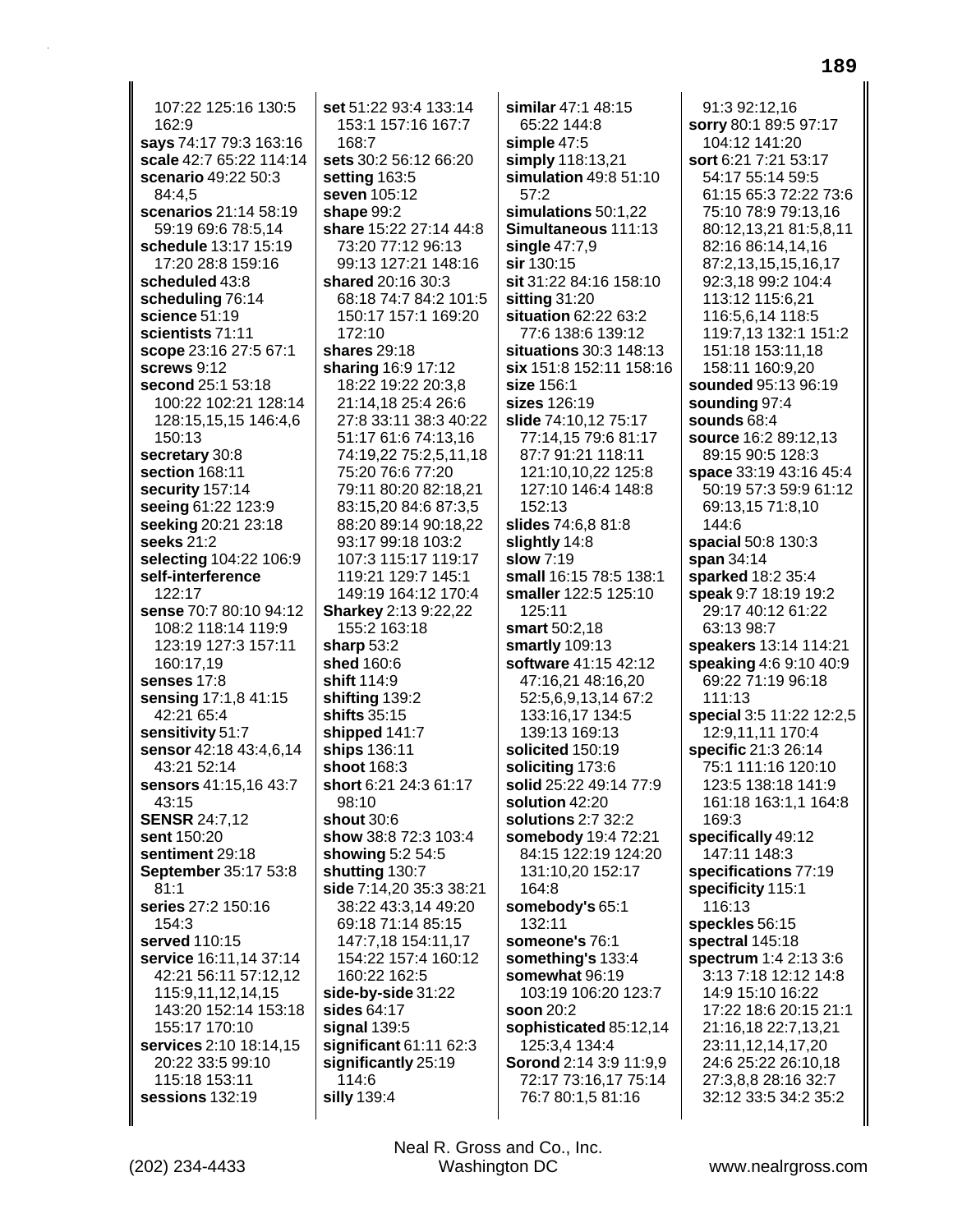107:22 125:16 130:5 162:9
**says** 74:17 79:3 163:16
**scale** 42:7 65:22 114:14
**scenario** 49:22 50:3 84:4,5
**scenarios** 21:14 58:19 59:19 69:6 78:5,14
**schedule** 13:17 15:19 17:20 28:8 159:16
**scheduled** 43:8
**scheduling** 76:14
**science** 51:19
**scientists** 71:11
**scope** 23:16 27:5 67:1
**screws** 9:12
**second** 25:1 53:18 100:22 102:21 128:14 128:15,15,15 146:4,6 150:13
**secretary** 30:8
**section** 168:11
**security** 157:14
**seeing** 61:22 123:9
**seeking** 20:21 23:18
**seeks** 21:2
**selecting** 104:22 106:9
**self-interference** 122:17
**sense** 70:7 80:10 94:12 108:2 118:14 119:9 123:19 127:3 157:11 160:17,19
**senses** 17:8
**sensing** 17:1,8 41:15 42:21 65:4
**sensitivity** 51:7
**sensor** 42:18 43:4,6,14 43:21 52:14
**sensors** 41:15,16 43:7 43:15
**SENSR** 24:7,12
**sent** 150:20
**sentiment** 29:18
**September** 35:17 53:8 81:1
**series** 27:2 150:16 154:3
**served** 110:15
**service** 16:11,14 37:14 42:21 56:11 57:12,12 115:9,11,12,14,15 143:20 152:14 153:18 155:17 170:10
**services** 2:10 18:14,15 20:22 33:5 99:10 115:18 153:11
**sessions** 132:19
**set** 51:22 93:4 133:14 153:1 157:16 167:7 168:7
**sets** 30:2 56:12 66:20
**setting** 163:5
**seven** 105:12
**shape** 99:2
**share** 15:22 27:14 44:8 73:20 77:12 96:13 99:13 127:21 148:16
**shared** 20:16 30:3 68:18 74:7 84:2 101:5 150:17 157:1 169:20 172:10
**shares** 29:18
**sharing** 16:9 17:12 18:22 19:22 20:3,8 21:14,18 25:4 26:6 27:8 33:11 38:3 40:22 51:17 61:6 74:13,16 74:19,22 75:2,5,11,18 75:20 76:6 77:20 79:11 80:20 82:18,21 83:15,20 84:6 87:3,5 88:20 89:14 90:18,22 93:17 99:18 103:2 107:3 115:17 119:17 119:21 129:7 145:1 149:19 164:12 170:4
**Sharkey** 2:13 9:22,22 155:2 163:18
**sharp** 53:2
**shed** 160:6
**shift** 114:9
**shifting** 139:2
**shifts** 35:15
**shipped** 141:7
**ships** 136:11
**shoot** 168:3
**short** 6:21 24:3 61:17 98:10
**shout** 30:6
**show** 38:8 72:3 103:4
**showing** 5:2 54:5
**shutting** 130:7
**side** 7:14,20 35:3 38:21 38:22 43:3,14 49:20 69:18 71:14 85:15 147:7,18 154:11,17 154:22 157:4 160:12 160:22 162:5
**side-by-side** 31:22
**sides** 64:17
**signal** 139:5
**significant** 61:11 62:3
**significantly** 25:19 114:6
**silly** 139:4
**similar** 47:1 48:15 65:22 144:8
**simple** 47:5
**simply** 118:13,21
**simulation** 49:8 51:10 57:2
**simulations** 50:1,22
**Simultaneous** 111:13
**single** 47:7,9
**sir** 130:15
**sit** 31:22 84:16 158:10
**sitting** 31:20
**situation** 62:22 63:2 77:6 138:6 139:12
**situations** 30:3 148:13
**six** 151:8 152:11 158:16
**size** 156:1
**sizes** 126:19
**slide** 74:10,12 75:17 77:14,15 79:6 81:17 87:7 91:21 118:11 121:10,10,22 125:8 127:10 146:4 148:8 152:13
**slides** 74:6,8 81:8
**slightly** 14:8
**slow** 7:19
**small** 16:15 78:5 138:1
**smaller** 122:5 125:10 125:11
**smart** 50:2,18
**smartly** 109:13
**software** 41:15 42:12 47:16,21 48:16,20 52:5,6,9,13,14 67:2 133:16,17 134:5 139:13 169:13
**solicited** 150:19
**soliciting** 173:6
**solid** 25:22 49:14 77:9
**solution** 42:20
**solutions** 2:7 32:2
**somebody** 19:4 72:21 84:15 122:19 124:20 131:10,20 152:17 164:8
**somebody's** 65:1 132:11
**someone's** 76:1
**something's** 133:4
**somewhat** 96:19 103:19 106:20 123:7
**soon** 20:2
**sophisticated** 85:12,14 125:3,4 134:4
**Sorond** 2:14 3:9 11:9,9 72:17 73:16,17 75:14 76:7 80:1,5 81:16 91:3 92:12,16
**sorry** 80:1 89:5 97:17 104:12 141:20
**sort** 6:21 7:21 53:17 54:17 55:14 59:5 61:15 65:3 72:22 73:6 75:10 78:9 79:13,16 80:12,13,21 81:5,8,11 82:16 86:14,14,16 87:2,13,15,15,16,17 92:3,18 99:2 104:4 113:12 115:6,21 116:5,6,14 118:5 119:7,13 132:1 151:2 151:18 153:11,18 158:11 160:9,20
**sounded** 95:13 96:19
**sounding** 97:4
**sounds** 68:4
**source** 16:2 89:12,13 89:15 90:5 128:3
**space** 33:19 43:16 45:4 50:19 57:3 59:9 61:12 69:13,15 71:8,10 144:6
**spacial** 50:8 130:3
**span** 34:14
**sparked** 18:2 35:4
**speak** 9:7 18:19 19:2 29:17 40:12 61:22 63:13 98:7
**speakers** 13:14 114:21
**speaking** 4:6 9:10 40:9 69:22 71:19 96:18 111:13
**special** 3:5 11:22 12:2,5 12:9,11,11 170:4
**specific** 21:3 26:14 75:1 111:16 120:10 123:5 138:18 141:9 161:18 163:1,1 164:8 169:3
**specifically** 49:12 147:11 148:3
**specifications** 77:19
**specificity** 115:1 116:13
**speckles** 56:15
**spectral** 145:18
**spectrum** 1:4 2:13 3:6 3:13 7:18 12:12 14:8 14:9 15:10 16:22 17:22 18:6 20:15 21:1 21:16,18 22:7,13,21 23:11,12,14,17,20 24:6 25:22 26:10,18 27:3,8,8 28:16 32:7 32:12 33:5 34:2 35:2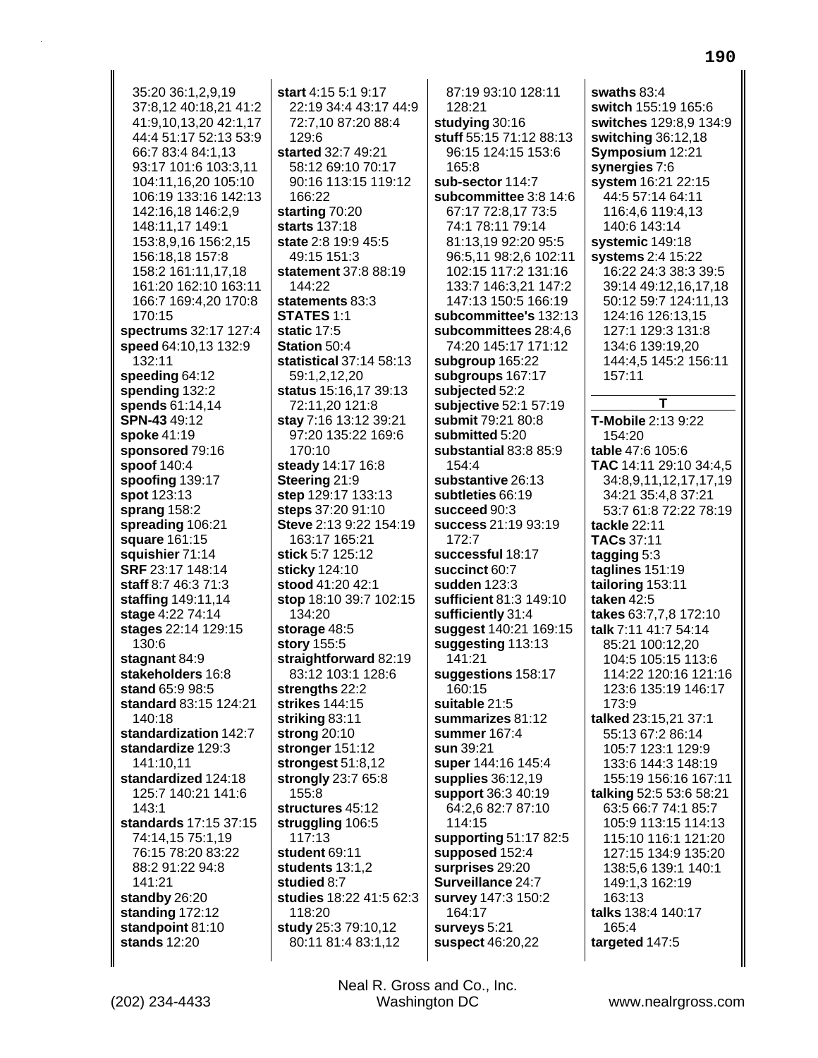35:20 36:1,2,9,19 37:8,12 40:18,21 41:2 41:9,10,13,20 42:1,17 44:4 51:17 52:13 53:9 66:7 83:4 84:1,13 93:17 101:6 103:3,11 104:11,16,20 105:10 106:19 133:16 142:13 142:16,18 146:2,9 148:11,17 149:1 153:8,9,16 156:2,15 156:18,18 157:8 158:2 161:11,17,18 161:20 162:10 163:11 166:7 169:4,20 170:8 170:15
**spectrums** 32:17 127:4
**speed** 64:10,13 132:9 132:11
**speeding** 64:12
**spending** 132:2
**spends** 61:14,14
**SPN-43** 49:12
**spoke** 41:19
**sponsored** 79:16
**spoof** 140:4
**spoofing** 139:17
**spot** 123:13
**sprang** 158:2
**spreading** 106:21
**square** 161:15
**squishier** 71:14
**SRF** 23:17 148:14
**staff** 8:7 46:3 71:3
**staffing** 149:11,14
**stage** 4:22 74:14
**stages** 22:14 129:15 130:6
**stagnant** 84:9
**stakeholders** 16:8
**stand** 65:9 98:5
**standard** 83:15 124:21 140:18
**standardization** 142:7
**standardize** 129:3 141:10,11
**standardized** 124:18 125:7 140:21 141:6 143:1
**standards** 17:15 37:15 74:14,15 75:1,19 76:15 78:20 83:22 88:2 91:22 94:8 141:21
**standby** 26:20
**standing** 172:12
**standpoint** 81:10
**stands** 12:20
**start** 4:15 5:1 9:17 22:19 34:4 43:17 44:9 72:7,10 87:20 88:4 129:6
**started** 32:7 49:21 58:12 69:10 70:17 90:16 113:15 119:12 166:22
**starting** 70:20
**starts** 137:18
**state** 2:8 19:9 45:5 49:15 151:3
**statement** 37:8 88:19 144:22
**statements** 83:3
**STATES** 1:1
**static** 17:5
**Station** 50:4
**statistical** 37:14 58:13 59:1,2,12,20
**status** 15:16,17 39:13 72:11,20 121:8
**stay** 7:16 13:12 39:21 97:20 135:22 169:6 170:10
**steady** 14:17 16:8
**Steering** 21:9
**step** 129:17 133:13
**steps** 37:20 91:10
**Steve** 2:13 9:22 154:19 163:17 165:21
**stick** 5:7 125:12
**sticky** 124:10
**stood** 41:20 42:1
**stop** 18:10 39:7 102:15 134:20
**storage** 48:5
**story** 155:5
**straightforward** 82:19 83:12 103:1 128:6
**strengths** 22:2
**strikes** 144:15
**striking** 83:11
**strong** 20:10
**stronger** 151:12
**strongest** 51:8,12
**strongly** 23:7 65:8 155:8
**structures** 45:12
**struggling** 106:5 117:13
**student** 69:11
**students** 13:1,2
**studied** 8:7
**studies** 18:22 41:5 62:3 118:20
**study** 25:3 79:10,12 80:11 81:4 83:1,12 87:19 93:10 128:11 128:21
**studying** 30:16
**stuff** 55:15 71:12 88:13 96:15 124:15 153:6 165:8
**sub-sector** 114:7
**subcommittee** 3:8 14:6 67:17 72:8,17 73:5 74:1 78:11 79:14 81:13,19 92:20 95:5 96:5,11 98:2,6 102:11 102:15 117:2 131:16 133:7 146:3,21 147:2 147:13 150:5 166:19
**subcommittee's** 132:13
**subcommittees** 28:4,6 74:20 145:17 171:12
**subgroup** 165:22
**subgroups** 167:17
**subjected** 52:2
**subjective** 52:1 57:19
**submit** 79:21 80:8
**submitted** 5:20
**substantial** 83:8 85:9 154:4
**substantive** 26:13
**subtleties** 66:19
**succeed** 90:3
**success** 21:19 93:19 172:7
**successful** 18:17
**succinct** 60:7
**sudden** 123:3
**sufficient** 81:3 149:10
**sufficiently** 31:4
**suggest** 140:21 169:15
**suggesting** 113:13 141:21
**suggestions** 158:17 160:15
**suitable** 21:5
**summarizes** 81:12
**summer** 167:4
**sun** 39:21
**super** 144:16 145:4
**supplies** 36:12,19
**support** 36:3 40:19 64:2,6 82:7 87:10 114:15
**supporting** 51:17 82:5
**supposed** 152:4
**surprises** 29:20
**Surveillance** 24:7
**survey** 147:3 150:2 164:17
**surveys** 5:21
**suspect** 46:20,22
**swaths** 83:4
**switch** 155:19 165:6
**switches** 129:8,9 134:9
**switching** 36:12,18
**Symposium** 12:21
**synergies** 7:6
**system** 16:21 22:15 44:5 57:14 64:11 116:4,6 119:4,13 140:6 143:14
**systemic** 149:18
**systems** 2:4 15:22 16:22 24:3 38:3 39:5 39:14 49:12,16,17,18 50:12 59:7 124:11,13 124:16 126:13,15 127:1 129:3 131:8 134:6 139:19,20 144:4,5 145:2 156:11 157:11

**T**

**T-Mobile** 2:13 9:22 154:20
**table** 47:6 105:6
**TAC** 14:11 29:10 34:4,5 34:8,9,11,12,17,17,19 34:21 35:4,8 37:21 53:7 61:8 72:22 78:19
**tackle** 22:11
**TACs** 37:11
**tagging** 5:3
**taglines** 151:19
**tailoring** 153:11
**taken** 42:5
**takes** 63:7,7,8 172:10
**talk** 7:11 41:7 54:14 85:21 100:12,20 104:5 105:15 113:6 114:22 120:16 121:16 123:6 135:19 146:17 173:9
**talked** 23:15,21 37:1 55:13 67:2 86:14 105:7 123:1 129:9 133:6 144:3 148:19 155:19 156:16 167:11
**talking** 52:5 53:6 58:21 63:5 66:7 74:1 85:7 105:9 113:15 114:13 115:10 116:1 121:20 127:15 134:9 135:20 138:5,6 139:1 140:1 149:1,3 162:19 163:13
**talks** 138:4 140:17 165:4
**targeted** 147:5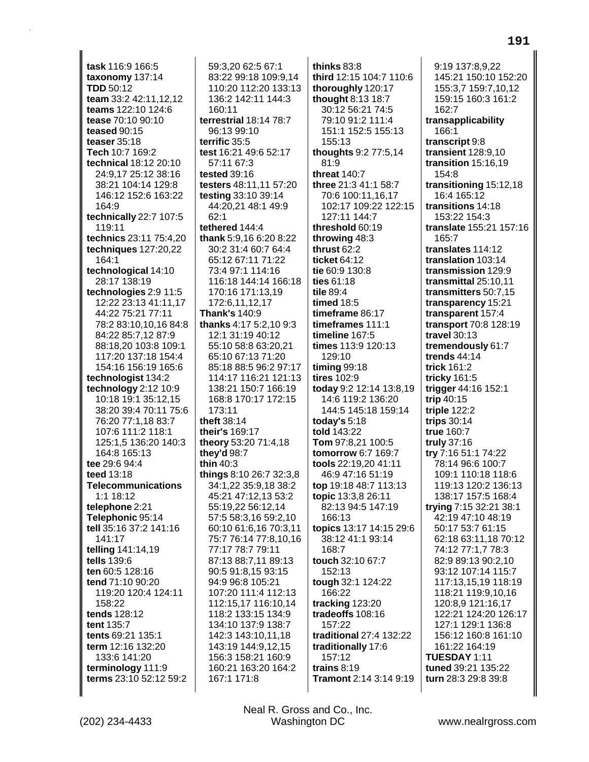**task** 116:9 166:5
**taxonomy** 137:14
**TDD** 50:12
**team** 33:2 42:11,12,12
**teams** 122:10 124:6
**tease** 70:10 90:10
**teased** 90:15
**teaser** 35:18
**Tech** 10:7 169:2
**technical** 18:12 20:10 24:9,17 25:12 38:16 38:21 104:14 129:8 146:12 152:6 163:22 164:9
**technically** 22:7 107:5 119:11
**technics** 23:11 75:4,20
**techniques** 127:20,22 164:1
**technological** 14:10 28:17 138:19
**technologies** 2:9 11:5 12:22 23:13 41:11,17 44:22 75:21 77:11 78:2 83:10,10,16 84:8 84:22 85:7,12 87:9 88:18,20 103:8 109:1 117:20 137:18 154:4 154:16 156:19 165:6
**technologist** 134:2
**technology** 2:12 10:9 10:18 19:1 35:12,15 38:20 39:4 70:11 75:6 76:20 77:1,18 83:7 107:6 111:2 118:1 125:1,5 136:20 140:3 164:8 165:13
**tee** 29:6 94:4
**teed** 13:18
**Telecommunications** 1:1 18:12
**telephone** 2:21
**Telephonic** 95:14
**tell** 35:16 37:2 141:16 141:17
**telling** 141:14,19
**tells** 139:6
**ten** 60:5 128:16
**tend** 71:10 90:20 119:20 120:4 124:11 158:22
**tends** 128:12
**tent** 135:7
**tents** 69:21 135:1
**term** 12:16 132:20 133:6 141:20
**terminology** 111:9
**terms** 23:10 52:12 59:2 59:3,20 62:5 67:1 83:22 99:18 109:9,14 110:20 112:20 133:13 136:2 142:11 144:3 160:11
**terrestrial** 18:14 78:7 96:13 99:10
**terrific** 35:5
**test** 16:21 49:6 52:17 57:11 67:3
**tested** 39:16
**testers** 48:11,11 57:20
**testing** 33:10 39:14 44:20,21 48:1 49:9 62:1
**tethered** 144:4
**thank** 5:9,16 6:20 8:22 30:2 31:4 60:7 64:4 65:12 67:11 71:22 73:4 97:1 114:16 116:18 144:14 166:18 170:16 171:13,19 172:6,11,12,17
**Thank's** 140:9
**thanks** 4:17 5:2,10 9:3 12:1 31:19 40:12 55:10 58:8 63:20,21 65:10 67:13 71:20 85:18 88:5 96:2 97:17 114:17 116:21 121:13 138:21 150:7 166:19 168:8 170:17 172:15 173:11
**theft** 38:14
**their's** 169:17
**theory** 53:20 71:4,18
**they'd** 98:7
**thin** 40:3
**things** 8:10 26:7 32:3,8 34:1,22 35:9,18 38:2 45:21 47:12,13 53:2 55:19,22 56:12,14 57:5 58:3,16 59:2,10 60:10 61:6,16 70:3,11 75:7 76:14 77:8,10,16 77:17 78:7 79:11 87:13 88:7,11 89:13 90:5 91:8,15 93:15 94:9 96:8 105:21 107:20 111:4 112:13 112:15,17 116:10,14 118:2 133:15 134:9 134:10 137:9 138:7 142:3 143:10,11,18 143:19 144:9,12,15 156:3 158:21 160:9 160:21 163:20 164:2 167:1 171:8
**thinks** 83:8
**third** 12:15 104:7 110:6
**thoroughly** 120:17
**thought** 8:13 18:7 30:12 56:21 74:5 79:10 91:2 111:4 151:1 152:5 155:13 155:13
**thoughts** 9:2 77:5,14 81:9
**threat** 140:7
**three** 21:3 41:1 58:7 70:6 100:11,16,17 102:17 109:22 122:15 127:11 144:7
**threshold** 60:19
**throwing** 48:3
**thrust** 62:2
**ticket** 64:12
**tie** 60:9 130:8
**ties** 61:18
**tile** 89:4
**timed** 18:5
**timeframe** 86:17
**timeframes** 111:1
**timeline** 167:5
**times** 113:9 120:13 129:10
**timing** 99:18
**tires** 102:9
**today** 9:2 12:14 13:8,19 14:6 119:2 136:20 144:5 145:18 159:14
**today's** 5:18
**told** 143:22
**Tom** 97:8,21 100:5
**tomorrow** 6:7 169:7
**tools** 22:19,20 41:11 46:9 47:16 51:19
**top** 19:18 48:7 113:13
**topic** 13:3,8 26:11 82:13 94:5 147:19 166:13
**topics** 13:17 14:15 29:6 38:12 41:1 93:14 168:7
**touch** 32:10 67:7 152:13
**tough** 32:1 124:22 166:22
**tracking** 123:20
**tradeoffs** 108:16 157:22
**traditional** 27:4 132:22
**traditionally** 17:6 157:12
**trains** 8:19
**Tramont** 2:14 3:14 9:19 9:19 137:8,9,22 145:21 150:10 152:20 155:3,7 159:7,10,12 159:15 160:3 161:2 162:7
**transapplicability** 166:1
**transcript** 9:8
**transient** 128:9,10
**transition** 15:16,19 154:8
**transitioning** 15:12,18 16:4 165:12
**transitions** 14:18 153:22 154:3
**translate** 155:21 157:16 165:7
**translates** 114:12
**translation** 103:14
**transmission** 129:9
**transmittal** 25:10,11
**transmitters** 50:7,15
**transparency** 15:21
**transparent** 157:4
**transport** 70:8 128:19
**travel** 30:13
**tremendously** 61:7
**trends** 44:14
**trick** 161:2
**tricky** 161:5
**trigger** 44:16 152:1
**trip** 40:15
**triple** 122:2
**trips** 30:14
**true** 160:7
**truly** 37:16
**try** 7:16 51:1 74:22 78:14 96:6 100:7 109:1 110:18 118:6 119:13 120:2 136:13 138:17 157:5 168:4
**trying** 7:15 32:21 38:1 42:19 47:10 48:19 50:17 53:7 61:15 62:18 63:11,18 70:12 74:12 77:1,7 78:3 82:9 89:13 90:2,10 93:12 107:14 115:7 117:13,15,19 118:19 118:21 119:9,10,16 120:8,9 121:16,17 122:21 124:20 126:17 127:1 129:1 136:8 156:12 160:8 161:10 161:22 164:19
**TUESDAY** 1:11
**tuned** 39:21 135:22
**turn** 28:3 29:8 39:8

Neal R. Gross and Co., Inc.
(202) 234-4433 Washington DC www.nealrgross.com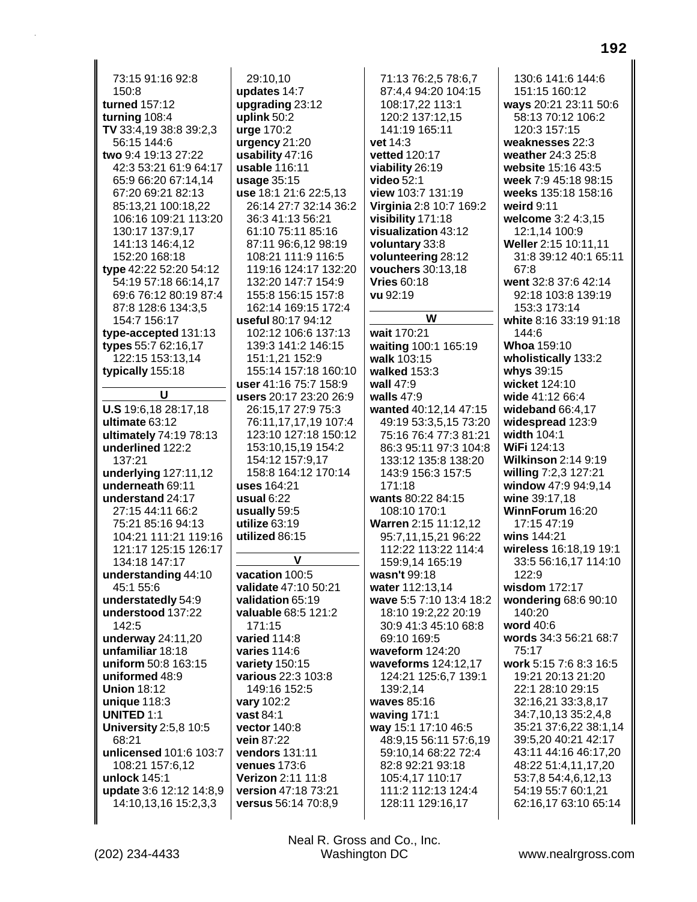73:15 91:16 92:8 150:8
**turned** 157:12
**turning** 108:4
**TV** 33:4,19 38:8 39:2,3 56:15 144:6
**two** 9:4 19:13 27:22 42:3 53:21 61:9 64:17 65:9 66:20 67:14,14 67:20 69:21 82:13 85:13,21 100:18,22 106:16 109:21 113:20 130:17 137:9,17 141:13 146:4,12 152:20 168:18
**type** 42:22 52:20 54:12 54:19 57:18 66:14,17 69:6 76:12 80:19 87:4 87:8 128:6 134:3,5 154:7 156:17
**type-accepted** 131:13
**types** 55:7 62:16,17 122:15 153:13,14
**typically** 155:18

## U

**U.S** 19:6,18 28:17,18
**ultimate** 63:12
**ultimately** 74:19 78:13
**underlined** 122:2 137:21
**underlying** 127:11,12
**underneath** 69:11
**understand** 24:17 27:15 44:11 66:2 75:21 85:16 94:13 104:21 111:21 119:16 121:17 125:15 126:17 134:18 147:17
**understanding** 44:10 45:1 55:6
**understatedly** 54:9
**understood** 137:22 142:5
**underway** 24:11,20
**unfamiliar** 18:18
**uniform** 50:8 163:15
**uniformed** 48:9
**Union** 18:12
**unique** 118:3
**UNITED** 1:1
**University** 2:5,8 10:5 68:21
**unlicensed** 101:6 103:7 108:21 157:6,12
**unlock** 145:1
**update** 3:6 12:12 14:8,9 14:10,13,16 15:2,3,3 29:10,10
**updates** 14:7
**upgrading** 23:12
**uplink** 50:2
**urge** 170:2
**urgency** 21:20
**usability** 47:16
**usable** 116:11
**usage** 35:15
**use** 18:1 21:6 22:5,13 26:14 27:7 32:14 36:2 36:3 41:13 56:21 61:10 75:11 85:16 87:11 96:6,12 98:19 108:21 111:9 116:5 119:16 124:17 132:20 132:20 147:7 154:9 155:8 156:15 157:8 162:14 169:15 172:4
**useful** 80:17 94:12 102:12 106:6 137:13 139:3 141:2 146:15 151:1,21 152:9 155:14 157:18 160:10
**user** 41:16 75:7 158:9
**users** 20:17 23:20 26:9 26:15,17 27:9 75:3 76:11,17,17,19 107:4 123:10 127:18 150:12 153:10,15,19 154:2 154:12 157:9,17 158:8 164:12 170:14
**uses** 164:21
**usual** 6:22
**usually** 59:5
**utilize** 63:19
**utilized** 86:15

## V

**vacation** 100:5
**validate** 47:10 50:21
**validation** 65:19
**valuable** 68:5 121:2 171:15
**varied** 114:8
**varies** 114:6
**variety** 150:15
**various** 22:3 103:8 149:16 152:5
**vary** 102:2
**vast** 84:1
**vector** 140:8
**vein** 87:22
**vendors** 131:11
**venues** 173:6
**Verizon** 2:11 11:8
**version** 47:18 73:21
**versus** 56:14 70:8,9 71:13 76:2,5 78:6,7 87:4,4 94:20 104:15 108:17,22 113:1 120:2 137:12,15 141:19 165:11
**vet** 14:3
**vetted** 120:17
**viability** 26:19
**video** 52:1
**view** 103:7 131:19
**Virginia** 2:8 10:7 169:2
**visibility** 171:18
**visualization** 43:12
**voluntary** 33:8
**volunteering** 28:12
**vouchers** 30:13,18
**Vries** 60:18
**vu** 92:19

## W

**wait** 170:21
**waiting** 100:1 165:19
**walk** 103:15
**walked** 153:3
**wall** 47:9
**walls** 47:9
**wanted** 40:12,14 47:15 49:19 53:3,5,15 73:20 75:16 76:4 77:3 81:21 86:3 95:11 97:3 104:8 133:12 135:8 138:20 143:9 156:3 157:5 171:18
**wants** 80:22 84:15 108:10 170:1
**Warren** 2:15 11:12,12 95:7,11,15,21 96:22 112:22 113:22 114:4 159:9,14 165:19
**wasn't** 99:18
**water** 112:13,14
**wave** 5:5 7:10 13:4 18:2 18:10 19:2,22 20:19 30:9 41:3 45:10 68:8 69:10 169:5
**waveform** 124:20
**waveforms** 124:12,17 124:21 125:6,7 139:1 139:2,14
**waves** 85:16
**waving** 171:1
**way** 15:1 17:10 46:5 48:9,15 56:11 57:6,19 59:10,14 68:22 72:4 82:8 92:21 93:18 105:4,17 110:17 111:2 112:13 124:4 128:11 129:16,17 130:6 141:6 144:6 151:15 160:12
**ways** 20:21 23:11 50:6 58:13 70:12 106:2 120:3 157:15
**weaknesses** 22:3
**weather** 24:3 25:8
**website** 15:16 43:5
**week** 7:9 45:18 98:15
**weeks** 135:18 158:16
**weird** 9:11
**welcome** 3:2 4:3,15 12:1,14 100:9
**Weller** 2:15 10:11,11 31:8 39:12 40:1 65:11 67:8
**went** 32:8 37:6 42:14 92:18 103:8 139:19 153:3 173:14
**white** 8:16 33:19 91:18 144:6
**Whoa** 159:10
**wholistically** 133:2
**whys** 39:15
**wicket** 124:10
**wide** 41:12 66:4
**wideband** 66:4,17
**widespread** 123:9
**width** 104:1
**WiFi** 124:13
**Wilkinson** 2:14 9:19
**willing** 7:2,3 127:21
**window** 47:9 94:9,14
**wine** 39:17,18
**WinnForum** 16:20 17:15 47:19
**wins** 144:21
**wireless** 16:18,19 19:1 33:5 56:16,17 114:10 122:9
**wisdom** 172:17
**wondering** 68:6 90:10 140:20
**word** 40:6
**words** 34:3 56:21 68:7 75:17
**work** 5:15 7:6 8:3 16:5 19:21 20:13 21:20 22:1 28:10 29:15 32:16,21 33:3,8,17 34:7,10,13 35:2,4,8 35:21 37:6,22 38:1,14 39:5,20 40:21 42:17 43:11 44:16 46:17,20 48:22 51:4,11,17,20 53:7,8 54:4,6,12,13 54:19 55:7 60:1,21 62:16,17 63:10 65:14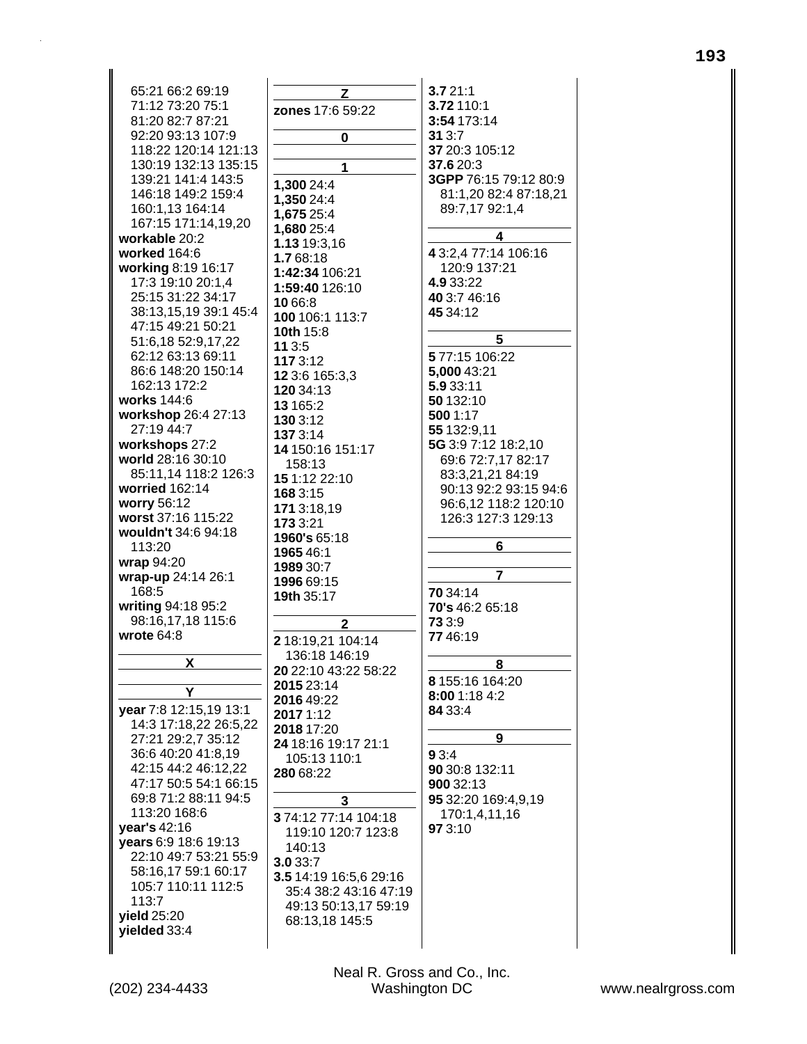65:21 66:2 69:19 71:12 73:20 75:1 81:20 82:7 87:21 92:20 93:13 107:9 118:22 120:14 121:13 130:19 132:13 135:15 139:21 141:4 143:5 146:18 149:2 159:4 160:1,13 164:14 167:15 171:14,19,20
**workable** 20:2
**worked** 164:6
**working** 8:19 16:17 17:3 19:10 20:1,4 25:15 31:22 34:17 38:13,15,19 39:1 45:4 47:15 49:21 50:21 51:6,18 52:9,17,22 62:12 63:13 69:11 86:6 148:20 150:14 162:13 172:2
**works** 144:6
**workshop** 26:4 27:13 27:19 44:7
**workshops** 27:2
**world** 28:16 30:10 85:11,14 118:2 126:3
**worried** 162:14
**worry** 56:12
**worst** 37:16 115:22
**wouldn't** 34:6 94:18 113:20
**wrap** 94:20
**wrap-up** 24:14 26:1 168:5
**writing** 94:18 95:2 98:16,17,18 115:6
**wrote** 64:8

## X

## Y

**year** 7:8 12:15,19 13:1 14:3 17:18,22 26:5,22 27:21 29:2,7 35:12 36:6 40:20 41:8,19 42:15 44:2 46:12,22 47:17 50:5 54:1 66:15 69:8 71:2 88:11 94:5 113:20 168:6
**year's** 42:16
**years** 6:9 18:6 19:13 22:10 49:7 53:21 55:9 58:16,17 59:1 60:17 105:7 110:11 112:5 113:7
**yield** 25:20
**yielded** 33:4

## Z

**zones** 17:6 59:22

## 0

## 1

**1,300** 24:4
**1,350** 24:4
**1,675** 25:4
**1,680** 25:4
**1.13** 19:3,16
**1.7** 68:18
**1:42:34** 106:21
**1:59:40** 126:10
**10** 66:8
**100** 106:1 113:7
**10th** 15:8
**11** 3:5
**117** 3:12
**12** 3:6 165:3,3
**120** 34:13
**13** 165:2
**130** 3:12
**137** 3:14
**14** 150:16 151:17 158:13
**15** 1:12 22:10
**168** 3:15
**171** 3:18,19
**173** 3:21
**1960's** 65:18
**1965** 46:1
**1989** 30:7
**1996** 69:15
**19th** 35:17

## 2

**2** 18:19,21 104:14 136:18 146:19
**20** 22:10 43:22 58:22
**2015** 23:14
**2016** 49:22
**2017** 1:12
**2018** 17:20
**24** 18:16 19:17 21:1 105:13 110:1
**280** 68:22

## 3

**3** 74:12 77:14 104:18 119:10 120:7 123:8 140:13
**3.0** 33:7
**3.5** 14:19 16:5,6 29:16 35:4 38:2 43:16 47:19 49:13 50:13,17 59:19 68:13,18 145:5
**3.7** 21:1
**3.72** 110:1
**3:54** 173:14
**31** 3:7
**37** 20:3 105:12
**37.6** 20:3
**3GPP** 76:15 79:12 80:9 81:1,20 82:4 87:18,21 89:7,17 92:1,4

## 4

**4** 3:2,4 77:14 106:16 120:9 137:21
**4.9** 33:22
**40** 3:7 46:16
**45** 34:12

## 5

**5** 77:15 106:22
**5,000** 43:21
**5.9** 33:11
**50** 132:10
**500** 1:17
**55** 132:9,11
**5G** 3:9 7:12 18:2,10 69:6 72:7,17 82:17 83:3,21,21 84:19 90:13 92:2 93:15 94:6 96:6,12 118:2 120:10 126:3 127:3 129:13

## 6

## 7

**70** 34:14
**70's** 46:2 65:18
**73** 3:9
**77** 46:19

## 8

**8** 155:16 164:20
**8:00** 1:18 4:2
**84** 33:4

## 9

**9** 3:4
**90** 30:8 132:11
**900** 32:13
**95** 32:20 169:4,9,19 170:1,4,11,16
**97** 3:10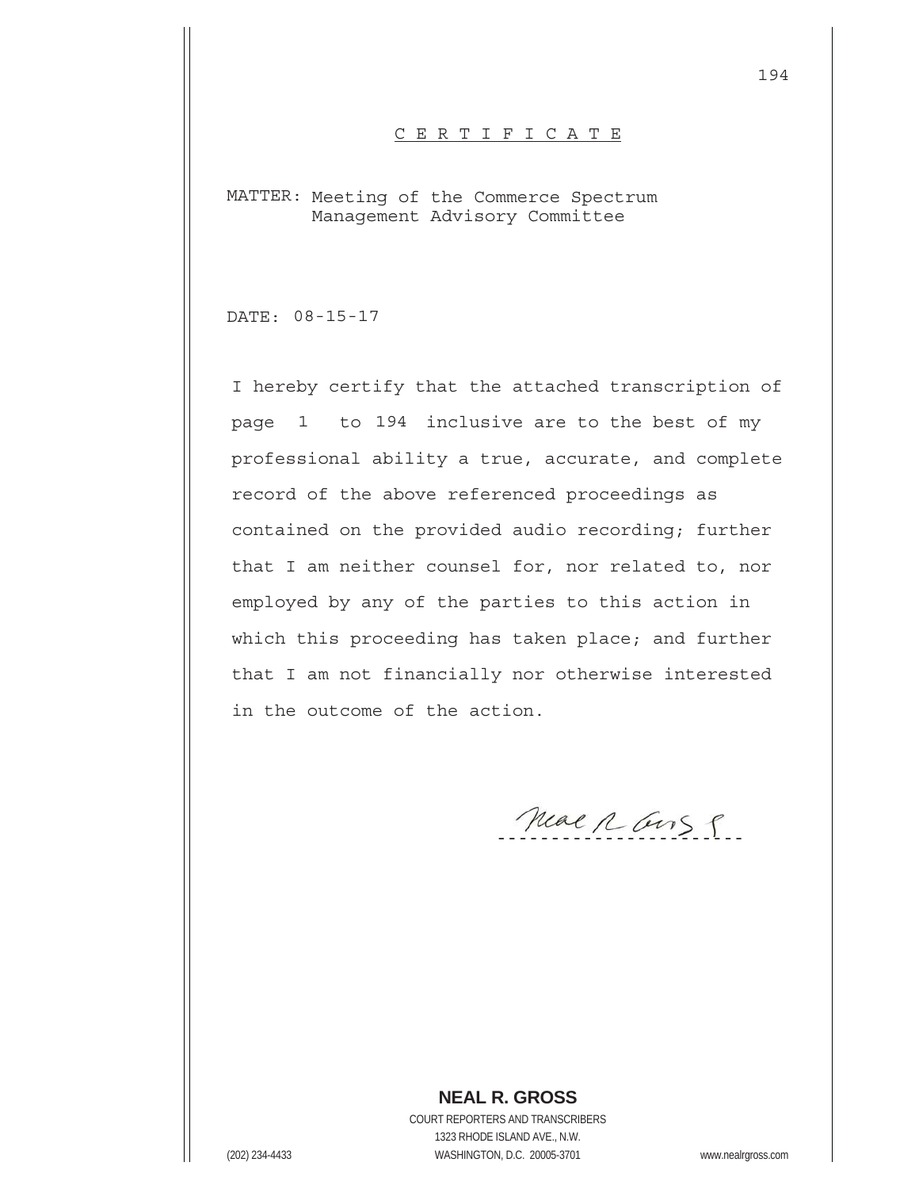# C E R T I F I C A T E

MATTER: Meeting of the Commerce Spectrum Management Advisory Committee

DATE: 08-15-17

I hereby certify that the attached transcription of page 1 to 194 inclusive are to the best of my professional ability a true, accurate, and complete record of the above referenced proceedings as contained on the provided audio recording; further that I am neither counsel for, nor related to, nor employed by any of the parties to this action in which this proceeding has taken place; and further that I am not financially nor otherwise interested in the outcome of the action.

Neal R Gross

-----------------------

**NEAL R. GROSS**
COURT REPORTERS AND TRANSCRIBERS
1323 RHODE ISLAND AVE., N.W.
(202) 234-4433 WASHINGTON, D.C. 20005-3701 www.nealrgross.com